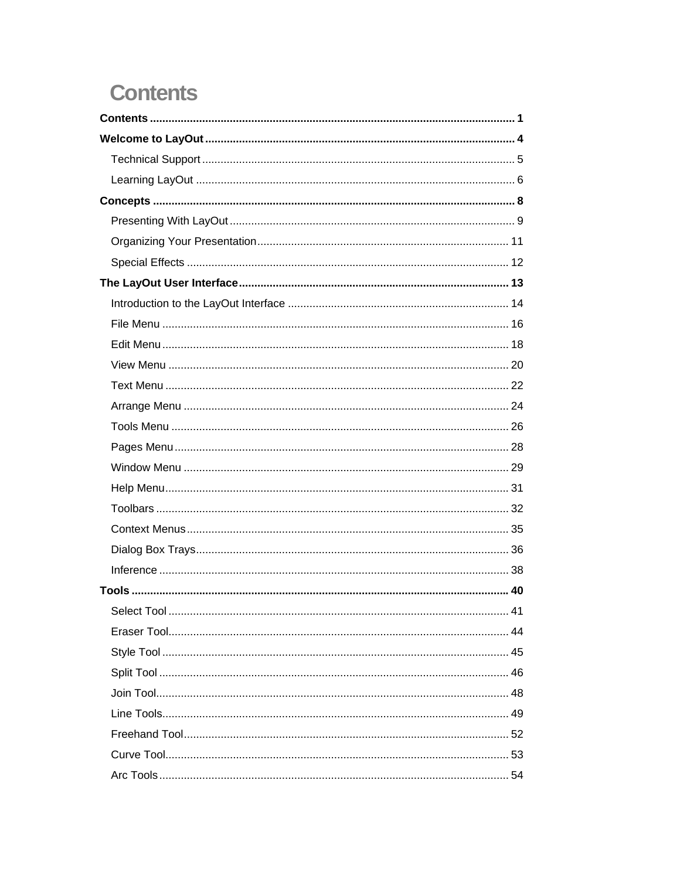# Contents

**Contents** ........................................................................................................ **1**

**Welcome to LayOut** ........................................................................................ **4**

- Technical Support ........................................................................................ 5
- Learning LayOut ........................................................................................... 6

**Concepts** ......................................................................................................... **8**

- Presenting With LayOut ................................................................................ 9
- Organizing Your Presentation ..................................................................... 11
- Special Effects ............................................................................................ 12

**The LayOut User Interface** ........................................................................... **13**

- Introduction to the LayOut Interface ........................................................... 14
- File Menu .................................................................................................... 16
- Edit Menu .................................................................................................... 18
- View Menu .................................................................................................. 20
- Text Menu ................................................................................................... 22
- Arrange Menu .............................................................................................. 24
- Tools Menu ................................................................................................. 26
- Pages Menu ................................................................................................. 28
- Window Menu .............................................................................................. 29
- Help Menu ................................................................................................... 31
- Toolbars ...................................................................................................... 32
- Context Menus ............................................................................................. 35
- Dialog Box Trays ......................................................................................... 36
- Inference ..................................................................................................... 38

**Tools** ............................................................................................................... **40**

- Select Tool .................................................................................................. 41
- Eraser Tool .................................................................................................. 44
- Style Tool .................................................................................................... 45
- Split Tool ..................................................................................................... 46
- Join Tool ...................................................................................................... 48
- Line Tools .................................................................................................... 49
- Freehand Tool ............................................................................................. 52
- Curve Tool ................................................................................................... 53
- Arc Tools ..................................................................................................... 54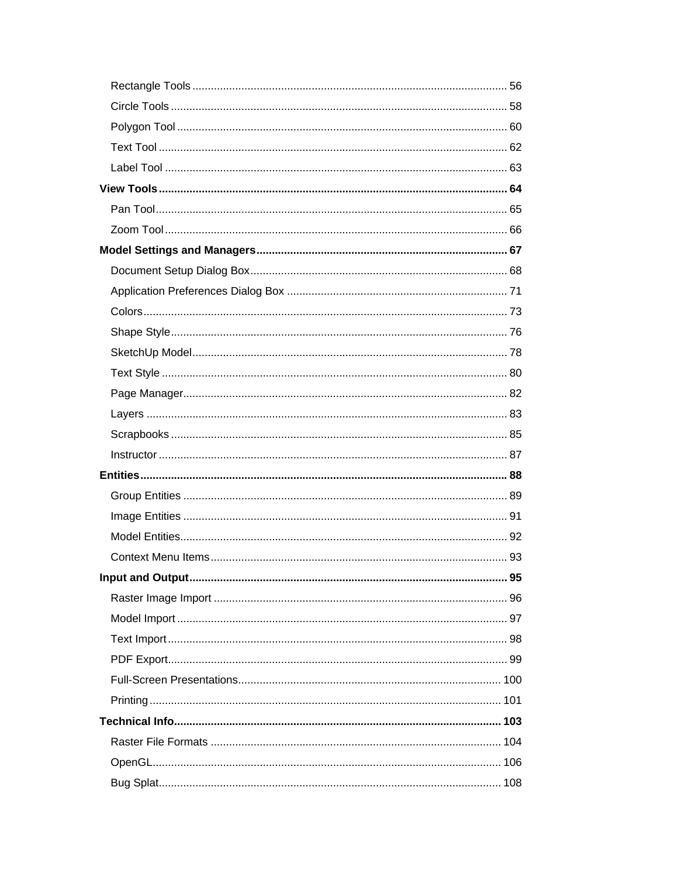Rectangle Tools ..................................................................................................... 56

Circle Tools ........................................................................................................... 58

Polygon Tool .......................................................................................................... 60

Text Tool ................................................................................................................ 62

Label Tool .............................................................................................................. 63

**View Tools ............................................................................................................... 64**

Pan Tool ................................................................................................................. 65

Zoom Tool .............................................................................................................. 66

**Model Settings and Managers ................................................................................ 67**

Document Setup Dialog Box .................................................................................. 68

Application Preferences Dialog Box ....................................................................... 71

Colors ..................................................................................................................... 73

Shape Style ............................................................................................................ 76

SketchUp Model ..................................................................................................... 78

Text Style ............................................................................................................... 80

Page Manager ......................................................................................................... 82

Layers .................................................................................................................... 83

Scrapbooks ............................................................................................................ 85

Instructor ................................................................................................................ 87

**Entities ..................................................................................................................... 88**

Group Entities ........................................................................................................ 89

Image Entities ........................................................................................................ 91

Model Entities ......................................................................................................... 92

Context Menu Items ............................................................................................... 93

**Input and Output ...................................................................................................... 95**

Raster Image Import .............................................................................................. 96

Model Import .......................................................................................................... 97

Text Import ............................................................................................................. 98

PDF Export ............................................................................................................. 99

Full-Screen Presentations ..................................................................................... 100

Printing ................................................................................................................. 101

**Technical Info ......................................................................................................... 103**

Raster File Formats .............................................................................................. 104

OpenGL ................................................................................................................ 106

Bug Splat .............................................................................................................. 108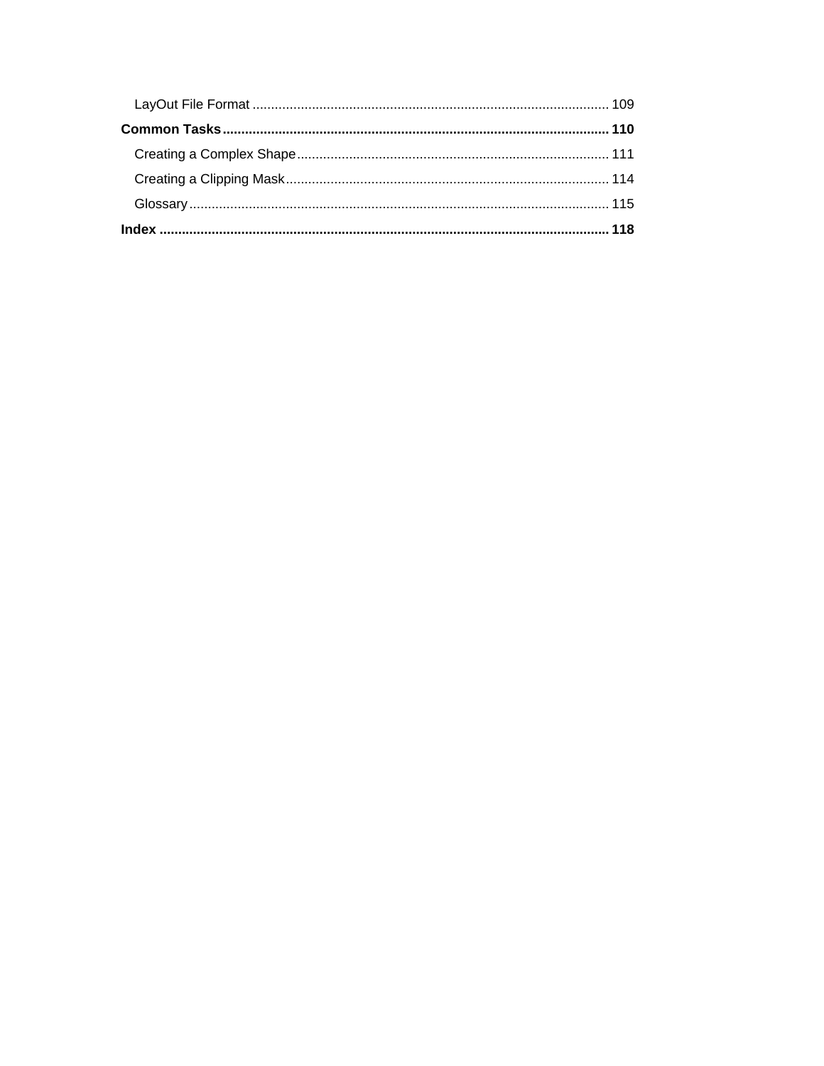LayOut File Format ........................................................................................ 109

**Common Tasks ............................................................................................... 110**

Creating a Complex Shape ............................................................................ 111

Creating a Clipping Mask .............................................................................. 114

Glossary ......................................................................................................... 115

**Index ................................................................................................................ 118**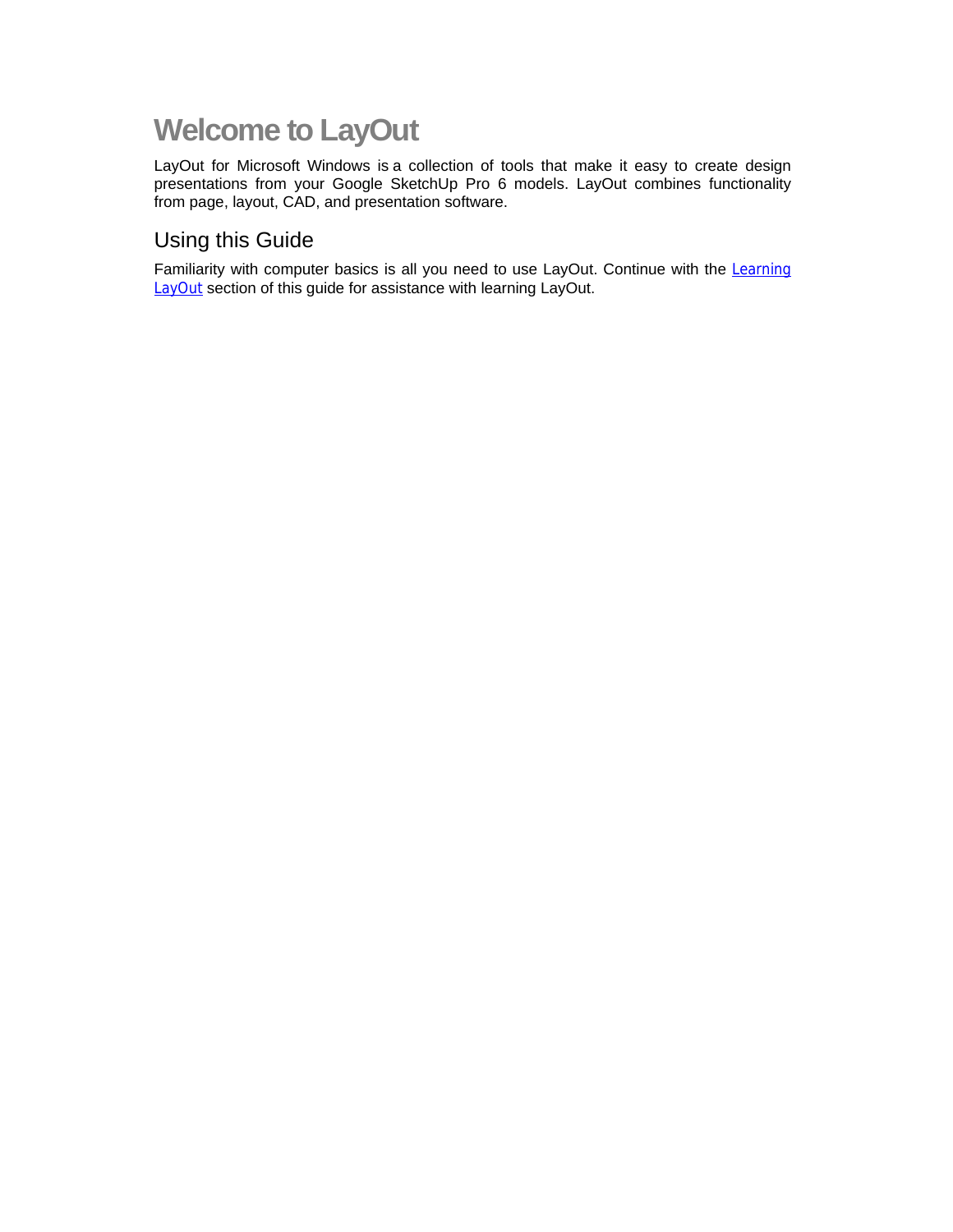# Welcome to LayOut

LayOut for Microsoft Windows is a collection of tools that make it easy to create design presentations from your Google SketchUp Pro 6 models. LayOut combines functionality from page, layout, CAD, and presentation software.

## Using this Guide

Familiarity with computer basics is all you need to use LayOut. Continue with the Learning LayOut section of this guide for assistance with learning LayOut.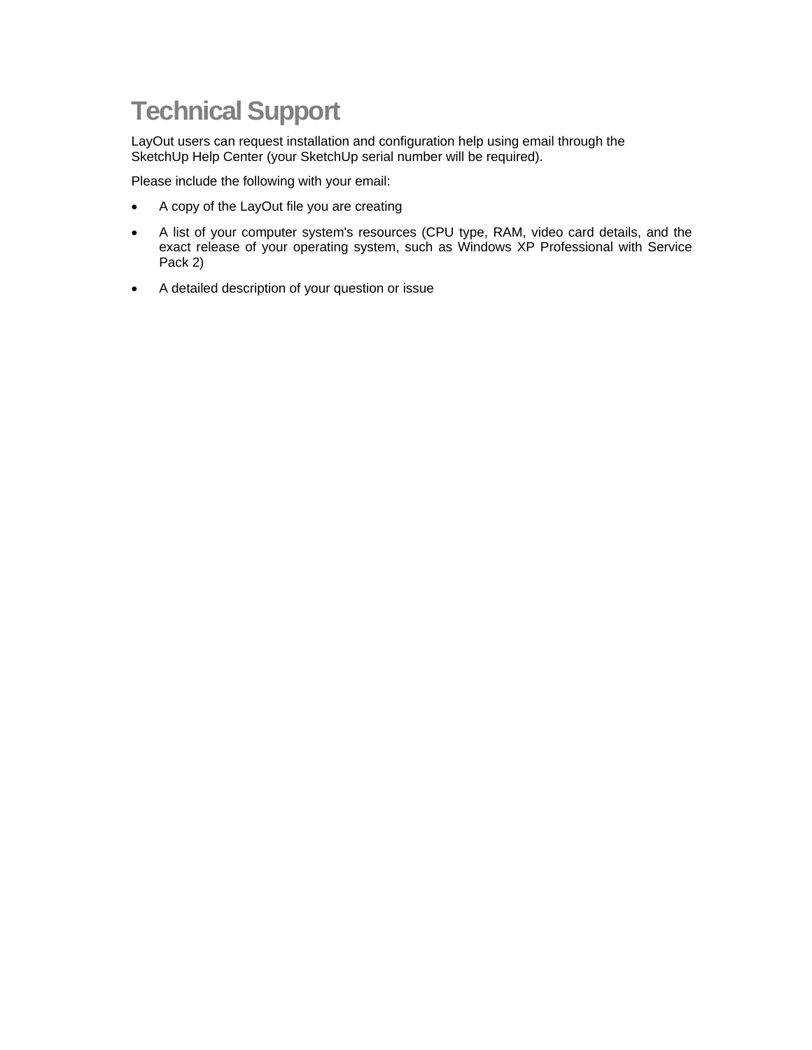# Technical Support

LayOut users can request installation and configuration help using email through the SketchUp Help Center (your SketchUp serial number will be required).

Please include the following with your email:

- A copy of the LayOut file you are creating
- A list of your computer system's resources (CPU type, RAM, video card details, and the exact release of your operating system, such as Windows XP Professional with Service Pack 2)
- A detailed description of your question or issue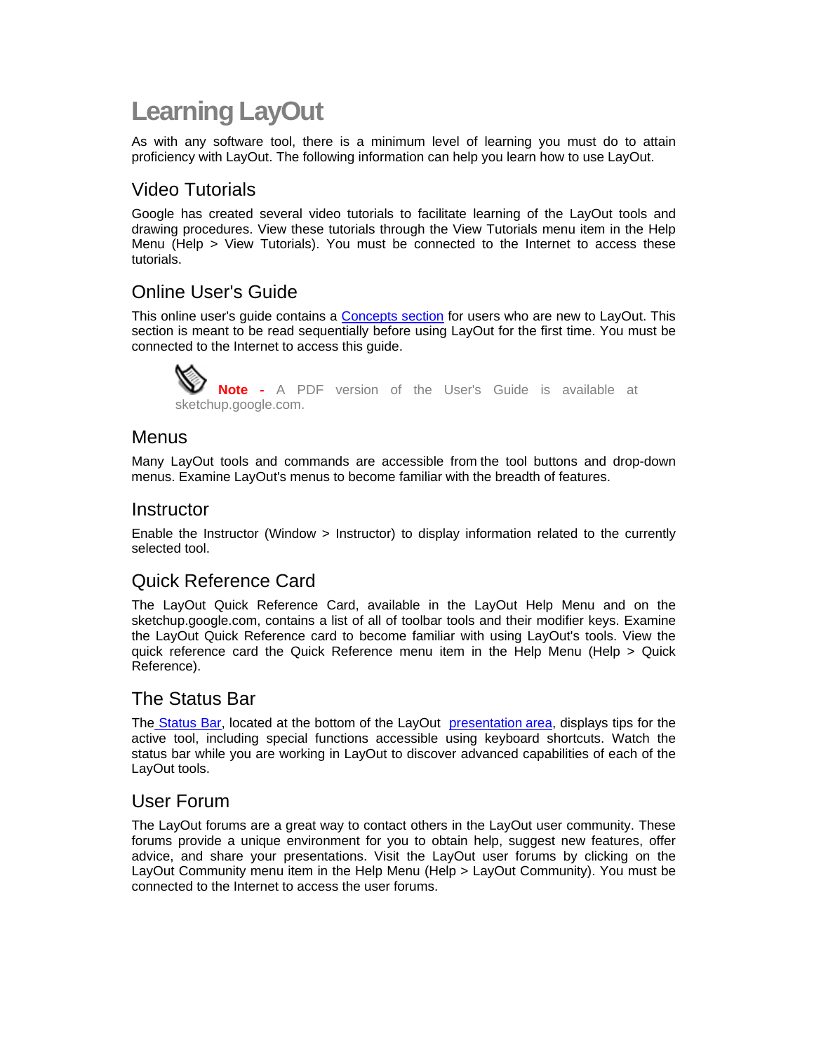# Learning LayOut

As with any software tool, there is a minimum level of learning you must do to attain proficiency with LayOut. The following information can help you learn how to use LayOut.

## Video Tutorials

Google has created several video tutorials to facilitate learning of the LayOut tools and drawing procedures. View these tutorials through the View Tutorials menu item in the Help Menu (Help > View Tutorials). You must be connected to the Internet to access these tutorials.

## Online User's Guide

This online user's guide contains a Concepts section for users who are new to LayOut. This section is meant to be read sequentially before using LayOut for the first time. You must be connected to the Internet to access this guide.

> **Note -** A PDF version of the User's Guide is available at sketchup.google.com.

## Menus

Many LayOut tools and commands are accessible from the tool buttons and drop-down menus. Examine LayOut's menus to become familiar with the breadth of features.

## Instructor

Enable the Instructor (Window > Instructor) to display information related to the currently selected tool.

## Quick Reference Card

The LayOut Quick Reference Card, available in the LayOut Help Menu and on the sketchup.google.com, contains a list of all of toolbar tools and their modifier keys. Examine the LayOut Quick Reference card to become familiar with using LayOut's tools. View the quick reference card the Quick Reference menu item in the Help Menu (Help > Quick Reference).

## The Status Bar

The Status Bar, located at the bottom of the LayOut presentation area, displays tips for the active tool, including special functions accessible using keyboard shortcuts. Watch the status bar while you are working in LayOut to discover advanced capabilities of each of the LayOut tools.

## User Forum

The LayOut forums are a great way to contact others in the LayOut user community. These forums provide a unique environment for you to obtain help, suggest new features, offer advice, and share your presentations. Visit the LayOut user forums by clicking on the LayOut Community menu item in the Help Menu (Help > LayOut Community). You must be connected to the Internet to access the user forums.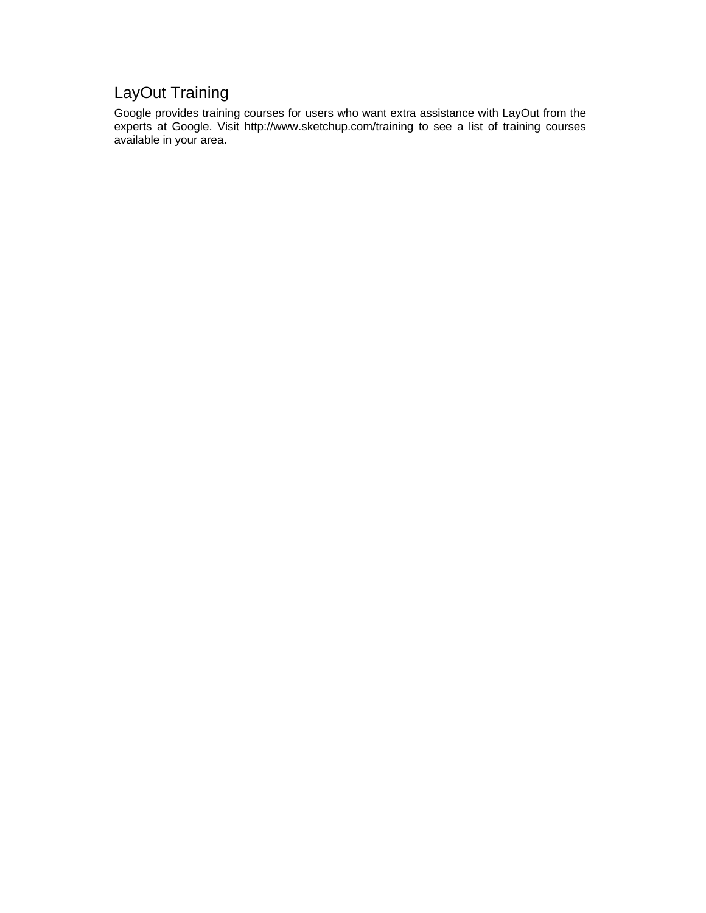## LayOut Training

Google provides training courses for users who want extra assistance with LayOut from the experts at Google. Visit http://www.sketchup.com/training to see a list of training courses available in your area.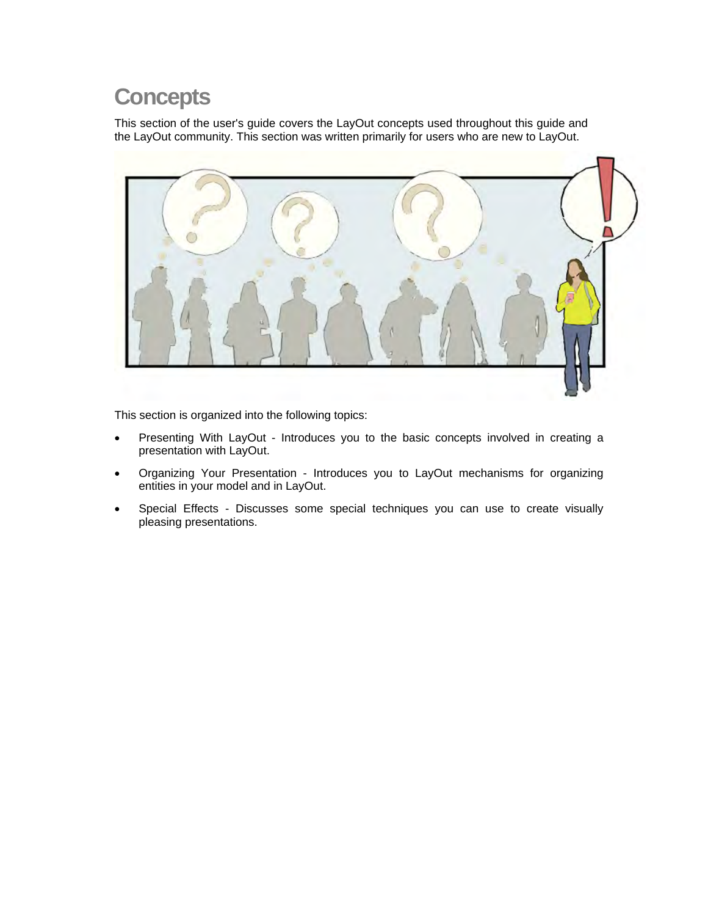# Concepts

This section of the user's guide covers the LayOut concepts used throughout this guide and the LayOut community. This section was written primarily for users who are new to LayOut.

This section is organized into the following topics:

- Presenting With LayOut - Introduces you to the basic concepts involved in creating a presentation with LayOut.
- Organizing Your Presentation - Introduces you to LayOut mechanisms for organizing entities in your model and in LayOut.
- Special Effects - Discusses some special techniques you can use to create visually pleasing presentations.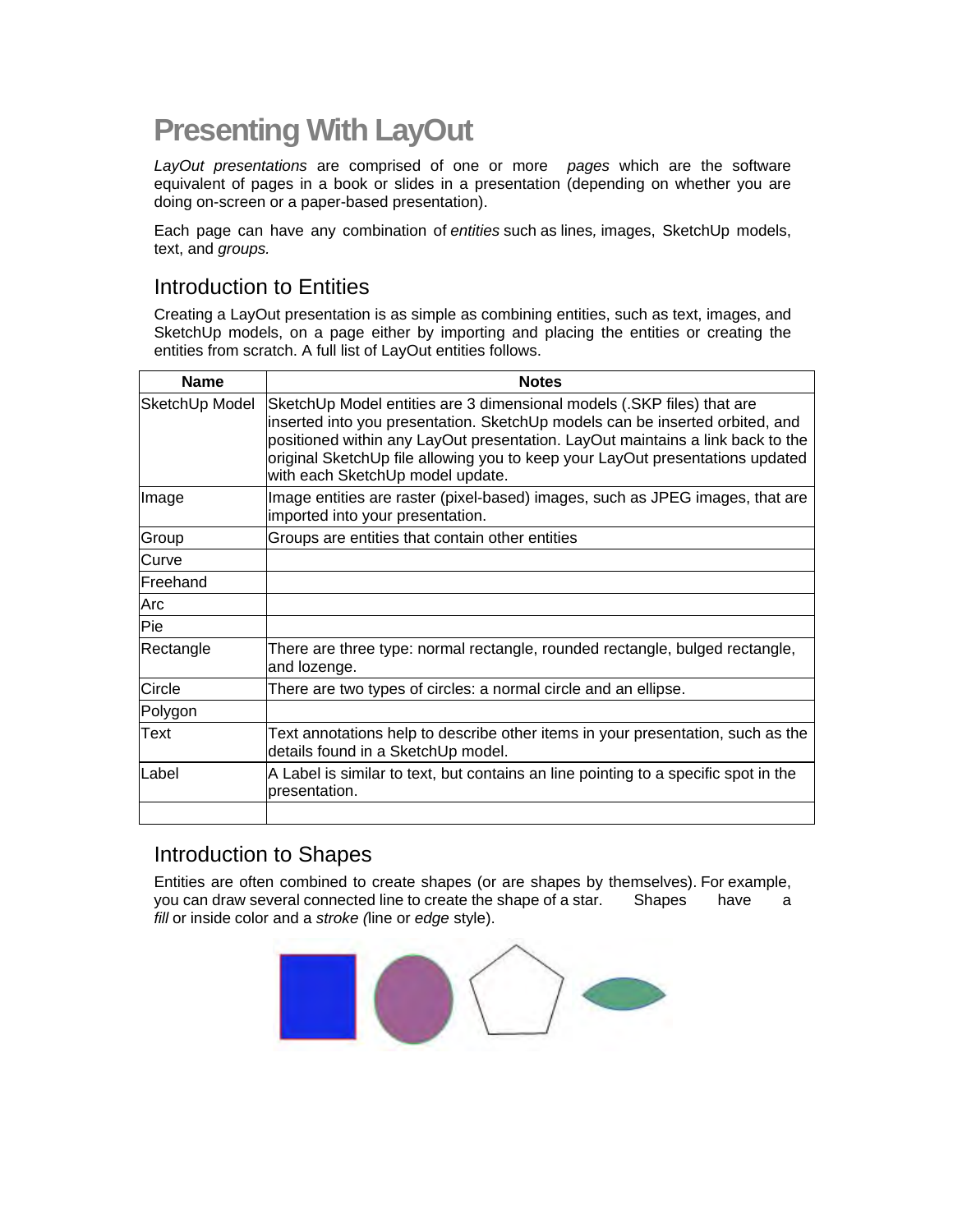# Presenting With LayOut

*LayOut presentations* are comprised of one or more *pages* which are the software equivalent of pages in a book or slides in a presentation (depending on whether you are doing on-screen or a paper-based presentation).

Each page can have any combination of *entities* such as lines*,* images, SketchUp models, text, and *groups.*

## Introduction to Entities

Creating a LayOut presentation is as simple as combining entities, such as text, images, and SketchUp models, on a page either by importing and placing the entities or creating the entities from scratch. A full list of LayOut entities follows.

| Name | Notes |
|---|---|
| SketchUp Model | SketchUp Model entities are 3 dimensional models (.SKP files) that are inserted into you presentation. SketchUp models can be inserted orbited, and positioned within any LayOut presentation. LayOut maintains a link back to the original SketchUp file allowing you to keep your LayOut presentations updated with each SketchUp model update. |
| Image | Image entities are raster (pixel-based) images, such as JPEG images, that are imported into your presentation. |
| Group | Groups are entities that contain other entities |
| Curve | |
| Freehand | |
| Arc | |
| Pie | |
| Rectangle | There are three type: normal rectangle, rounded rectangle, bulged rectangle, and lozenge. |
| Circle | There are two types of circles: a normal circle and an ellipse. |
| Polygon | |
| Text | Text annotations help to describe other items in your presentation, such as the details found in a SketchUp model. |
| Label | A Label is similar to text, but contains an line pointing to a specific spot in the presentation. |
| | |

## Introduction to Shapes

Entities are often combined to create shapes (or are shapes by themselves). For example, you can draw several connected line to create the shape of a star. Shapes have a *fill* or inside color and a *stroke (*line or *edge* style).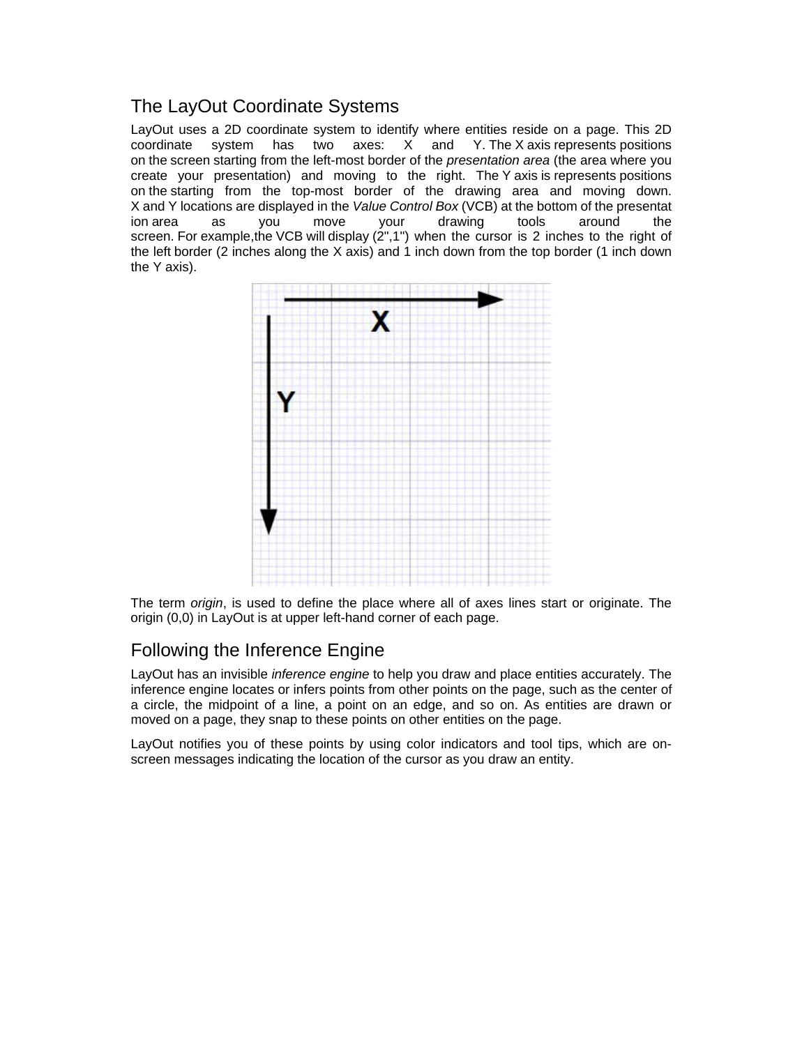## The LayOut Coordinate Systems

LayOut uses a 2D coordinate system to identify where entities reside on a page. This 2D coordinate system has two axes: X and Y. The X axis represents positions on the screen starting from the left-most border of the *presentation area* (the area where you create your presentation) and moving to the right. The Y axis is represents positions on the starting from the top-most border of the drawing area and moving down. X and Y locations are displayed in the *Value Control Box* (VCB) at the bottom of the presentat ion area as you move your drawing tools around the screen. For example,the VCB will display (2",1") when the cursor is 2 inches to the right of the left border (2 inches along the X axis) and 1 inch down from the top border (1 inch down the Y axis).

The term *origin*, is used to define the place where all of axes lines start or originate. The origin (0,0) in LayOut is at upper left-hand corner of each page.

## Following the Inference Engine

LayOut has an invisible *inference engine* to help you draw and place entities accurately. The inference engine locates or infers points from other points on the page, such as the center of a circle, the midpoint of a line, a point on an edge, and so on. As entities are drawn or moved on a page, they snap to these points on other entities on the page.

LayOut notifies you of these points by using color indicators and tool tips, which are on-screen messages indicating the location of the cursor as you draw an entity.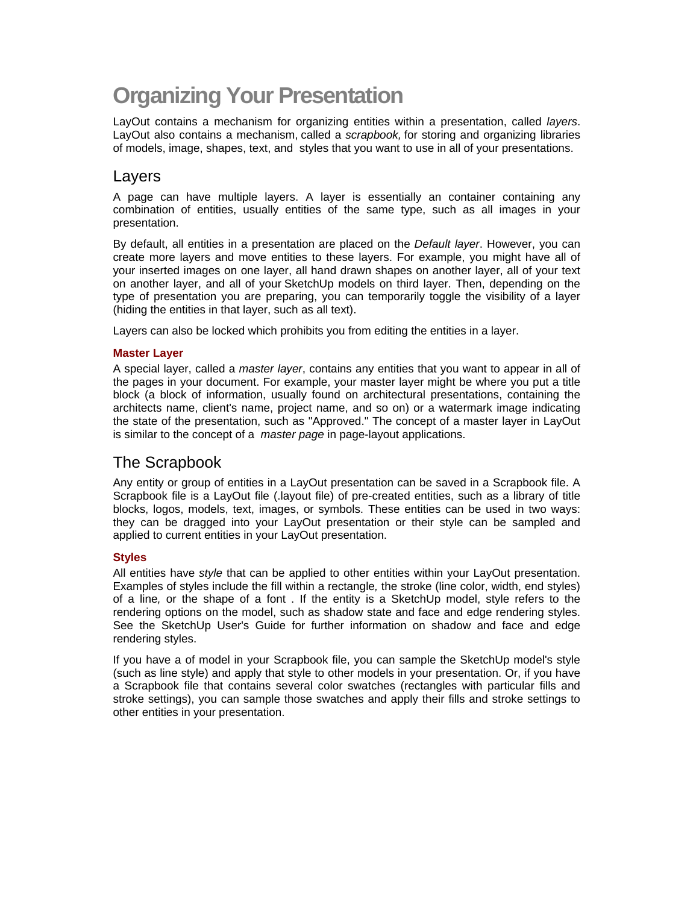# Organizing Your Presentation

LayOut contains a mechanism for organizing entities within a presentation, called *layers*. LayOut also contains a mechanism, called a *scrapbook,* for storing and organizing libraries of models, image, shapes, text, and styles that you want to use in all of your presentations.

## Layers

A page can have multiple layers. A layer is essentially an container containing any combination of entities, usually entities of the same type, such as all images in your presentation.

By default, all entities in a presentation are placed on the *Default layer*. However, you can create more layers and move entities to these layers. For example, you might have all of your inserted images on one layer, all hand drawn shapes on another layer, all of your text on another layer, and all of your SketchUp models on third layer. Then, depending on the type of presentation you are preparing, you can temporarily toggle the visibility of a layer (hiding the entities in that layer, such as all text).

Layers can also be locked which prohibits you from editing the entities in a layer.

### Master Layer

A special layer, called a *master layer*, contains any entities that you want to appear in all of the pages in your document. For example, your master layer might be where you put a title block (a block of information, usually found on architectural presentations, containing the architects name, client's name, project name, and so on) or a watermark image indicating the state of the presentation, such as "Approved." The concept of a master layer in LayOut is similar to the concept of a *master page* in page-layout applications.

## The Scrapbook

Any entity or group of entities in a LayOut presentation can be saved in a Scrapbook file. A Scrapbook file is a LayOut file (.layout file) of pre-created entities, such as a library of title blocks, logos, models, text, images, or symbols. These entities can be used in two ways: they can be dragged into your LayOut presentation or their style can be sampled and applied to current entities in your LayOut presentation.

### Styles

All entities have *style* that can be applied to other entities within your LayOut presentation. Examples of styles include the fill within a rectangle, the stroke (line color, width, end styles) of a line, or the shape of a font . If the entity is a SketchUp model, style refers to the rendering options on the model, such as shadow state and face and edge rendering styles. See the SketchUp User's Guide for further information on shadow and face and edge rendering styles.

If you have a of model in your Scrapbook file, you can sample the SketchUp model's style (such as line style) and apply that style to other models in your presentation. Or, if you have a Scrapbook file that contains several color swatches (rectangles with particular fills and stroke settings), you can sample those swatches and apply their fills and stroke settings to other entities in your presentation.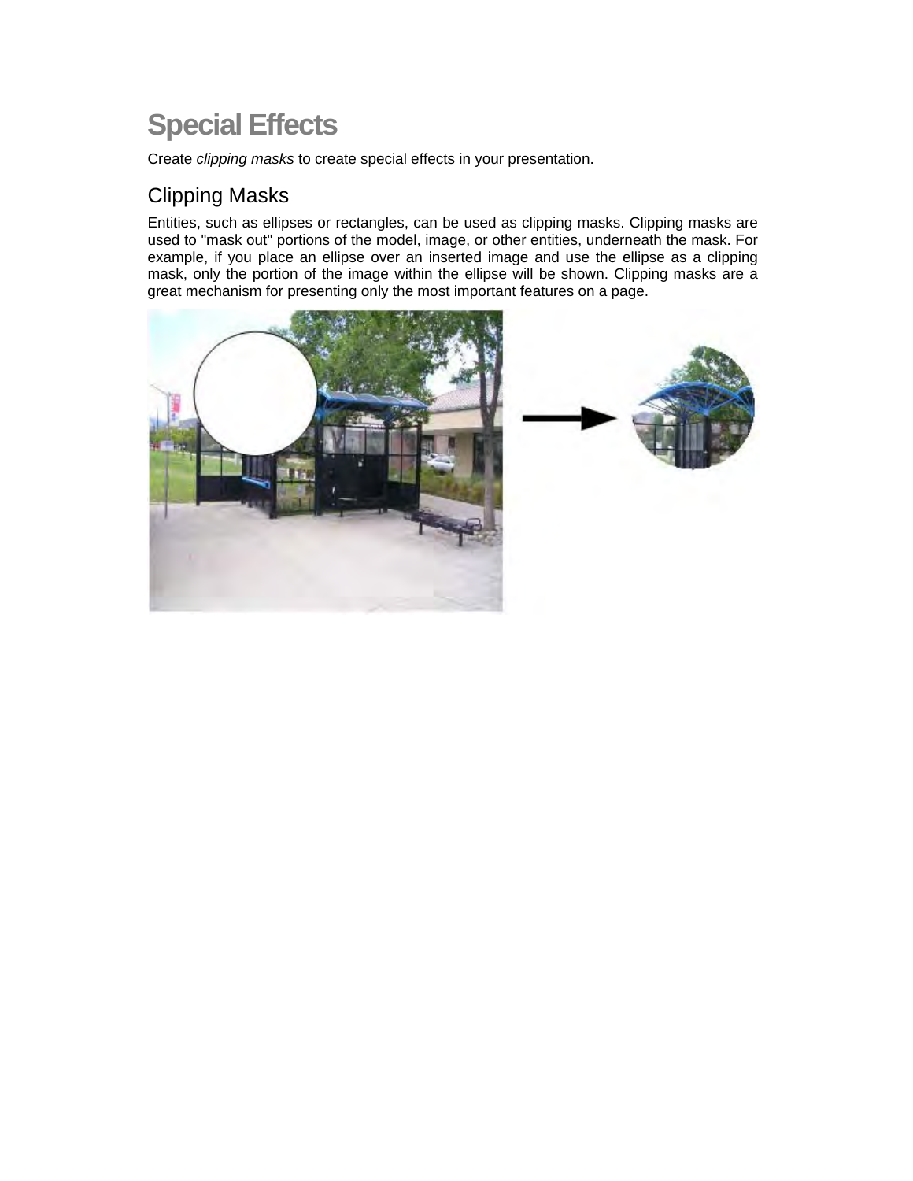# Special Effects

Create *clipping masks* to create special effects in your presentation.

## Clipping Masks

Entities, such as ellipses or rectangles, can be used as clipping masks. Clipping masks are used to "mask out" portions of the model, image, or other entities, underneath the mask. For example, if you place an ellipse over an inserted image and use the ellipse as a clipping mask, only the portion of the image within the ellipse will be shown. Clipping masks are a great mechanism for presenting only the most important features on a page.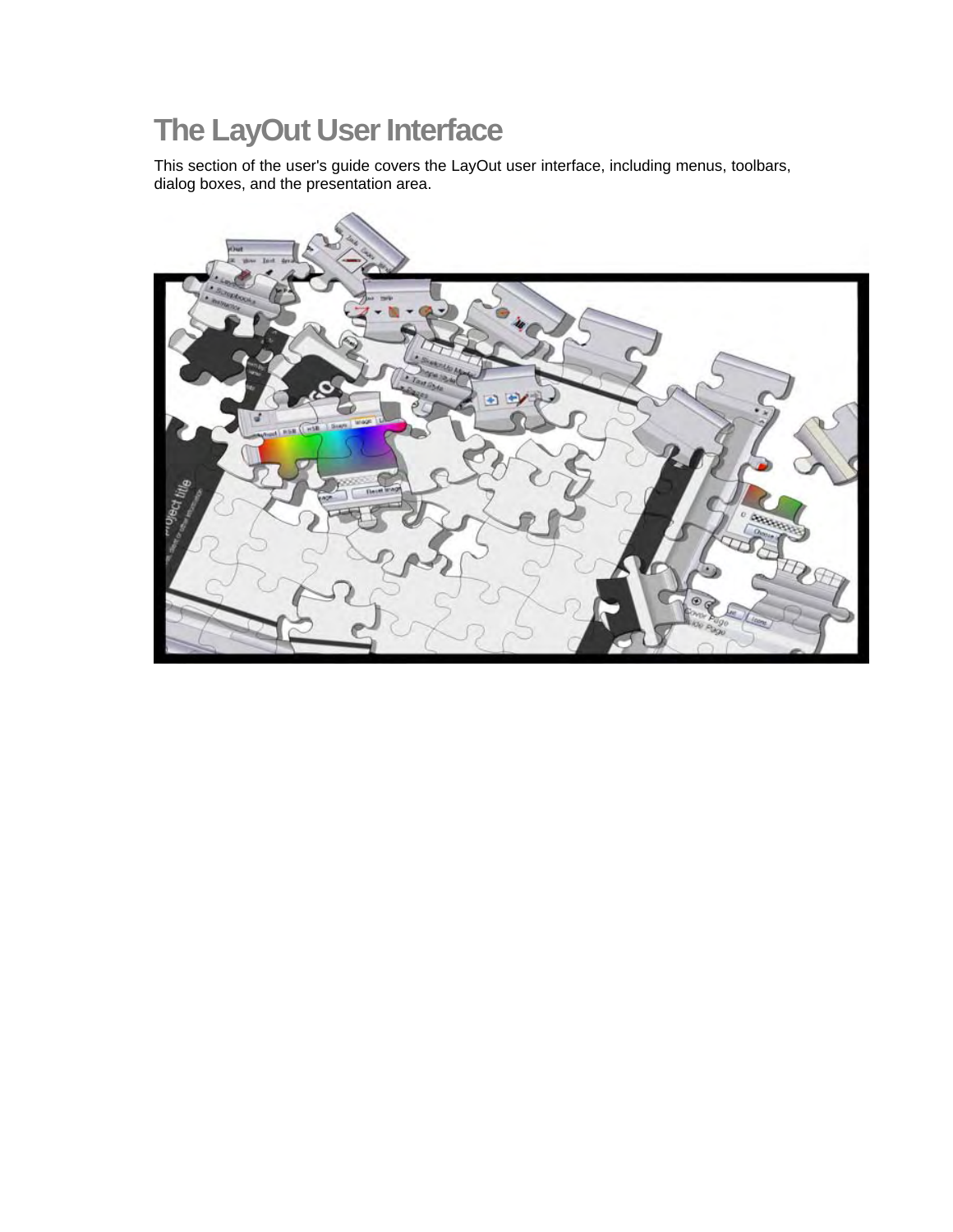# The LayOut User Interface

This section of the user's guide covers the LayOut user interface, including menus, toolbars, dialog boxes, and the presentation area.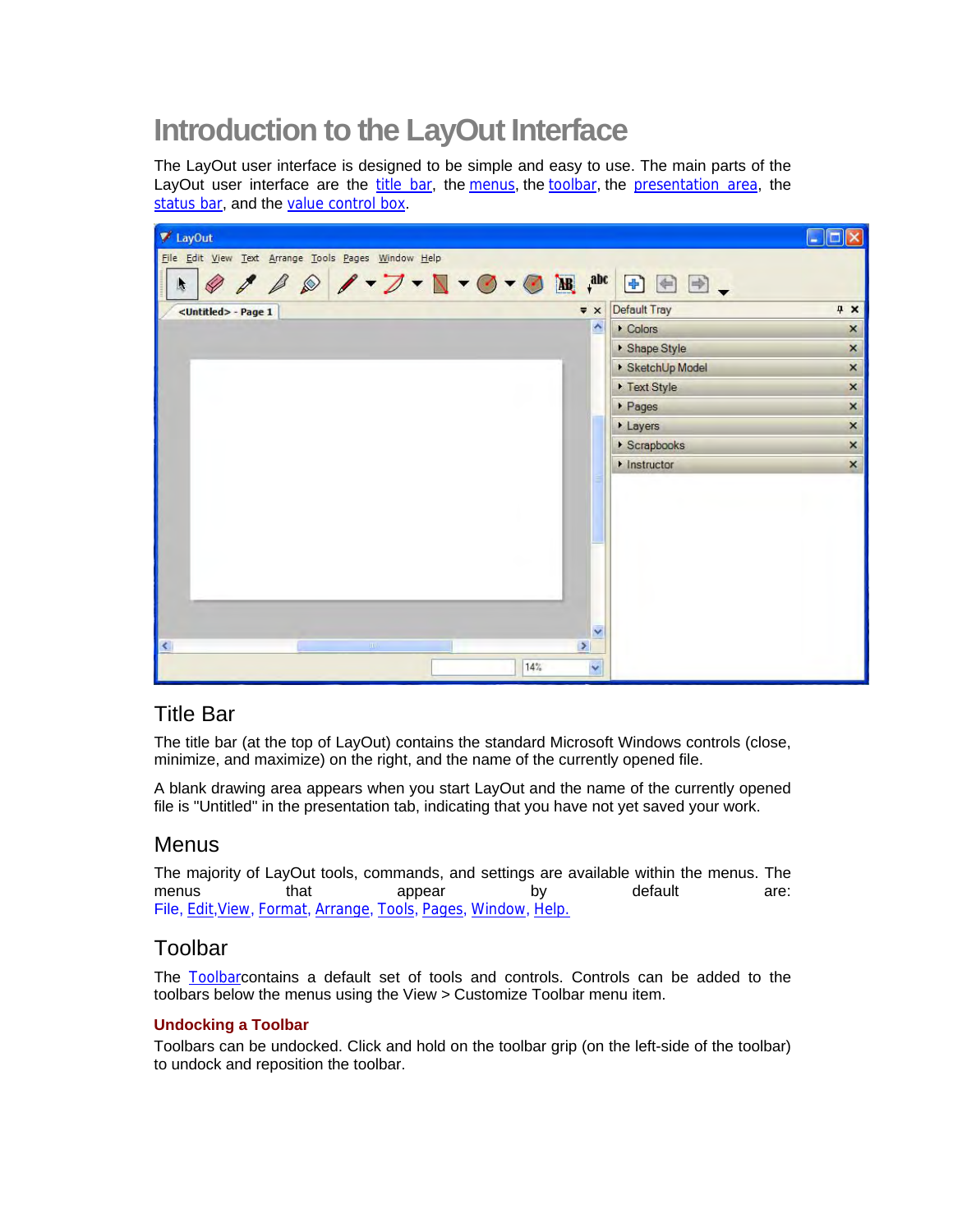# Introduction to the LayOut Interface

The LayOut user interface is designed to be simple and easy to use. The main parts of the LayOut user interface are the title bar, the menus, the toolbar, the presentation area, the status bar, and the value control box.

## Title Bar

The title bar (at the top of LayOut) contains the standard Microsoft Windows controls (close, minimize, and maximize) on the right, and the name of the currently opened file.

A blank drawing area appears when you start LayOut and the name of the currently opened file is "Untitled" in the presentation tab, indicating that you have not yet saved your work.

## Menus

The majority of LayOut tools, commands, and settings are available within the menus. The menus that appear by default are: File, Edit,View, Format, Arrange, Tools, Pages, Window, Help.

## Toolbar

The Toolbarcontains a default set of tools and controls. Controls can be added to the toolbars below the menus using the View > Customize Toolbar menu item.

### Undocking a Toolbar

Toolbars can be undocked. Click and hold on the toolbar grip (on the left-side of the toolbar) to undock and reposition the toolbar.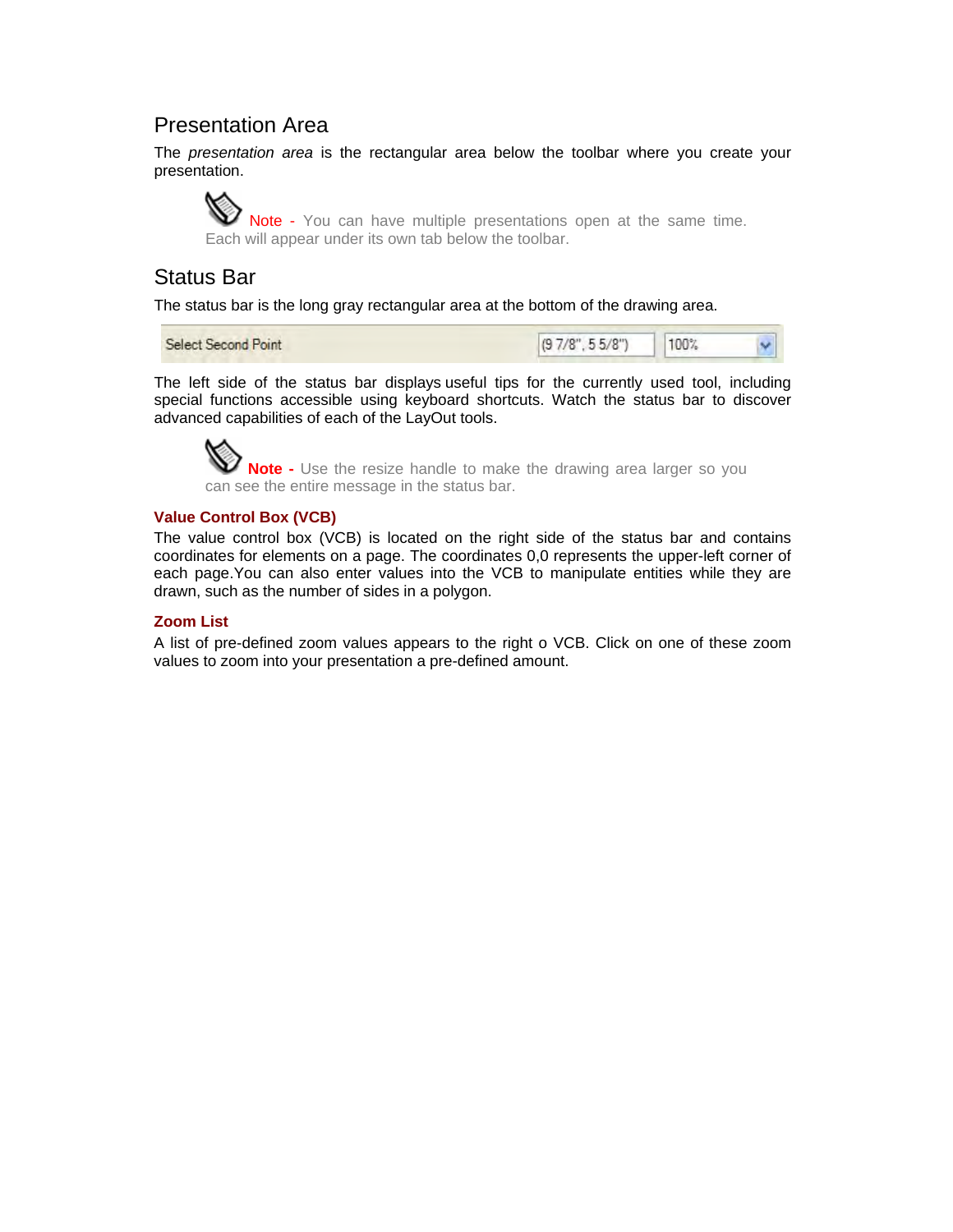## Presentation Area

The *presentation area* is the rectangular area below the toolbar where you create your presentation.

**Note -** You can have multiple presentations open at the same time. Each will appear under its own tab below the toolbar.

## Status Bar

The status bar is the long gray rectangular area at the bottom of the drawing area.

The left side of the status bar displays useful tips for the currently used tool, including special functions accessible using keyboard shortcuts. Watch the status bar to discover advanced capabilities of each of the LayOut tools.

**Note -** Use the resize handle to make the drawing area larger so you can see the entire message in the status bar.

### Value Control Box (VCB)

The value control box (VCB) is located on the right side of the status bar and contains coordinates for elements on a page. The coordinates 0,0 represents the upper-left corner of each page.You can also enter values into the VCB to manipulate entities while they are drawn, such as the number of sides in a polygon.

### Zoom List

A list of pre-defined zoom values appears to the right o VCB. Click on one of these zoom values to zoom into your presentation a pre-defined amount.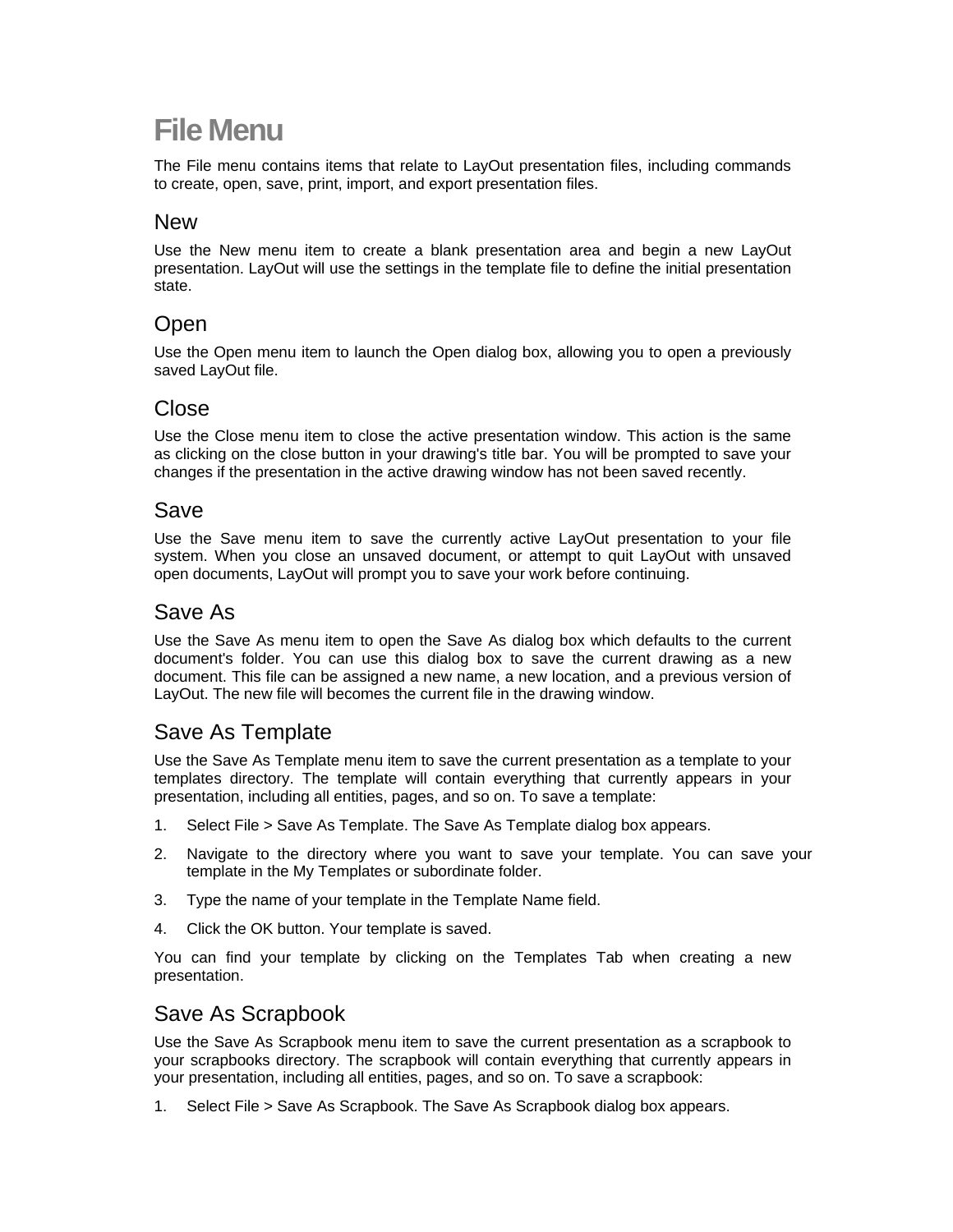# File Menu

The File menu contains items that relate to LayOut presentation files, including commands to create, open, save, print, import, and export presentation files.

## New

Use the New menu item to create a blank presentation area and begin a new LayOut presentation. LayOut will use the settings in the template file to define the initial presentation state.

## Open

Use the Open menu item to launch the Open dialog box, allowing you to open a previously saved LayOut file.

## Close

Use the Close menu item to close the active presentation window. This action is the same as clicking on the close button in your drawing's title bar. You will be prompted to save your changes if the presentation in the active drawing window has not been saved recently.

## Save

Use the Save menu item to save the currently active LayOut presentation to your file system. When you close an unsaved document, or attempt to quit LayOut with unsaved open documents, LayOut will prompt you to save your work before continuing.

## Save As

Use the Save As menu item to open the Save As dialog box which defaults to the current document's folder. You can use this dialog box to save the current drawing as a new document. This file can be assigned a new name, a new location, and a previous version of LayOut. The new file will becomes the current file in the drawing window.

## Save As Template

Use the Save As Template menu item to save the current presentation as a template to your templates directory. The template will contain everything that currently appears in your presentation, including all entities, pages, and so on. To save a template:

1. Select File > Save As Template. The Save As Template dialog box appears.
2. Navigate to the directory where you want to save your template. You can save your template in the My Templates or subordinate folder.
3. Type the name of your template in the Template Name field.
4. Click the OK button. Your template is saved.

You can find your template by clicking on the Templates Tab when creating a new presentation.

## Save As Scrapbook

Use the Save As Scrapbook menu item to save the current presentation as a scrapbook to your scrapbooks directory. The scrapbook will contain everything that currently appears in your presentation, including all entities, pages, and so on. To save a scrapbook:

1. Select File > Save As Scrapbook. The Save As Scrapbook dialog box appears.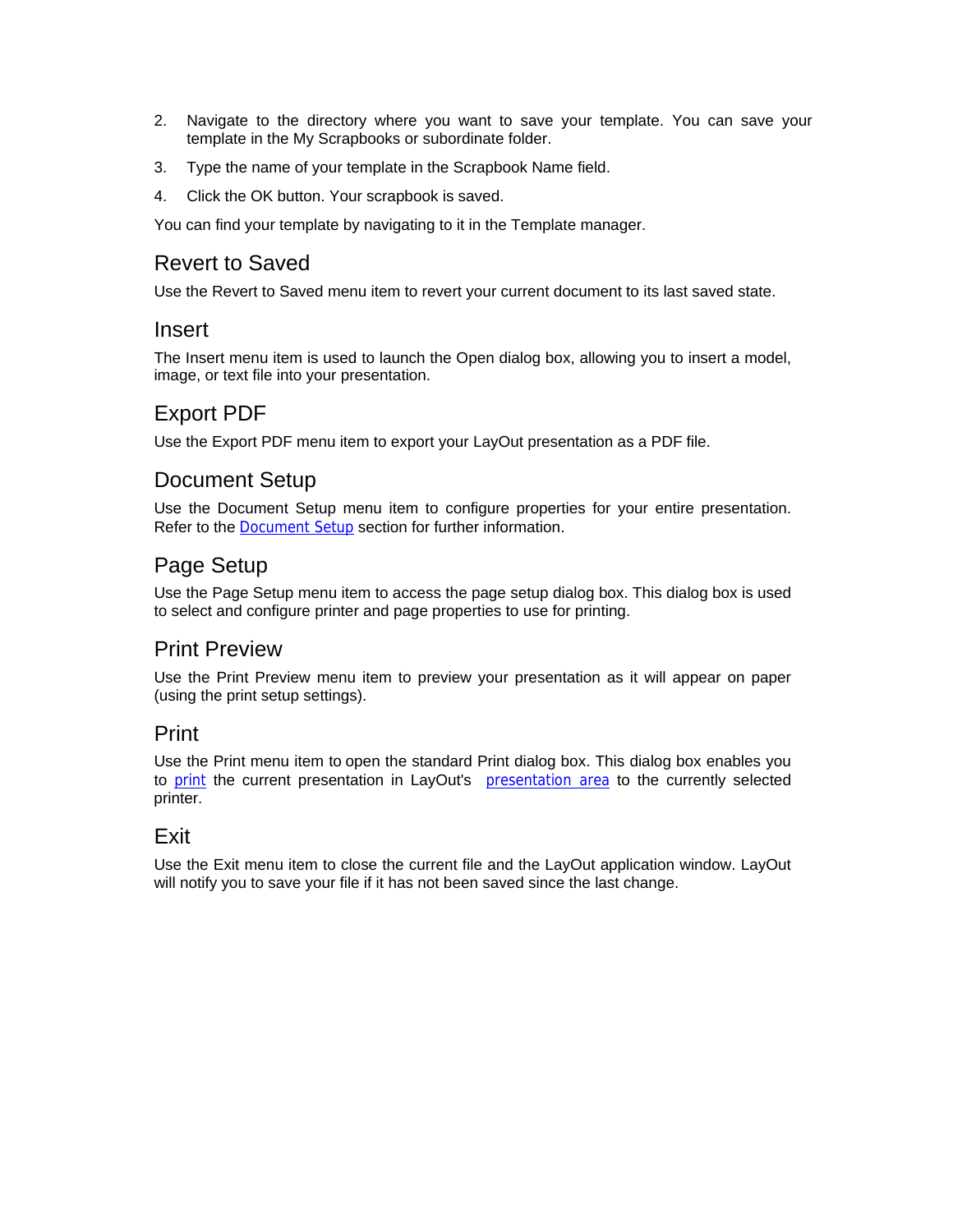2. Navigate to the directory where you want to save your template. You can save your template in the My Scrapbooks or subordinate folder.
3. Type the name of your template in the Scrapbook Name field.
4. Click the OK button. Your scrapbook is saved.

You can find your template by navigating to it in the Template manager.

## Revert to Saved

Use the Revert to Saved menu item to revert your current document to its last saved state.

## Insert

The Insert menu item is used to launch the Open dialog box, allowing you to insert a model, image, or text file into your presentation.

## Export PDF

Use the Export PDF menu item to export your LayOut presentation as a PDF file.

## Document Setup

Use the Document Setup menu item to configure properties for your entire presentation. Refer to the Document Setup section for further information.

## Page Setup

Use the Page Setup menu item to access the page setup dialog box. This dialog box is used to select and configure printer and page properties to use for printing.

## Print Preview

Use the Print Preview menu item to preview your presentation as it will appear on paper (using the print setup settings).

## Print

Use the Print menu item to open the standard Print dialog box. This dialog box enables you to print the current presentation in LayOut's presentation area to the currently selected printer.

## Exit

Use the Exit menu item to close the current file and the LayOut application window. LayOut will notify you to save your file if it has not been saved since the last change.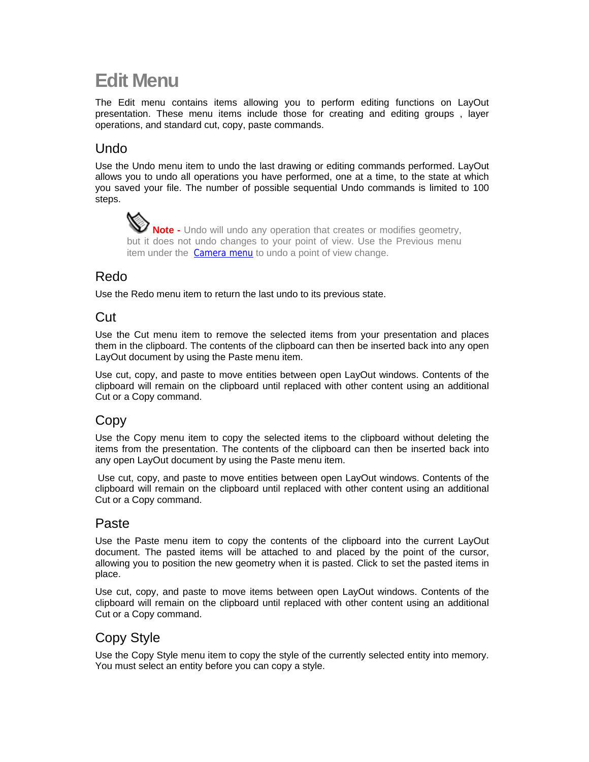# Edit Menu

The Edit menu contains items allowing you to perform editing functions on LayOut presentation. These menu items include those for creating and editing groups , layer operations, and standard cut, copy, paste commands.

## Undo

Use the Undo menu item to undo the last drawing or editing commands performed. LayOut allows you to undo all operations you have performed, one at a time, to the state at which you saved your file. The number of possible sequential Undo commands is limited to 100 steps.

> **Note -** Undo will undo any operation that creates or modifies geometry, but it does not undo changes to your point of view. Use the Previous menu item under the Camera menu to undo a point of view change.

## Redo

Use the Redo menu item to return the last undo to its previous state.

## Cut

Use the Cut menu item to remove the selected items from your presentation and places them in the clipboard. The contents of the clipboard can then be inserted back into any open LayOut document by using the Paste menu item.

Use cut, copy, and paste to move entities between open LayOut windows. Contents of the clipboard will remain on the clipboard until replaced with other content using an additional Cut or a Copy command.

## Copy

Use the Copy menu item to copy the selected items to the clipboard without deleting the items from the presentation. The contents of the clipboard can then be inserted back into any open LayOut document by using the Paste menu item.

Use cut, copy, and paste to move entities between open LayOut windows. Contents of the clipboard will remain on the clipboard until replaced with other content using an additional Cut or a Copy command.

## Paste

Use the Paste menu item to copy the contents of the clipboard into the current LayOut document. The pasted items will be attached to and placed by the point of the cursor, allowing you to position the new geometry when it is pasted. Click to set the pasted items in place.

Use cut, copy, and paste to move items between open LayOut windows. Contents of the clipboard will remain on the clipboard until replaced with other content using an additional Cut or a Copy command.

## Copy Style

Use the Copy Style menu item to copy the style of the currently selected entity into memory. You must select an entity before you can copy a style.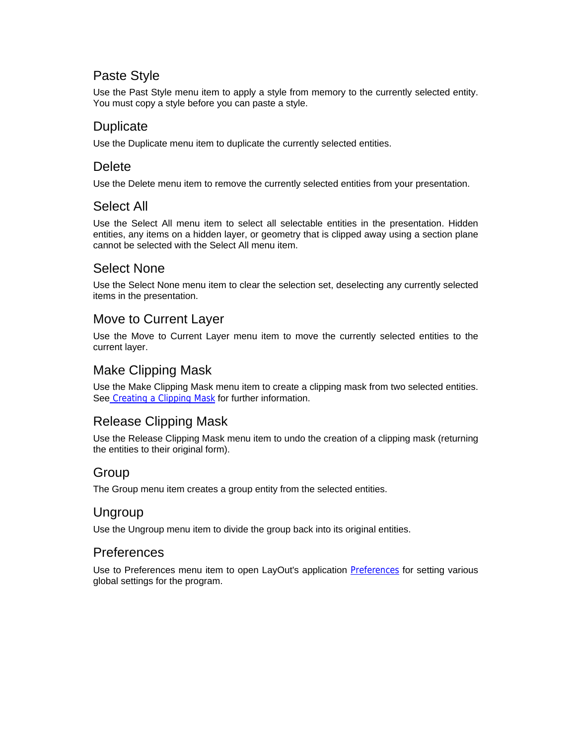## Paste Style

Use the Past Style menu item to apply a style from memory to the currently selected entity. You must copy a style before you can paste a style.

## Duplicate

Use the Duplicate menu item to duplicate the currently selected entities.

## Delete

Use the Delete menu item to remove the currently selected entities from your presentation.

## Select All

Use the Select All menu item to select all selectable entities in the presentation. Hidden entities, any items on a hidden layer, or geometry that is clipped away using a section plane cannot be selected with the Select All menu item.

## Select None

Use the Select None menu item to clear the selection set, deselecting any currently selected items in the presentation.

## Move to Current Layer

Use the Move to Current Layer menu item to move the currently selected entities to the current layer.

## Make Clipping Mask

Use the Make Clipping Mask menu item to create a clipping mask from two selected entities. See Creating a Clipping Mask for further information.

## Release Clipping Mask

Use the Release Clipping Mask menu item to undo the creation of a clipping mask (returning the entities to their original form).

## Group

The Group menu item creates a group entity from the selected entities.

## Ungroup

Use the Ungroup menu item to divide the group back into its original entities.

## Preferences

Use to Preferences menu item to open LayOut's application Preferences for setting various global settings for the program.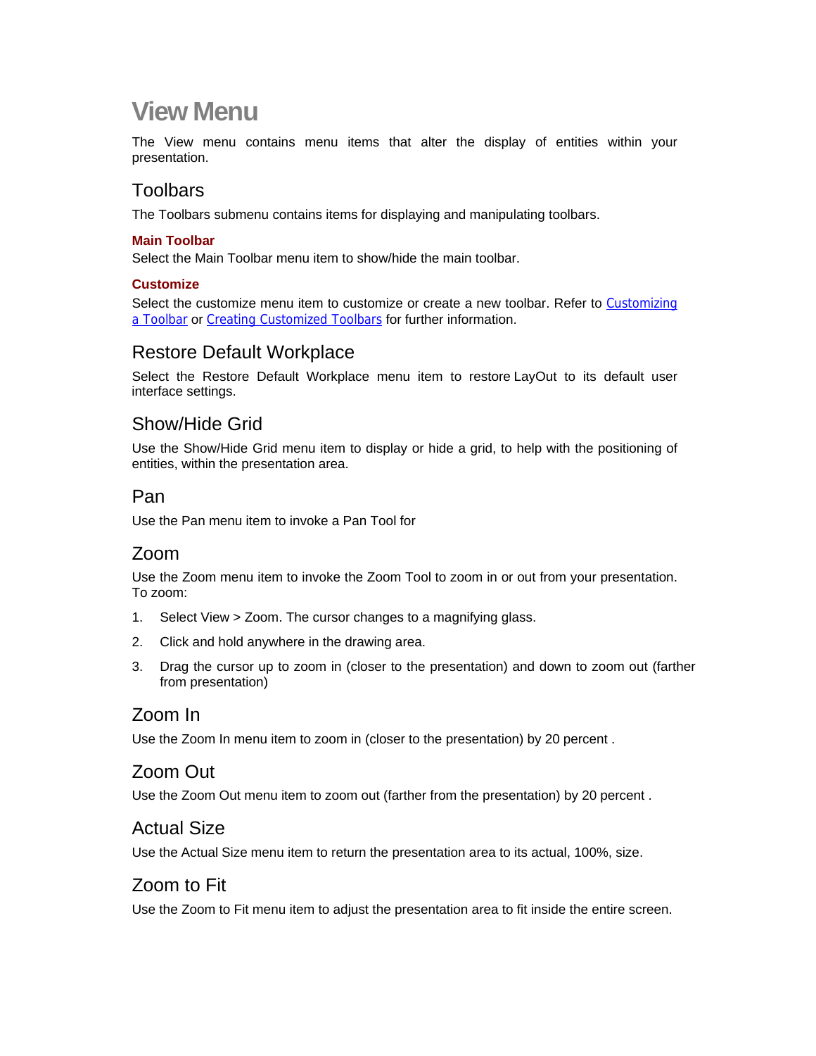# View Menu

The View menu contains menu items that alter the display of entities within your presentation.

## Toolbars

The Toolbars submenu contains items for displaying and manipulating toolbars.

### Main Toolbar

Select the Main Toolbar menu item to show/hide the main toolbar.

### Customize

Select the customize menu item to customize or create a new toolbar. Refer to Customizing a Toolbar or Creating Customized Toolbars for further information.

## Restore Default Workplace

Select the Restore Default Workplace menu item to restore LayOut to its default user interface settings.

## Show/Hide Grid

Use the Show/Hide Grid menu item to display or hide a grid, to help with the positioning of entities, within the presentation area.

## Pan

Use the Pan menu item to invoke a Pan Tool for

## Zoom

Use the Zoom menu item to invoke the Zoom Tool to zoom in or out from your presentation. To zoom:

1. Select View > Zoom. The cursor changes to a magnifying glass.
2. Click and hold anywhere in the drawing area.
3. Drag the cursor up to zoom in (closer to the presentation) and down to zoom out (farther from presentation)

## Zoom In

Use the Zoom In menu item to zoom in (closer to the presentation) by 20 percent .

## Zoom Out

Use the Zoom Out menu item to zoom out (farther from the presentation) by 20 percent .

## Actual Size

Use the Actual Size menu item to return the presentation area to its actual, 100%, size.

## Zoom to Fit

Use the Zoom to Fit menu item to adjust the presentation area to fit inside the entire screen.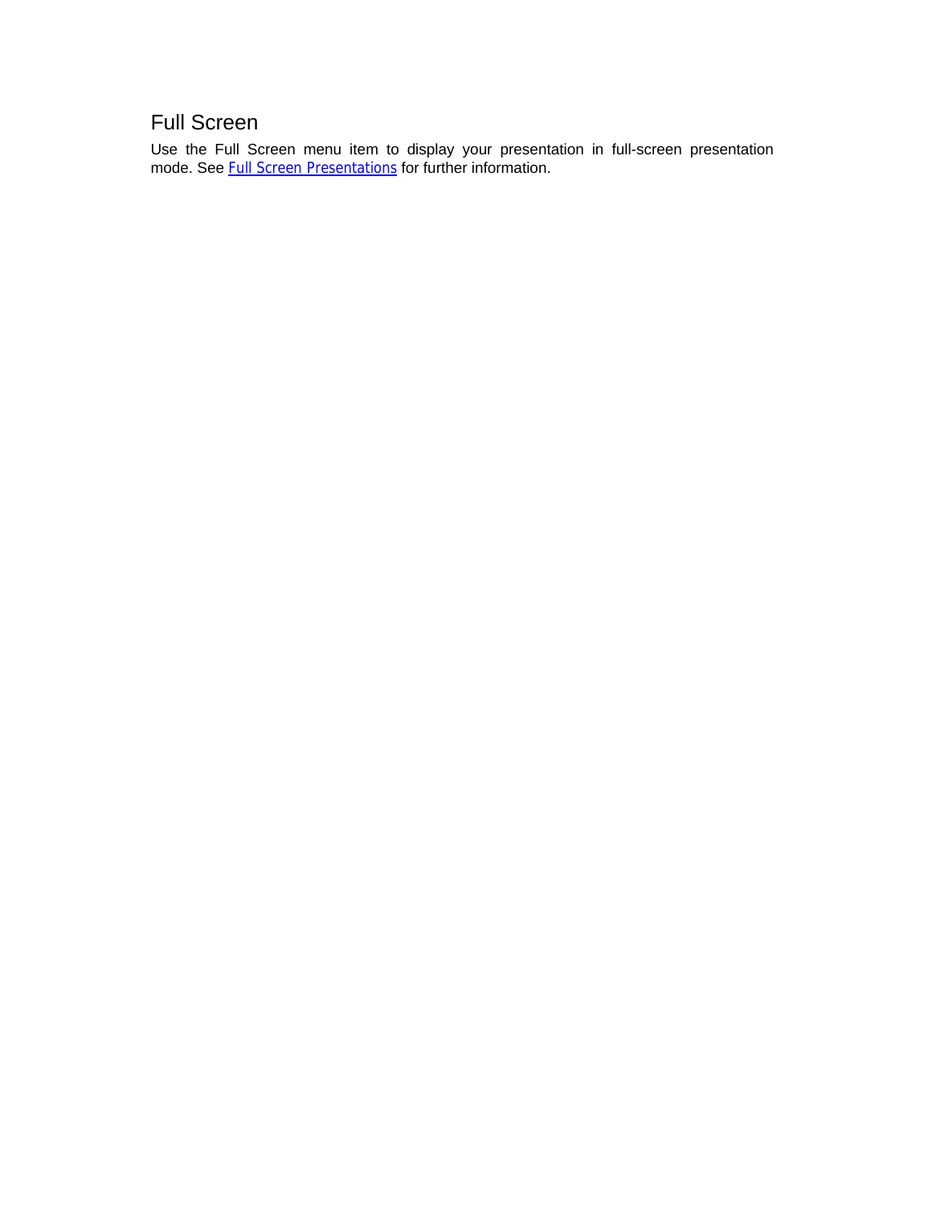## Full Screen

Use the Full Screen menu item to display your presentation in full-screen presentation mode. See Full Screen Presentations for further information.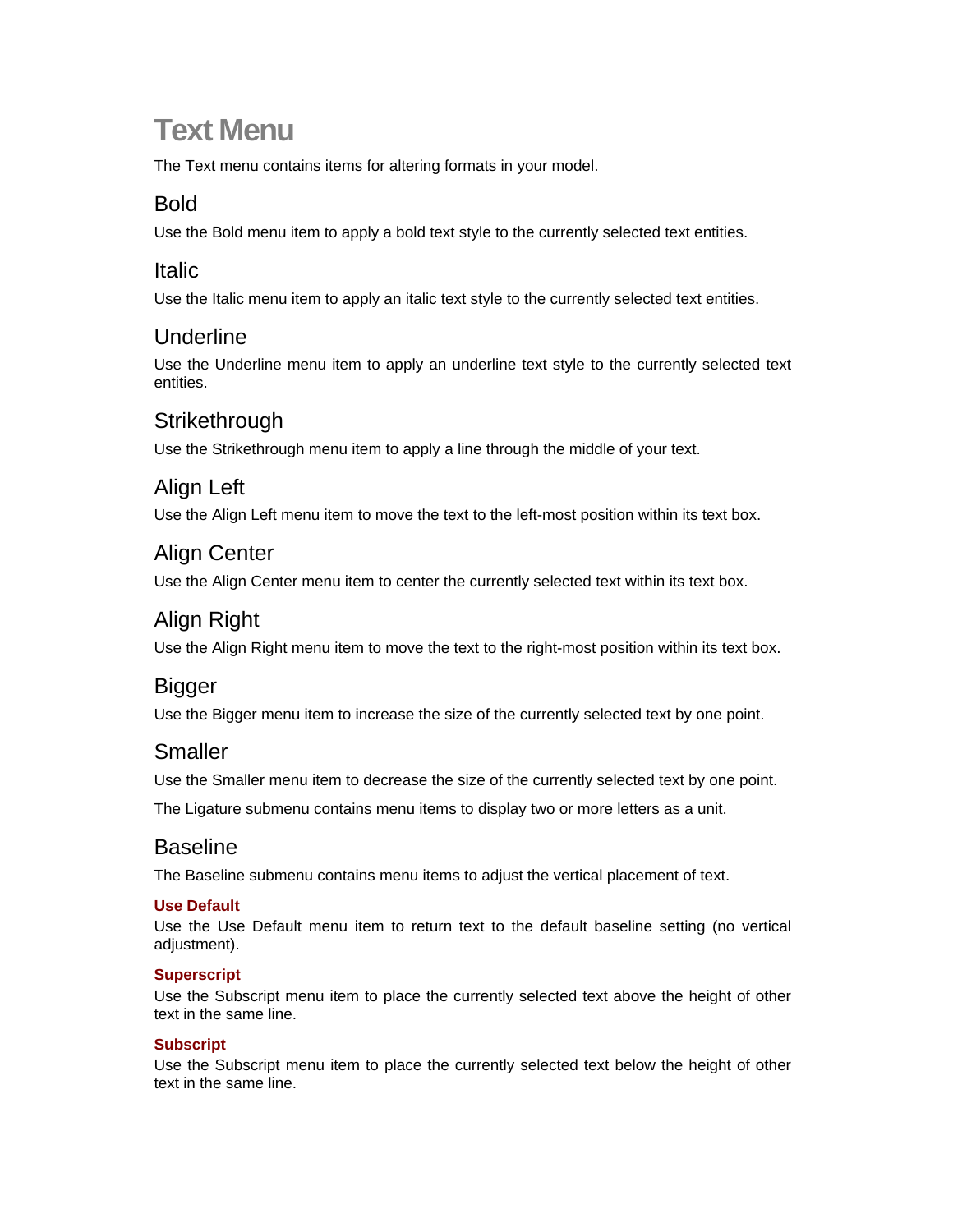# Text Menu

The Text menu contains items for altering formats in your model.

## Bold

Use the Bold menu item to apply a bold text style to the currently selected text entities.

## Italic

Use the Italic menu item to apply an italic text style to the currently selected text entities.

## Underline

Use the Underline menu item to apply an underline text style to the currently selected text entities.

## Strikethrough

Use the Strikethrough menu item to apply a line through the middle of your text.

## Align Left

Use the Align Left menu item to move the text to the left-most position within its text box.

## Align Center

Use the Align Center menu item to center the currently selected text within its text box.

## Align Right

Use the Align Right menu item to move the text to the right-most position within its text box.

## Bigger

Use the Bigger menu item to increase the size of the currently selected text by one point.

## Smaller

Use the Smaller menu item to decrease the size of the currently selected text by one point.

The Ligature submenu contains menu items to display two or more letters as a unit.

## Baseline

The Baseline submenu contains menu items to adjust the vertical placement of text.

### Use Default

Use the Use Default menu item to return text to the default baseline setting (no vertical adjustment).

### Superscript

Use the Subscript menu item to place the currently selected text above the height of other text in the same line.

### Subscript

Use the Subscript menu item to place the currently selected text below the height of other text in the same line.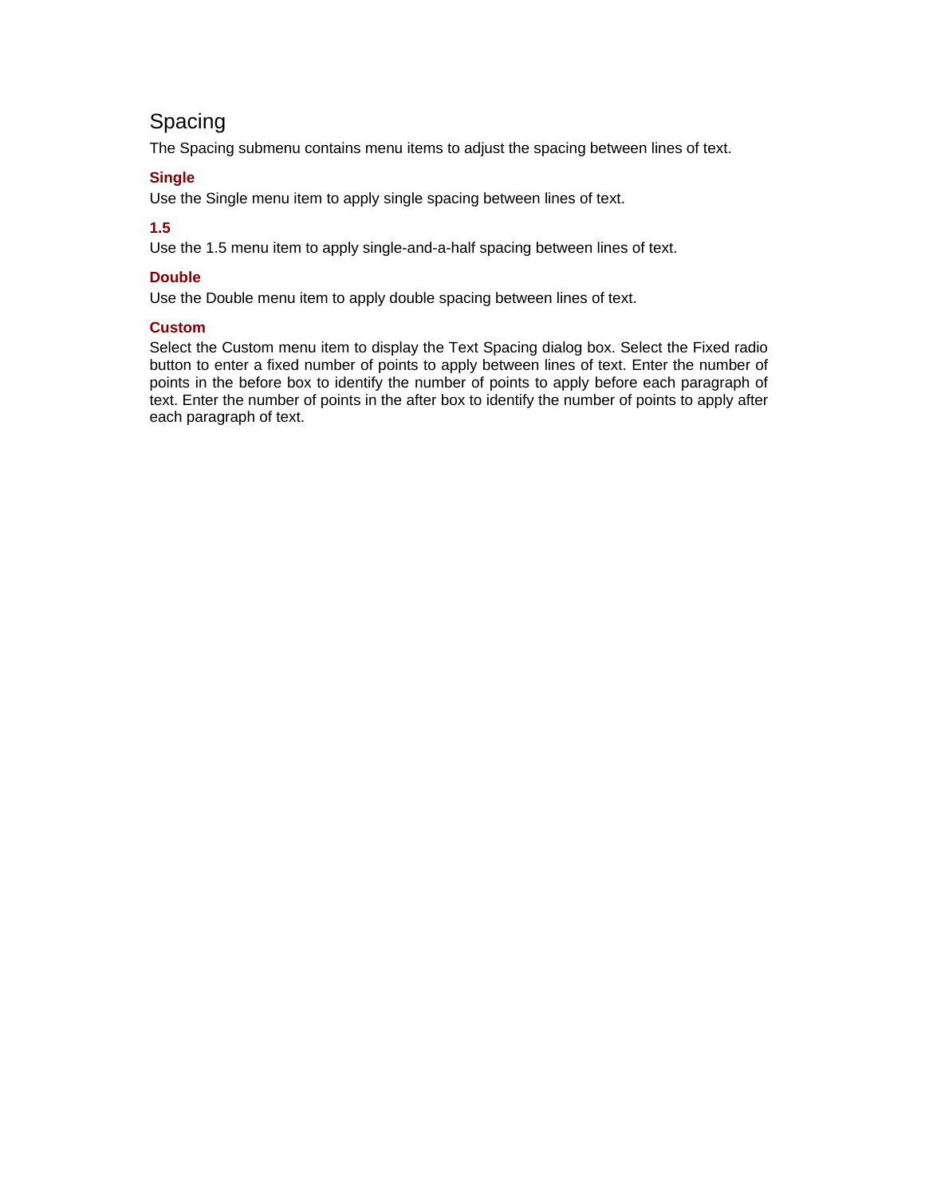## Spacing

The Spacing submenu contains menu items to adjust the spacing between lines of text.

### Single

Use the Single menu item to apply single spacing between lines of text.

### 1.5

Use the 1.5 menu item to apply single-and-a-half spacing between lines of text.

### Double

Use the Double menu item to apply double spacing between lines of text.

### Custom

Select the Custom menu item to display the Text Spacing dialog box. Select the Fixed radio button to enter a fixed number of points to apply between lines of text. Enter the number of points in the before box to identify the number of points to apply before each paragraph of text. Enter the number of points in the after box to identify the number of points to apply after each paragraph of text.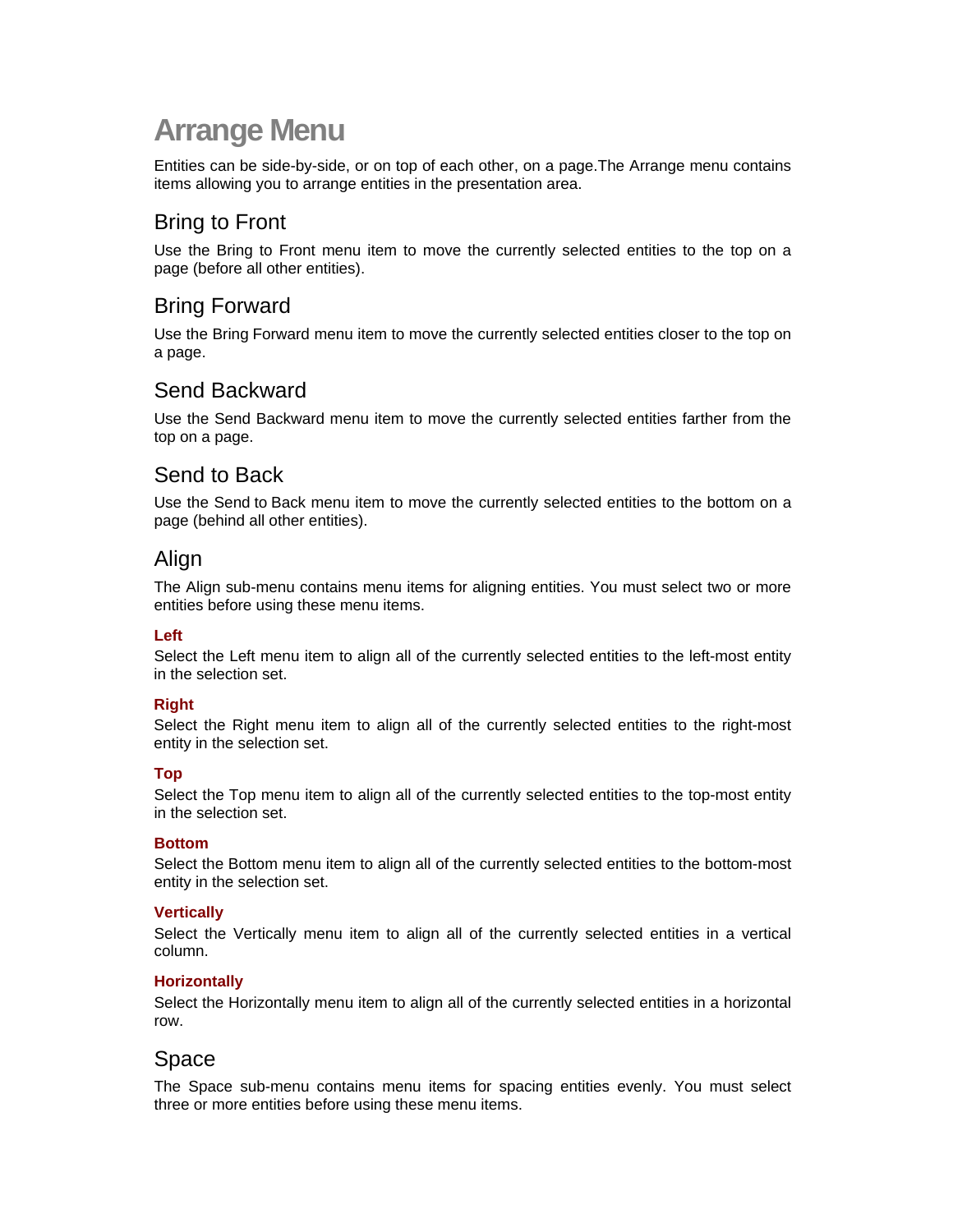# Arrange Menu

Entities can be side-by-side, or on top of each other, on a page.The Arrange menu contains items allowing you to arrange entities in the presentation area.

## Bring to Front

Use the Bring to Front menu item to move the currently selected entities to the top on a page (before all other entities).

## Bring Forward

Use the Bring Forward menu item to move the currently selected entities closer to the top on a page.

## Send Backward

Use the Send Backward menu item to move the currently selected entities farther from the top on a page.

## Send to Back

Use the Send to Back menu item to move the currently selected entities to the bottom on a page (behind all other entities).

## Align

The Align sub-menu contains menu items for aligning entities. You must select two or more entities before using these menu items.

### Left

Select the Left menu item to align all of the currently selected entities to the left-most entity in the selection set.

### Right

Select the Right menu item to align all of the currently selected entities to the right-most entity in the selection set.

### Top

Select the Top menu item to align all of the currently selected entities to the top-most entity in the selection set.

### Bottom

Select the Bottom menu item to align all of the currently selected entities to the bottom-most entity in the selection set.

### Vertically

Select the Vertically menu item to align all of the currently selected entities in a vertical column.

### Horizontally

Select the Horizontally menu item to align all of the currently selected entities in a horizontal row.

## Space

The Space sub-menu contains menu items for spacing entities evenly. You must select three or more entities before using these menu items.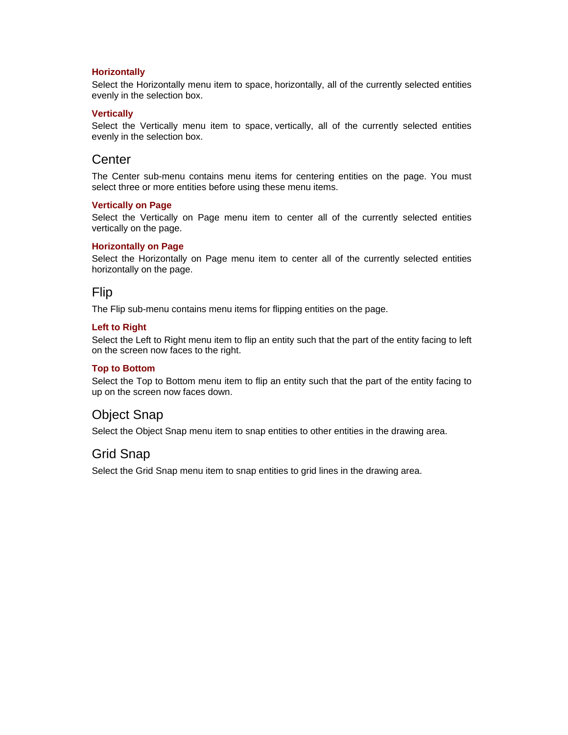#### Horizontally

Select the Horizontally menu item to space, horizontally, all of the currently selected entities evenly in the selection box.

#### Vertically

Select the Vertically menu item to space, vertically, all of the currently selected entities evenly in the selection box.

### Center

The Center sub-menu contains menu items for centering entities on the page. You must select three or more entities before using these menu items.

#### Vertically on Page

Select the Vertically on Page menu item to center all of the currently selected entities vertically on the page.

#### Horizontally on Page

Select the Horizontally on Page menu item to center all of the currently selected entities horizontally on the page.

### Flip

The Flip sub-menu contains menu items for flipping entities on the page.

#### Left to Right

Select the Left to Right menu item to flip an entity such that the part of the entity facing to left on the screen now faces to the right.

#### Top to Bottom

Select the Top to Bottom menu item to flip an entity such that the part of the entity facing to up on the screen now faces down.

### Object Snap

Select the Object Snap menu item to snap entities to other entities in the drawing area.

### Grid Snap

Select the Grid Snap menu item to snap entities to grid lines in the drawing area.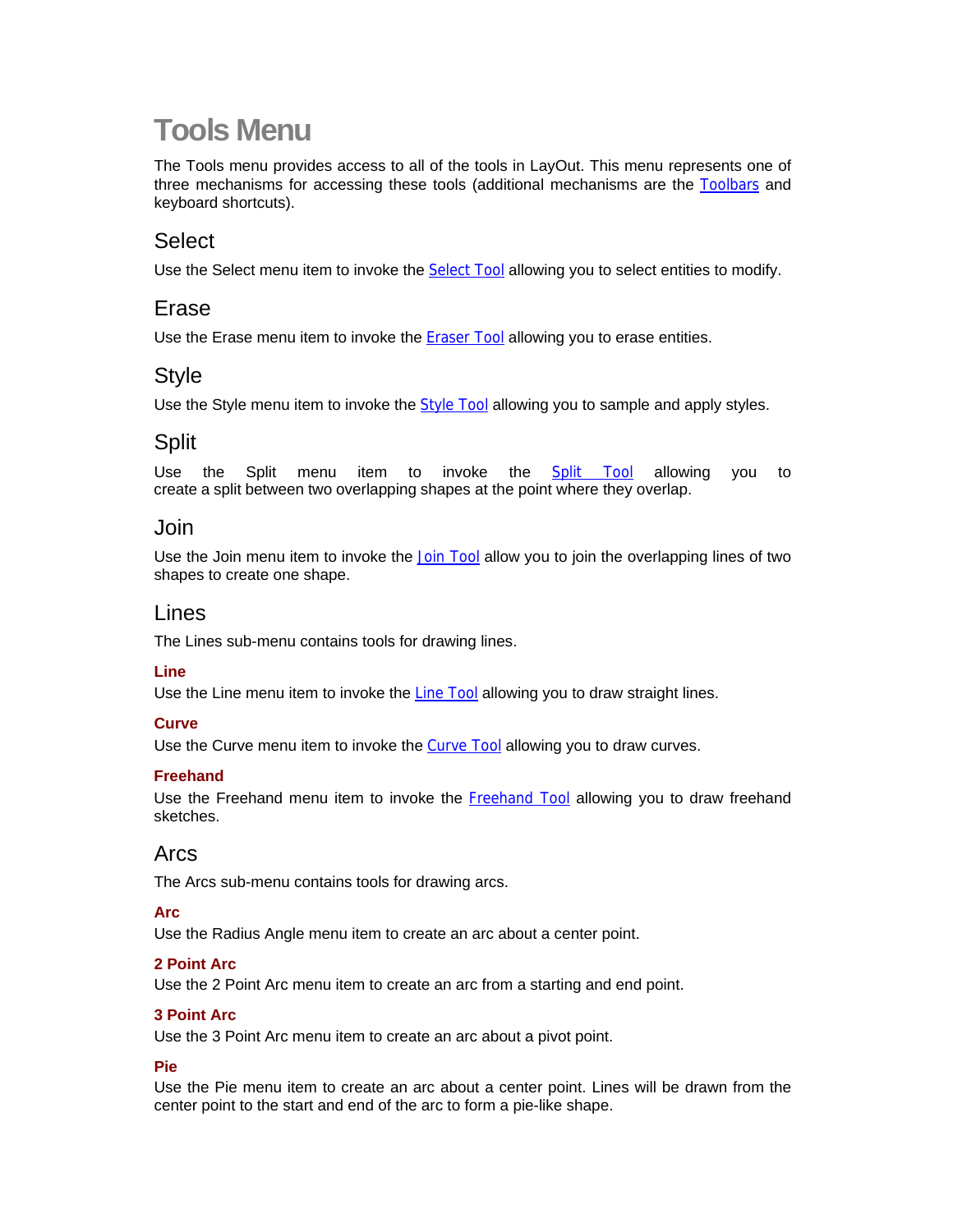# Tools Menu

The Tools menu provides access to all of the tools in LayOut. This menu represents one of three mechanisms for accessing these tools (additional mechanisms are the Toolbars and keyboard shortcuts).

## Select

Use the Select menu item to invoke the Select Tool allowing you to select entities to modify.

## Erase

Use the Erase menu item to invoke the Eraser Tool allowing you to erase entities.

## Style

Use the Style menu item to invoke the Style Tool allowing you to sample and apply styles.

## Split

Use the Split menu item to invoke the Split Tool allowing you to create a split between two overlapping shapes at the point where they overlap.

## Join

Use the Join menu item to invoke the Join Tool allow you to join the overlapping lines of two shapes to create one shape.

## Lines

The Lines sub-menu contains tools for drawing lines.

### Line

Use the Line menu item to invoke the Line Tool allowing you to draw straight lines.

### Curve

Use the Curve menu item to invoke the Curve Tool allowing you to draw curves.

### Freehand

Use the Freehand menu item to invoke the Freehand Tool allowing you to draw freehand sketches.

## Arcs

The Arcs sub-menu contains tools for drawing arcs.

### Arc

Use the Radius Angle menu item to create an arc about a center point.

### 2 Point Arc

Use the 2 Point Arc menu item to create an arc from a starting and end point.

### 3 Point Arc

Use the 3 Point Arc menu item to create an arc about a pivot point.

### Pie

Use the Pie menu item to create an arc about a center point. Lines will be drawn from the center point to the start and end of the arc to form a pie-like shape.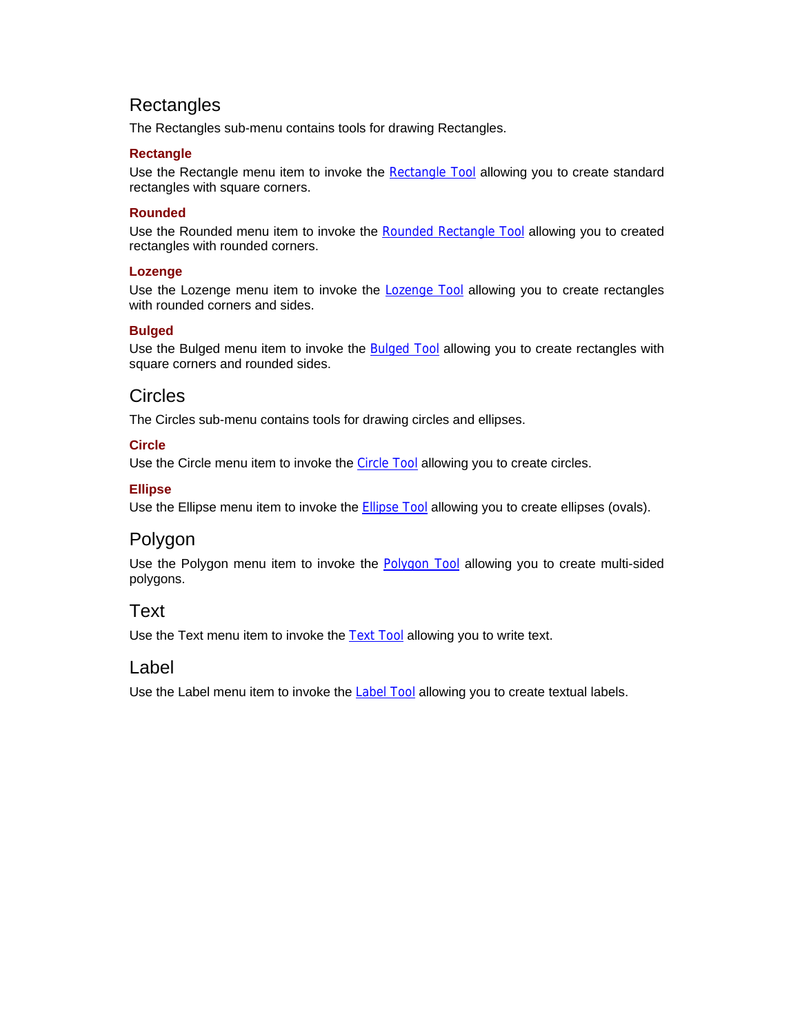## Rectangles

The Rectangles sub-menu contains tools for drawing Rectangles.

### Rectangle

Use the Rectangle menu item to invoke the Rectangle Tool allowing you to create standard rectangles with square corners.

### Rounded

Use the Rounded menu item to invoke the Rounded Rectangle Tool allowing you to created rectangles with rounded corners.

### Lozenge

Use the Lozenge menu item to invoke the Lozenge Tool allowing you to create rectangles with rounded corners and sides.

### Bulged

Use the Bulged menu item to invoke the Bulged Tool allowing you to create rectangles with square corners and rounded sides.

## Circles

The Circles sub-menu contains tools for drawing circles and ellipses.

### Circle

Use the Circle menu item to invoke the Circle Tool allowing you to create circles.

### Ellipse

Use the Ellipse menu item to invoke the Ellipse Tool allowing you to create ellipses (ovals).

## Polygon

Use the Polygon menu item to invoke the Polygon Tool allowing you to create multi-sided polygons.

## Text

Use the Text menu item to invoke the Text Tool allowing you to write text.

## Label

Use the Label menu item to invoke the Label Tool allowing you to create textual labels.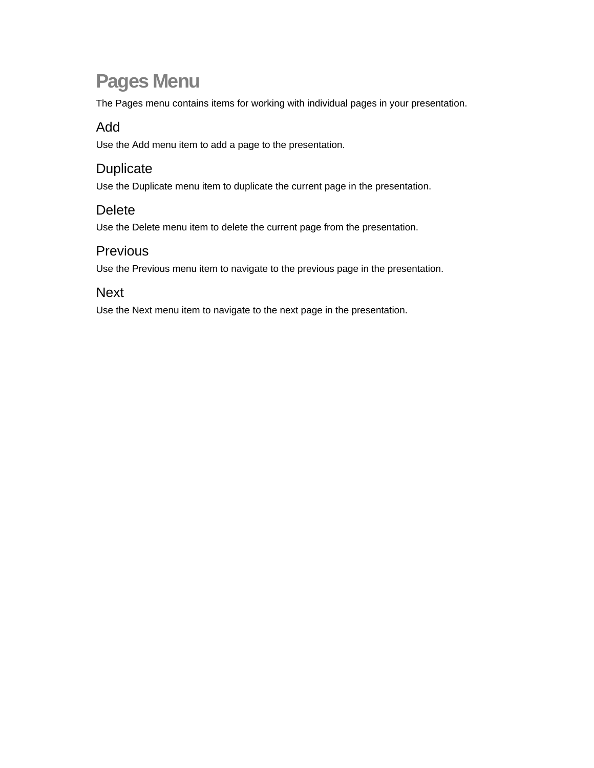# Pages Menu

The Pages menu contains items for working with individual pages in your presentation.

## Add

Use the Add menu item to add a page to the presentation.

## Duplicate

Use the Duplicate menu item to duplicate the current page in the presentation.

## Delete

Use the Delete menu item to delete the current page from the presentation.

## Previous

Use the Previous menu item to navigate to the previous page in the presentation.

## Next

Use the Next menu item to navigate to the next page in the presentation.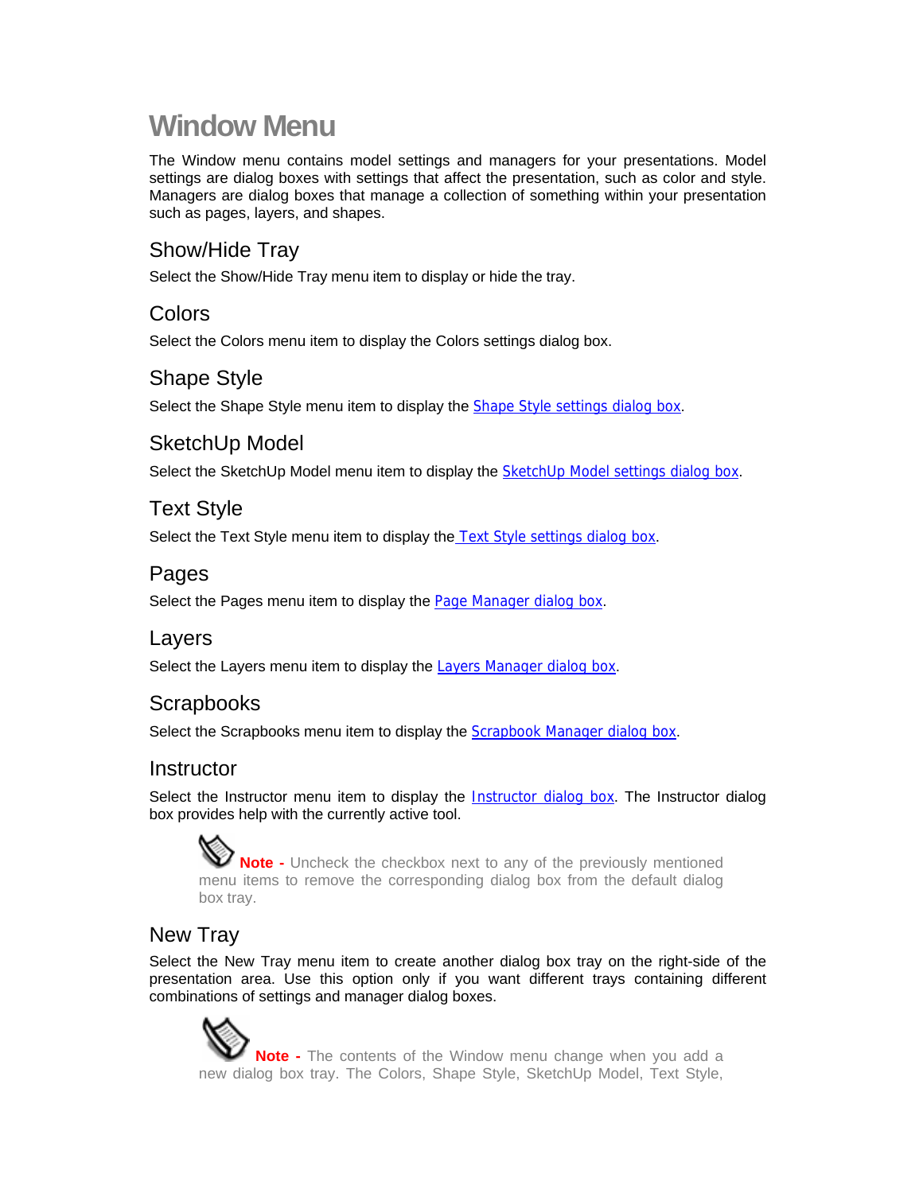# Window Menu

The Window menu contains model settings and managers for your presentations. Model settings are dialog boxes with settings that affect the presentation, such as color and style. Managers are dialog boxes that manage a collection of something within your presentation such as pages, layers, and shapes.

## Show/Hide Tray

Select the Show/Hide Tray menu item to display or hide the tray.

## Colors

Select the Colors menu item to display the Colors settings dialog box.

## Shape Style

Select the Shape Style menu item to display the Shape Style settings dialog box.

## SketchUp Model

Select the SketchUp Model menu item to display the SketchUp Model settings dialog box.

## Text Style

Select the Text Style menu item to display the Text Style settings dialog box.

## Pages

Select the Pages menu item to display the Page Manager dialog box.

## Layers

Select the Layers menu item to display the Layers Manager dialog box.

## Scrapbooks

Select the Scrapbooks menu item to display the Scrapbook Manager dialog box.

## Instructor

Select the Instructor menu item to display the Instructor dialog box. The Instructor dialog box provides help with the currently active tool.

> **Note -** Uncheck the checkbox next to any of the previously mentioned menu items to remove the corresponding dialog box from the default dialog box tray.

## New Tray

Select the New Tray menu item to create another dialog box tray on the right-side of the presentation area. Use this option only if you want different trays containing different combinations of settings and manager dialog boxes.

> **Note -** The contents of the Window menu change when you add a new dialog box tray. The Colors, Shape Style, SketchUp Model, Text Style,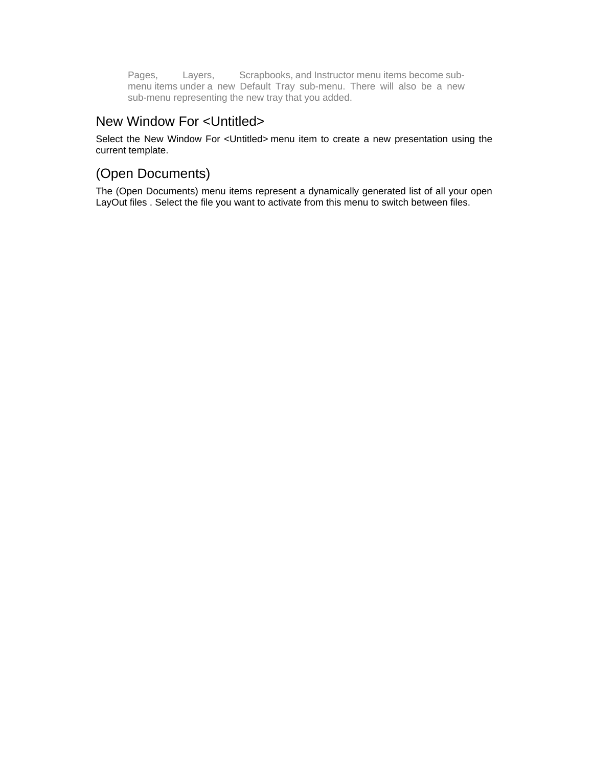> Pages, Layers, Scrapbooks, and Instructor menu items become sub-menu items under a new Default Tray sub-menu. There will also be a new sub-menu representing the new tray that you added.

## New Window For <Untitled>

Select the New Window For <Untitled> menu item to create a new presentation using the current template.

## (Open Documents)

The (Open Documents) menu items represent a dynamically generated list of all your open LayOut files . Select the file you want to activate from this menu to switch between files.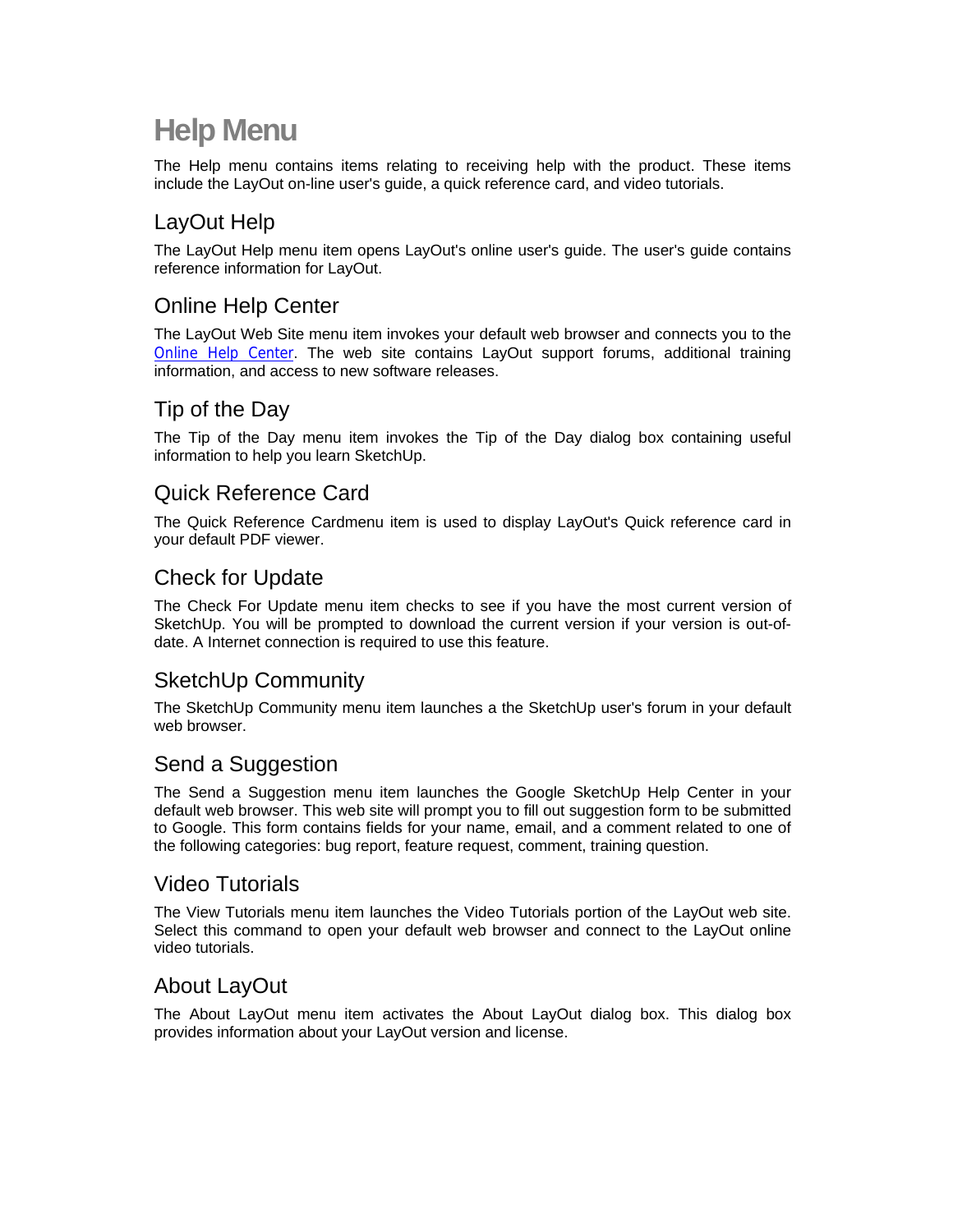# Help Menu

The Help menu contains items relating to receiving help with the product. These items include the LayOut on-line user's guide, a quick reference card, and video tutorials.

## LayOut Help

The LayOut Help menu item opens LayOut's online user's guide. The user's guide contains reference information for LayOut.

## Online Help Center

The LayOut Web Site menu item invokes your default web browser and connects you to the Online Help Center. The web site contains LayOut support forums, additional training information, and access to new software releases.

## Tip of the Day

The Tip of the Day menu item invokes the Tip of the Day dialog box containing useful information to help you learn SketchUp.

## Quick Reference Card

The Quick Reference Cardmenu item is used to display LayOut's Quick reference card in your default PDF viewer.

## Check for Update

The Check For Update menu item checks to see if you have the most current version of SketchUp. You will be prompted to download the current version if your version is out-of-date. A Internet connection is required to use this feature.

## SketchUp Community

The SketchUp Community menu item launches a the SketchUp user's forum in your default web browser.

## Send a Suggestion

The Send a Suggestion menu item launches the Google SketchUp Help Center in your default web browser. This web site will prompt you to fill out suggestion form to be submitted to Google. This form contains fields for your name, email, and a comment related to one of the following categories: bug report, feature request, comment, training question.

## Video Tutorials

The View Tutorials menu item launches the Video Tutorials portion of the LayOut web site. Select this command to open your default web browser and connect to the LayOut online video tutorials.

## About LayOut

The About LayOut menu item activates the About LayOut dialog box. This dialog box provides information about your LayOut version and license.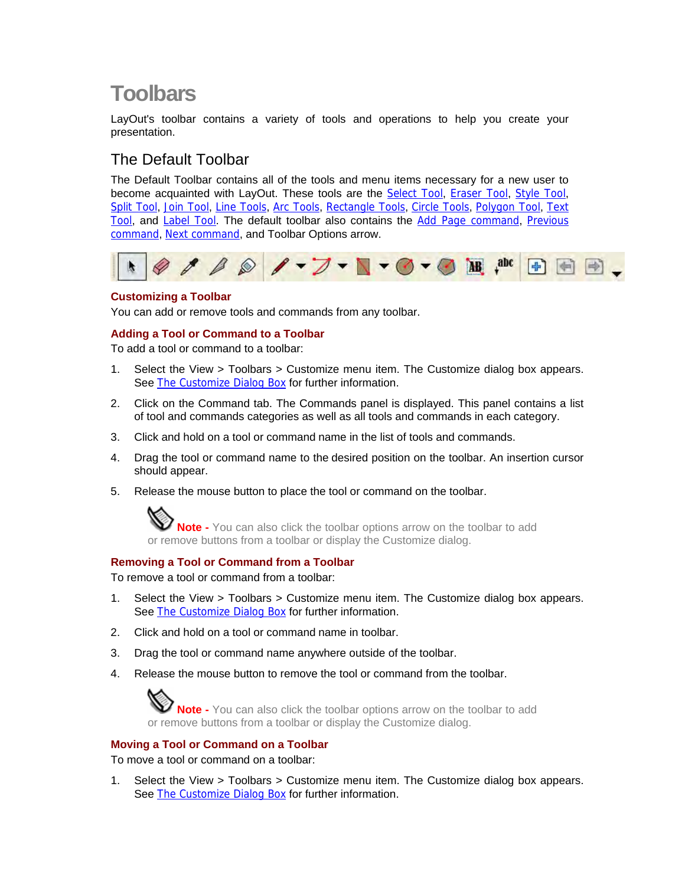# Toolbars

LayOut's toolbar contains a variety of tools and operations to help you create your presentation.

## The Default Toolbar

The Default Toolbar contains all of the tools and menu items necessary for a new user to become acquainted with LayOut. These tools are the Select Tool, Eraser Tool, Style Tool, Split Tool, Join Tool, Line Tools, Arc Tools, Rectangle Tools, Circle Tools, Polygon Tool, Text Tool, and Label Tool. The default toolbar also contains the Add Page command, Previous command, Next command, and Toolbar Options arrow.

### Customizing a Toolbar

You can add or remove tools and commands from any toolbar.

### Adding a Tool or Command to a Toolbar

To add a tool or command to a toolbar:

1. Select the View > Toolbars > Customize menu item. The Customize dialog box appears. See The Customize Dialog Box for further information.
2. Click on the Command tab. The Commands panel is displayed. This panel contains a list of tool and commands categories as well as all tools and commands in each category.
3. Click and hold on a tool or command name in the list of tools and commands.
4. Drag the tool or command name to the desired position on the toolbar. An insertion cursor should appear.
5. Release the mouse button to place the tool or command on the toolbar.

**Note -** You can also click the toolbar options arrow on the toolbar to add or remove buttons from a toolbar or display the Customize dialog.

### Removing a Tool or Command from a Toolbar

To remove a tool or command from a toolbar:

1. Select the View > Toolbars > Customize menu item. The Customize dialog box appears. See The Customize Dialog Box for further information.
2. Click and hold on a tool or command name in toolbar.
3. Drag the tool or command name anywhere outside of the toolbar.
4. Release the mouse button to remove the tool or command from the toolbar.

**Note -** You can also click the toolbar options arrow on the toolbar to add or remove buttons from a toolbar or display the Customize dialog.

### Moving a Tool or Command on a Toolbar

To move a tool or command on a toolbar:

1. Select the View > Toolbars > Customize menu item. The Customize dialog box appears. See The Customize Dialog Box for further information.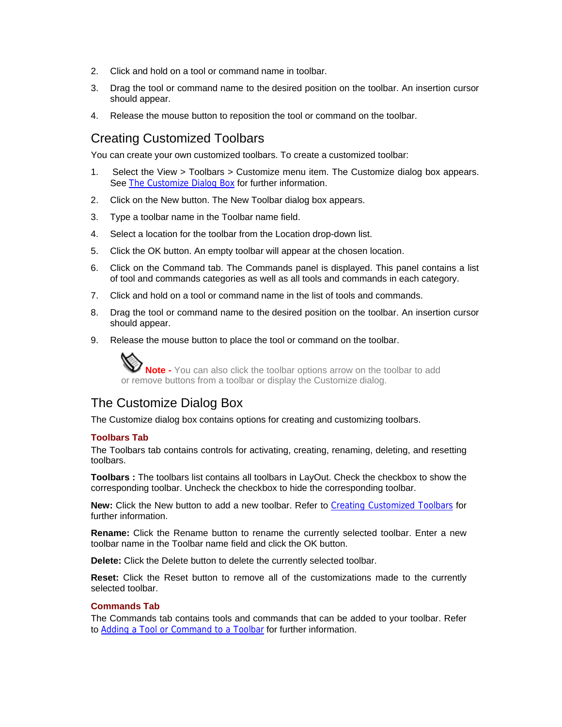2. Click and hold on a tool or command name in toolbar.
3. Drag the tool or command name to the desired position on the toolbar. An insertion cursor should appear.
4. Release the mouse button to reposition the tool or command on the toolbar.

## Creating Customized Toolbars

You can create your own customized toolbars. To create a customized toolbar:

1. Select the View > Toolbars > Customize menu item. The Customize dialog box appears. See The Customize Dialog Box for further information.
2. Click on the New button. The New Toolbar dialog box appears.
3. Type a toolbar name in the Toolbar name field.
4. Select a location for the toolbar from the Location drop-down list.
5. Click the OK button. An empty toolbar will appear at the chosen location.
6. Click on the Command tab. The Commands panel is displayed. This panel contains a list of tool and commands categories as well as all tools and commands in each category.
7. Click and hold on a tool or command name in the list of tools and commands.
8. Drag the tool or command name to the desired position on the toolbar. An insertion cursor should appear.
9. Release the mouse button to place the tool or command on the toolbar.

> **Note -** You can also click the toolbar options arrow on the toolbar to add or remove buttons from a toolbar or display the Customize dialog.

## The Customize Dialog Box

The Customize dialog box contains options for creating and customizing toolbars.

### Toolbars Tab

The Toolbars tab contains controls for activating, creating, renaming, deleting, and resetting toolbars.

**Toolbars :** The toolbars list contains all toolbars in LayOut. Check the checkbox to show the corresponding toolbar. Uncheck the checkbox to hide the corresponding toolbar.

**New:** Click the New button to add a new toolbar. Refer to Creating Customized Toolbars for further information.

**Rename:** Click the Rename button to rename the currently selected toolbar. Enter a new toolbar name in the Toolbar name field and click the OK button.

**Delete:** Click the Delete button to delete the currently selected toolbar.

**Reset:** Click the Reset button to remove all of the customizations made to the currently selected toolbar.

### Commands Tab

The Commands tab contains tools and commands that can be added to your toolbar. Refer to Adding a Tool or Command to a Toolbar for further information.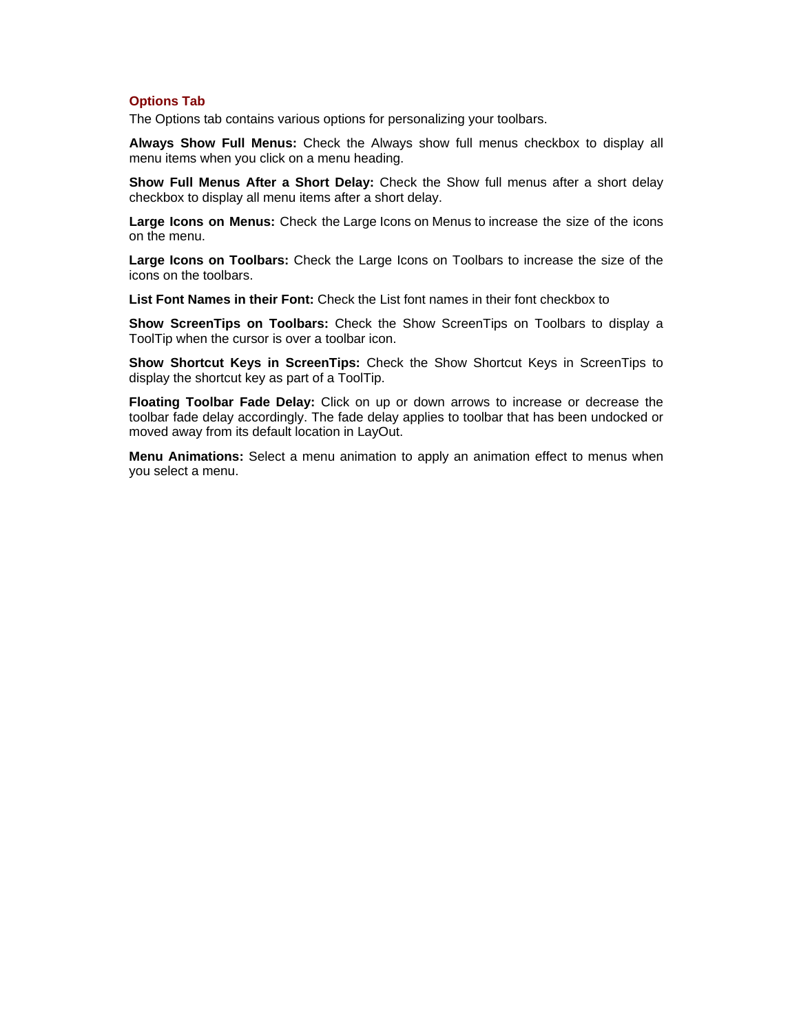## Options Tab

The Options tab contains various options for personalizing your toolbars.

**Always Show Full Menus:** Check the Always show full menus checkbox to display all menu items when you click on a menu heading.

**Show Full Menus After a Short Delay:** Check the Show full menus after a short delay checkbox to display all menu items after a short delay.

**Large Icons on Menus:** Check the Large Icons on Menus to increase the size of the icons on the menu.

**Large Icons on Toolbars:** Check the Large Icons on Toolbars to increase the size of the icons on the toolbars.

**List Font Names in their Font:** Check the List font names in their font checkbox to

**Show ScreenTips on Toolbars:** Check the Show ScreenTips on Toolbars to display a ToolTip when the cursor is over a toolbar icon.

**Show Shortcut Keys in ScreenTips:** Check the Show Shortcut Keys in ScreenTips to display the shortcut key as part of a ToolTip.

**Floating Toolbar Fade Delay:** Click on up or down arrows to increase or decrease the toolbar fade delay accordingly. The fade delay applies to toolbar that has been undocked or moved away from its default location in LayOut.

**Menu Animations:** Select a menu animation to apply an animation effect to menus when you select a menu.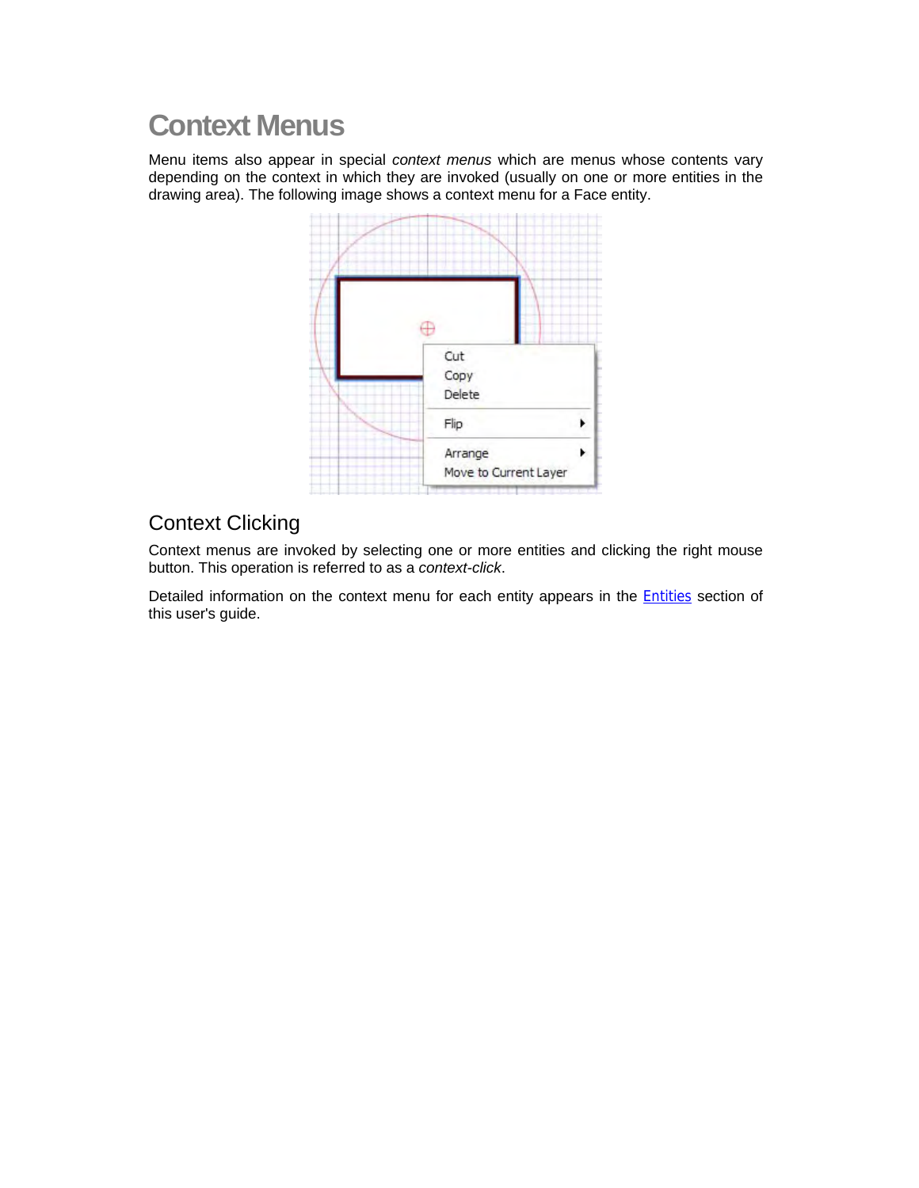# Context Menus

Menu items also appear in special *context menus* which are menus whose contents vary depending on the context in which they are invoked (usually on one or more entities in the drawing area). The following image shows a context menu for a Face entity.

## Context Clicking

Context menus are invoked by selecting one or more entities and clicking the right mouse button. This operation is referred to as a *context-click*.

Detailed information on the context menu for each entity appears in the Entities section of this user's guide.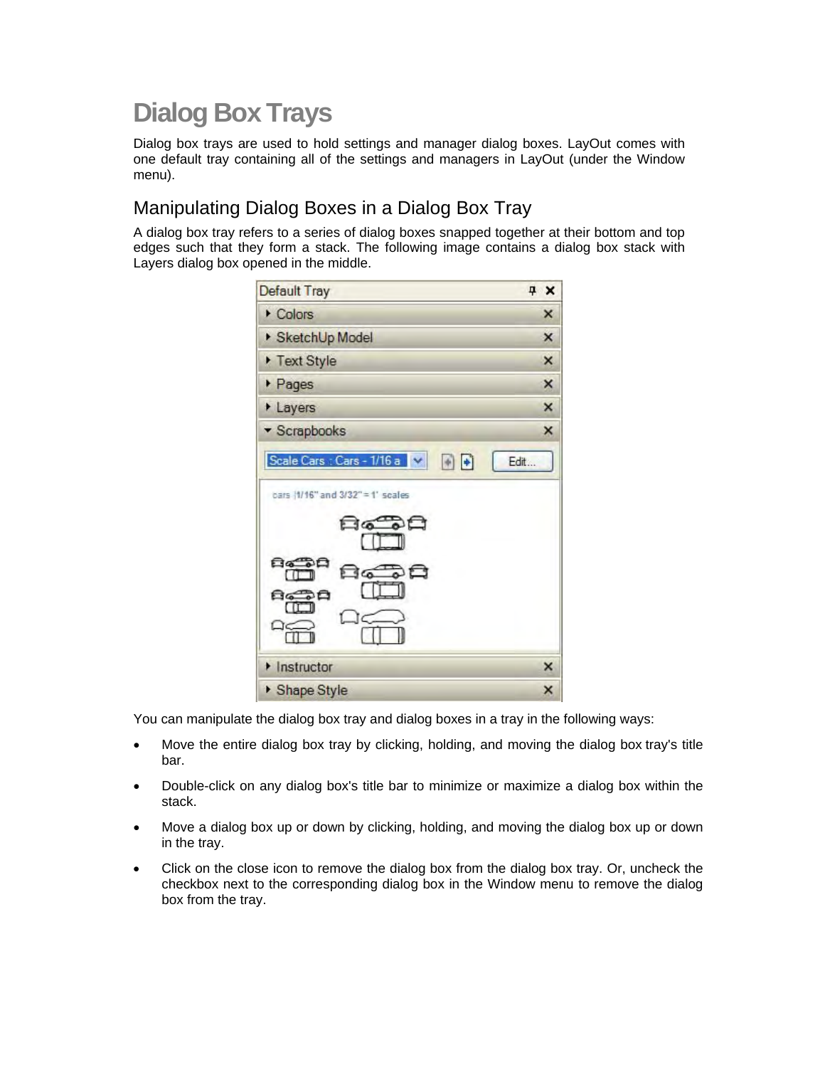# Dialog Box Trays

Dialog box trays are used to hold settings and manager dialog boxes. LayOut comes with one default tray containing all of the settings and managers in LayOut (under the Window menu).

## Manipulating Dialog Boxes in a Dialog Box Tray

A dialog box tray refers to a series of dialog boxes snapped together at their bottom and top edges such that they form a stack. The following image contains a dialog box stack with Layers dialog box opened in the middle.

You can manipulate the dialog box tray and dialog boxes in a tray in the following ways:

- Move the entire dialog box tray by clicking, holding, and moving the dialog box tray's title bar.
- Double-click on any dialog box's title bar to minimize or maximize a dialog box within the stack.
- Move a dialog box up or down by clicking, holding, and moving the dialog box up or down in the tray.
- Click on the close icon to remove the dialog box from the dialog box tray. Or, uncheck the checkbox next to the corresponding dialog box in the Window menu to remove the dialog box from the tray.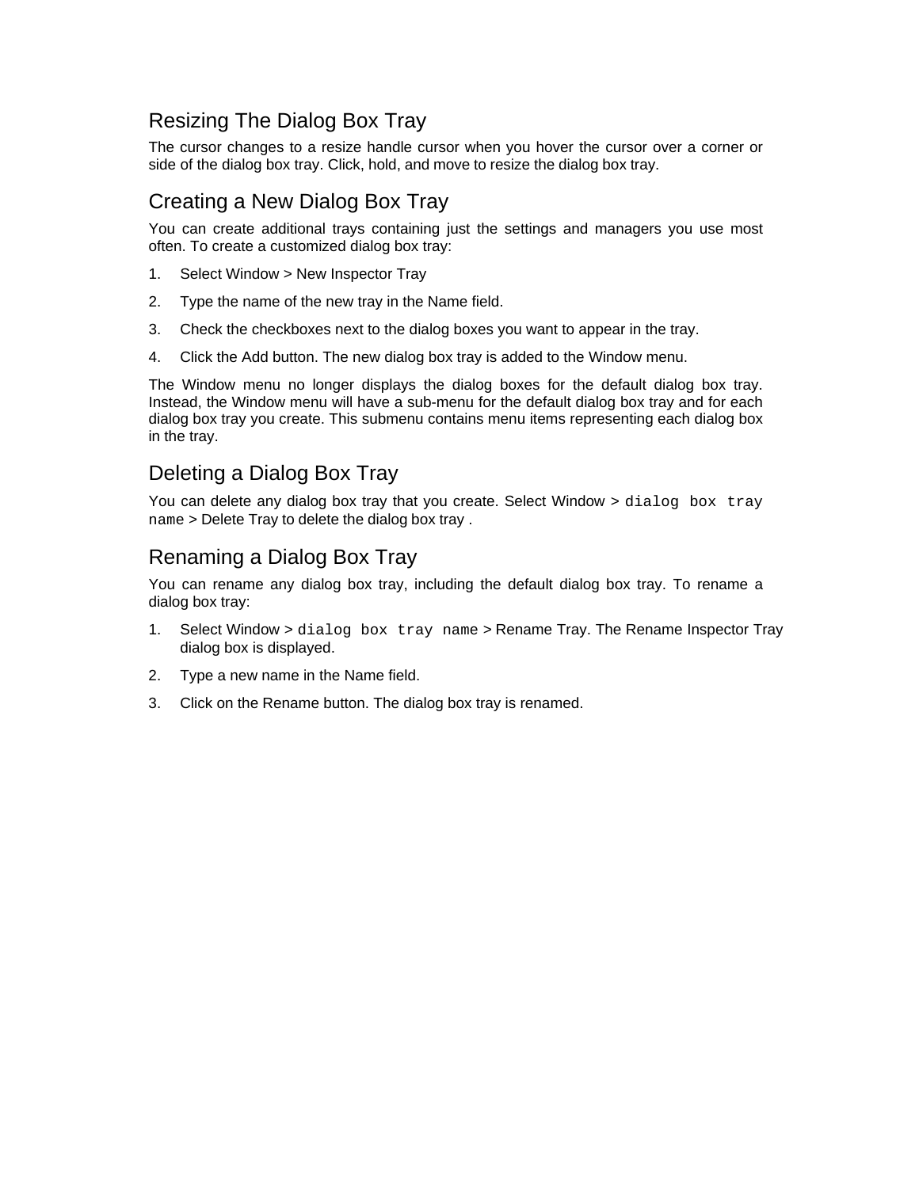## Resizing The Dialog Box Tray

The cursor changes to a resize handle cursor when you hover the cursor over a corner or side of the dialog box tray. Click, hold, and move to resize the dialog box tray.

## Creating a New Dialog Box Tray

You can create additional trays containing just the settings and managers you use most often. To create a customized dialog box tray:

1. Select Window > New Inspector Tray
2. Type the name of the new tray in the Name field.
3. Check the checkboxes next to the dialog boxes you want to appear in the tray.
4. Click the Add button. The new dialog box tray is added to the Window menu.

The Window menu no longer displays the dialog boxes for the default dialog box tray. Instead, the Window menu will have a sub-menu for the default dialog box tray and for each dialog box tray you create. This submenu contains menu items representing each dialog box in the tray.

## Deleting a Dialog Box Tray

You can delete any dialog box tray that you create. Select Window > `dialog box tray name` > Delete Tray to delete the dialog box tray .

## Renaming a Dialog Box Tray

You can rename any dialog box tray, including the default dialog box tray. To rename a dialog box tray:

1. Select Window > `dialog box tray name` > Rename Tray. The Rename Inspector Tray dialog box is displayed.
2. Type a new name in the Name field.
3. Click on the Rename button. The dialog box tray is renamed.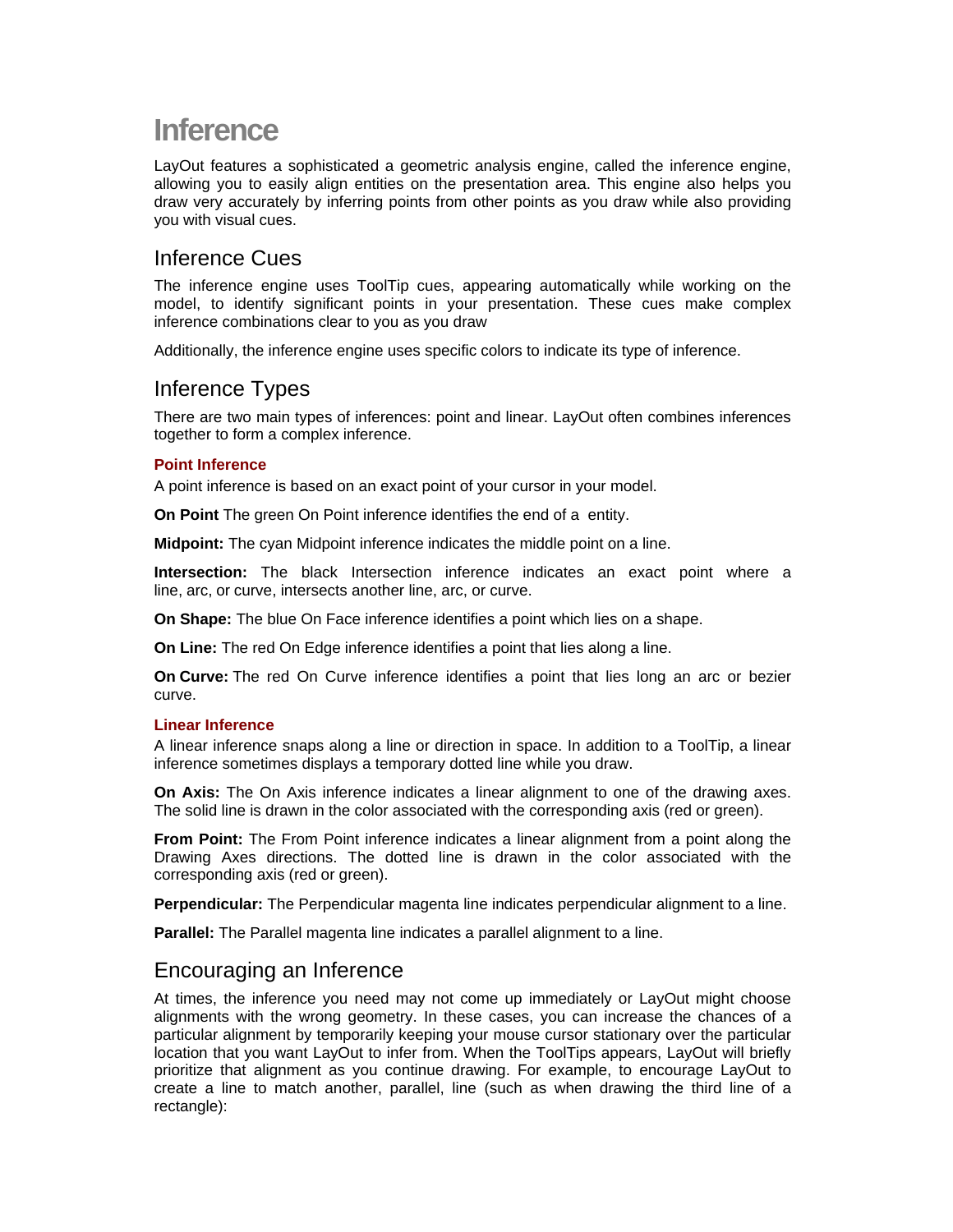# Inference

LayOut features a sophisticated a geometric analysis engine, called the inference engine, allowing you to easily align entities on the presentation area. This engine also helps you draw very accurately by inferring points from other points as you draw while also providing you with visual cues.

## Inference Cues

The inference engine uses ToolTip cues, appearing automatically while working on the model, to identify significant points in your presentation. These cues make complex inference combinations clear to you as you draw

Additionally, the inference engine uses specific colors to indicate its type of inference.

## Inference Types

There are two main types of inferences: point and linear. LayOut often combines inferences together to form a complex inference.

### Point Inference

A point inference is based on an exact point of your cursor in your model.

**On Point** The green On Point inference identifies the end of a entity.

**Midpoint:** The cyan Midpoint inference indicates the middle point on a line.

**Intersection:** The black Intersection inference indicates an exact point where a line, arc, or curve, intersects another line, arc, or curve.

**On Shape:** The blue On Face inference identifies a point which lies on a shape.

**On Line:** The red On Edge inference identifies a point that lies along a line.

**On Curve:** The red On Curve inference identifies a point that lies long an arc or bezier curve.

### Linear Inference

A linear inference snaps along a line or direction in space. In addition to a ToolTip, a linear inference sometimes displays a temporary dotted line while you draw.

**On Axis:** The On Axis inference indicates a linear alignment to one of the drawing axes. The solid line is drawn in the color associated with the corresponding axis (red or green).

**From Point:** The From Point inference indicates a linear alignment from a point along the Drawing Axes directions. The dotted line is drawn in the color associated with the corresponding axis (red or green).

**Perpendicular:** The Perpendicular magenta line indicates perpendicular alignment to a line.

**Parallel:** The Parallel magenta line indicates a parallel alignment to a line.

## Encouraging an Inference

At times, the inference you need may not come up immediately or LayOut might choose alignments with the wrong geometry. In these cases, you can increase the chances of a particular alignment by temporarily keeping your mouse cursor stationary over the particular location that you want LayOut to infer from. When the ToolTips appears, LayOut will briefly prioritize that alignment as you continue drawing. For example, to encourage LayOut to create a line to match another, parallel, line (such as when drawing the third line of a rectangle):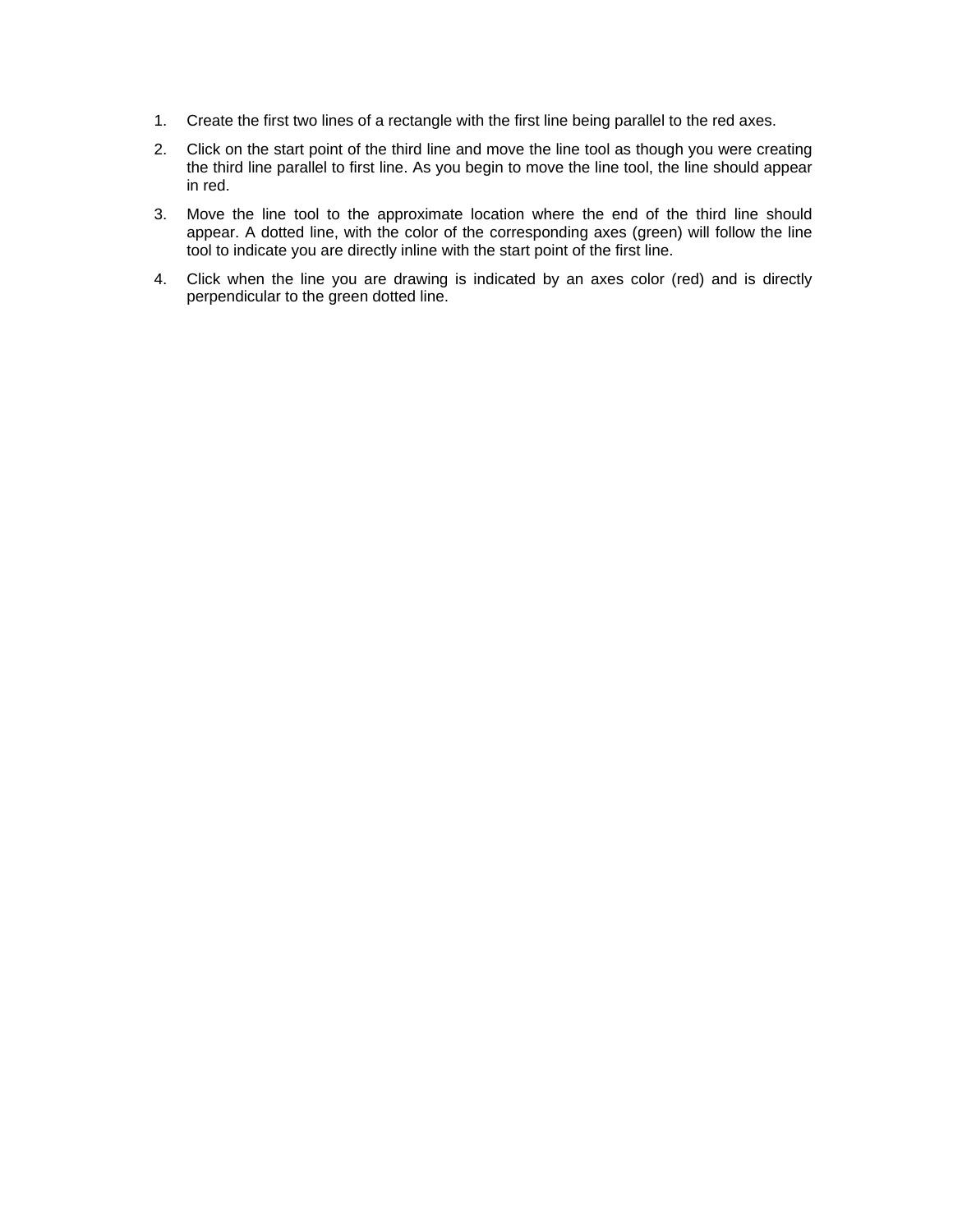1. Create the first two lines of a rectangle with the first line being parallel to the red axes.
2. Click on the start point of the third line and move the line tool as though you were creating the third line parallel to first line. As you begin to move the line tool, the line should appear in red.
3. Move the line tool to the approximate location where the end of the third line should appear. A dotted line, with the color of the corresponding axes (green) will follow the line tool to indicate you are directly inline with the start point of the first line.
4. Click when the line you are drawing is indicated by an axes color (red) and is directly perpendicular to the green dotted line.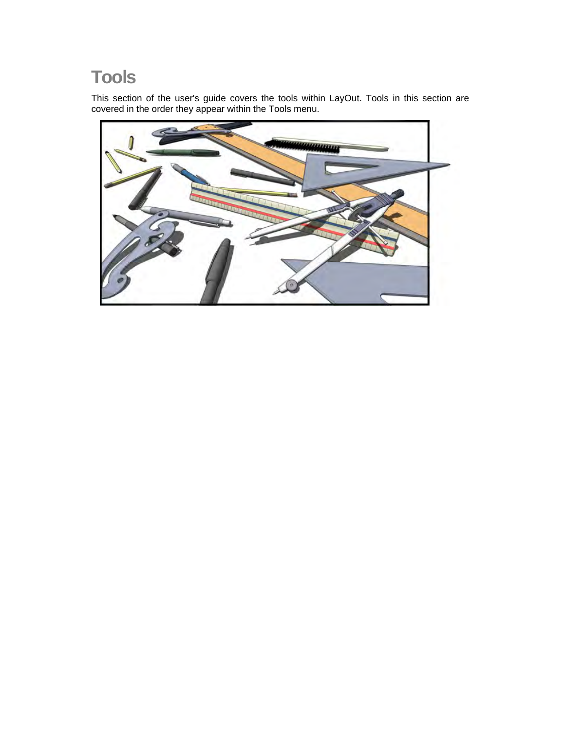# Tools

This section of the user's guide covers the tools within LayOut. Tools in this section are covered in the order they appear within the Tools menu.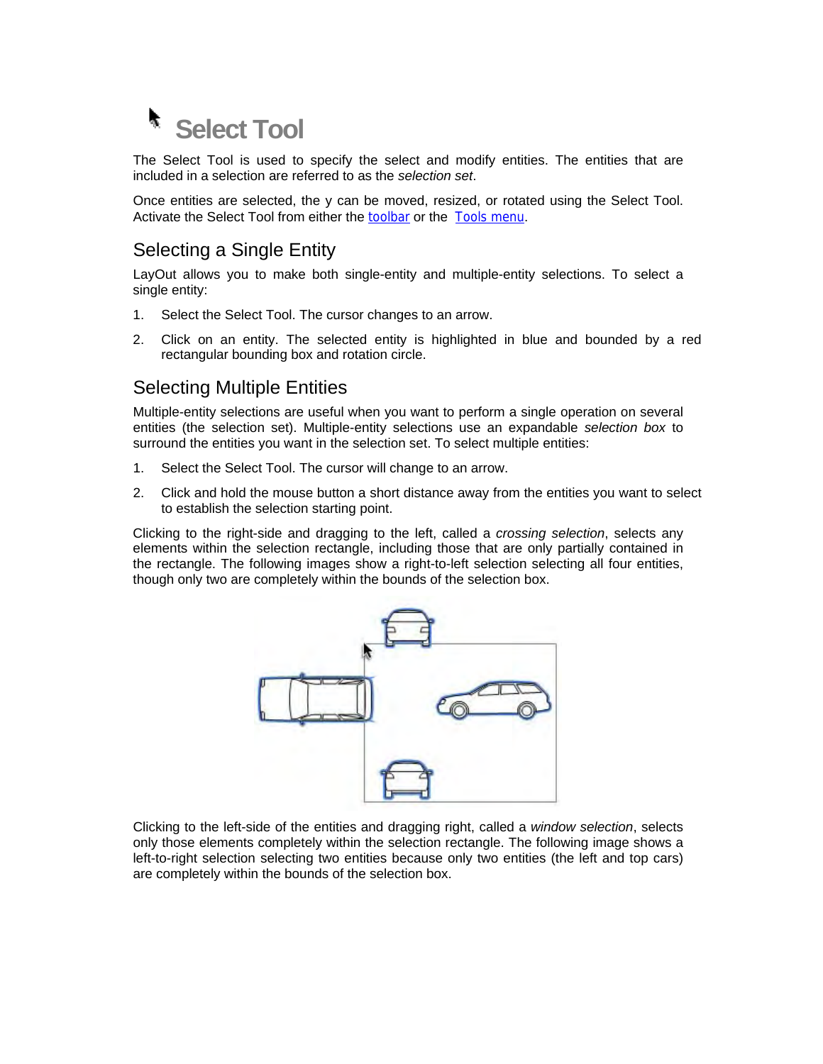# Select Tool

The Select Tool is used to specify the select and modify entities. The entities that are included in a selection are referred to as the *selection set*.

Once entities are selected, the y can be moved, resized, or rotated using the Select Tool. Activate the Select Tool from either the toolbar or the Tools menu.

## Selecting a Single Entity

LayOut allows you to make both single-entity and multiple-entity selections. To select a single entity:

1. Select the Select Tool. The cursor changes to an arrow.
2. Click on an entity. The selected entity is highlighted in blue and bounded by a red rectangular bounding box and rotation circle.

## Selecting Multiple Entities

Multiple-entity selections are useful when you want to perform a single operation on several entities (the selection set). Multiple-entity selections use an expandable *selection box* to surround the entities you want in the selection set. To select multiple entities:

1. Select the Select Tool. The cursor will change to an arrow.
2. Click and hold the mouse button a short distance away from the entities you want to select to establish the selection starting point.

Clicking to the right-side and dragging to the left, called a *crossing selection*, selects any elements within the selection rectangle, including those that are only partially contained in the rectangle. The following images show a right-to-left selection selecting all four entities, though only two are completely within the bounds of the selection box.

Clicking to the left-side of the entities and dragging right, called a *window selection*, selects only those elements completely within the selection rectangle. The following image shows a left-to-right selection selecting two entities because only two entities (the left and top cars) are completely within the bounds of the selection box.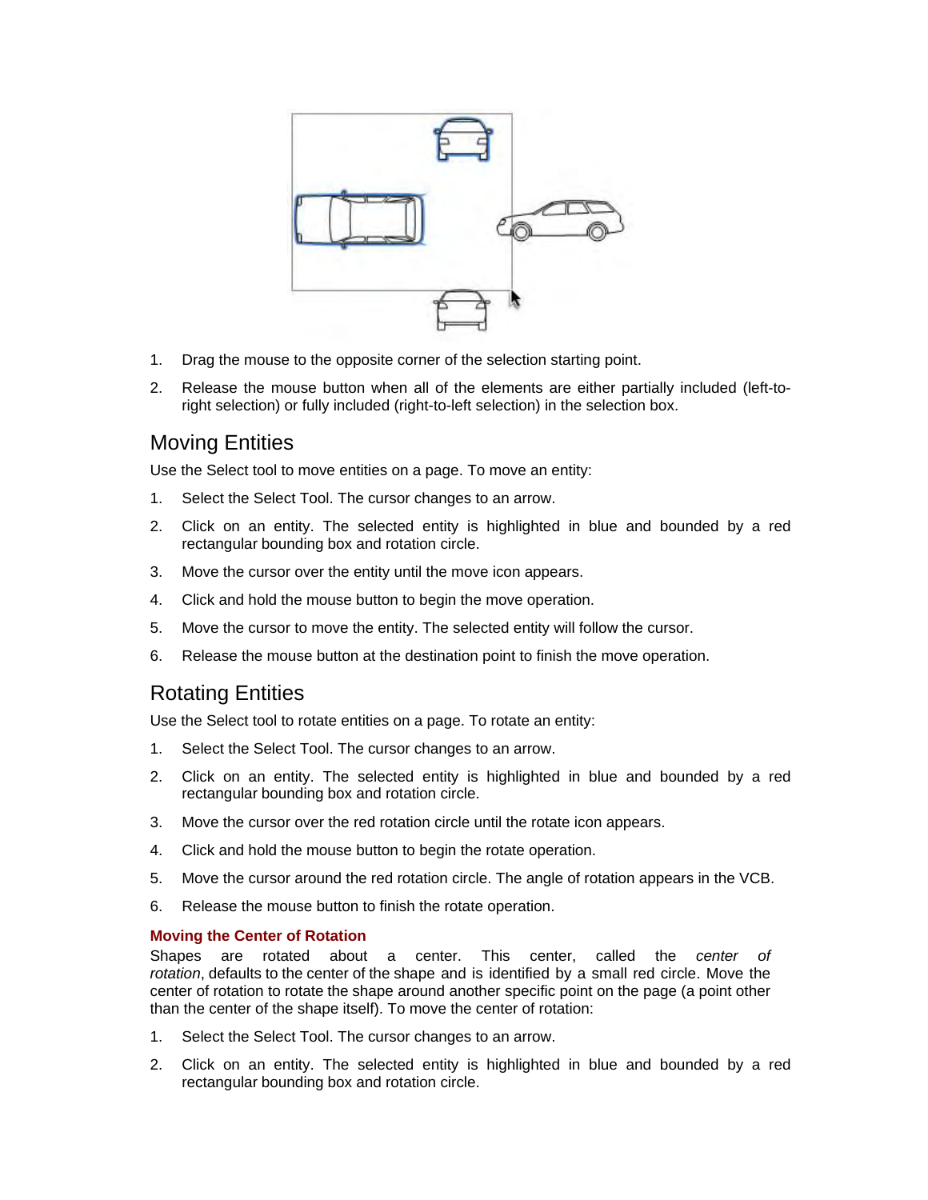1. Drag the mouse to the opposite corner of the selection starting point.
2. Release the mouse button when all of the elements are either partially included (left-to-right selection) or fully included (right-to-left selection) in the selection box.

## Moving Entities

Use the Select tool to move entities on a page. To move an entity:

1. Select the Select Tool. The cursor changes to an arrow.
2. Click on an entity. The selected entity is highlighted in blue and bounded by a red rectangular bounding box and rotation circle.
3. Move the cursor over the entity until the move icon appears.
4. Click and hold the mouse button to begin the move operation.
5. Move the cursor to move the entity. The selected entity will follow the cursor.
6. Release the mouse button at the destination point to finish the move operation.

## Rotating Entities

Use the Select tool to rotate entities on a page. To rotate an entity:

1. Select the Select Tool. The cursor changes to an arrow.
2. Click on an entity. The selected entity is highlighted in blue and bounded by a red rectangular bounding box and rotation circle.
3. Move the cursor over the red rotation circle until the rotate icon appears.
4. Click and hold the mouse button to begin the rotate operation.
5. Move the cursor around the red rotation circle. The angle of rotation appears in the VCB.
6. Release the mouse button to finish the rotate operation.

### Moving the Center of Rotation

Shapes are rotated about a center. This center, called the *center of rotation*, defaults to the center of the shape and is identified by a small red circle. Move the center of rotation to rotate the shape around another specific point on the page (a point other than the center of the shape itself). To move the center of rotation:

1. Select the Select Tool. The cursor changes to an arrow.
2. Click on an entity. The selected entity is highlighted in blue and bounded by a red rectangular bounding box and rotation circle.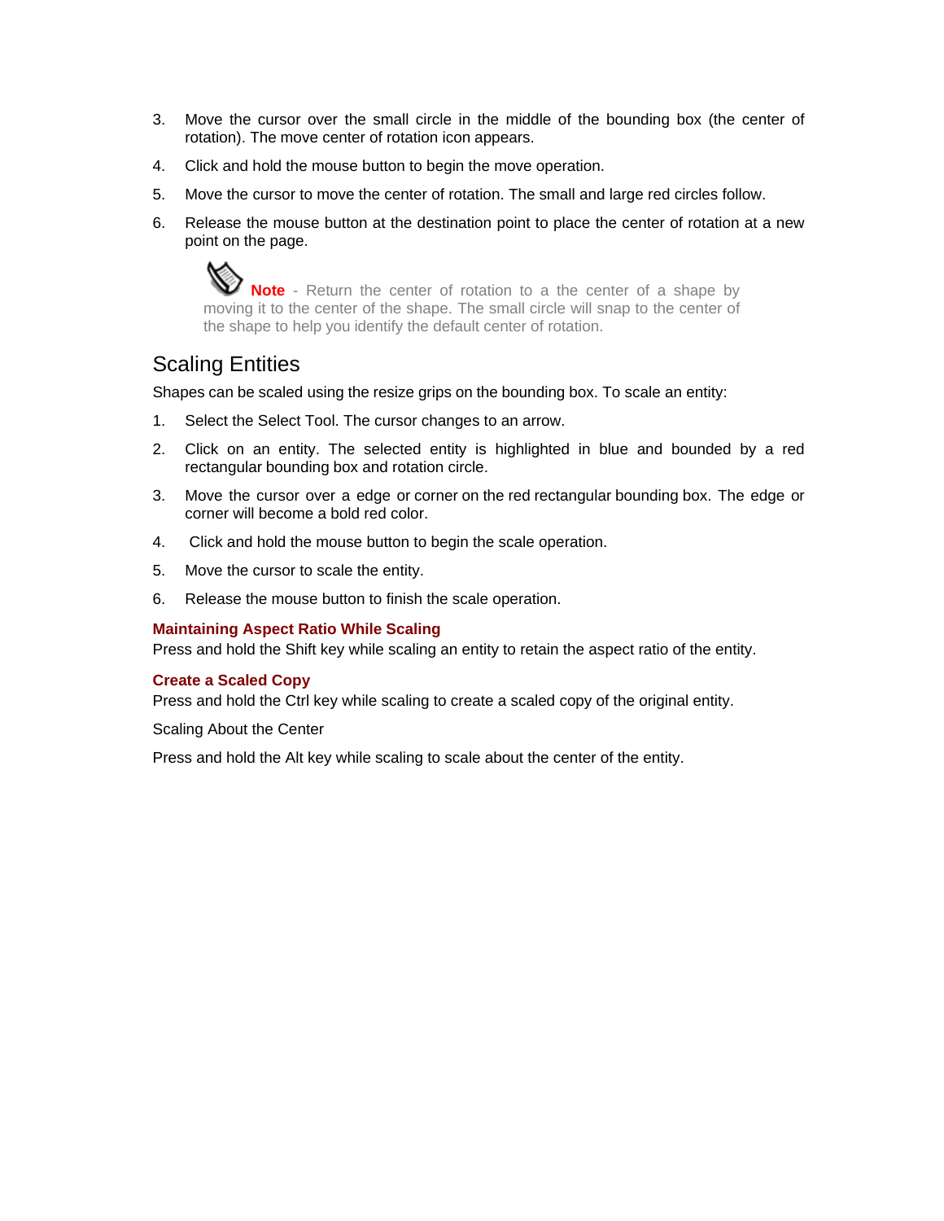3. Move the cursor over the small circle in the middle of the bounding box (the center of rotation). The move center of rotation icon appears.
4. Click and hold the mouse button to begin the move operation.
5. Move the cursor to move the center of rotation. The small and large red circles follow.
6. Release the mouse button at the destination point to place the center of rotation at a new point on the page.

> **Note** - Return the center of rotation to a the center of a shape by moving it to the center of the shape. The small circle will snap to the center of the shape to help you identify the default center of rotation.

## Scaling Entities

Shapes can be scaled using the resize grips on the bounding box. To scale an entity:

1. Select the Select Tool. The cursor changes to an arrow.
2. Click on an entity. The selected entity is highlighted in blue and bounded by a red rectangular bounding box and rotation circle.
3. Move the cursor over a edge or corner on the red rectangular bounding box. The edge or corner will become a bold red color.
4. Click and hold the mouse button to begin the scale operation.
5. Move the cursor to scale the entity.
6. Release the mouse button to finish the scale operation.

### Maintaining Aspect Ratio While Scaling

Press and hold the Shift key while scaling an entity to retain the aspect ratio of the entity.

### Create a Scaled Copy

Press and hold the Ctrl key while scaling to create a scaled copy of the original entity.

Scaling About the Center

Press and hold the Alt key while scaling to scale about the center of the entity.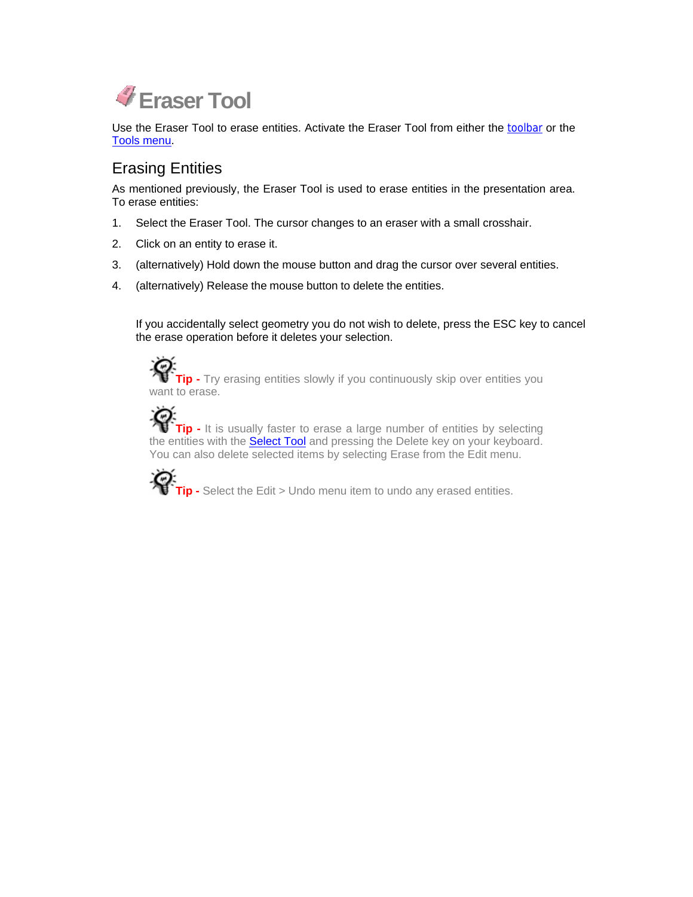# Eraser Tool

Use the Eraser Tool to erase entities. Activate the Eraser Tool from either the toolbar or the Tools menu.

## Erasing Entities

As mentioned previously, the Eraser Tool is used to erase entities in the presentation area. To erase entities:

1. Select the Eraser Tool. The cursor changes to an eraser with a small crosshair.
2. Click on an entity to erase it.
3. (alternatively) Hold down the mouse button and drag the cursor over several entities.
4. (alternatively) Release the mouse button to delete the entities.

If you accidentally select geometry you do not wish to delete, press the ESC key to cancel the erase operation before it deletes your selection.

**Tip -** Try erasing entities slowly if you continuously skip over entities you want to erase.

**Tip -** It is usually faster to erase a large number of entities by selecting the entities with the Select Tool and pressing the Delete key on your keyboard. You can also delete selected items by selecting Erase from the Edit menu.

**Tip -** Select the Edit > Undo menu item to undo any erased entities.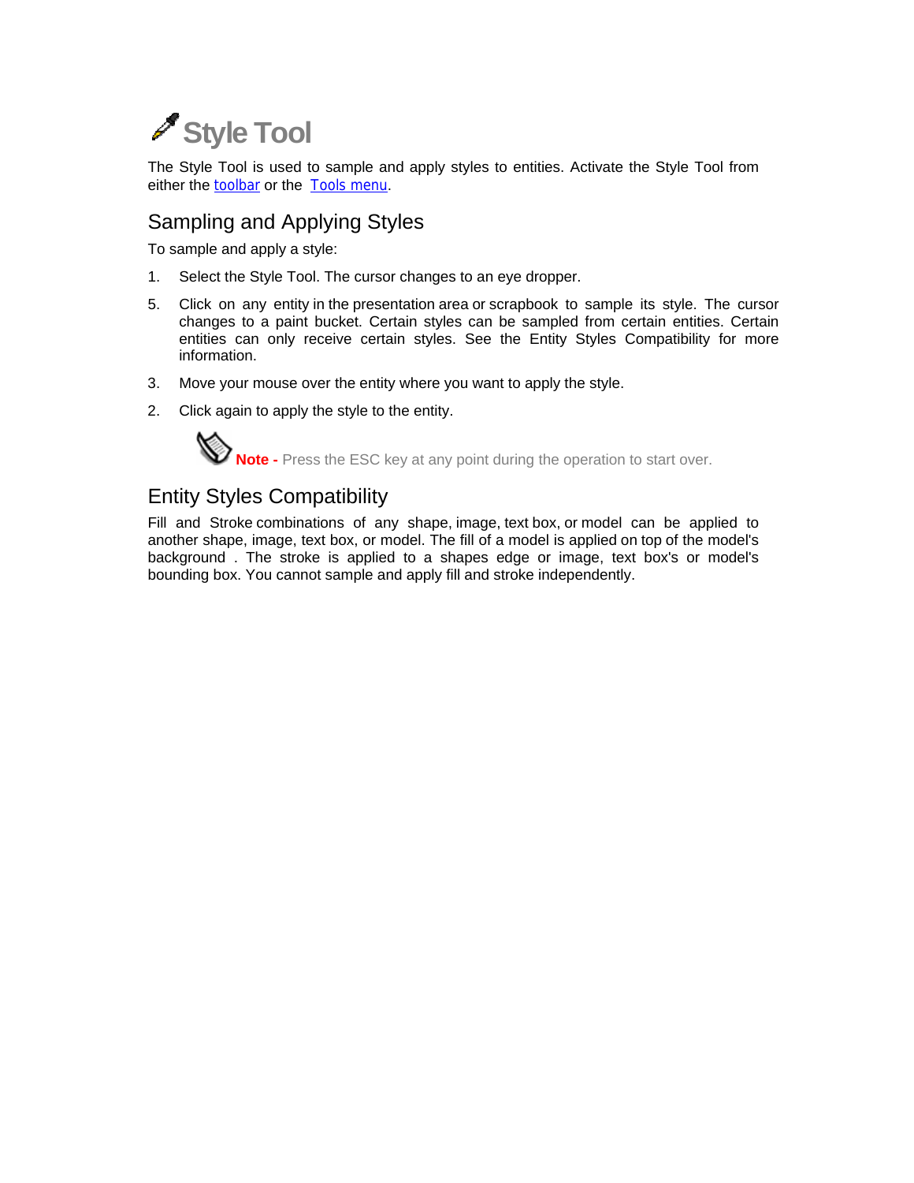# Style Tool

The Style Tool is used to sample and apply styles to entities. Activate the Style Tool from either the toolbar or the Tools menu.

## Sampling and Applying Styles

To sample and apply a style:

1. Select the Style Tool. The cursor changes to an eye dropper.

5. Click on any entity in the presentation area or scrapbook to sample its style. The cursor changes to a paint bucket. Certain styles can be sampled from certain entities. Certain entities can only receive certain styles. See the Entity Styles Compatibility for more information.

3. Move your mouse over the entity where you want to apply the style.

2. Click again to apply the style to the entity.

**Note -** Press the ESC key at any point during the operation to start over.

## Entity Styles Compatibility

Fill and Stroke combinations of any shape, image, text box, or model can be applied to another shape, image, text box, or model. The fill of a model is applied on top of the model's background . The stroke is applied to a shapes edge or image, text box's or model's bounding box. You cannot sample and apply fill and stroke independently.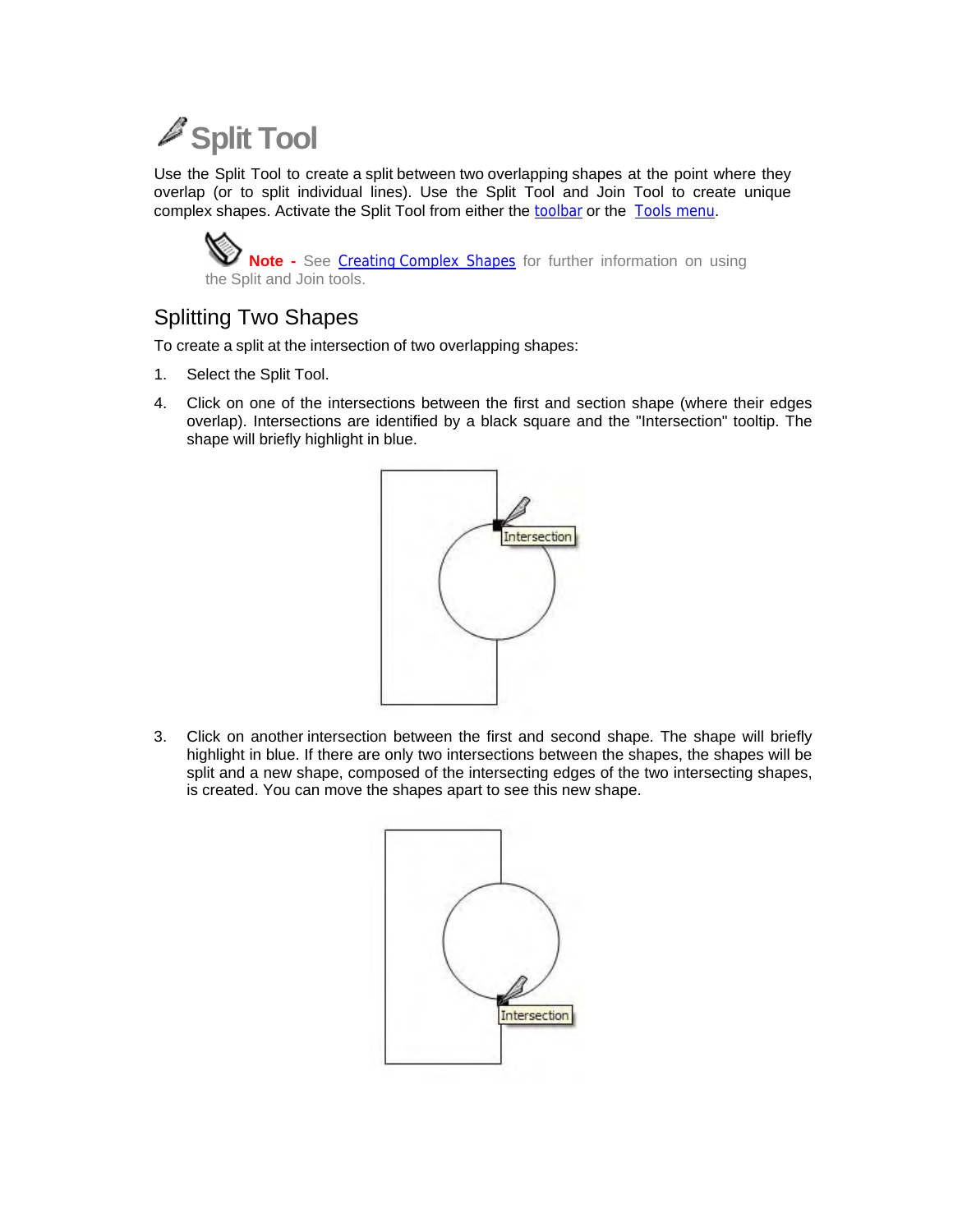# Split Tool

Use the Split Tool to create a split between two overlapping shapes at the point where they overlap (or to split individual lines). Use the Split Tool and Join Tool to create unique complex shapes. Activate the Split Tool from either the toolbar or the Tools menu.

**Note -** See Creating Complex Shapes for further information on using the Split and Join tools.

## Splitting Two Shapes

To create a split at the intersection of two overlapping shapes:

1. Select the Split Tool.

4. Click on one of the intersections between the first and section shape (where their edges overlap). Intersections are identified by a black square and the "Intersection" tooltip. The shape will briefly highlight in blue.

3. Click on another intersection between the first and second shape. The shape will briefly highlight in blue. If there are only two intersections between the shapes, the shapes will be split and a new shape, composed of the intersecting edges of the two intersecting shapes, is created. You can move the shapes apart to see this new shape.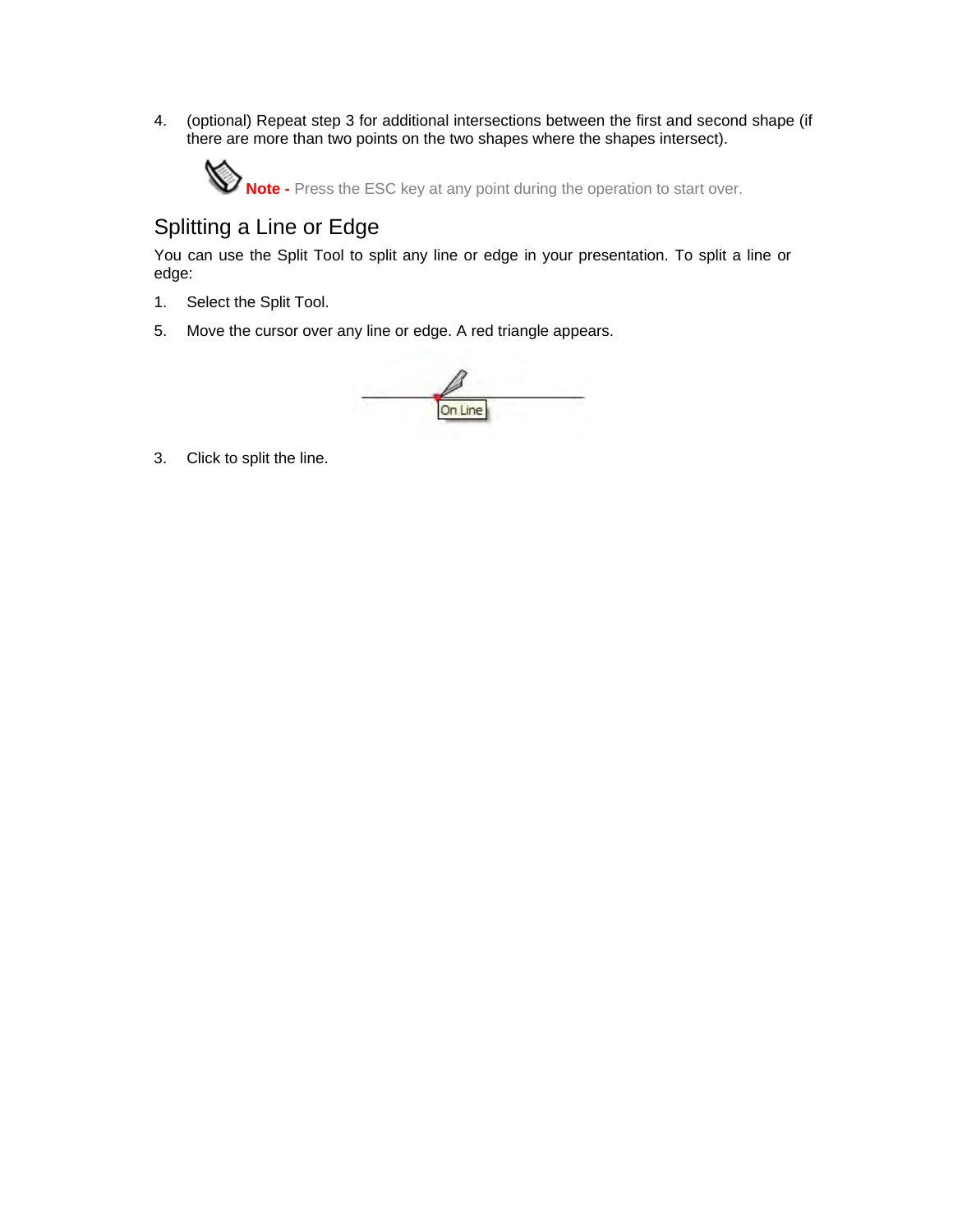4. (optional) Repeat step 3 for additional intersections between the first and second shape (if there are more than two points on the two shapes where the shapes intersect).

   **Note -** Press the ESC key at any point during the operation to start over.

## Splitting a Line or Edge

You can use the Split Tool to split any line or edge in your presentation. To split a line or edge:

1. Select the Split Tool.

5. Move the cursor over any line or edge. A red triangle appears.

3. Click to split the line.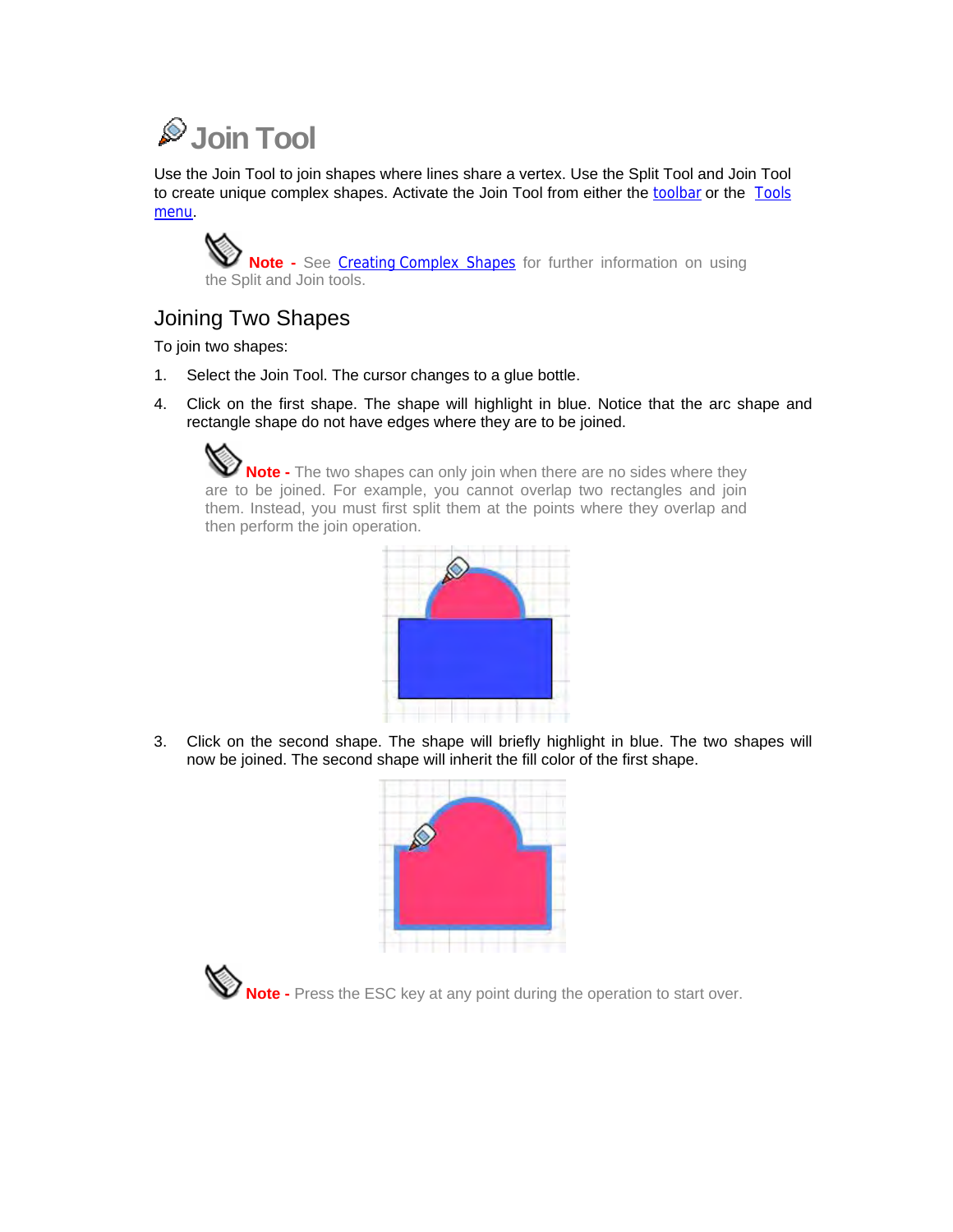# Join Tool

Use the Join Tool to join shapes where lines share a vertex. Use the Split Tool and Join Tool to create unique complex shapes. Activate the Join Tool from either the toolbar or the Tools menu.

> **Note -** See Creating Complex Shapes for further information on using the Split and Join tools.

## Joining Two Shapes

To join two shapes:

1. Select the Join Tool. The cursor changes to a glue bottle.

4. Click on the first shape. The shape will highlight in blue. Notice that the arc shape and rectangle shape do not have edges where they are to be joined.

> **Note -** The two shapes can only join when there are no sides where they are to be joined. For example, you cannot overlap two rectangles and join them. Instead, you must first split them at the points where they overlap and then perform the join operation.

3. Click on the second shape. The shape will briefly highlight in blue. The two shapes will now be joined. The second shape will inherit the fill color of the first shape.

> **Note -** Press the ESC key at any point during the operation to start over.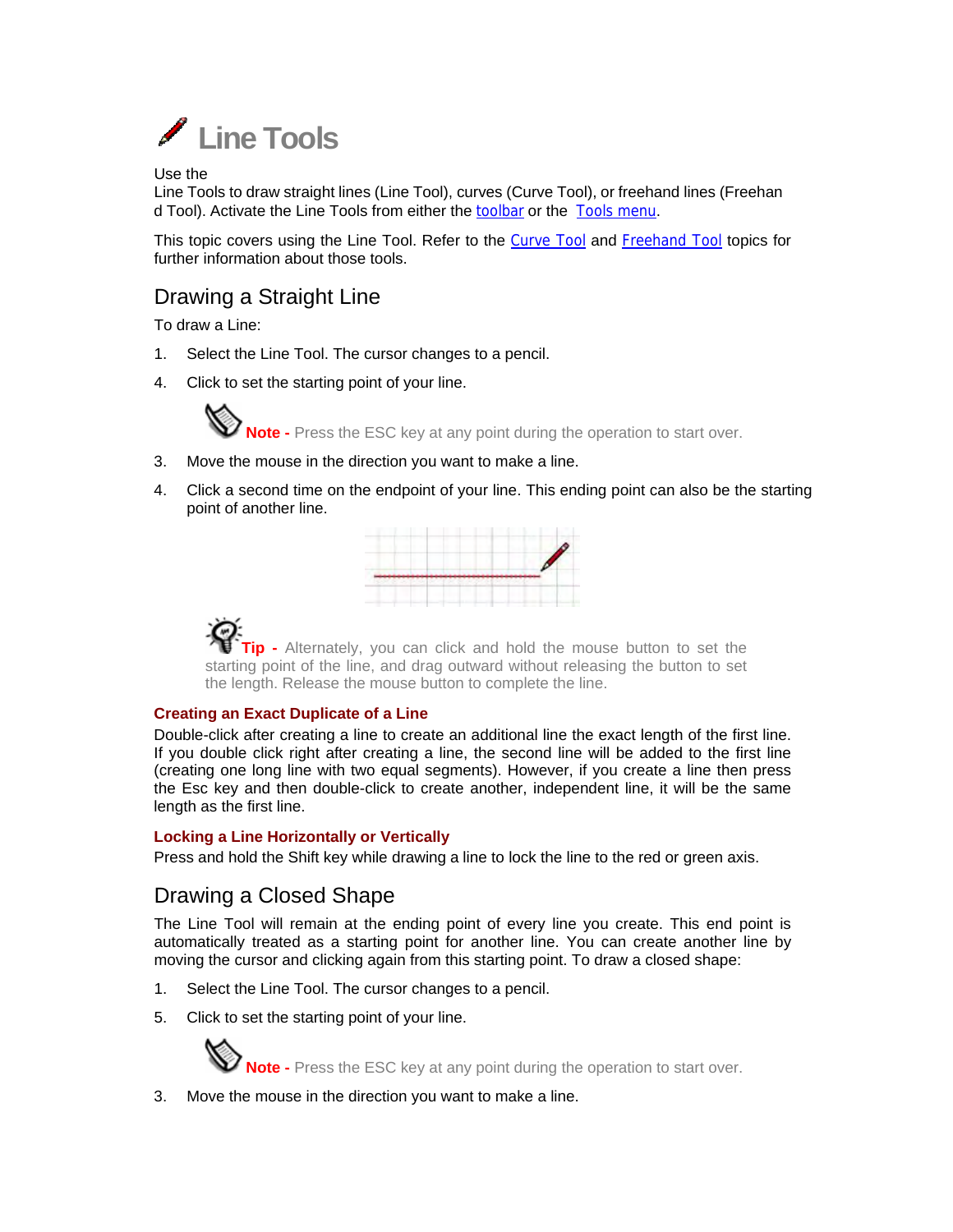# Line Tools

Use the
Line Tools to draw straight lines (Line Tool), curves (Curve Tool), or freehand lines (Freehan d Tool). Activate the Line Tools from either the toolbar or the Tools menu.

This topic covers using the Line Tool. Refer to the Curve Tool and Freehand Tool topics for further information about those tools.

## Drawing a Straight Line

To draw a Line:

1. Select the Line Tool. The cursor changes to a pencil.
4. Click to set the starting point of your line.

   **Note -** Press the ESC key at any point during the operation to start over.

3. Move the mouse in the direction you want to make a line.
4. Click a second time on the endpoint of your line. This ending point can also be the starting point of another line.

   **Tip -** Alternately, you can click and hold the mouse button to set the starting point of the line, and drag outward without releasing the button to set the length. Release the mouse button to complete the line.

### Creating an Exact Duplicate of a Line

Double-click after creating a line to create an additional line the exact length of the first line. If you double click right after creating a line, the second line will be added to the first line (creating one long line with two equal segments). However, if you create a line then press the Esc key and then double-click to create another, independent line, it will be the same length as the first line.

### Locking a Line Horizontally or Vertically

Press and hold the Shift key while drawing a line to lock the line to the red or green axis.

## Drawing a Closed Shape

The Line Tool will remain at the ending point of every line you create. This end point is automatically treated as a starting point for another line. You can create another line by moving the cursor and clicking again from this starting point. To draw a closed shape:

1. Select the Line Tool. The cursor changes to a pencil.
5. Click to set the starting point of your line.

   **Note -** Press the ESC key at any point during the operation to start over.

3. Move the mouse in the direction you want to make a line.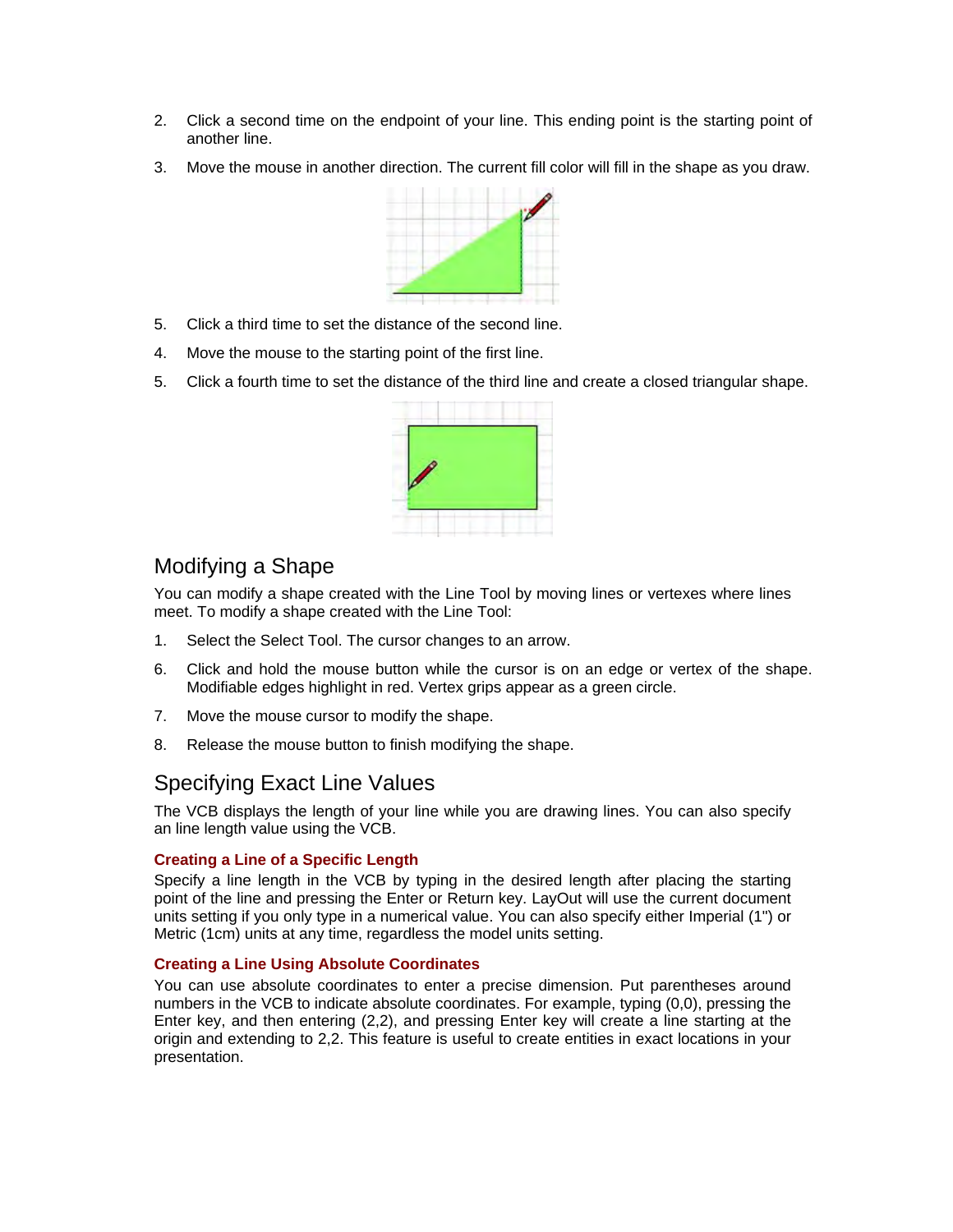2. Click a second time on the endpoint of your line. This ending point is the starting point of another line.

3. Move the mouse in another direction. The current fill color will fill in the shape as you draw.

5. Click a third time to set the distance of the second line.

4. Move the mouse to the starting point of the first line.

5. Click a fourth time to set the distance of the third line and create a closed triangular shape.

## Modifying a Shape

You can modify a shape created with the Line Tool by moving lines or vertexes where lines meet. To modify a shape created with the Line Tool:

1. Select the Select Tool. The cursor changes to an arrow.

6. Click and hold the mouse button while the cursor is on an edge or vertex of the shape. Modifiable edges highlight in red. Vertex grips appear as a green circle.

7. Move the mouse cursor to modify the shape.

8. Release the mouse button to finish modifying the shape.

## Specifying Exact Line Values

The VCB displays the length of your line while you are drawing lines. You can also specify an line length value using the VCB.

### Creating a Line of a Specific Length

Specify a line length in the VCB by typing in the desired length after placing the starting point of the line and pressing the Enter or Return key. LayOut will use the current document units setting if you only type in a numerical value. You can also specify either Imperial (1") or Metric (1cm) units at any time, regardless the model units setting.

### Creating a Line Using Absolute Coordinates

You can use absolute coordinates to enter a precise dimension. Put parentheses around numbers in the VCB to indicate absolute coordinates. For example, typing (0,0), pressing the Enter key, and then entering (2,2), and pressing Enter key will create a line starting at the origin and extending to 2,2. This feature is useful to create entities in exact locations in your presentation.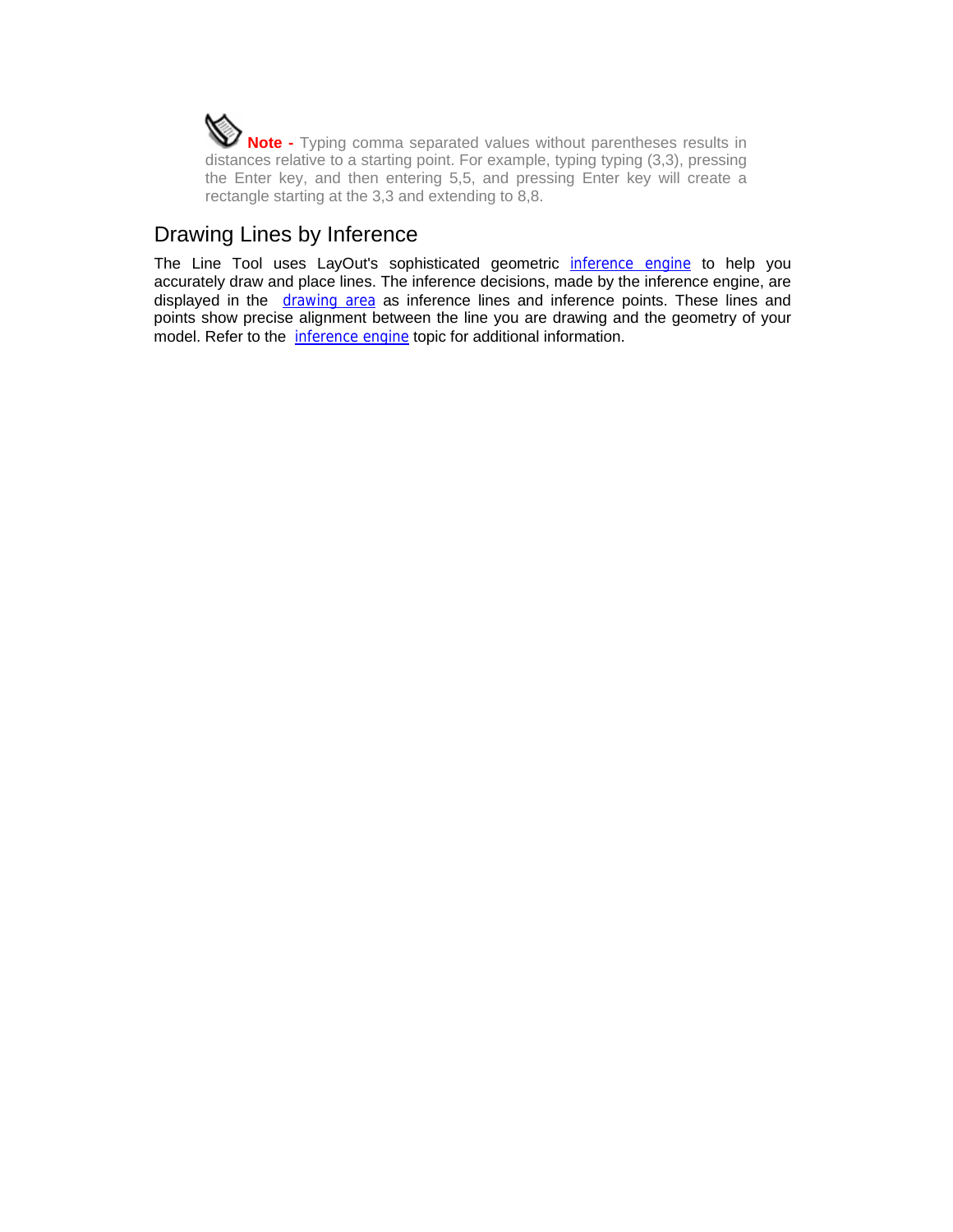**Note -** Typing comma separated values without parentheses results in distances relative to a starting point. For example, typing typing (3,3), pressing the Enter key, and then entering 5,5, and pressing Enter key will create a rectangle starting at the 3,3 and extending to 8,8.

## Drawing Lines by Inference

The Line Tool uses LayOut's sophisticated geometric inference engine to help you accurately draw and place lines. The inference decisions, made by the inference engine, are displayed in the drawing area as inference lines and inference points. These lines and points show precise alignment between the line you are drawing and the geometry of your model. Refer to the inference engine topic for additional information.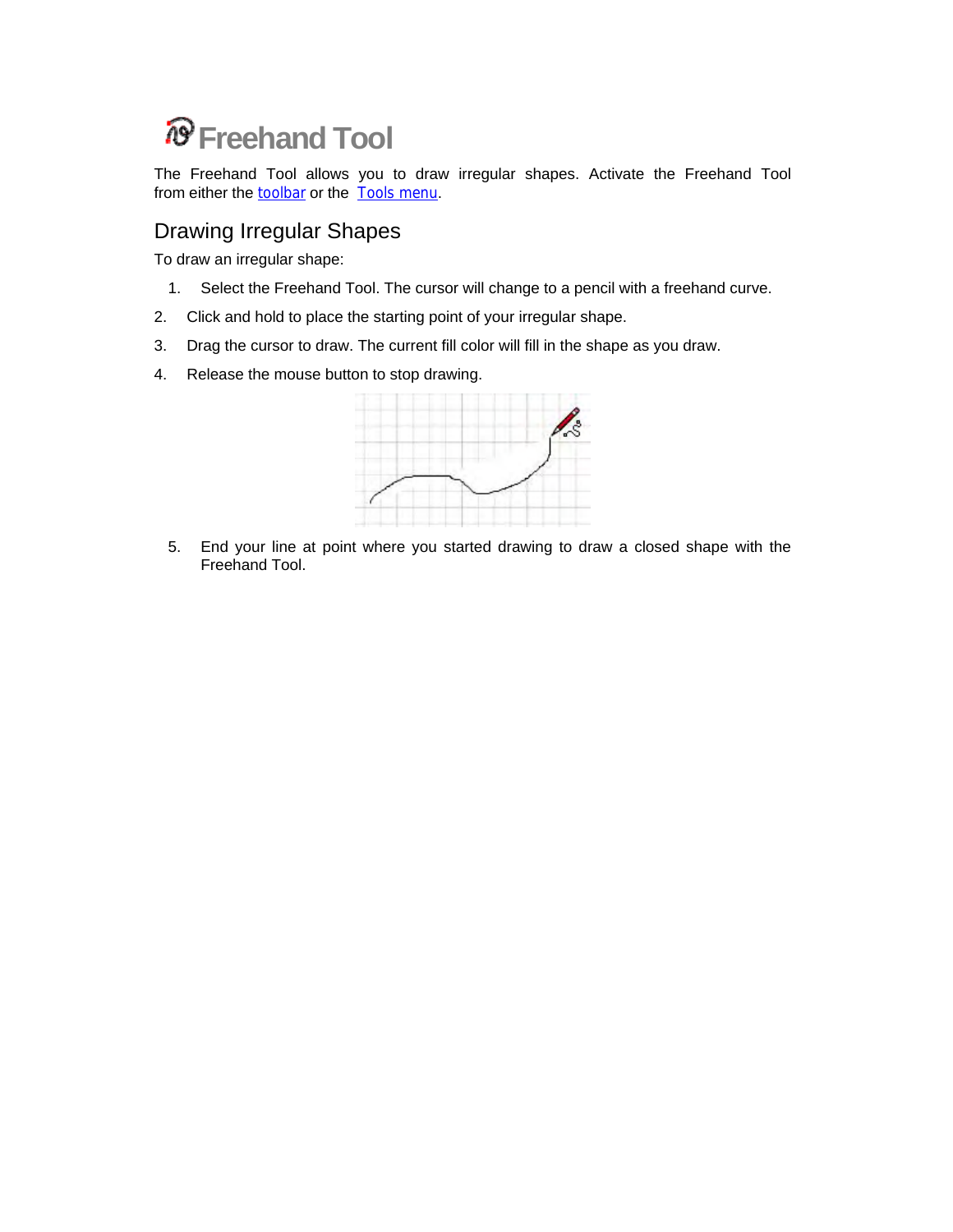# Freehand Tool

The Freehand Tool allows you to draw irregular shapes. Activate the Freehand Tool from either the toolbar or the Tools menu.

## Drawing Irregular Shapes

To draw an irregular shape:

1. Select the Freehand Tool. The cursor will change to a pencil with a freehand curve.
2. Click and hold to place the starting point of your irregular shape.
3. Drag the cursor to draw. The current fill color will fill in the shape as you draw.
4. Release the mouse button to stop drawing.
5. End your line at point where you started drawing to draw a closed shape with the Freehand Tool.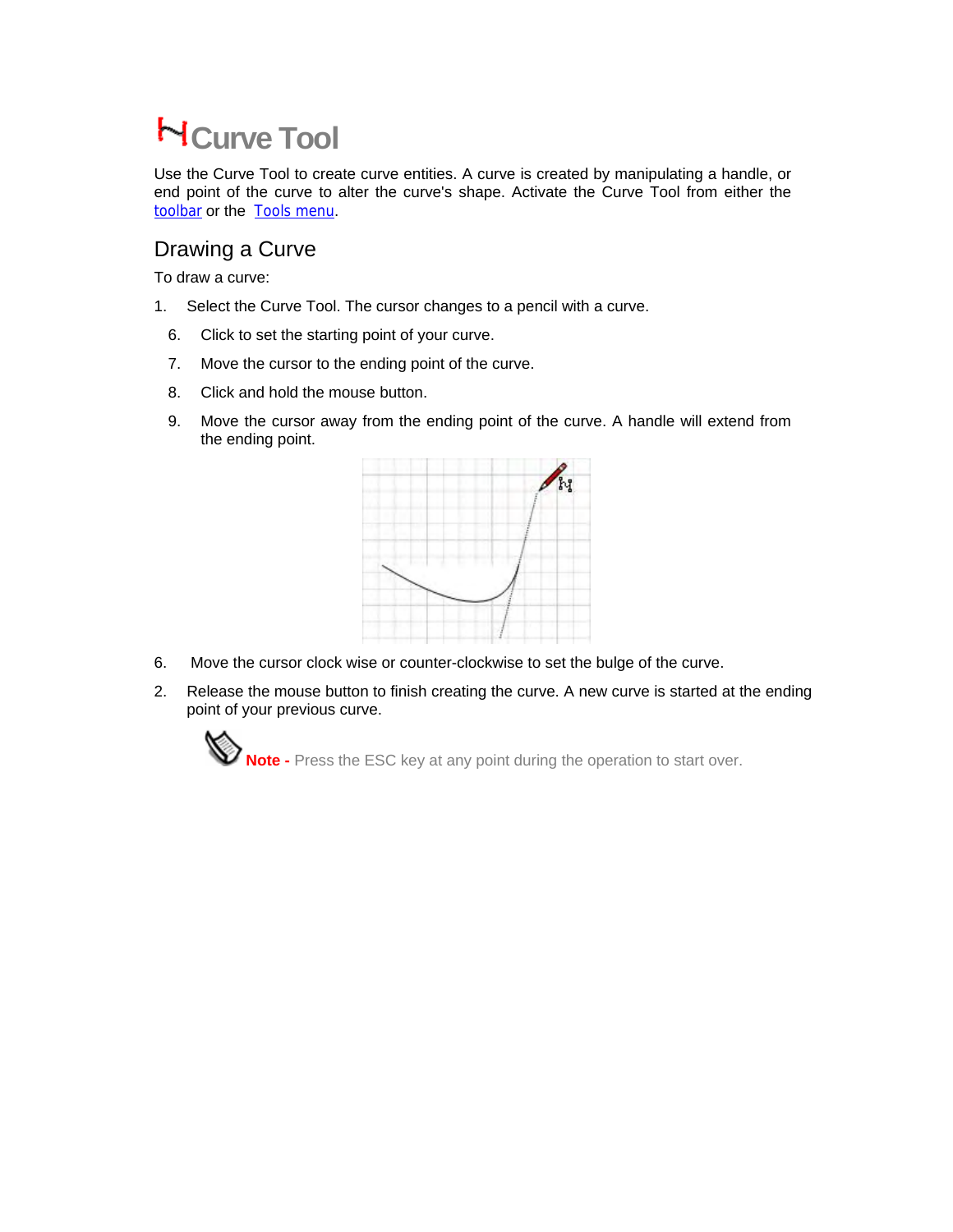# Curve Tool

Use the Curve Tool to create curve entities. A curve is created by manipulating a handle, or end point of the curve to alter the curve's shape. Activate the Curve Tool from either the toolbar or the Tools menu.

## Drawing a Curve

To draw a curve:

1. Select the Curve Tool. The cursor changes to a pencil with a curve.

   6. Click to set the starting point of your curve.
   7. Move the cursor to the ending point of the curve.
   8. Click and hold the mouse button.
   9. Move the cursor away from the ending point of the curve. A handle will extend from the ending point.

6. Move the cursor clock wise or counter-clockwise to set the bulge of the curve.
2. Release the mouse button to finish creating the curve. A new curve is started at the ending point of your previous curve.

**Note -** Press the ESC key at any point during the operation to start over.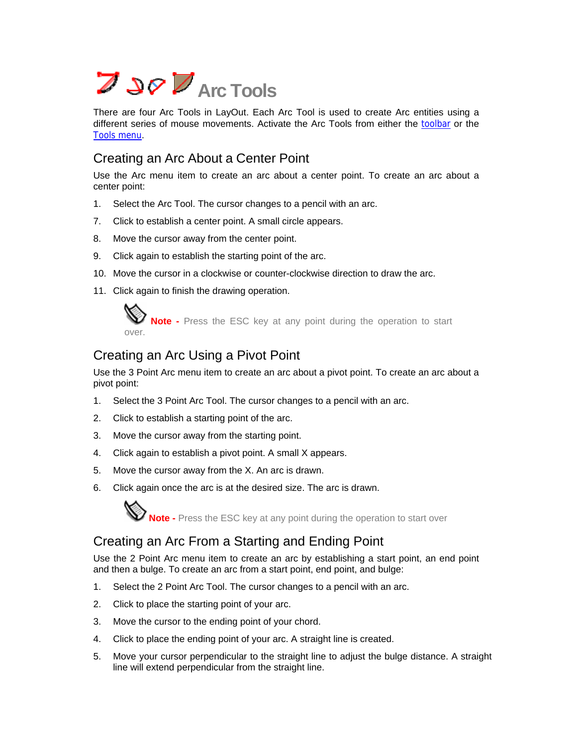# Arc Tools

There are four Arc Tools in LayOut. Each Arc Tool is used to create Arc entities using a different series of mouse movements. Activate the Arc Tools from either the toolbar or the Tools menu.

## Creating an Arc About a Center Point

Use the Arc menu item to create an arc about a center point. To create an arc about a center point:

1. Select the Arc Tool. The cursor changes to a pencil with an arc.
7. Click to establish a center point. A small circle appears.
8. Move the cursor away from the center point.
9. Click again to establish the starting point of the arc.
10. Move the cursor in a clockwise or counter-clockwise direction to draw the arc.
11. Click again to finish the drawing operation.

> **Note -** Press the ESC key at any point during the operation to start over.

## Creating an Arc Using a Pivot Point

Use the 3 Point Arc menu item to create an arc about a pivot point. To create an arc about a pivot point:

1. Select the 3 Point Arc Tool. The cursor changes to a pencil with an arc.
2. Click to establish a starting point of the arc.
3. Move the cursor away from the starting point.
4. Click again to establish a pivot point. A small X appears.
5. Move the cursor away from the X. An arc is drawn.
6. Click again once the arc is at the desired size. The arc is drawn.

> **Note -** Press the ESC key at any point during the operation to start over

## Creating an Arc From a Starting and Ending Point

Use the 2 Point Arc menu item to create an arc by establishing a start point, an end point and then a bulge. To create an arc from a start point, end point, and bulge:

1. Select the 2 Point Arc Tool. The cursor changes to a pencil with an arc.
2. Click to place the starting point of your arc.
3. Move the cursor to the ending point of your chord.
4. Click to place the ending point of your arc. A straight line is created.
5. Move your cursor perpendicular to the straight line to adjust the bulge distance. A straight line will extend perpendicular from the straight line.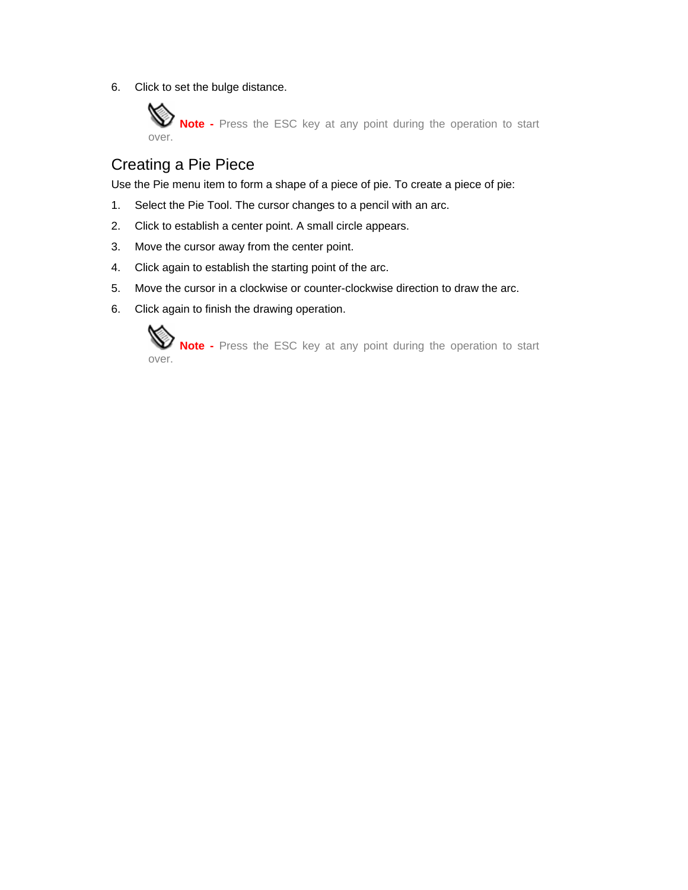6. Click to set the bulge distance.

> **Note -** Press the ESC key at any point during the operation to start over.

## Creating a Pie Piece

Use the Pie menu item to form a shape of a piece of pie. To create a piece of pie:

1. Select the Pie Tool. The cursor changes to a pencil with an arc.
2. Click to establish a center point. A small circle appears.
3. Move the cursor away from the center point.
4. Click again to establish the starting point of the arc.
5. Move the cursor in a clockwise or counter-clockwise direction to draw the arc.
6. Click again to finish the drawing operation.

> **Note -** Press the ESC key at any point during the operation to start over.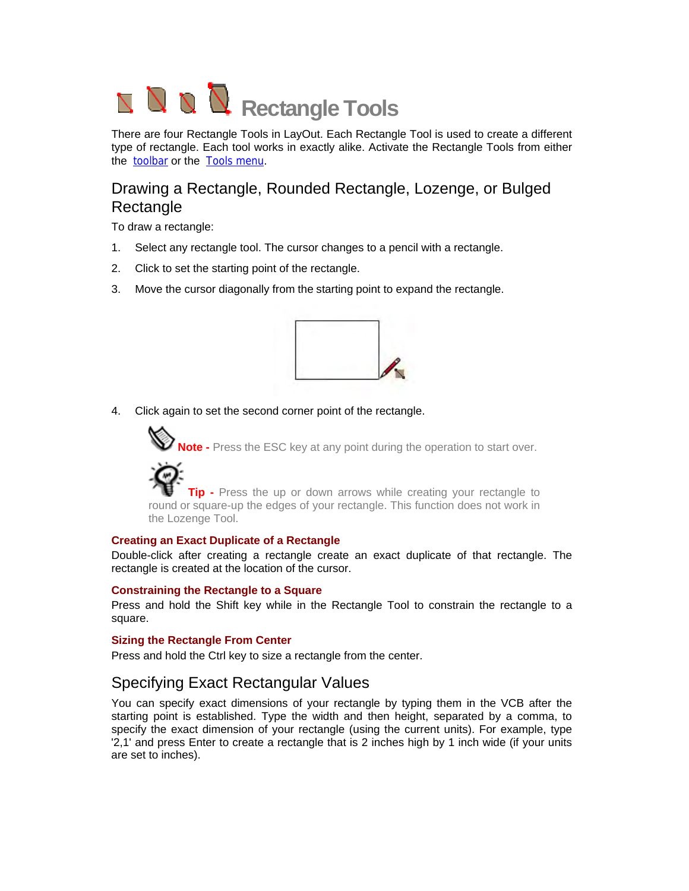# Rectangle Tools

There are four Rectangle Tools in LayOut. Each Rectangle Tool is used to create a different type of rectangle. Each tool works in exactly alike. Activate the Rectangle Tools from either the toolbar or the Tools menu.

## Drawing a Rectangle, Rounded Rectangle, Lozenge, or Bulged Rectangle

To draw a rectangle:

1. Select any rectangle tool. The cursor changes to a pencil with a rectangle.
2. Click to set the starting point of the rectangle.
3. Move the cursor diagonally from the starting point to expand the rectangle.
4. Click again to set the second corner point of the rectangle.

**Note -** Press the ESC key at any point during the operation to start over.

**Tip -** Press the up or down arrows while creating your rectangle to round or square-up the edges of your rectangle. This function does not work in the Lozenge Tool.

### Creating an Exact Duplicate of a Rectangle

Double-click after creating a rectangle create an exact duplicate of that rectangle. The rectangle is created at the location of the cursor.

### Constraining the Rectangle to a Square

Press and hold the Shift key while in the Rectangle Tool to constrain the rectangle to a square.

### Sizing the Rectangle From Center

Press and hold the Ctrl key to size a rectangle from the center.

## Specifying Exact Rectangular Values

You can specify exact dimensions of your rectangle by typing them in the VCB after the starting point is established. Type the width and then height, separated by a comma, to specify the exact dimension of your rectangle (using the current units). For example, type '2,1' and press Enter to create a rectangle that is 2 inches high by 1 inch wide (if your units are set to inches).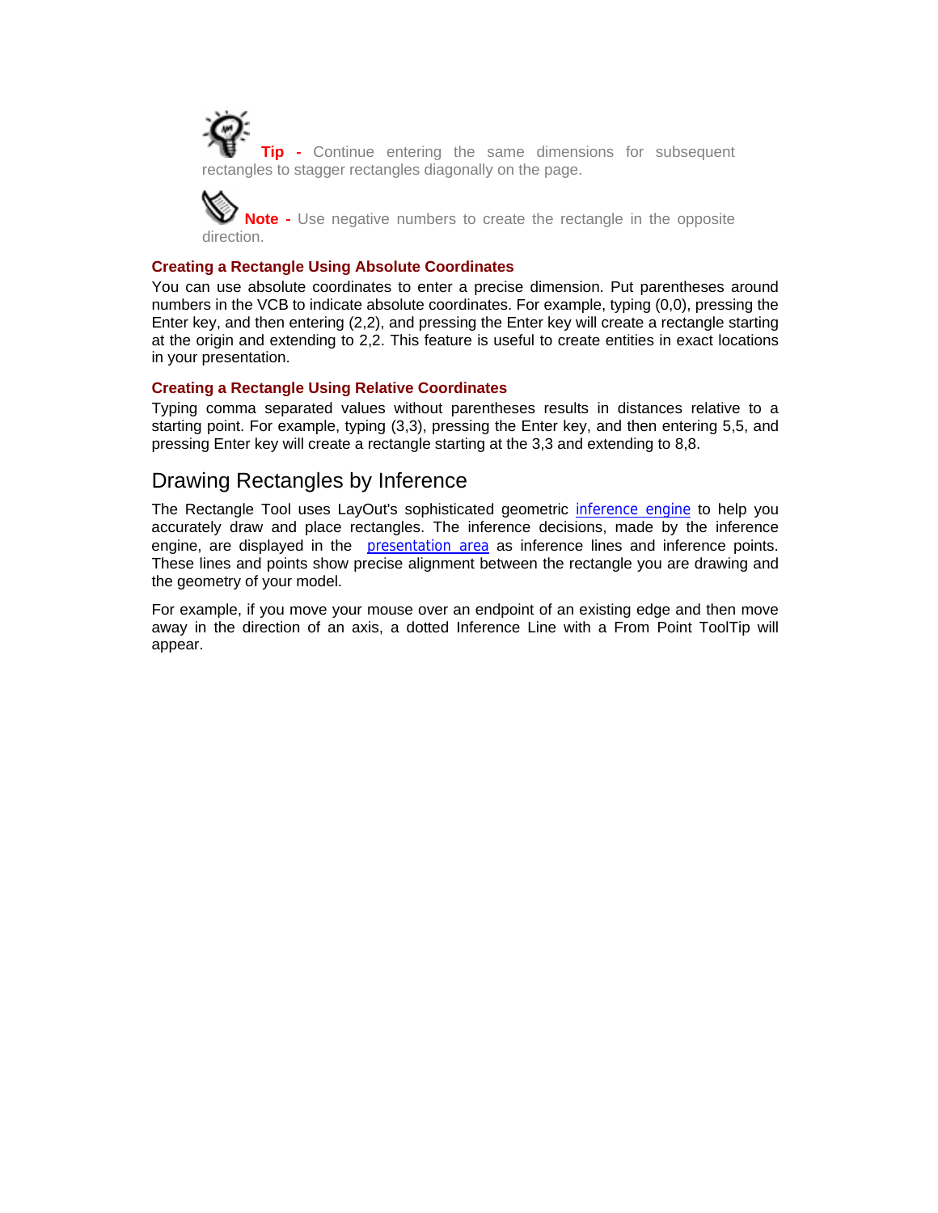**Tip -** Continue entering the same dimensions for subsequent rectangles to stagger rectangles diagonally on the page.

**Note -** Use negative numbers to create the rectangle in the opposite direction.

### Creating a Rectangle Using Absolute Coordinates

You can use absolute coordinates to enter a precise dimension. Put parentheses around numbers in the VCB to indicate absolute coordinates. For example, typing (0,0), pressing the Enter key, and then entering (2,2), and pressing the Enter key will create a rectangle starting at the origin and extending to 2,2. This feature is useful to create entities in exact locations in your presentation.

### Creating a Rectangle Using Relative Coordinates

Typing comma separated values without parentheses results in distances relative to a starting point. For example, typing (3,3), pressing the Enter key, and then entering 5,5, and pressing Enter key will create a rectangle starting at the 3,3 and extending to 8,8.

## Drawing Rectangles by Inference

The Rectangle Tool uses LayOut's sophisticated geometric inference engine to help you accurately draw and place rectangles. The inference decisions, made by the inference engine, are displayed in the presentation area as inference lines and inference points. These lines and points show precise alignment between the rectangle you are drawing and the geometry of your model.

For example, if you move your mouse over an endpoint of an existing edge and then move away in the direction of an axis, a dotted Inference Line with a From Point ToolTip will appear.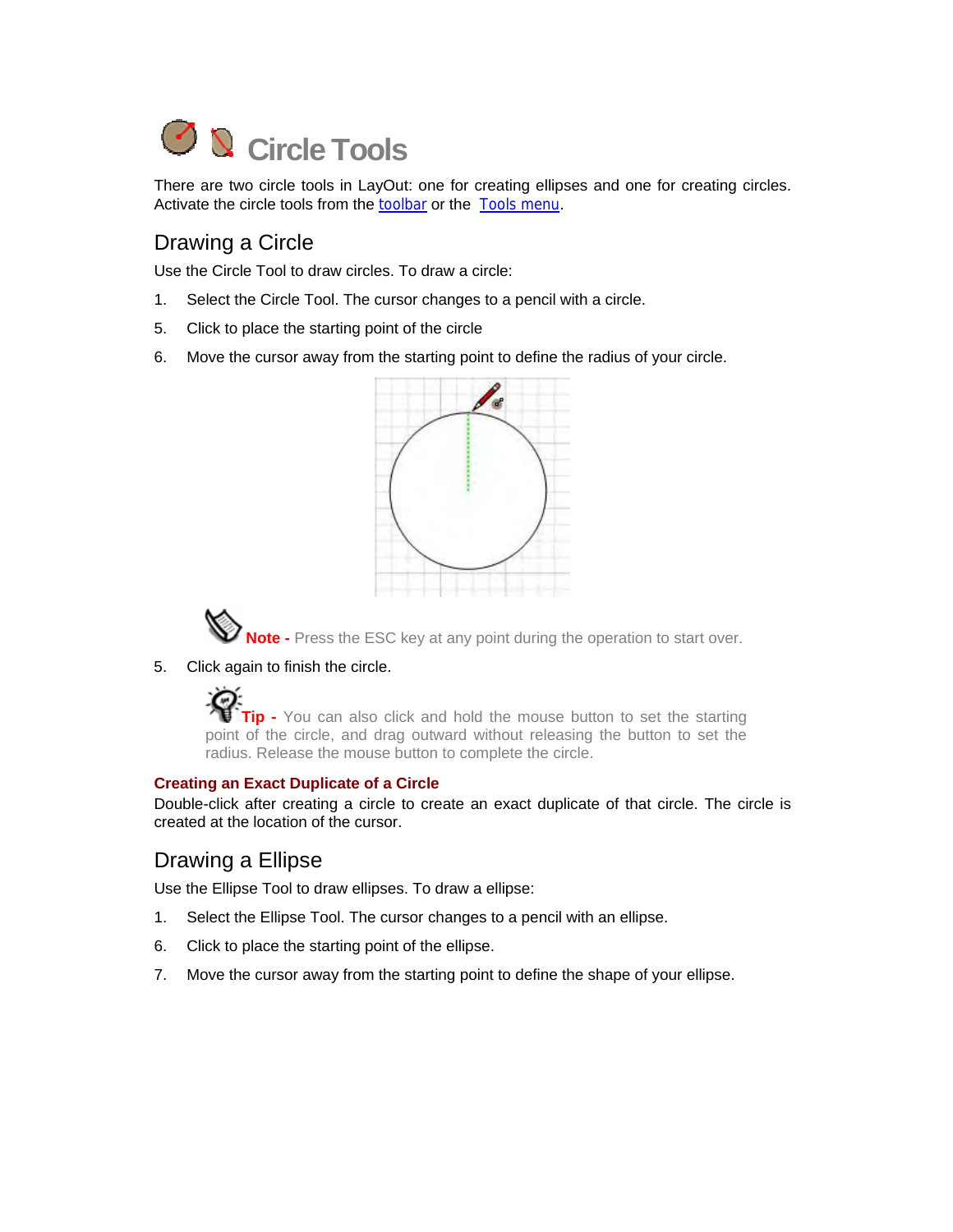# Circle Tools

There are two circle tools in LayOut: one for creating ellipses and one for creating circles. Activate the circle tools from the toolbar or the Tools menu.

## Drawing a Circle

Use the Circle Tool to draw circles. To draw a circle:

1. Select the Circle Tool. The cursor changes to a pencil with a circle.
5. Click to place the starting point of the circle
6. Move the cursor away from the starting point to define the radius of your circle.

**Note -** Press the ESC key at any point during the operation to start over.

5. Click again to finish the circle.

**Tip -** You can also click and hold the mouse button to set the starting point of the circle, and drag outward without releasing the button to set the radius. Release the mouse button to complete the circle.

### Creating an Exact Duplicate of a Circle

Double-click after creating a circle to create an exact duplicate of that circle. The circle is created at the location of the cursor.

## Drawing a Ellipse

Use the Ellipse Tool to draw ellipses. To draw a ellipse:

1. Select the Ellipse Tool. The cursor changes to a pencil with an ellipse.
6. Click to place the starting point of the ellipse.
7. Move the cursor away from the starting point to define the shape of your ellipse.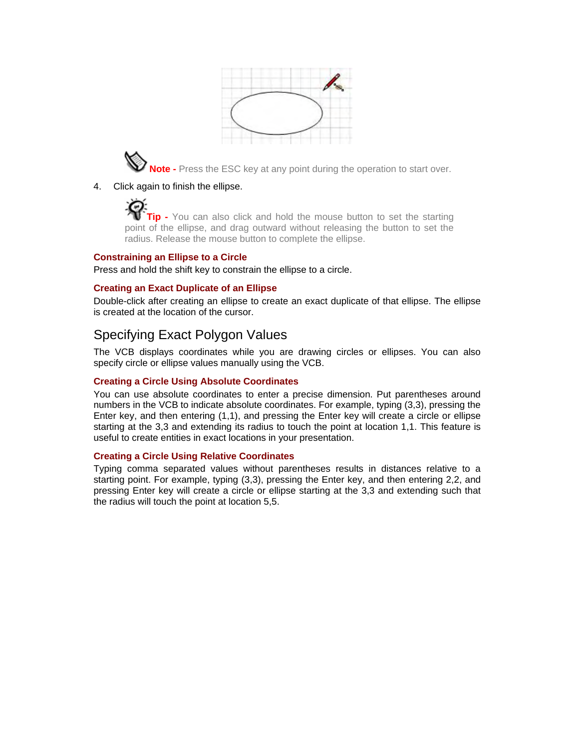**Note -** Press the ESC key at any point during the operation to start over.

4. Click again to finish the ellipse.

**Tip -** You can also click and hold the mouse button to set the starting point of the ellipse, and drag outward without releasing the button to set the radius. Release the mouse button to complete the ellipse.

### Constraining an Ellipse to a Circle

Press and hold the shift key to constrain the ellipse to a circle.

### Creating an Exact Duplicate of an Ellipse

Double-click after creating an ellipse to create an exact duplicate of that ellipse. The ellipse is created at the location of the cursor.

## Specifying Exact Polygon Values

The VCB displays coordinates while you are drawing circles or ellipses. You can also specify circle or ellipse values manually using the VCB.

### Creating a Circle Using Absolute Coordinates

You can use absolute coordinates to enter a precise dimension. Put parentheses around numbers in the VCB to indicate absolute coordinates. For example, typing (3,3), pressing the Enter key, and then entering (1,1), and pressing the Enter key will create a circle or ellipse starting at the 3,3 and extending its radius to touch the point at location 1,1. This feature is useful to create entities in exact locations in your presentation.

### Creating a Circle Using Relative Coordinates

Typing comma separated values without parentheses results in distances relative to a starting point. For example, typing (3,3), pressing the Enter key, and then entering 2,2, and pressing Enter key will create a circle or ellipse starting at the 3,3 and extending such that the radius will touch the point at location 5,5.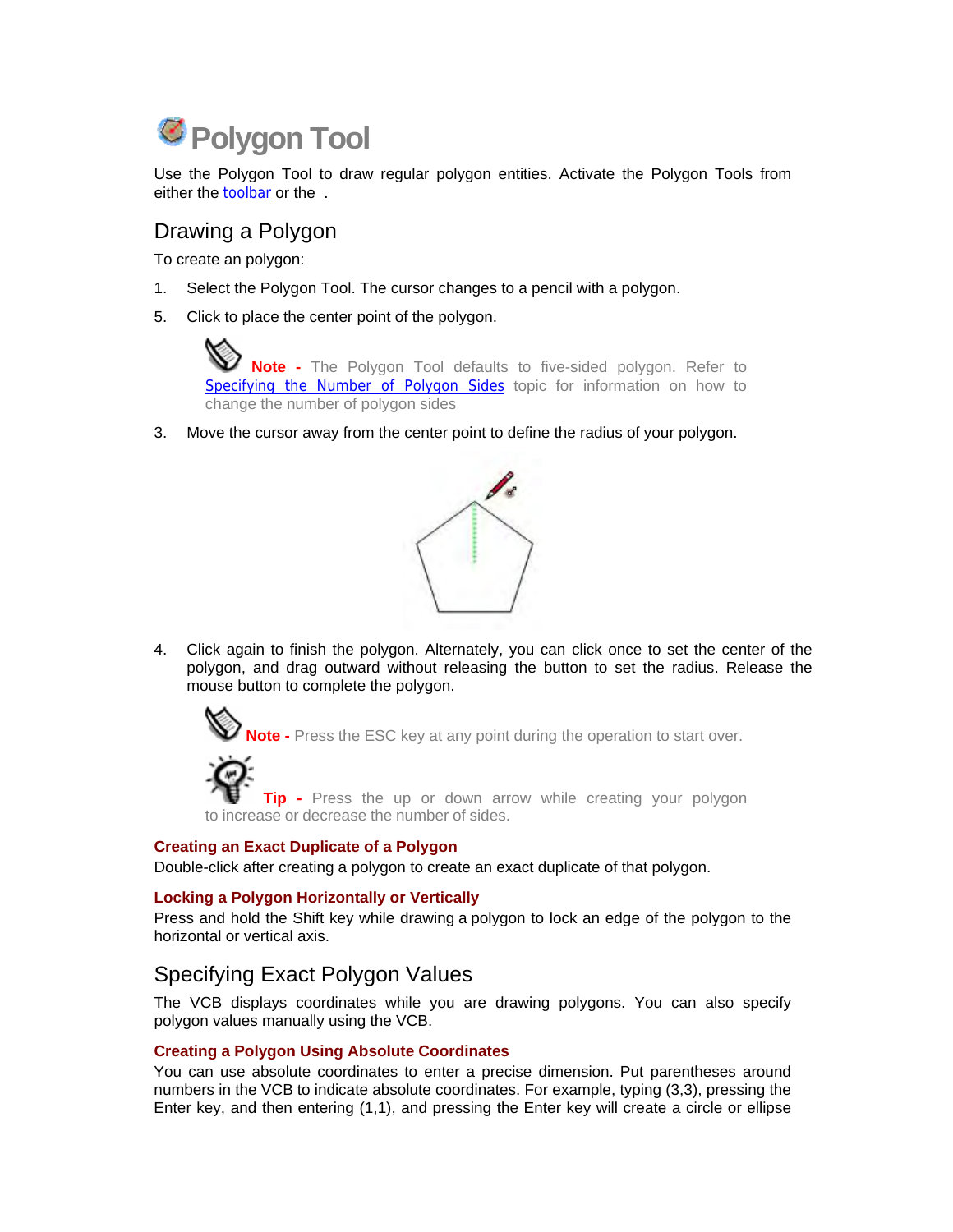# Polygon Tool

Use the Polygon Tool to draw regular polygon entities. Activate the Polygon Tools from either the toolbar or the .

## Drawing a Polygon

To create an polygon:

1. Select the Polygon Tool. The cursor changes to a pencil with a polygon.
5. Click to place the center point of the polygon.

   **Note -** The Polygon Tool defaults to five-sided polygon. Refer to Specifying the Number of Polygon Sides topic for information on how to change the number of polygon sides

3. Move the cursor away from the center point to define the radius of your polygon.

4. Click again to finish the polygon. Alternately, you can click once to set the center of the polygon, and drag outward without releasing the button to set the radius. Release the mouse button to complete the polygon.

   **Note -** Press the ESC key at any point during the operation to start over.

   **Tip -** Press the up or down arrow while creating your polygon to increase or decrease the number of sides.

### Creating an Exact Duplicate of a Polygon

Double-click after creating a polygon to create an exact duplicate of that polygon.

### Locking a Polygon Horizontally or Vertically

Press and hold the Shift key while drawing a polygon to lock an edge of the polygon to the horizontal or vertical axis.

## Specifying Exact Polygon Values

The VCB displays coordinates while you are drawing polygons. You can also specify polygon values manually using the VCB.

### Creating a Polygon Using Absolute Coordinates

You can use absolute coordinates to enter a precise dimension. Put parentheses around numbers in the VCB to indicate absolute coordinates. For example, typing (3,3), pressing the Enter key, and then entering (1,1), and pressing the Enter key will create a circle or ellipse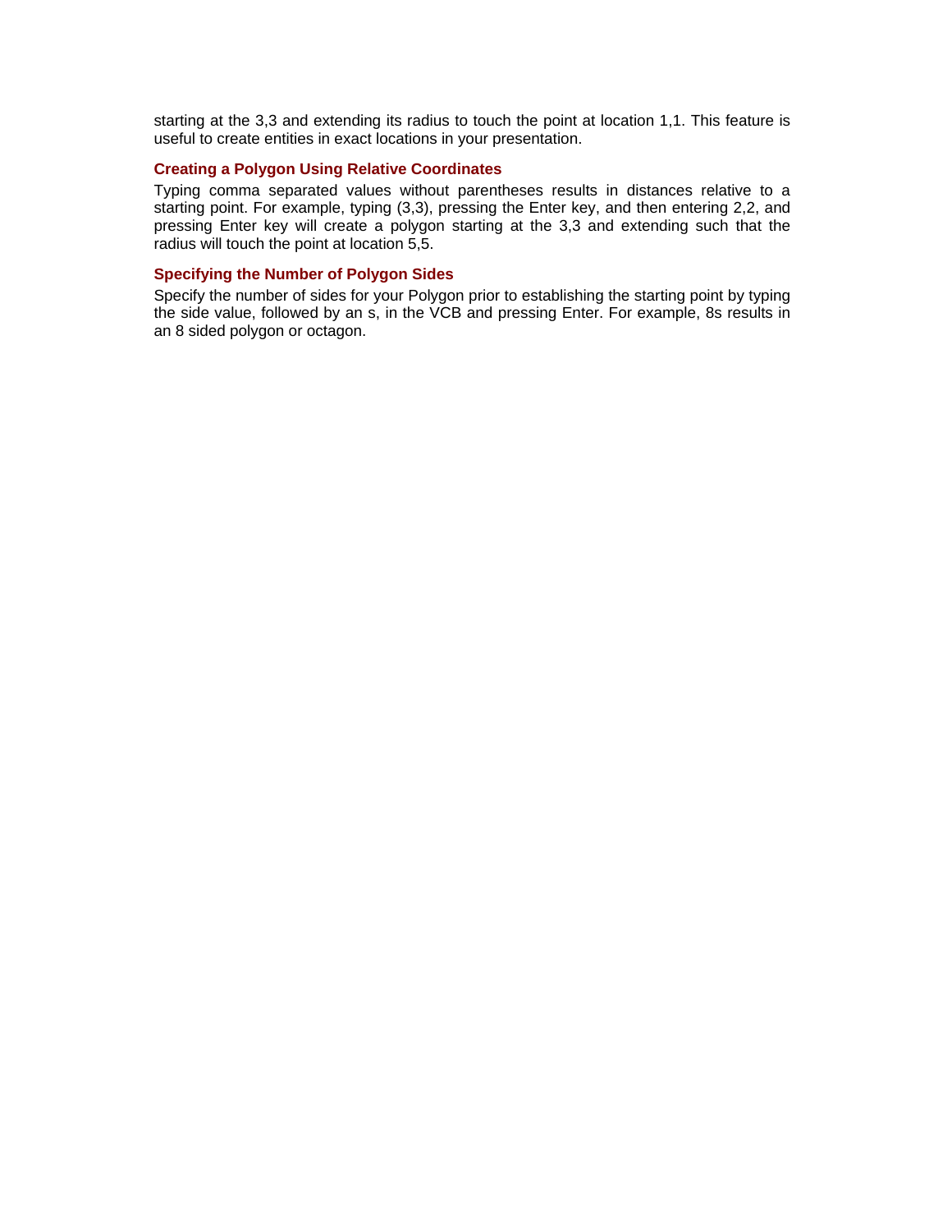starting at the 3,3 and extending its radius to touch the point at location 1,1. This feature is useful to create entities in exact locations in your presentation.

### Creating a Polygon Using Relative Coordinates

Typing comma separated values without parentheses results in distances relative to a starting point. For example, typing (3,3), pressing the Enter key, and then entering 2,2, and pressing Enter key will create a polygon starting at the 3,3 and extending such that the radius will touch the point at location 5,5.

### Specifying the Number of Polygon Sides

Specify the number of sides for your Polygon prior to establishing the starting point by typing the side value, followed by an s, in the VCB and pressing Enter. For example, 8s results in an 8 sided polygon or octagon.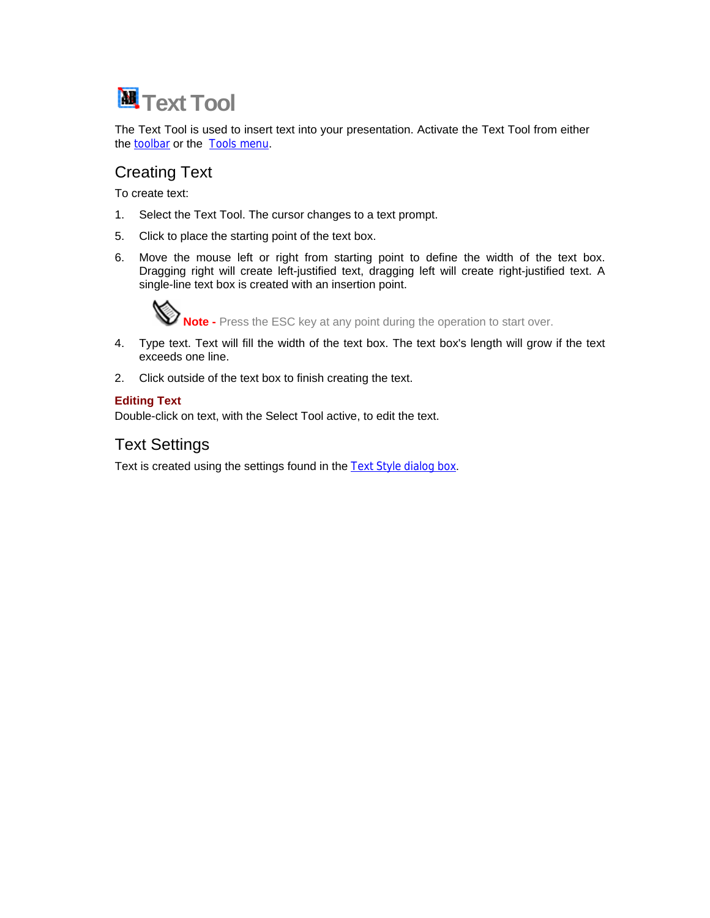# Text Tool

The Text Tool is used to insert text into your presentation. Activate the Text Tool from either the toolbar or the Tools menu.

## Creating Text

To create text:

1. Select the Text Tool. The cursor changes to a text prompt.

5. Click to place the starting point of the text box.

6. Move the mouse left or right from starting point to define the width of the text box. Dragging right will create left-justified text, dragging left will create right-justified text. A single-line text box is created with an insertion point.

   **Note -** Press the ESC key at any point during the operation to start over.

4. Type text. Text will fill the width of the text box. The text box's length will grow if the text exceeds one line.

2. Click outside of the text box to finish creating the text.

### Editing Text

Double-click on text, with the Select Tool active, to edit the text.

## Text Settings

Text is created using the settings found in the Text Style dialog box.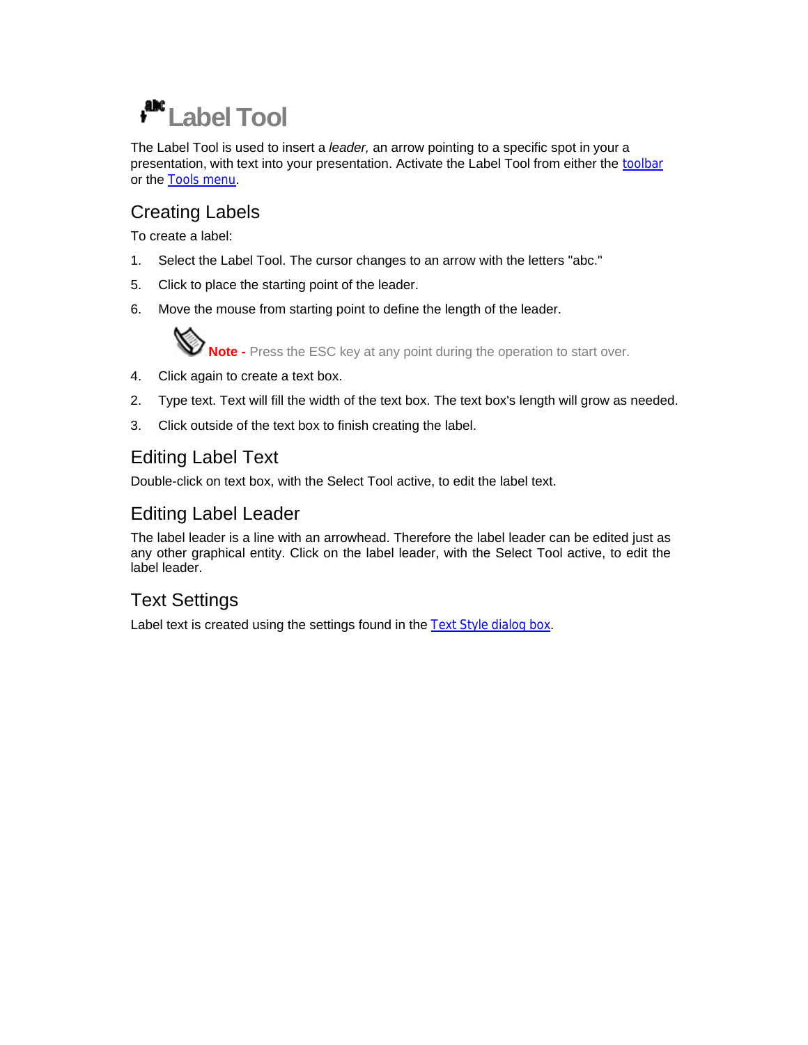# Label Tool

The Label Tool is used to insert a *leader,* an arrow pointing to a specific spot in your a presentation, with text into your presentation. Activate the Label Tool from either the toolbar or the Tools menu.

## Creating Labels

To create a label:

1. Select the Label Tool. The cursor changes to an arrow with the letters "abc."
5. Click to place the starting point of the leader.
6. Move the mouse from starting point to define the length of the leader.

**Note -** Press the ESC key at any point during the operation to start over.

4. Click again to create a text box.
2. Type text. Text will fill the width of the text box. The text box's length will grow as needed.
3. Click outside of the text box to finish creating the label.

## Editing Label Text

Double-click on text box, with the Select Tool active, to edit the label text.

## Editing Label Leader

The label leader is a line with an arrowhead. Therefore the label leader can be edited just as any other graphical entity. Click on the label leader, with the Select Tool active, to edit the label leader.

## Text Settings

Label text is created using the settings found in the Text Style dialog box.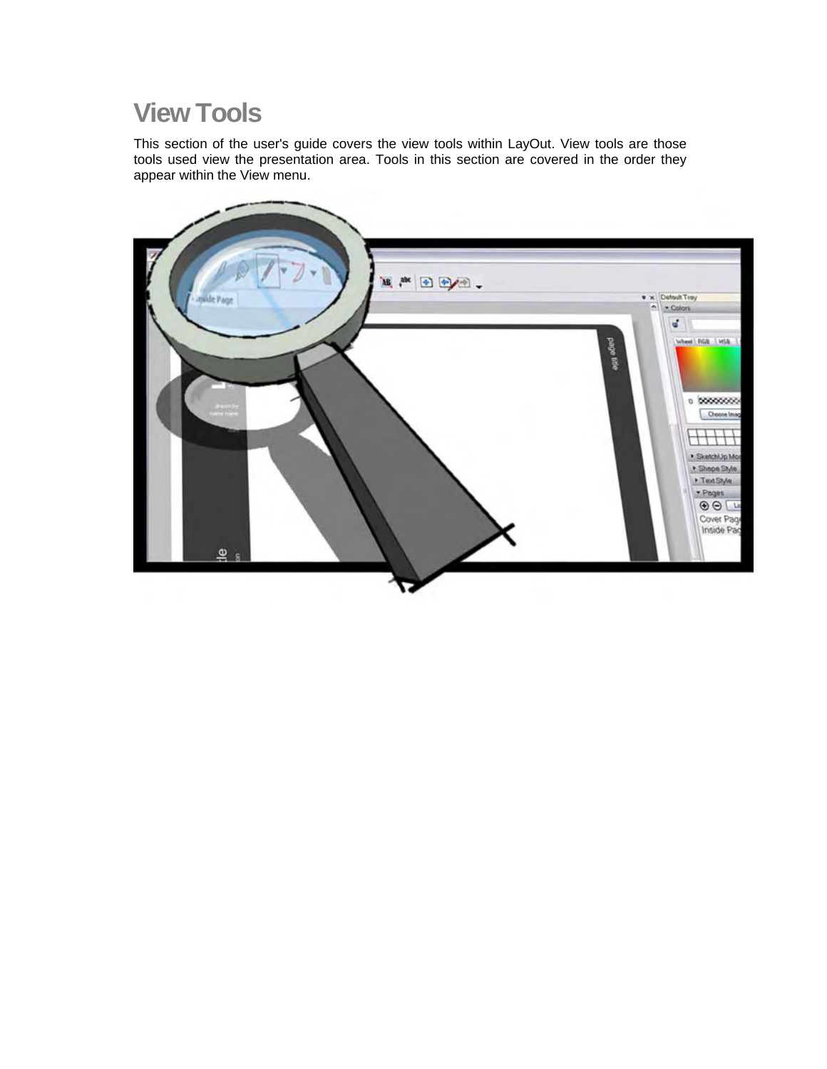# View Tools

This section of the user's guide covers the view tools within LayOut. View tools are those tools used view the presentation area. Tools in this section are covered in the order they appear within the View menu.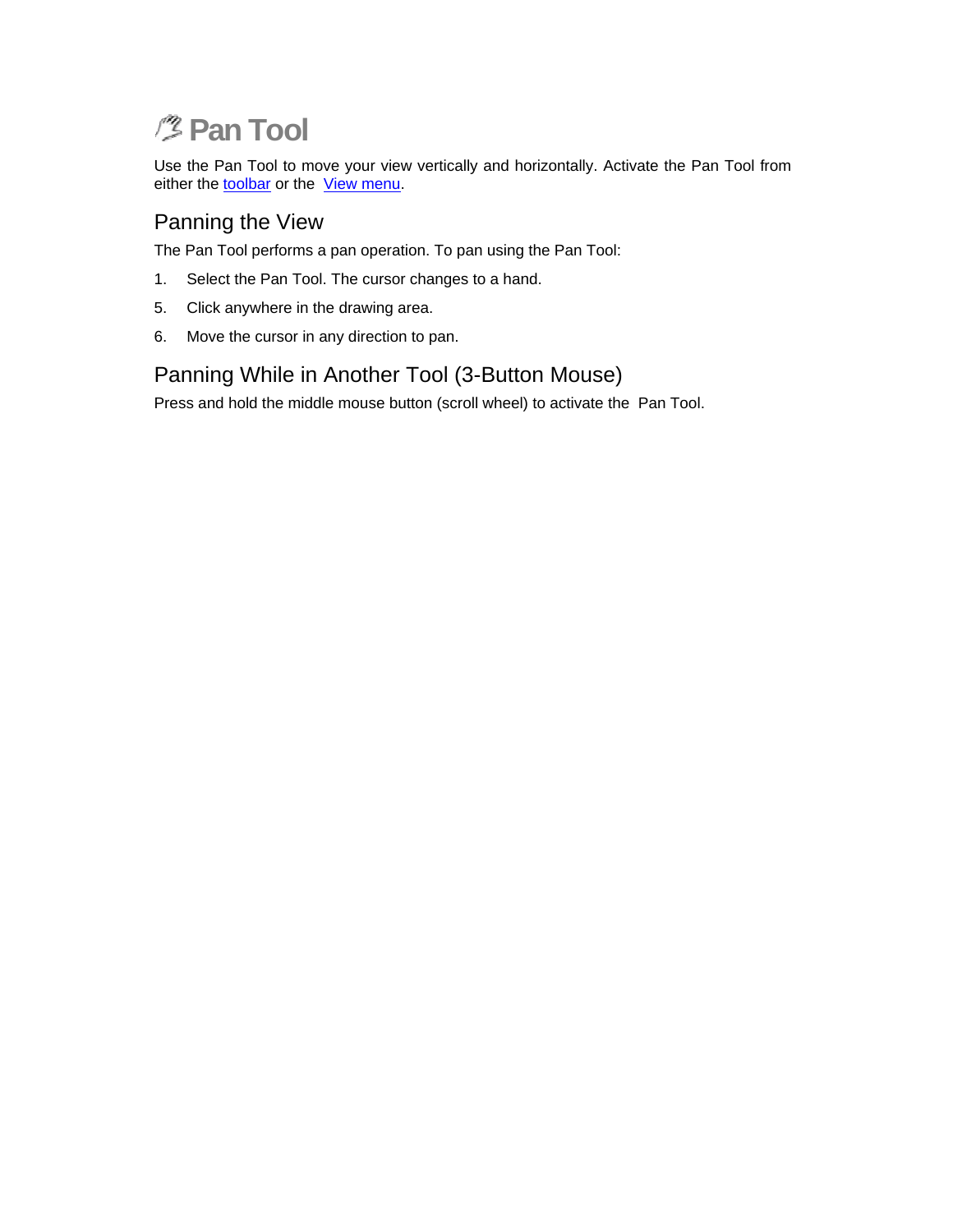# Pan Tool

Use the Pan Tool to move your view vertically and horizontally. Activate the Pan Tool from either the toolbar or the View menu.

## Panning the View

The Pan Tool performs a pan operation. To pan using the Pan Tool:

1. Select the Pan Tool. The cursor changes to a hand.
5. Click anywhere in the drawing area.
6. Move the cursor in any direction to pan.

## Panning While in Another Tool (3-Button Mouse)

Press and hold the middle mouse button (scroll wheel) to activate the Pan Tool.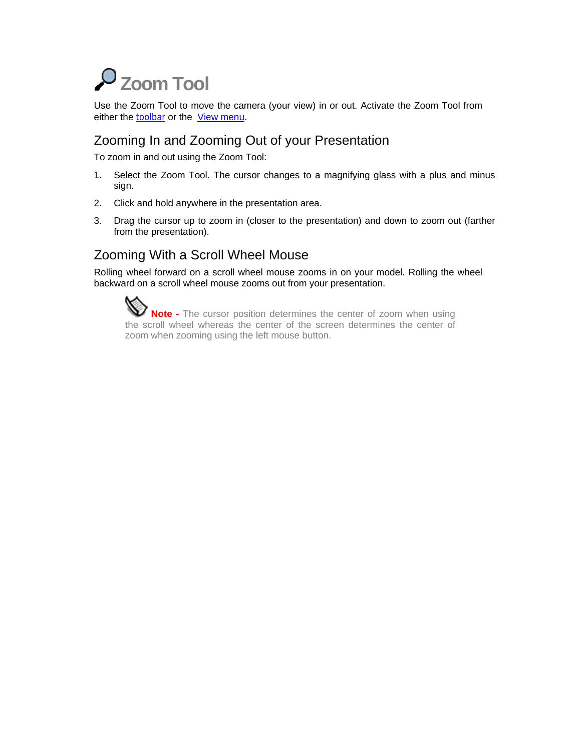# Zoom Tool

Use the Zoom Tool to move the camera (your view) in or out. Activate the Zoom Tool from either the toolbar or the View menu.

## Zooming In and Zooming Out of your Presentation

To zoom in and out using the Zoom Tool:

1. Select the Zoom Tool. The cursor changes to a magnifying glass with a plus and minus sign.
2. Click and hold anywhere in the presentation area.
3. Drag the cursor up to zoom in (closer to the presentation) and down to zoom out (farther from the presentation).

## Zooming With a Scroll Wheel Mouse

Rolling wheel forward on a scroll wheel mouse zooms in on your model. Rolling the wheel backward on a scroll wheel mouse zooms out from your presentation.

> **Note -** The cursor position determines the center of zoom when using the scroll wheel whereas the center of the screen determines the center of zoom when zooming using the left mouse button.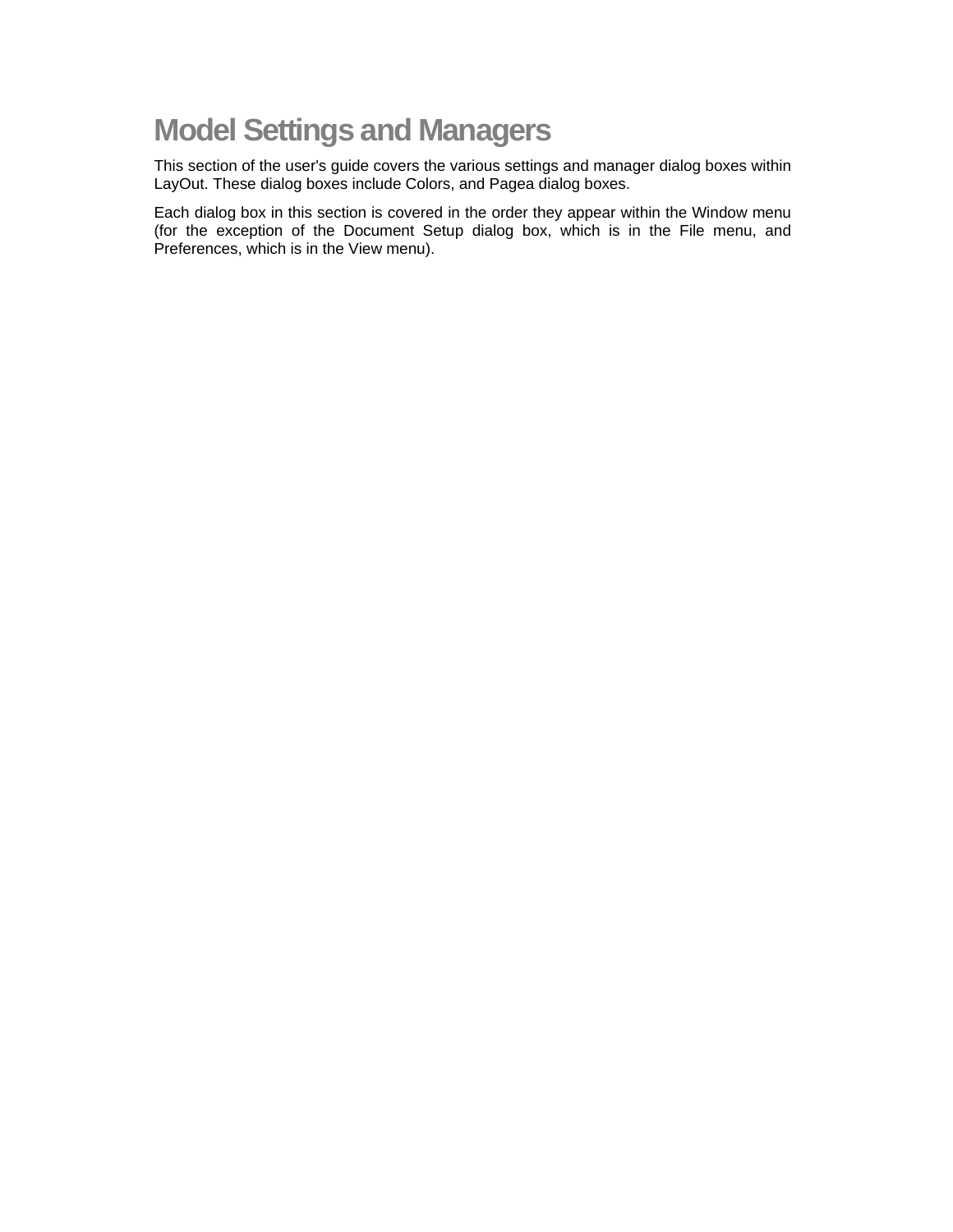# Model Settings and Managers

This section of the user's guide covers the various settings and manager dialog boxes within LayOut. These dialog boxes include Colors, and Pagea dialog boxes.

Each dialog box in this section is covered in the order they appear within the Window menu (for the exception of the Document Setup dialog box, which is in the File menu, and Preferences, which is in the View menu).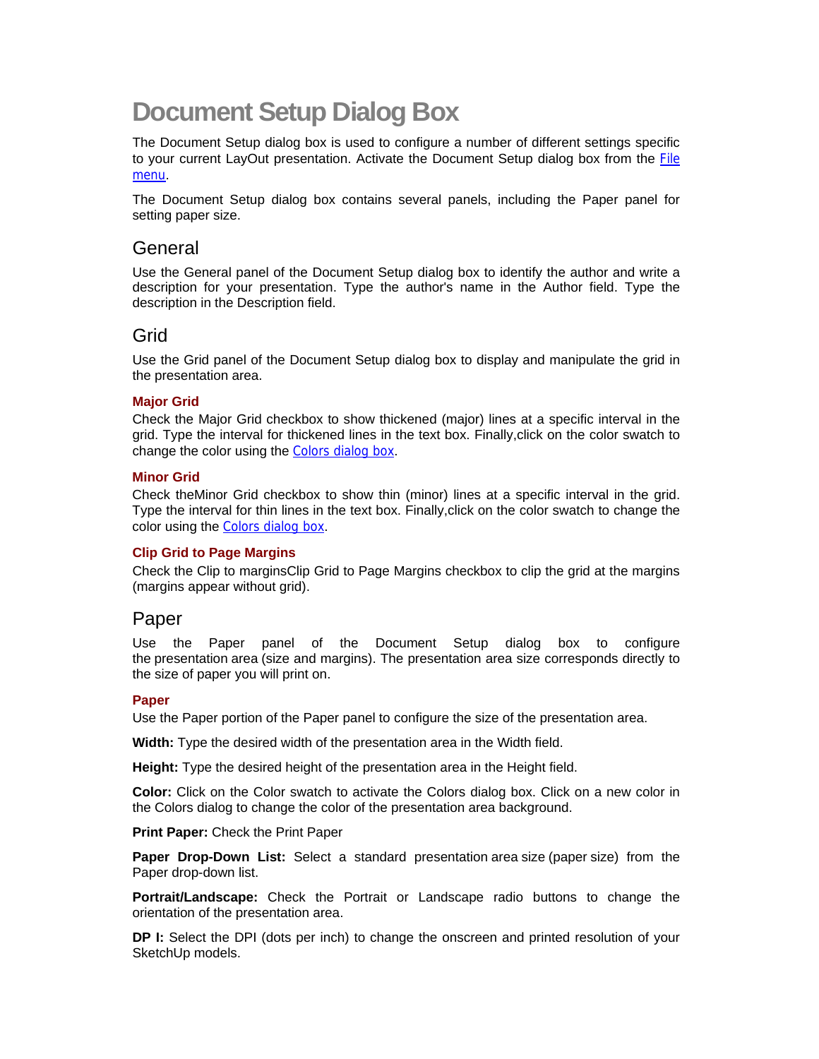# Document Setup Dialog Box

The Document Setup dialog box is used to configure a number of different settings specific to your current LayOut presentation. Activate the Document Setup dialog box from the File menu.

The Document Setup dialog box contains several panels, including the Paper panel for setting paper size.

## General

Use the General panel of the Document Setup dialog box to identify the author and write a description for your presentation. Type the author's name in the Author field. Type the description in the Description field.

## Grid

Use the Grid panel of the Document Setup dialog box to display and manipulate the grid in the presentation area.

### Major Grid

Check the Major Grid checkbox to show thickened (major) lines at a specific interval in the grid. Type the interval for thickened lines in the text box. Finally,click on the color swatch to change the color using the Colors dialog box.

### Minor Grid

Check theMinor Grid checkbox to show thin (minor) lines at a specific interval in the grid. Type the interval for thin lines in the text box. Finally,click on the color swatch to change the color using the Colors dialog box.

### Clip Grid to Page Margins

Check the Clip to marginsClip Grid to Page Margins checkbox to clip the grid at the margins (margins appear without grid).

## Paper

Use the Paper panel of the Document Setup dialog box to configure the presentation area (size and margins). The presentation area size corresponds directly to the size of paper you will print on.

### Paper

Use the Paper portion of the Paper panel to configure the size of the presentation area.

**Width:** Type the desired width of the presentation area in the Width field.

**Height:** Type the desired height of the presentation area in the Height field.

**Color:** Click on the Color swatch to activate the Colors dialog box. Click on a new color in the Colors dialog to change the color of the presentation area background.

**Print Paper:** Check the Print Paper

**Paper Drop-Down List:** Select a standard presentation area size (paper size) from the Paper drop-down list.

**Portrait/Landscape:** Check the Portrait or Landscape radio buttons to change the orientation of the presentation area.

**DP I:** Select the DPI (dots per inch) to change the onscreen and printed resolution of your SketchUp models.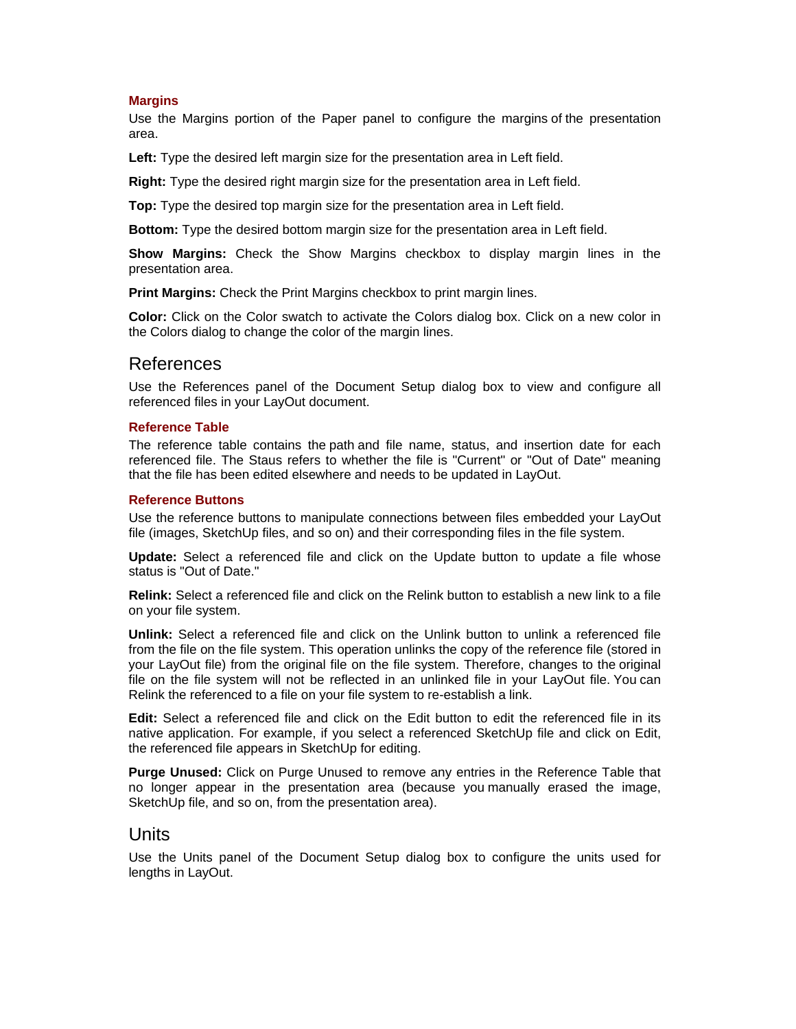### Margins

Use the Margins portion of the Paper panel to configure the margins of the presentation area.

**Left:** Type the desired left margin size for the presentation area in Left field.

**Right:** Type the desired right margin size for the presentation area in Left field.

**Top:** Type the desired top margin size for the presentation area in Left field.

**Bottom:** Type the desired bottom margin size for the presentation area in Left field.

**Show Margins:** Check the Show Margins checkbox to display margin lines in the presentation area.

**Print Margins:** Check the Print Margins checkbox to print margin lines.

**Color:** Click on the Color swatch to activate the Colors dialog box. Click on a new color in the Colors dialog to change the color of the margin lines.

## References

Use the References panel of the Document Setup dialog box to view and configure all referenced files in your LayOut document.

### Reference Table

The reference table contains the path and file name, status, and insertion date for each referenced file. The Staus refers to whether the file is "Current" or "Out of Date" meaning that the file has been edited elsewhere and needs to be updated in LayOut.

### Reference Buttons

Use the reference buttons to manipulate connections between files embedded your LayOut file (images, SketchUp files, and so on) and their corresponding files in the file system.

**Update:** Select a referenced file and click on the Update button to update a file whose status is "Out of Date."

**Relink:** Select a referenced file and click on the Relink button to establish a new link to a file on your file system.

**Unlink:** Select a referenced file and click on the Unlink button to unlink a referenced file from the file on the file system. This operation unlinks the copy of the reference file (stored in your LayOut file) from the original file on the file system. Therefore, changes to the original file on the file system will not be reflected in an unlinked file in your LayOut file. You can Relink the referenced to a file on your file system to re-establish a link.

**Edit:** Select a referenced file and click on the Edit button to edit the referenced file in its native application. For example, if you select a referenced SketchUp file and click on Edit, the referenced file appears in SketchUp for editing.

**Purge Unused:** Click on Purge Unused to remove any entries in the Reference Table that no longer appear in the presentation area (because you manually erased the image, SketchUp file, and so on, from the presentation area).

## Units

Use the Units panel of the Document Setup dialog box to configure the units used for lengths in LayOut.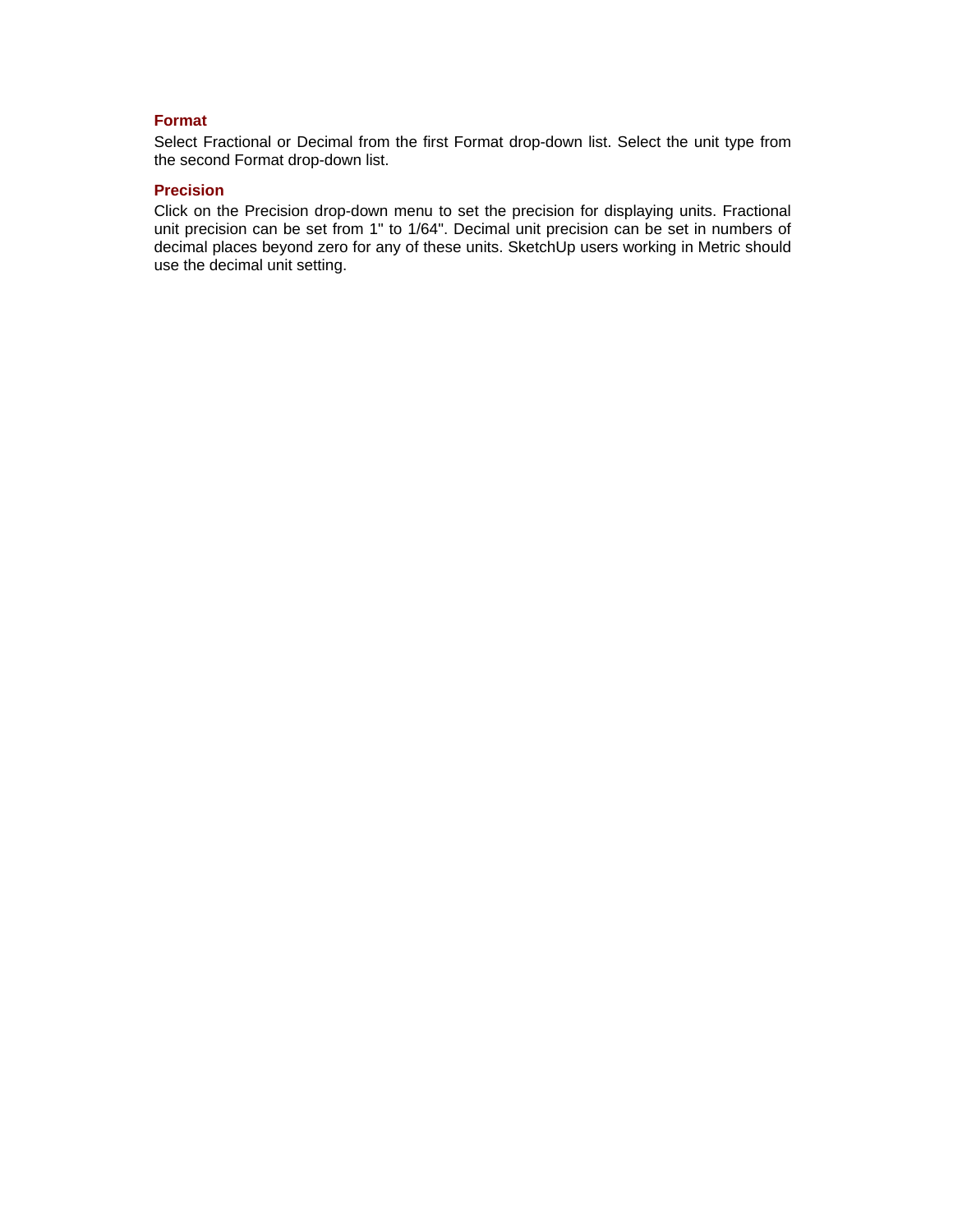### Format

Select Fractional or Decimal from the first Format drop-down list. Select the unit type from the second Format drop-down list.

### Precision

Click on the Precision drop-down menu to set the precision for displaying units. Fractional unit precision can be set from 1" to 1/64". Decimal unit precision can be set in numbers of decimal places beyond zero for any of these units. SketchUp users working in Metric should use the decimal unit setting.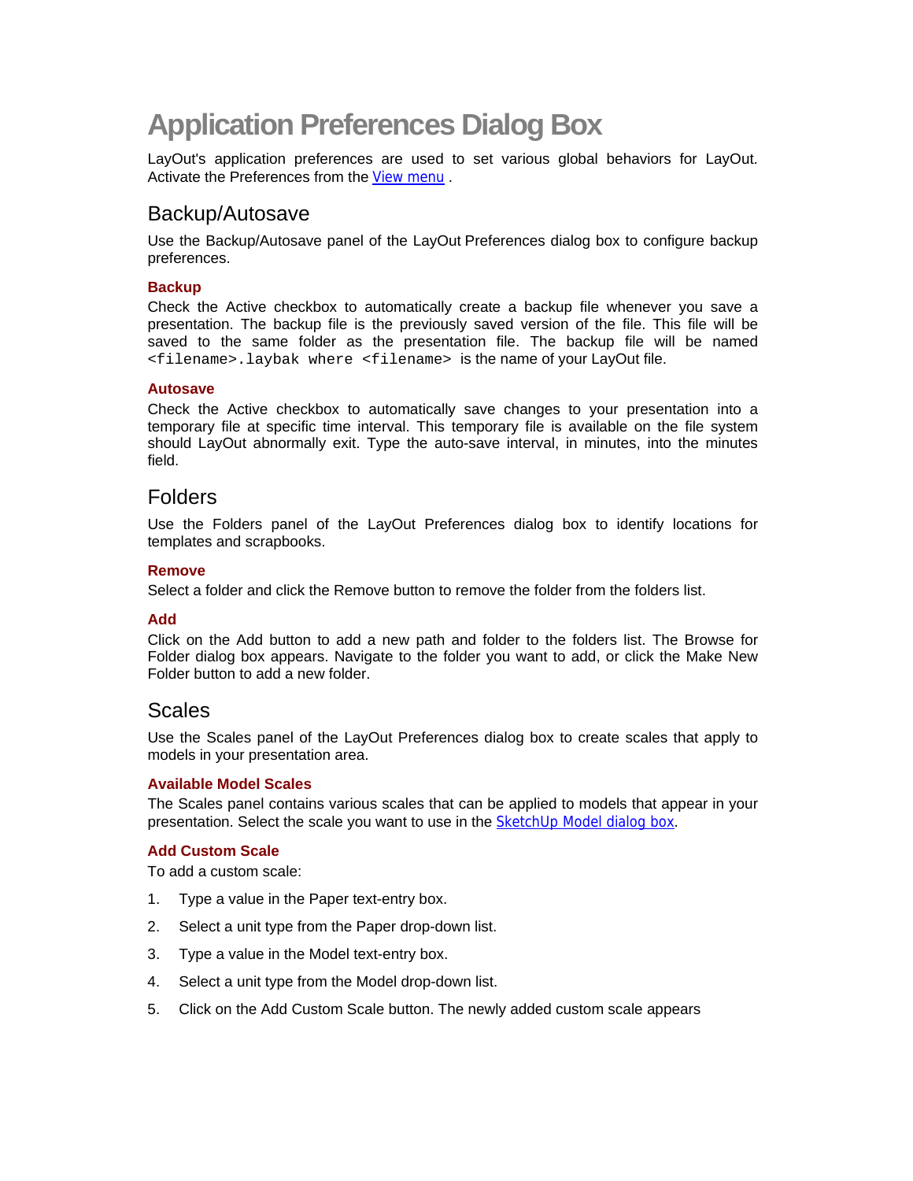# Application Preferences Dialog Box

LayOut's application preferences are used to set various global behaviors for LayOut. Activate the Preferences from the View menu .

## Backup/Autosave

Use the Backup/Autosave panel of the LayOut Preferences dialog box to configure backup preferences.

### Backup

Check the Active checkbox to automatically create a backup file whenever you save a presentation. The backup file is the previously saved version of the file. This file will be saved to the same folder as the presentation file. The backup file will be named `<filename>.laybak where <filename>` is the name of your LayOut file.

### Autosave

Check the Active checkbox to automatically save changes to your presentation into a temporary file at specific time interval. This temporary file is available on the file system should LayOut abnormally exit. Type the auto-save interval, in minutes, into the minutes field.

## Folders

Use the Folders panel of the LayOut Preferences dialog box to identify locations for templates and scrapbooks.

### Remove

Select a folder and click the Remove button to remove the folder from the folders list.

### Add

Click on the Add button to add a new path and folder to the folders list. The Browse for Folder dialog box appears. Navigate to the folder you want to add, or click the Make New Folder button to add a new folder.

## Scales

Use the Scales panel of the LayOut Preferences dialog box to create scales that apply to models in your presentation area.

### Available Model Scales

The Scales panel contains various scales that can be applied to models that appear in your presentation. Select the scale you want to use in the SketchUp Model dialog box.

### Add Custom Scale

To add a custom scale:

1. Type a value in the Paper text-entry box.
2. Select a unit type from the Paper drop-down list.
3. Type a value in the Model text-entry box.
4. Select a unit type from the Model drop-down list.
5. Click on the Add Custom Scale button. The newly added custom scale appears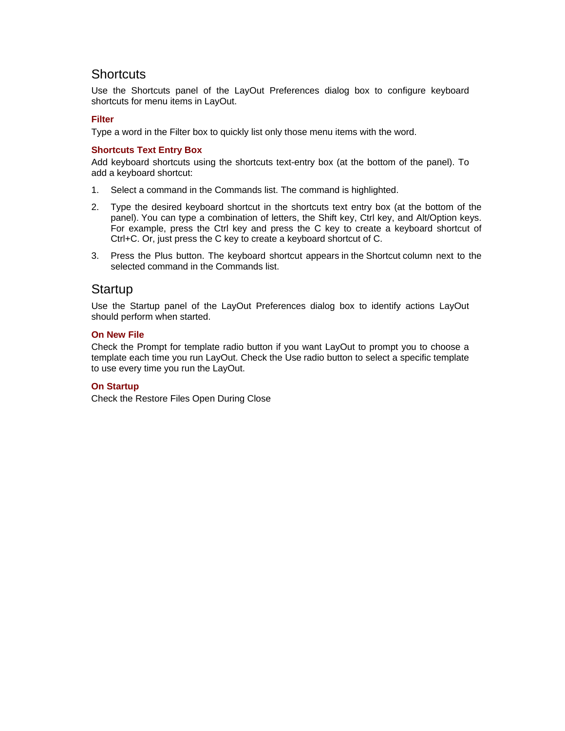## Shortcuts

Use the Shortcuts panel of the LayOut Preferences dialog box to configure keyboard shortcuts for menu items in LayOut.

### Filter

Type a word in the Filter box to quickly list only those menu items with the word.

### Shortcuts Text Entry Box

Add keyboard shortcuts using the shortcuts text-entry box (at the bottom of the panel). To add a keyboard shortcut:

1. Select a command in the Commands list. The command is highlighted.
2. Type the desired keyboard shortcut in the shortcuts text entry box (at the bottom of the panel). You can type a combination of letters, the Shift key, Ctrl key, and Alt/Option keys. For example, press the Ctrl key and press the C key to create a keyboard shortcut of Ctrl+C. Or, just press the C key to create a keyboard shortcut of C.
3. Press the Plus button. The keyboard shortcut appears in the Shortcut column next to the selected command in the Commands list.

## Startup

Use the Startup panel of the LayOut Preferences dialog box to identify actions LayOut should perform when started.

### On New File

Check the Prompt for template radio button if you want LayOut to prompt you to choose a template each time you run LayOut. Check the Use radio button to select a specific template to use every time you run the LayOut.

### On Startup

Check the Restore Files Open During Close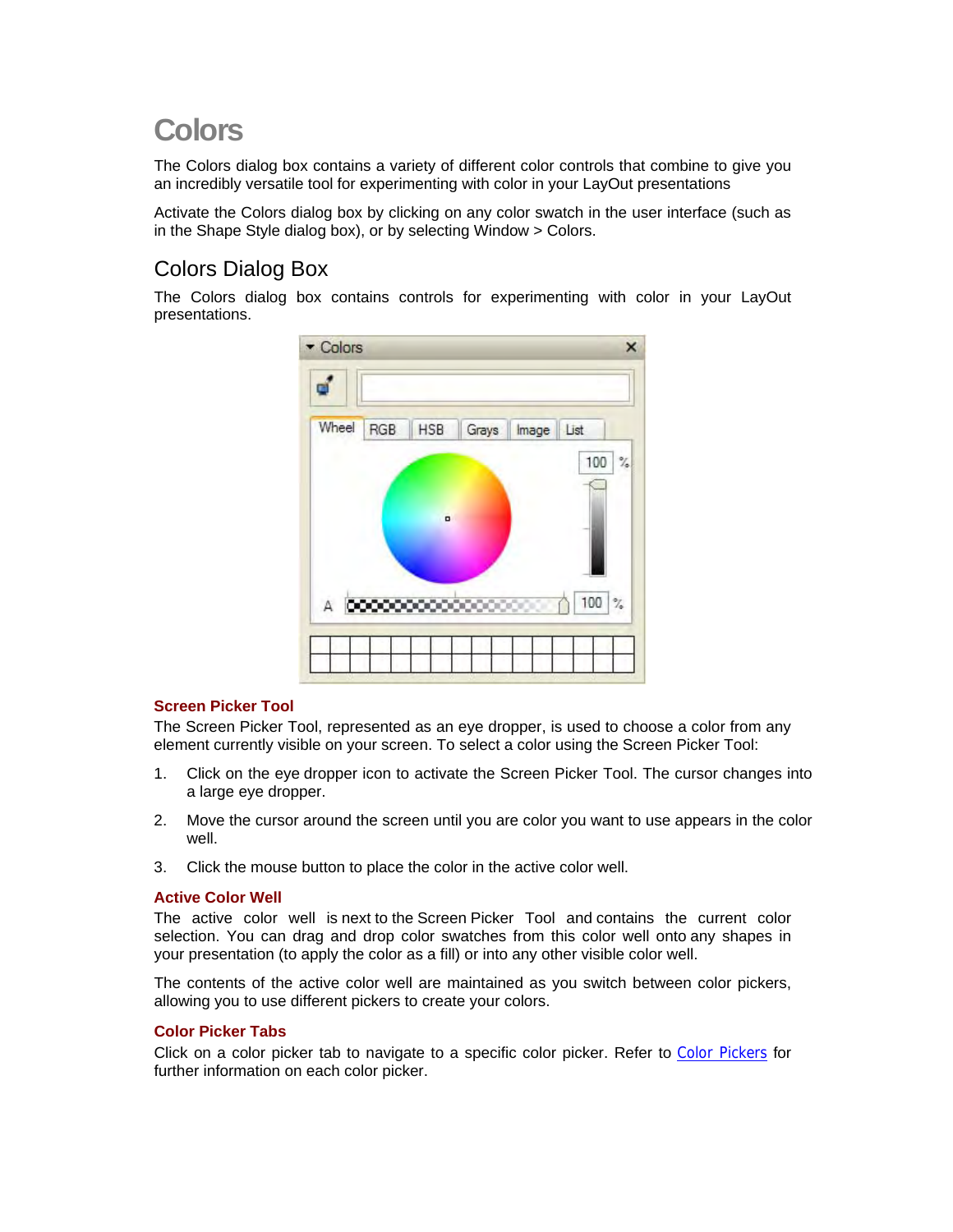# Colors

The Colors dialog box contains a variety of different color controls that combine to give you an incredibly versatile tool for experimenting with color in your LayOut presentations

Activate the Colors dialog box by clicking on any color swatch in the user interface (such as in the Shape Style dialog box), or by selecting Window > Colors.

## Colors Dialog Box

The Colors dialog box contains controls for experimenting with color in your LayOut presentations.

### Screen Picker Tool

The Screen Picker Tool, represented as an eye dropper, is used to choose a color from any element currently visible on your screen. To select a color using the Screen Picker Tool:

1. Click on the eye dropper icon to activate the Screen Picker Tool. The cursor changes into a large eye dropper.
2. Move the cursor around the screen until you are color you want to use appears in the color well.
3. Click the mouse button to place the color in the active color well.

### Active Color Well

The active color well is next to the Screen Picker Tool and contains the current color selection. You can drag and drop color swatches from this color well onto any shapes in your presentation (to apply the color as a fill) or into any other visible color well.

The contents of the active color well are maintained as you switch between color pickers, allowing you to use different pickers to create your colors.

### Color Picker Tabs

Click on a color picker tab to navigate to a specific color picker. Refer to Color Pickers for further information on each color picker.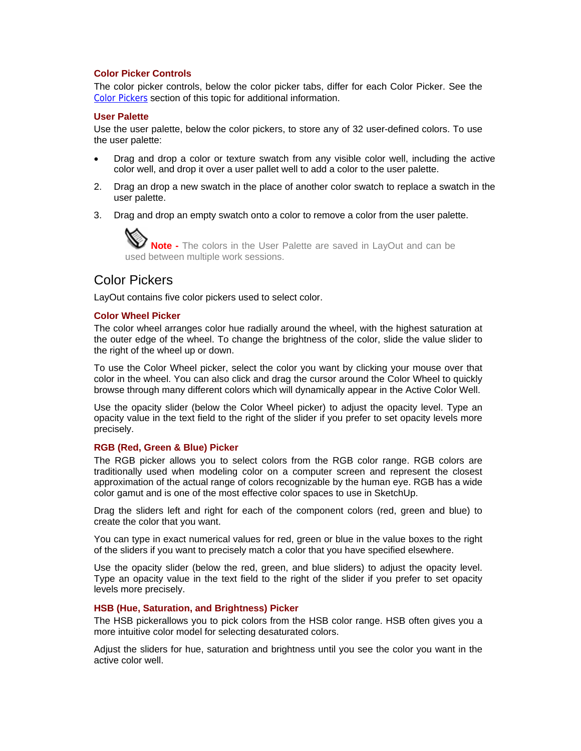### Color Picker Controls

The color picker controls, below the color picker tabs, differ for each Color Picker. See the Color Pickers section of this topic for additional information.

### User Palette

Use the user palette, below the color pickers, to store any of 32 user-defined colors. To use the user palette:

- Drag and drop a color or texture swatch from any visible color well, including the active color well, and drop it over a user pallet well to add a color to the user palette.
2. Drag an drop a new swatch in the place of another color swatch to replace a swatch in the user palette.
3. Drag and drop an empty swatch onto a color to remove a color from the user palette.

**Note -** The colors in the User Palette are saved in LayOut and can be used between multiple work sessions.

## Color Pickers

LayOut contains five color pickers used to select color.

### Color Wheel Picker

The color wheel arranges color hue radially around the wheel, with the highest saturation at the outer edge of the wheel. To change the brightness of the color, slide the value slider to the right of the wheel up or down.

To use the Color Wheel picker, select the color you want by clicking your mouse over that color in the wheel. You can also click and drag the cursor around the Color Wheel to quickly browse through many different colors which will dynamically appear in the Active Color Well.

Use the opacity slider (below the Color Wheel picker) to adjust the opacity level. Type an opacity value in the text field to the right of the slider if you prefer to set opacity levels more precisely.

### RGB (Red, Green & Blue) Picker

The RGB picker allows you to select colors from the RGB color range. RGB colors are traditionally used when modeling color on a computer screen and represent the closest approximation of the actual range of colors recognizable by the human eye. RGB has a wide color gamut and is one of the most effective color spaces to use in SketchUp.

Drag the sliders left and right for each of the component colors (red, green and blue) to create the color that you want.

You can type in exact numerical values for red, green or blue in the value boxes to the right of the sliders if you want to precisely match a color that you have specified elsewhere.

Use the opacity slider (below the red, green, and blue sliders) to adjust the opacity level. Type an opacity value in the text field to the right of the slider if you prefer to set opacity levels more precisely.

### HSB (Hue, Saturation, and Brightness) Picker

The HSB pickerallows you to pick colors from the HSB color range. HSB often gives you a more intuitive color model for selecting desaturated colors.

Adjust the sliders for hue, saturation and brightness until you see the color you want in the active color well.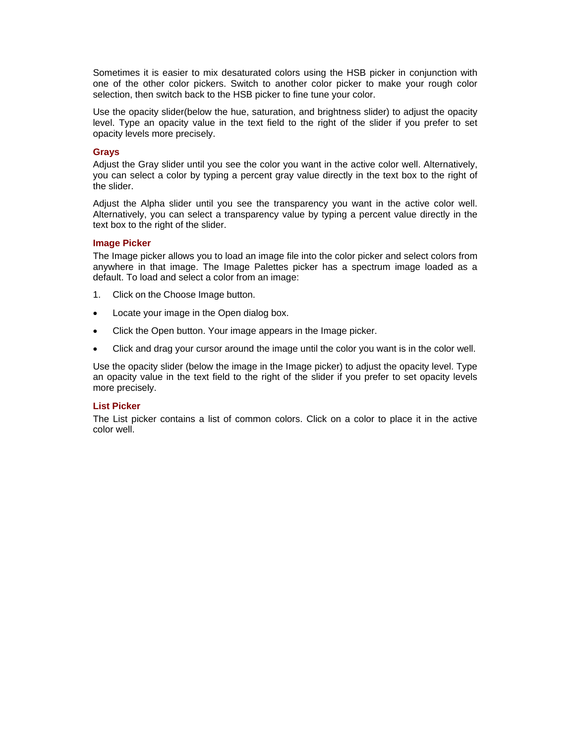Sometimes it is easier to mix desaturated colors using the HSB picker in conjunction with one of the other color pickers. Switch to another color picker to make your rough color selection, then switch back to the HSB picker to fine tune your color.

Use the opacity slider(below the hue, saturation, and brightness slider) to adjust the opacity level. Type an opacity value in the text field to the right of the slider if you prefer to set opacity levels more precisely.

### Grays

Adjust the Gray slider until you see the color you want in the active color well. Alternatively, you can select a color by typing a percent gray value directly in the text box to the right of the slider.

Adjust the Alpha slider until you see the transparency you want in the active color well. Alternatively, you can select a transparency value by typing a percent value directly in the text box to the right of the slider.

### Image Picker

The Image picker allows you to load an image file into the color picker and select colors from anywhere in that image. The Image Palettes picker has a spectrum image loaded as a default. To load and select a color from an image:

1. Click on the Choose Image button.

- Locate your image in the Open dialog box.
- Click the Open button. Your image appears in the Image picker.
- Click and drag your cursor around the image until the color you want is in the color well.

Use the opacity slider (below the image in the Image picker) to adjust the opacity level. Type an opacity value in the text field to the right of the slider if you prefer to set opacity levels more precisely.

### List Picker

The List picker contains a list of common colors. Click on a color to place it in the active color well.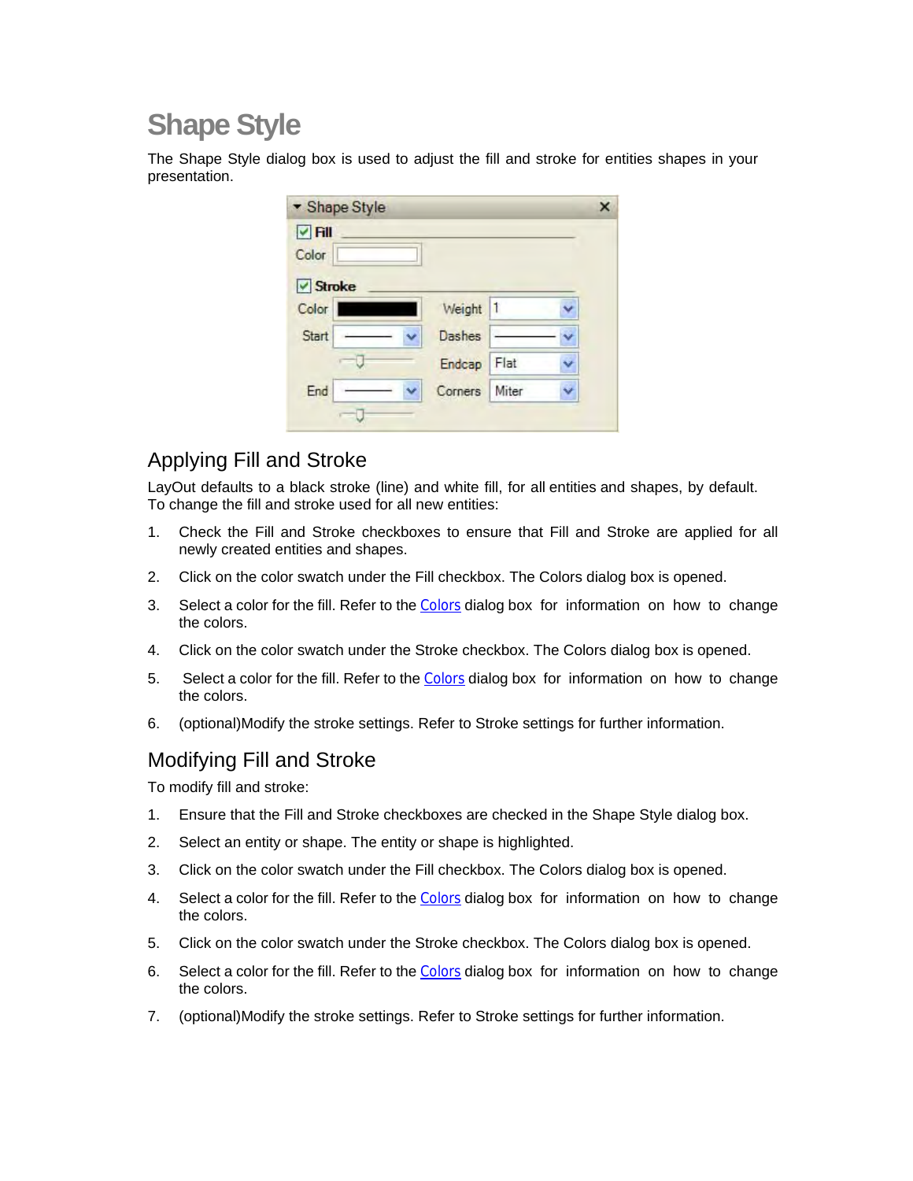# Shape Style

The Shape Style dialog box is used to adjust the fill and stroke for entities shapes in your presentation.

## Applying Fill and Stroke

LayOut defaults to a black stroke (line) and white fill, for all entities and shapes, by default. To change the fill and stroke used for all new entities:

1. Check the Fill and Stroke checkboxes to ensure that Fill and Stroke are applied for all newly created entities and shapes.
2. Click on the color swatch under the Fill checkbox. The Colors dialog box is opened.
3. Select a color for the fill. Refer to the Colors dialog box for information on how to change the colors.
4. Click on the color swatch under the Stroke checkbox. The Colors dialog box is opened.
5. Select a color for the fill. Refer to the Colors dialog box for information on how to change the colors.
6. (optional)Modify the stroke settings. Refer to Stroke settings for further information.

## Modifying Fill and Stroke

To modify fill and stroke:

1. Ensure that the Fill and Stroke checkboxes are checked in the Shape Style dialog box.
2. Select an entity or shape. The entity or shape is highlighted.
3. Click on the color swatch under the Fill checkbox. The Colors dialog box is opened.
4. Select a color for the fill. Refer to the Colors dialog box for information on how to change the colors.
5. Click on the color swatch under the Stroke checkbox. The Colors dialog box is opened.
6. Select a color for the fill. Refer to the Colors dialog box for information on how to change the colors.
7. (optional)Modify the stroke settings. Refer to Stroke settings for further information.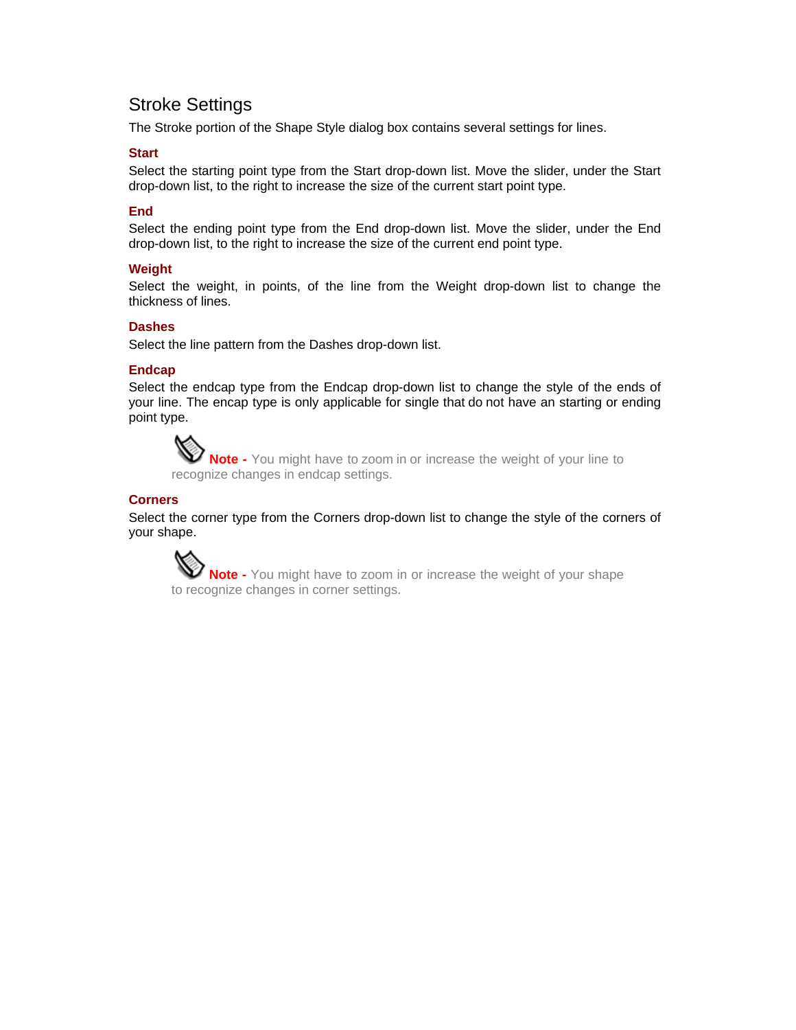# Stroke Settings

The Stroke portion of the Shape Style dialog box contains several settings for lines.

### Start

Select the starting point type from the Start drop-down list. Move the slider, under the Start drop-down list, to the right to increase the size of the current start point type.

### End

Select the ending point type from the End drop-down list. Move the slider, under the End drop-down list, to the right to increase the size of the current end point type.

### Weight

Select the weight, in points, of the line from the Weight drop-down list to change the thickness of lines.

### Dashes

Select the line pattern from the Dashes drop-down list.

### Endcap

Select the endcap type from the Endcap drop-down list to change the style of the ends of your line. The encap type is only applicable for single that do not have an starting or ending point type.

> **Note -** You might have to zoom in or increase the weight of your line to recognize changes in endcap settings.

### Corners

Select the corner type from the Corners drop-down list to change the style of the corners of your shape.

> **Note -** You might have to zoom in or increase the weight of your shape to recognize changes in corner settings.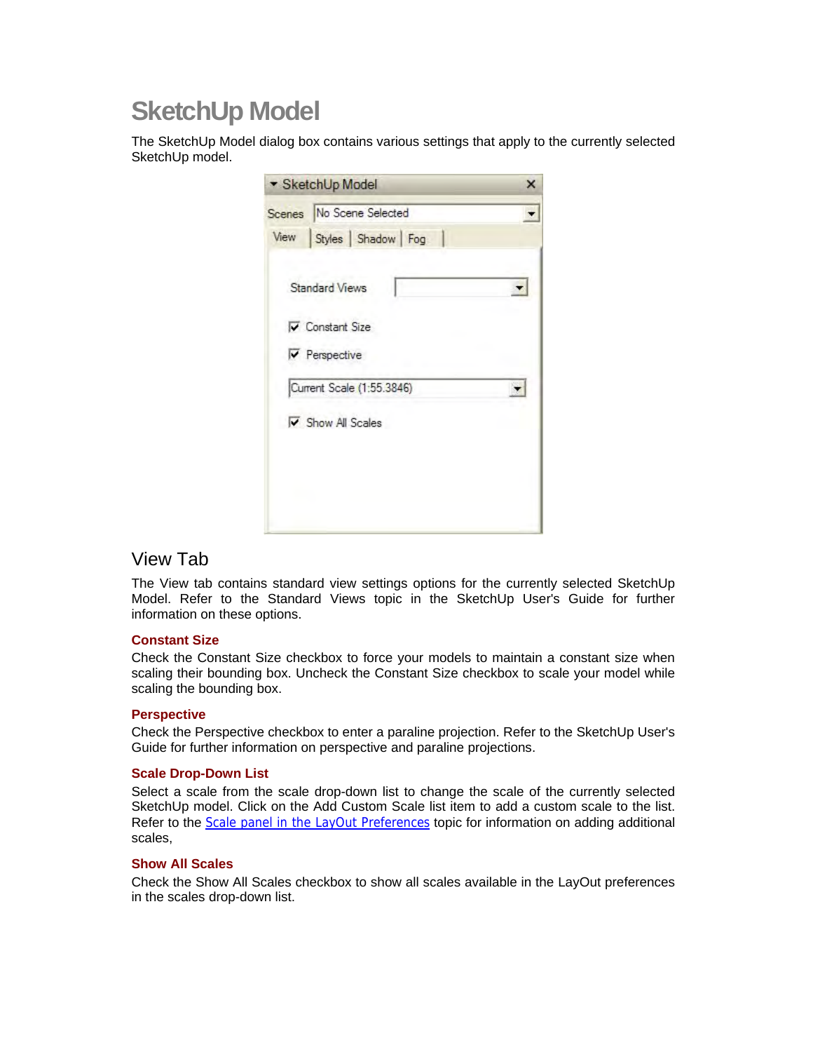# SketchUp Model

The SketchUp Model dialog box contains various settings that apply to the currently selected SketchUp model.

## View Tab

The View tab contains standard view settings options for the currently selected SketchUp Model. Refer to the Standard Views topic in the SketchUp User's Guide for further information on these options.

### Constant Size

Check the Constant Size checkbox to force your models to maintain a constant size when scaling their bounding box. Uncheck the Constant Size checkbox to scale your model while scaling the bounding box.

### Perspective

Check the Perspective checkbox to enter a paraline projection. Refer to the SketchUp User's Guide for further information on perspective and paraline projections.

### Scale Drop-Down List

Select a scale from the scale drop-down list to change the scale of the currently selected SketchUp model. Click on the Add Custom Scale list item to add a custom scale to the list. Refer to the Scale panel in the LayOut Preferences topic for information on adding additional scales,

### Show All Scales

Check the Show All Scales checkbox to show all scales available in the LayOut preferences in the scales drop-down list.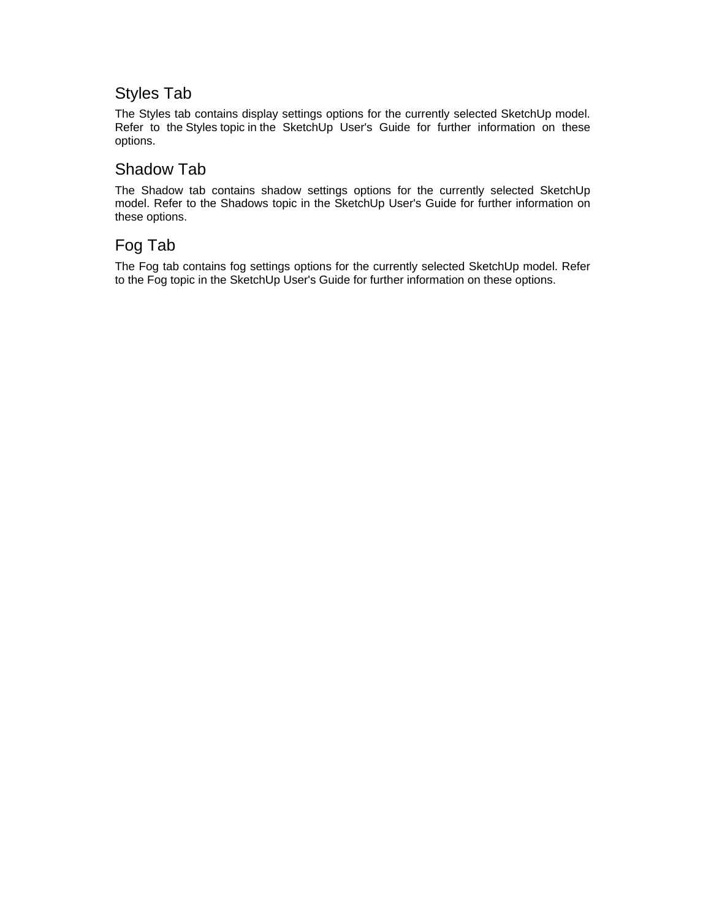## Styles Tab

The Styles tab contains display settings options for the currently selected SketchUp model. Refer to the Styles topic in the SketchUp User's Guide for further information on these options.

## Shadow Tab

The Shadow tab contains shadow settings options for the currently selected SketchUp model. Refer to the Shadows topic in the SketchUp User's Guide for further information on these options.

## Fog Tab

The Fog tab contains fog settings options for the currently selected SketchUp model. Refer to the Fog topic in the SketchUp User's Guide for further information on these options.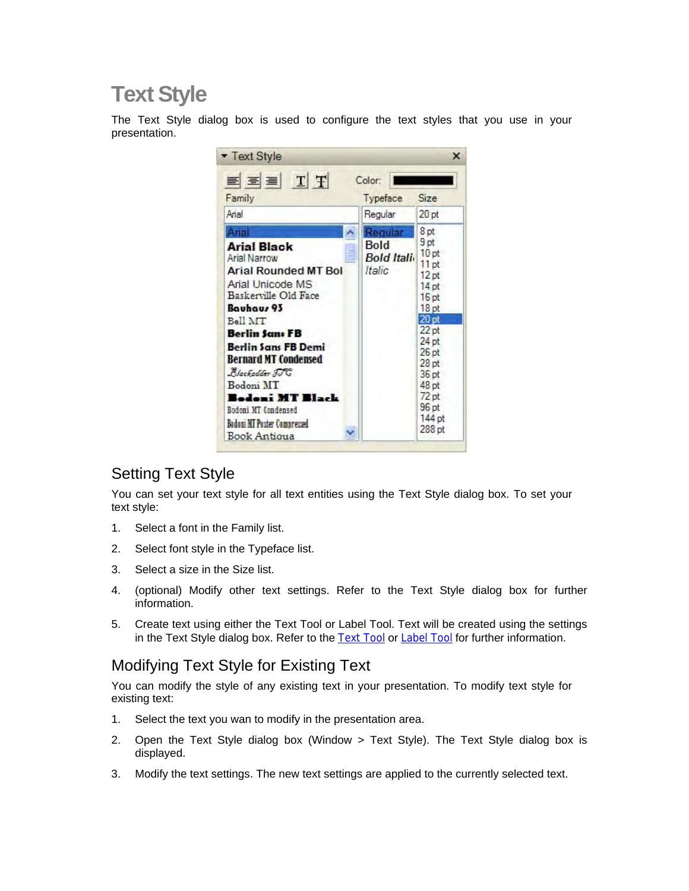# Text Style

The Text Style dialog box is used to configure the text styles that you use in your presentation.

## Setting Text Style

You can set your text style for all text entities using the Text Style dialog box. To set your text style:

1. Select a font in the Family list.
2. Select font style in the Typeface list.
3. Select a size in the Size list.
4. (optional) Modify other text settings. Refer to the Text Style dialog box for further information.
5. Create text using either the Text Tool or Label Tool. Text will be created using the settings in the Text Style dialog box. Refer to the Text Tool or Label Tool for further information.

## Modifying Text Style for Existing Text

You can modify the style of any existing text in your presentation. To modify text style for existing text:

1. Select the text you wan to modify in the presentation area.
2. Open the Text Style dialog box (Window > Text Style). The Text Style dialog box is displayed.
3. Modify the text settings. The new text settings are applied to the currently selected text.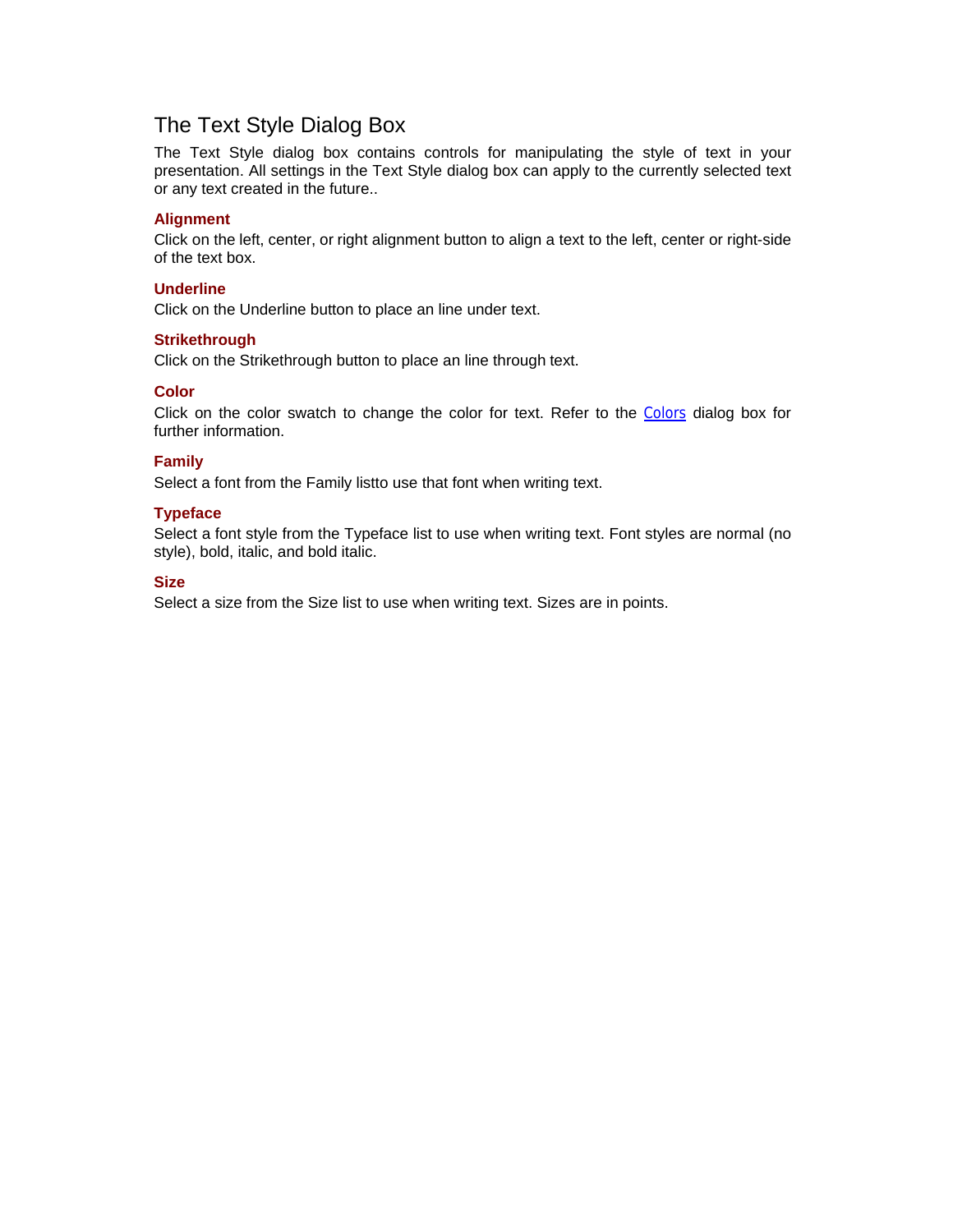# The Text Style Dialog Box

The Text Style dialog box contains controls for manipulating the style of text in your presentation. All settings in the Text Style dialog box can apply to the currently selected text or any text created in the future..

### Alignment

Click on the left, center, or right alignment button to align a text to the left, center or right-side of the text box.

### Underline

Click on the Underline button to place an line under text.

### Strikethrough

Click on the Strikethrough button to place an line through text.

### Color

Click on the color swatch to change the color for text. Refer to the Colors dialog box for further information.

### Family

Select a font from the Family listto use that font when writing text.

### Typeface

Select a font style from the Typeface list to use when writing text. Font styles are normal (no style), bold, italic, and bold italic.

### Size

Select a size from the Size list to use when writing text. Sizes are in points.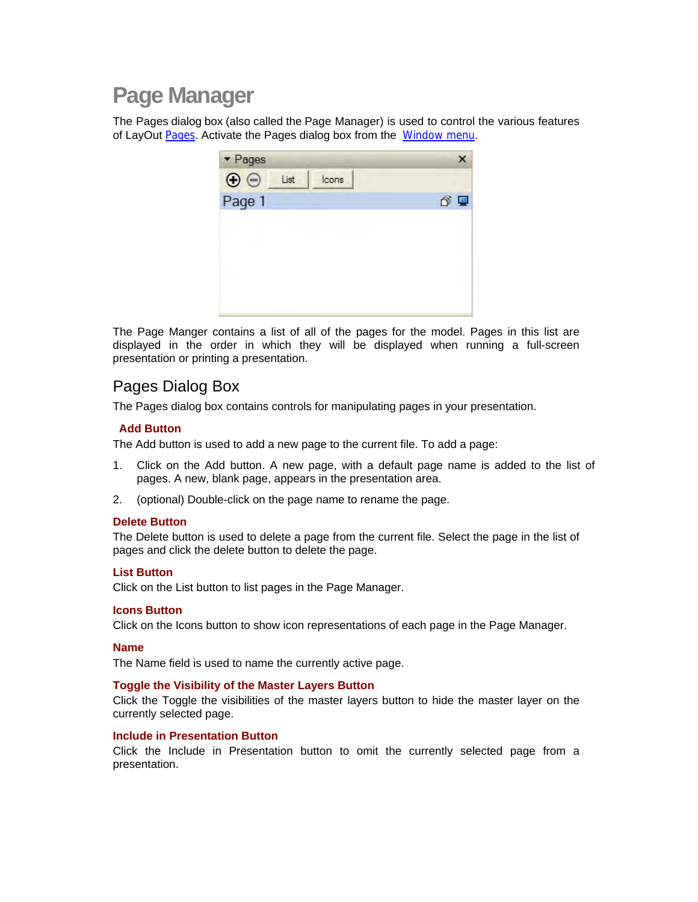# Page Manager

The Pages dialog box (also called the Page Manager) is used to control the various features of LayOut Pages. Activate the Pages dialog box from the Window menu.

The Page Manger contains a list of all of the pages for the model. Pages in this list are displayed in the order in which they will be displayed when running a full-screen presentation or printing a presentation.

## Pages Dialog Box

The Pages dialog box contains controls for manipulating pages in your presentation.

### Add Button

The Add button is used to add a new page to the current file. To add a page:

1. Click on the Add button. A new page, with a default page name is added to the list of pages. A new, blank page, appears in the presentation area.
2. (optional) Double-click on the page name to rename the page.

### Delete Button

The Delete button is used to delete a page from the current file. Select the page in the list of pages and click the delete button to delete the page.

### List Button

Click on the List button to list pages in the Page Manager.

### Icons Button

Click on the Icons button to show icon representations of each page in the Page Manager.

### Name

The Name field is used to name the currently active page.

### Toggle the Visibility of the Master Layers Button

Click the Toggle the visibilities of the master layers button to hide the master layer on the currently selected page.

### Include in Presentation Button

Click the Include in Presentation button to omit the currently selected page from a presentation.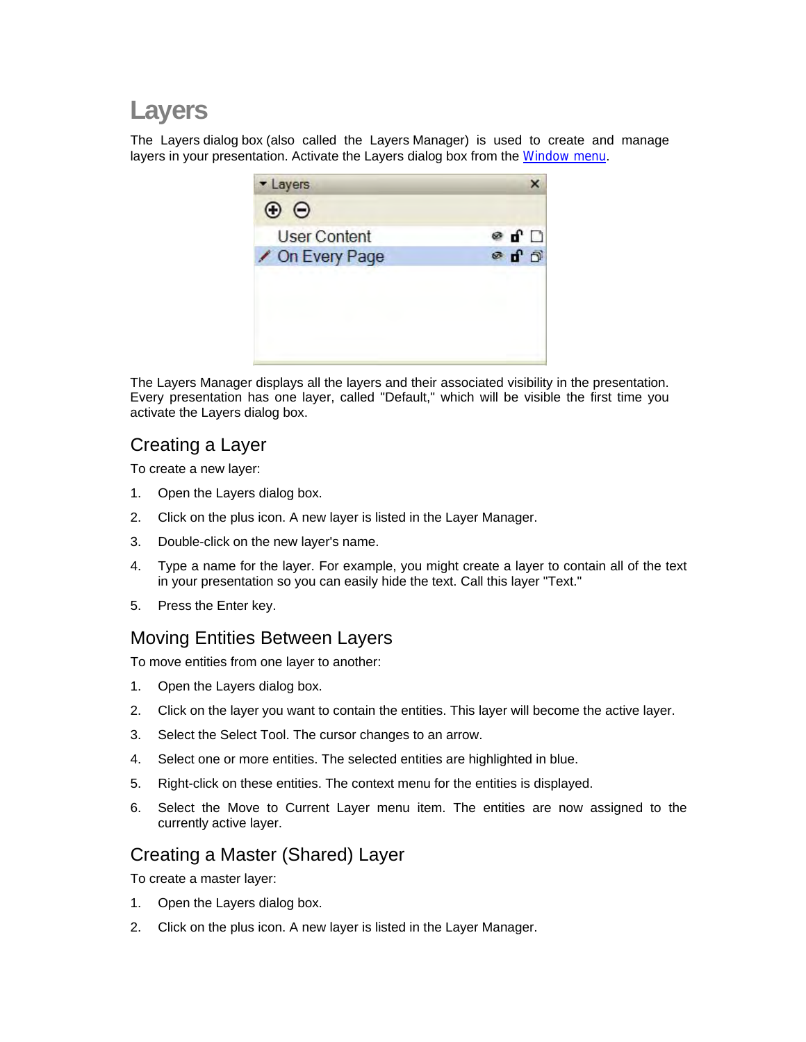# Layers

The Layers dialog box (also called the Layers Manager) is used to create and manage layers in your presentation. Activate the Layers dialog box from the Window menu.

The Layers Manager displays all the layers and their associated visibility in the presentation. Every presentation has one layer, called "Default," which will be visible the first time you activate the Layers dialog box.

## Creating a Layer

To create a new layer:

1. Open the Layers dialog box.
2. Click on the plus icon. A new layer is listed in the Layer Manager.
3. Double-click on the new layer's name.
4. Type a name for the layer. For example, you might create a layer to contain all of the text in your presentation so you can easily hide the text. Call this layer "Text."
5. Press the Enter key.

## Moving Entities Between Layers

To move entities from one layer to another:

1. Open the Layers dialog box.
2. Click on the layer you want to contain the entities. This layer will become the active layer.
3. Select the Select Tool. The cursor changes to an arrow.
4. Select one or more entities. The selected entities are highlighted in blue.
5. Right-click on these entities. The context menu for the entities is displayed.
6. Select the Move to Current Layer menu item. The entities are now assigned to the currently active layer.

## Creating a Master (Shared) Layer

To create a master layer:

1. Open the Layers dialog box.
2. Click on the plus icon. A new layer is listed in the Layer Manager.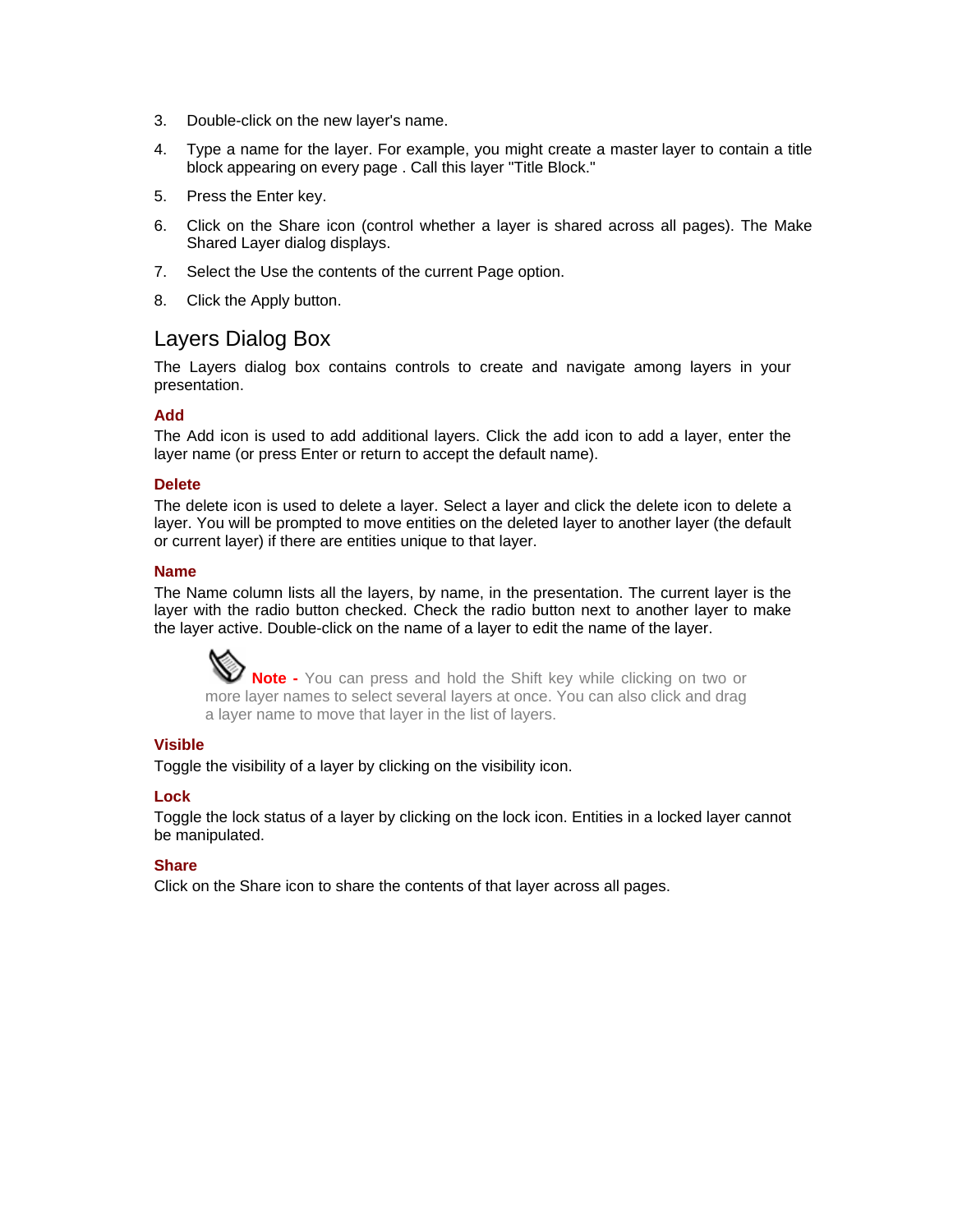3. Double-click on the new layer's name.
4. Type a name for the layer. For example, you might create a master layer to contain a title block appearing on every page . Call this layer "Title Block."
5. Press the Enter key.
6. Click on the Share icon (control whether a layer is shared across all pages). The Make Shared Layer dialog displays.
7. Select the Use the contents of the current Page option.
8. Click the Apply button.

## Layers Dialog Box

The Layers dialog box contains controls to create and navigate among layers in your presentation.

### Add

The Add icon is used to add additional layers. Click the add icon to add a layer, enter the layer name (or press Enter or return to accept the default name).

### Delete

The delete icon is used to delete a layer. Select a layer and click the delete icon to delete a layer. You will be prompted to move entities on the deleted layer to another layer (the default or current layer) if there are entities unique to that layer.

### Name

The Name column lists all the layers, by name, in the presentation. The current layer is the layer with the radio button checked. Check the radio button next to another layer to make the layer active. Double-click on the name of a layer to edit the name of the layer.

> **Note -** You can press and hold the Shift key while clicking on two or more layer names to select several layers at once. You can also click and drag a layer name to move that layer in the list of layers.

### Visible

Toggle the visibility of a layer by clicking on the visibility icon.

### Lock

Toggle the lock status of a layer by clicking on the lock icon. Entities in a locked layer cannot be manipulated.

### Share

Click on the Share icon to share the contents of that layer across all pages.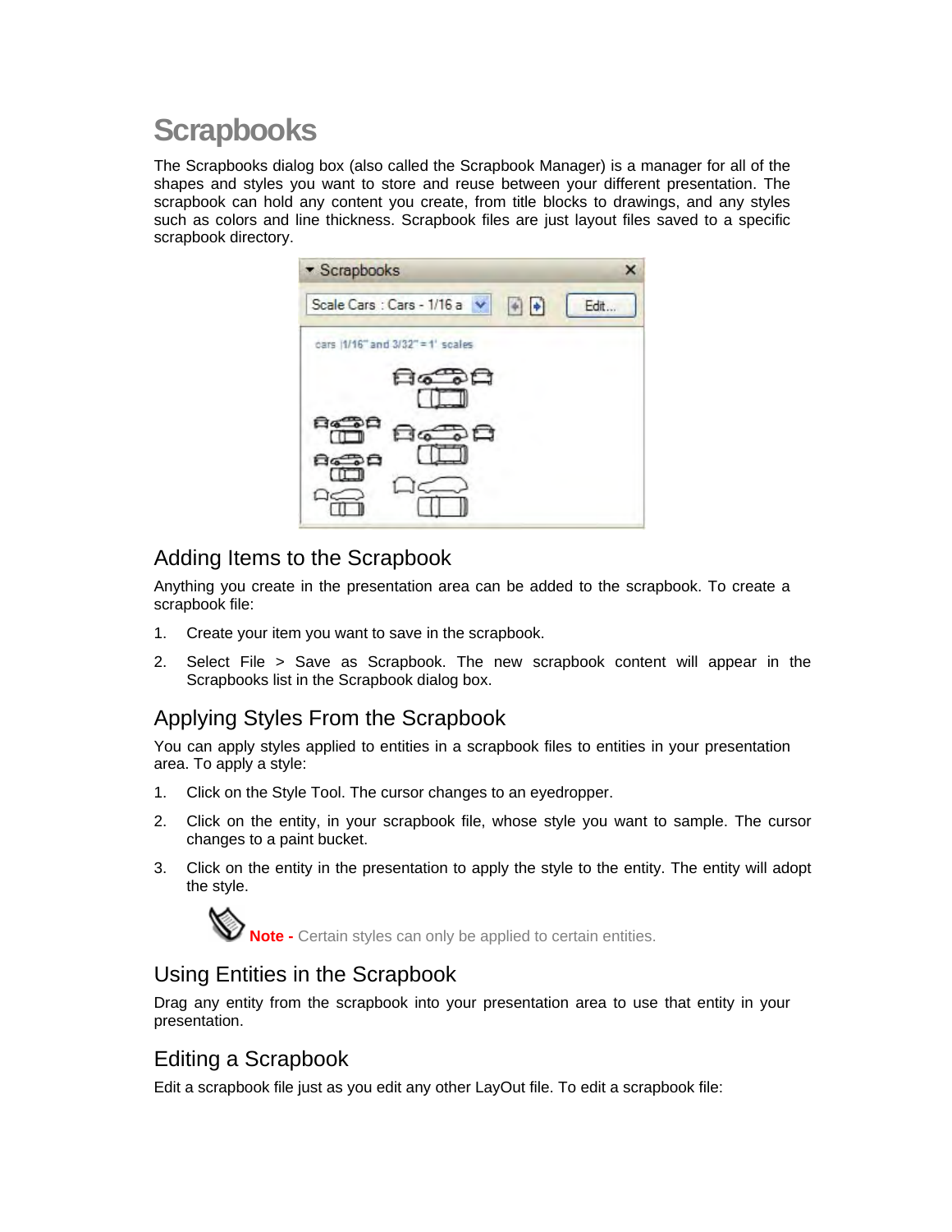# Scrapbooks

The Scrapbooks dialog box (also called the Scrapbook Manager) is a manager for all of the shapes and styles you want to store and reuse between your different presentation. The scrapbook can hold any content you create, from title blocks to drawings, and any styles such as colors and line thickness. Scrapbook files are just layout files saved to a specific scrapbook directory.

## Adding Items to the Scrapbook

Anything you create in the presentation area can be added to the scrapbook. To create a scrapbook file:

1. Create your item you want to save in the scrapbook.
2. Select File > Save as Scrapbook. The new scrapbook content will appear in the Scrapbooks list in the Scrapbook dialog box.

## Applying Styles From the Scrapbook

You can apply styles applied to entities in a scrapbook files to entities in your presentation area. To apply a style:

1. Click on the Style Tool. The cursor changes to an eyedropper.
2. Click on the entity, in your scrapbook file, whose style you want to sample. The cursor changes to a paint bucket.
3. Click on the entity in the presentation to apply the style to the entity. The entity will adopt the style.

**Note -** Certain styles can only be applied to certain entities.

## Using Entities in the Scrapbook

Drag any entity from the scrapbook into your presentation area to use that entity in your presentation.

## Editing a Scrapbook

Edit a scrapbook file just as you edit any other LayOut file. To edit a scrapbook file: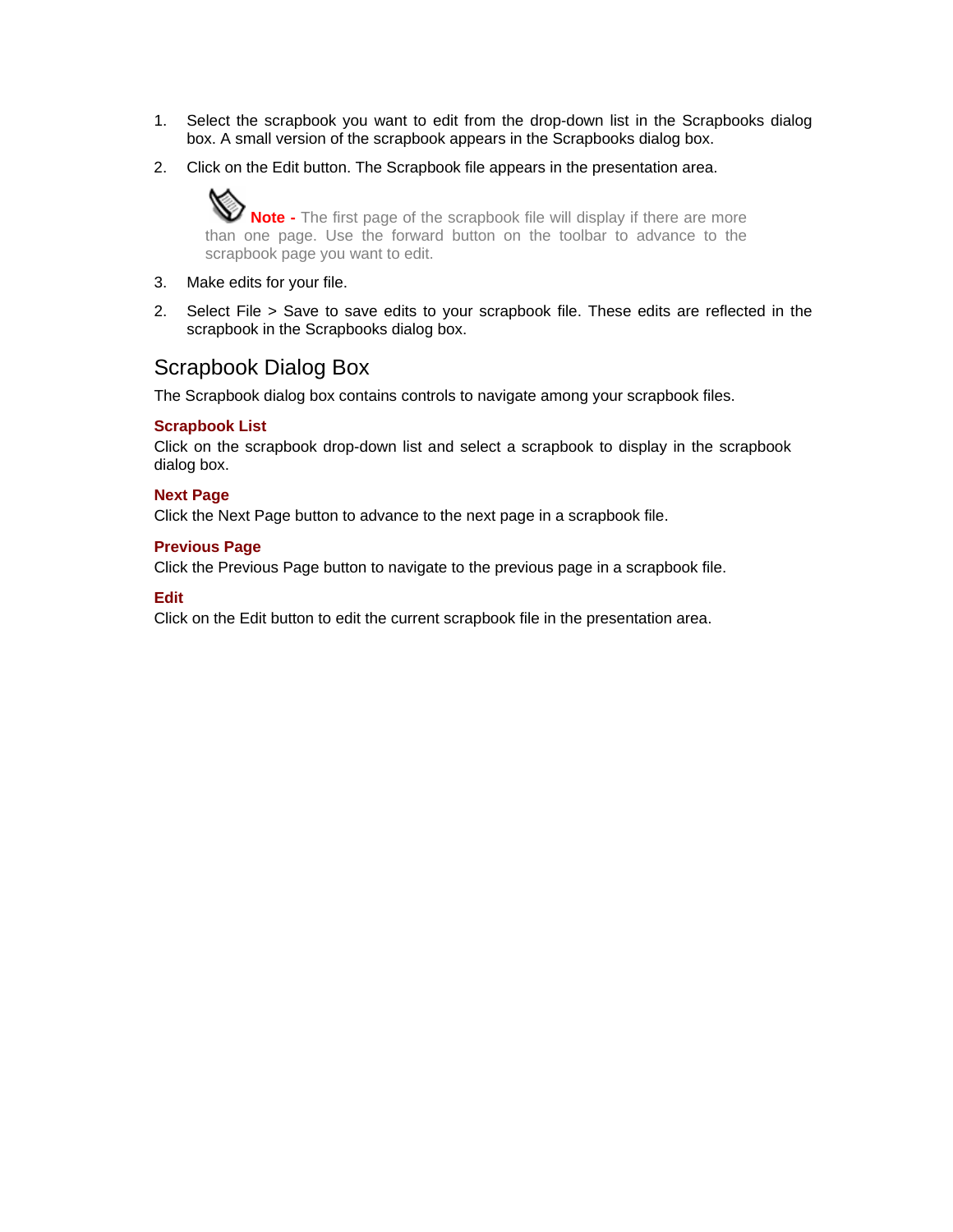1. Select the scrapbook you want to edit from the drop-down list in the Scrapbooks dialog box. A small version of the scrapbook appears in the Scrapbooks dialog box.

2. Click on the Edit button. The Scrapbook file appears in the presentation area.

   **Note -** The first page of the scrapbook file will display if there are more than one page. Use the forward button on the toolbar to advance to the scrapbook page you want to edit.

3. Make edits for your file.

2. Select File > Save to save edits to your scrapbook file. These edits are reflected in the scrapbook in the Scrapbooks dialog box.

## Scrapbook Dialog Box

The Scrapbook dialog box contains controls to navigate among your scrapbook files.

### Scrapbook List

Click on the scrapbook drop-down list and select a scrapbook to display in the scrapbook dialog box.

### Next Page

Click the Next Page button to advance to the next page in a scrapbook file.

### Previous Page

Click the Previous Page button to navigate to the previous page in a scrapbook file.

### Edit

Click on the Edit button to edit the current scrapbook file in the presentation area.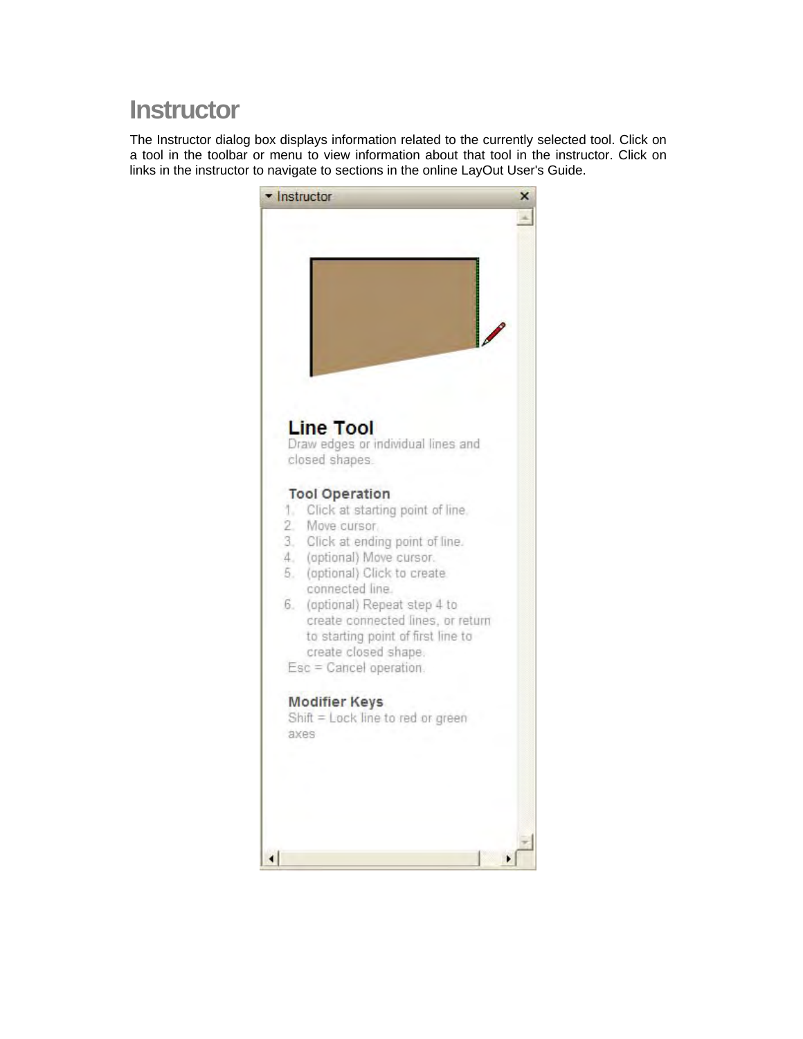# Instructor

The Instructor dialog box displays information related to the currently selected tool. Click on a tool in the toolbar or menu to view information about that tool in the instructor. Click on links in the instructor to navigate to sections in the online LayOut User's Guide.

Instructor

## Line Tool

Draw edges or individual lines and closed shapes.

### Tool Operation

1. Click at starting point of line.
2. Move cursor.
3. Click at ending point of line.
4. (optional) Move cursor.
5. (optional) Click to create connected line.
6. (optional) Repeat step 4 to create connected lines, or return to starting point of first line to create closed shape.

Esc = Cancel operation.

### Modifier Keys

Shift = Lock line to red or green axes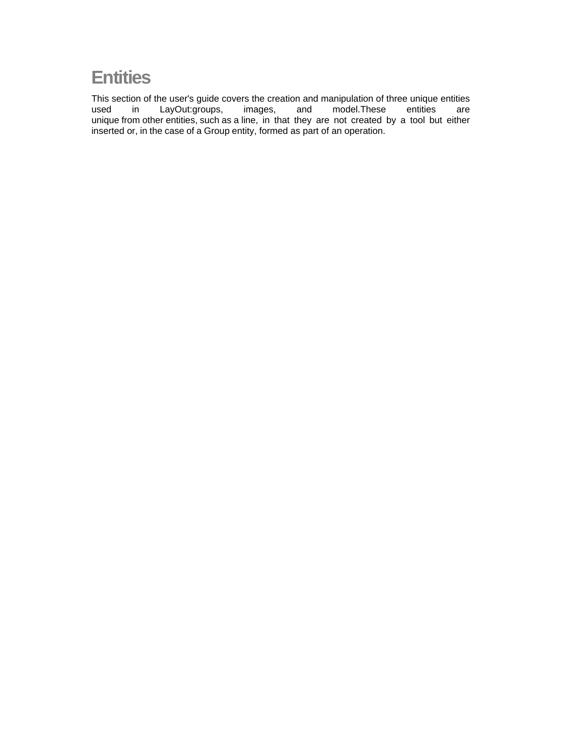# Entities

This section of the user's guide covers the creation and manipulation of three unique entities used in LayOut:groups, images, and model.These entities are unique from other entities, such as a line, in that they are not created by a tool but either inserted or, in the case of a Group entity, formed as part of an operation.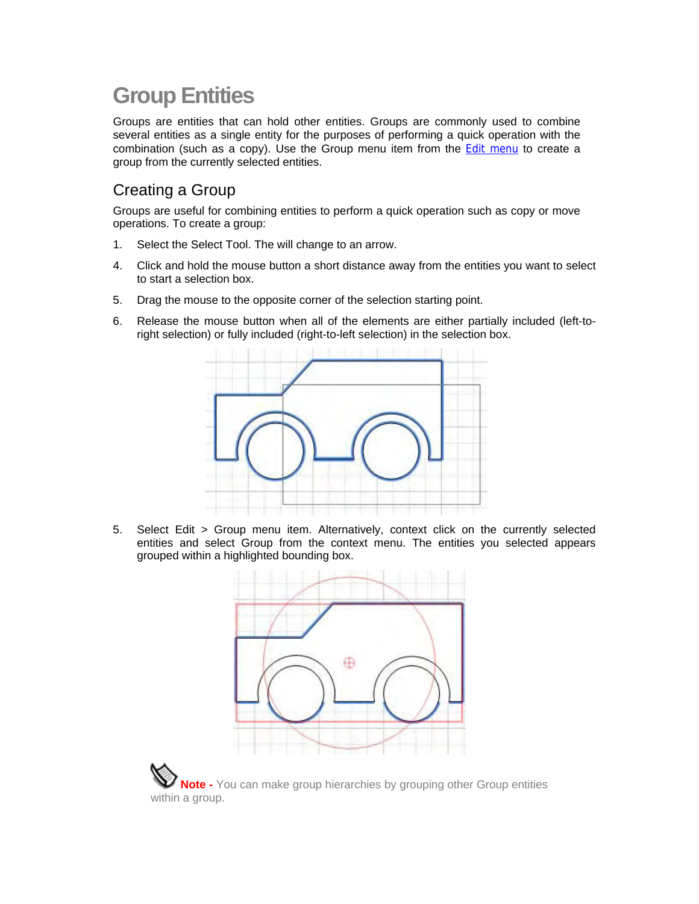# Group Entities

Groups are entities that can hold other entities. Groups are commonly used to combine several entities as a single entity for the purposes of performing a quick operation with the combination (such as a copy). Use the Group menu item from the Edit menu to create a group from the currently selected entities.

## Creating a Group

Groups are useful for combining entities to perform a quick operation such as copy or move operations. To create a group:

1. Select the Select Tool. The will change to an arrow.

4. Click and hold the mouse button a short distance away from the entities you want to select to start a selection box.

5. Drag the mouse to the opposite corner of the selection starting point.

6. Release the mouse button when all of the elements are either partially included (left-to-right selection) or fully included (right-to-left selection) in the selection box.

5. Select Edit > Group menu item. Alternatively, context click on the currently selected entities and select Group from the context menu. The entities you selected appears grouped within a highlighted bounding box.

**Note -** You can make group hierarchies by grouping other Group entities within a group.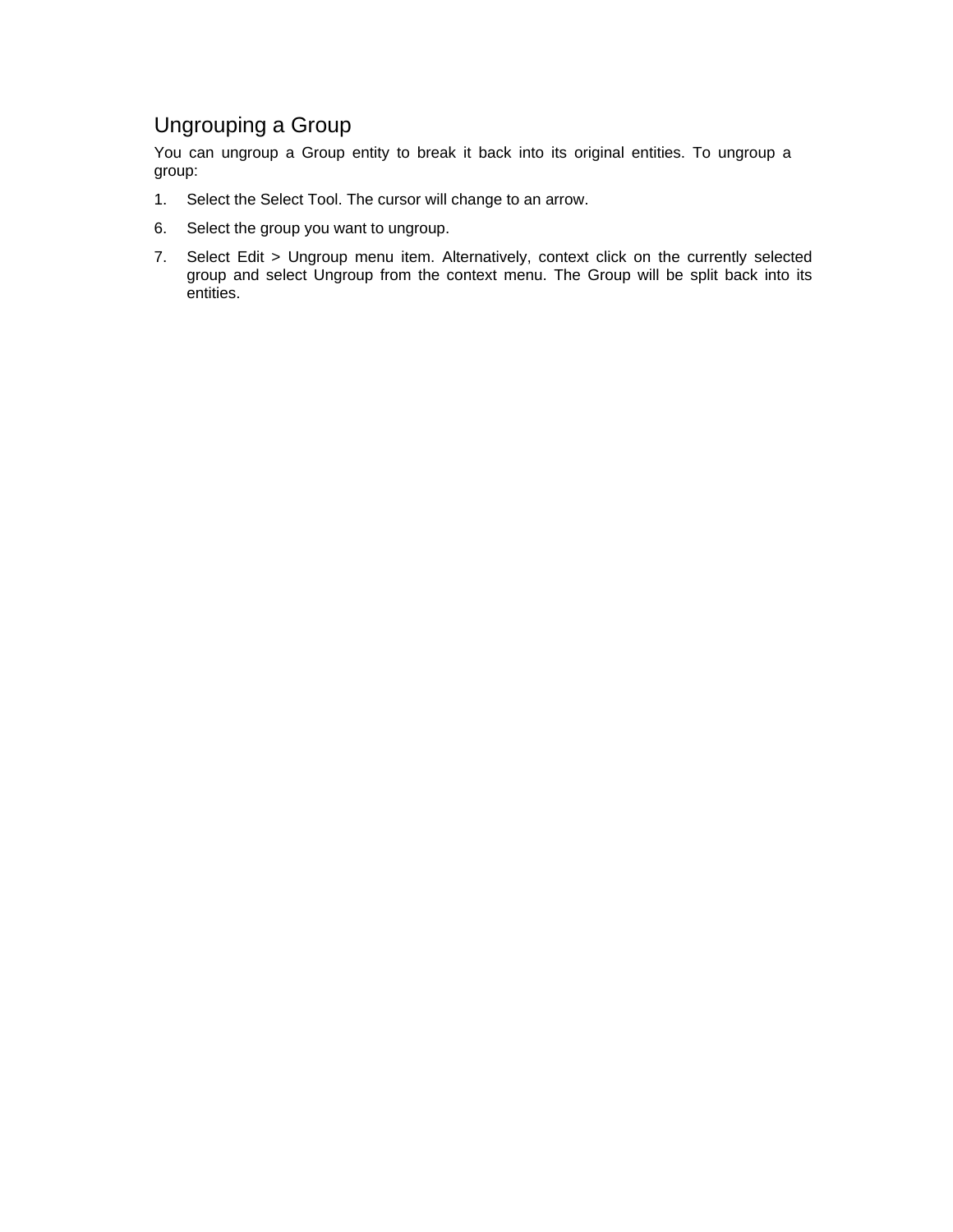## Ungrouping a Group

You can ungroup a Group entity to break it back into its original entities. To ungroup a group:

1. Select the Select Tool. The cursor will change to an arrow.

6. Select the group you want to ungroup.

7. Select Edit > Ungroup menu item. Alternatively, context click on the currently selected group and select Ungroup from the context menu. The Group will be split back into its entities.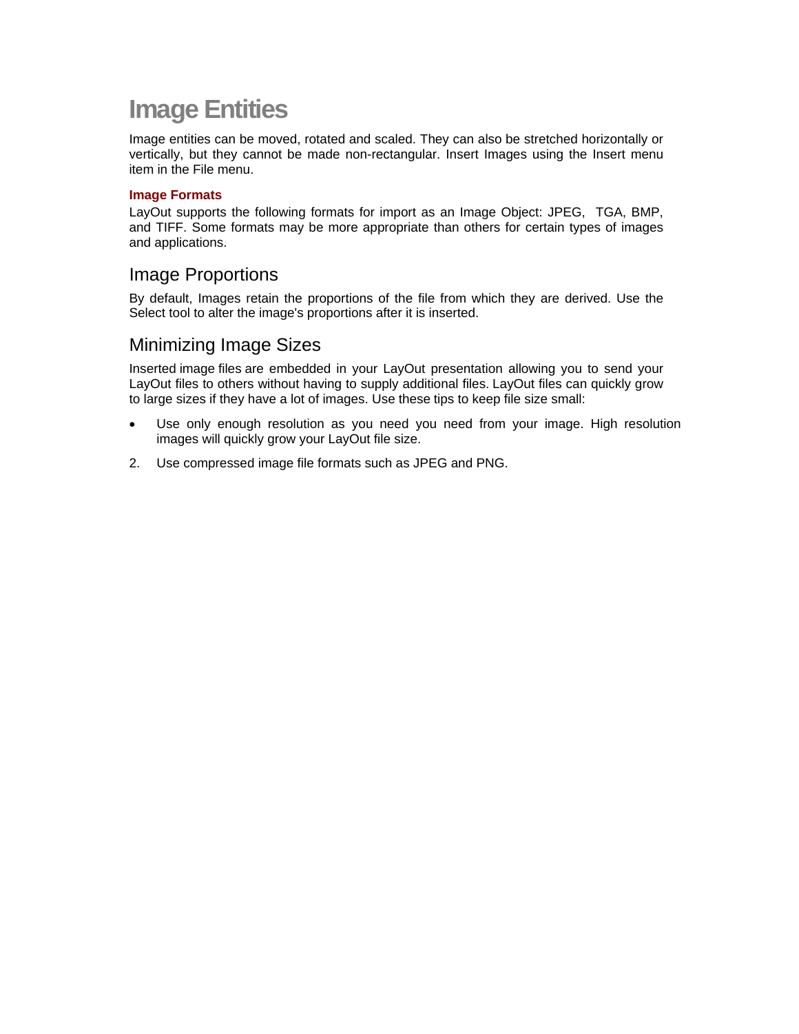# Image Entities

Image entities can be moved, rotated and scaled. They can also be stretched horizontally or vertically, but they cannot be made non-rectangular. Insert Images using the Insert menu item in the File menu.

### Image Formats

LayOut supports the following formats for import as an Image Object: JPEG,  TGA, BMP, and TIFF. Some formats may be more appropriate than others for certain types of images and applications.

## Image Proportions

By default, Images retain the proportions of the file from which they are derived. Use the Select tool to alter the image's proportions after it is inserted.

## Minimizing Image Sizes

Inserted image files are embedded in your LayOut presentation allowing you to send your LayOut files to others without having to supply additional files. LayOut files can quickly grow to large sizes if they have a lot of images. Use these tips to keep file size small:

- Use only enough resolution as you need you need from your image. High resolution images will quickly grow your LayOut file size.

2. Use compressed image file formats such as JPEG and PNG.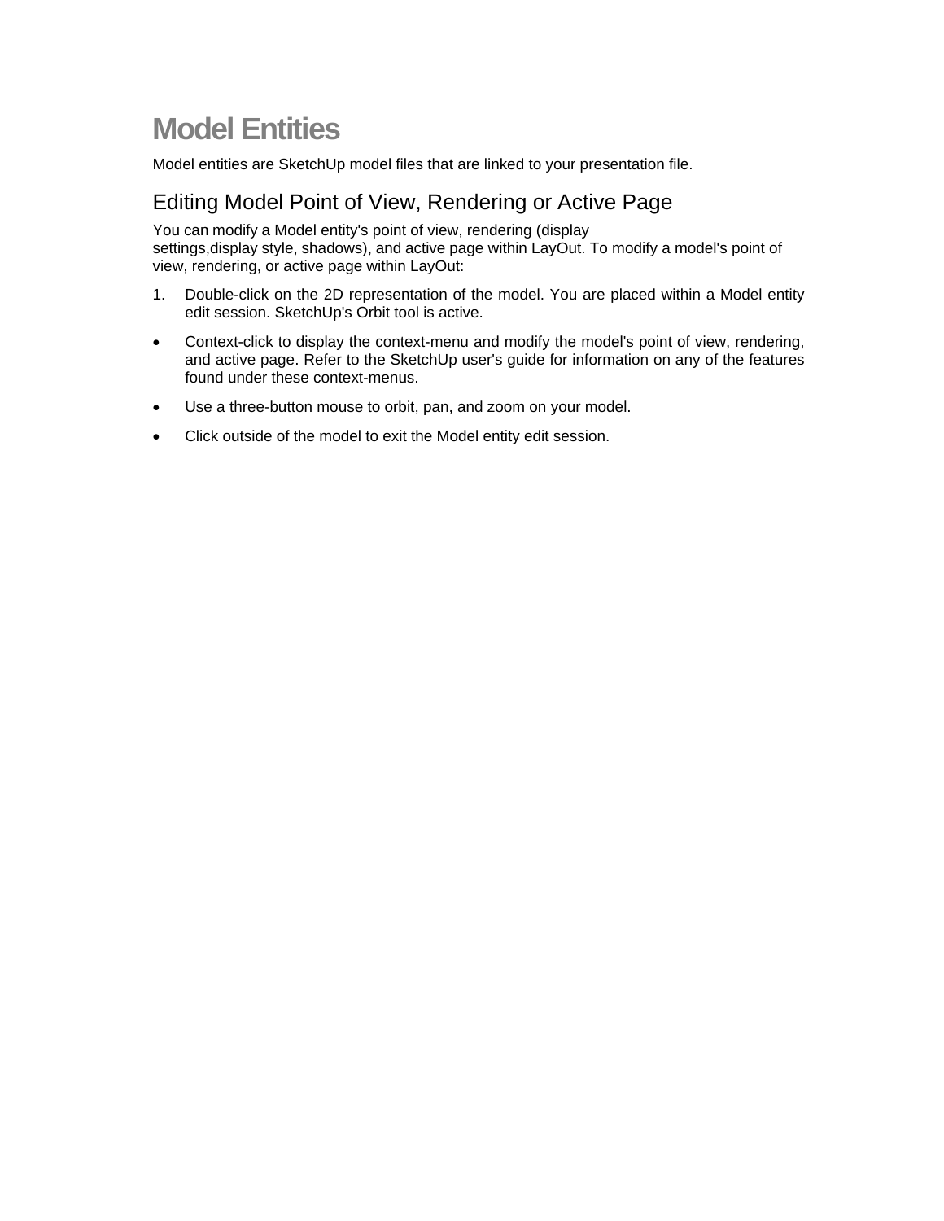# Model Entities

Model entities are SketchUp model files that are linked to your presentation file.

## Editing Model Point of View, Rendering or Active Page

You can modify a Model entity's point of view, rendering (display settings,display style, shadows), and active page within LayOut. To modify a model's point of view, rendering, or active page within LayOut:

1. Double-click on the 2D representation of the model. You are placed within a Model entity edit session. SketchUp's Orbit tool is active.

- Context-click to display the context-menu and modify the model's point of view, rendering, and active page. Refer to the SketchUp user's guide for information on any of the features found under these context-menus.
- Use a three-button mouse to orbit, pan, and zoom on your model.
- Click outside of the model to exit the Model entity edit session.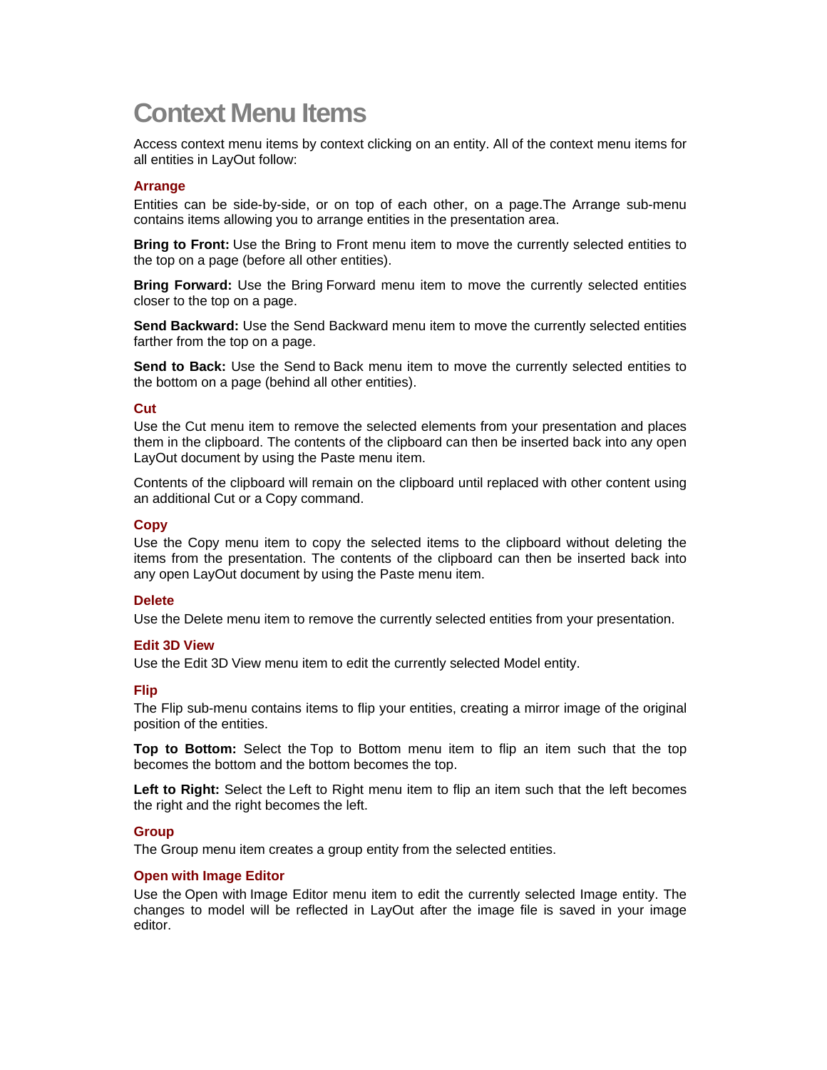# Context Menu Items

Access context menu items by context clicking on an entity. All of the context menu items for all entities in LayOut follow:

### Arrange

Entities can be side-by-side, or on top of each other, on a page.The Arrange sub-menu contains items allowing you to arrange entities in the presentation area.

**Bring to Front:** Use the Bring to Front menu item to move the currently selected entities to the top on a page (before all other entities).

**Bring Forward:** Use the Bring Forward menu item to move the currently selected entities closer to the top on a page.

**Send Backward:** Use the Send Backward menu item to move the currently selected entities farther from the top on a page.

**Send to Back:** Use the Send to Back menu item to move the currently selected entities to the bottom on a page (behind all other entities).

### Cut

Use the Cut menu item to remove the selected elements from your presentation and places them in the clipboard. The contents of the clipboard can then be inserted back into any open LayOut document by using the Paste menu item.

Contents of the clipboard will remain on the clipboard until replaced with other content using an additional Cut or a Copy command.

### Copy

Use the Copy menu item to copy the selected items to the clipboard without deleting the items from the presentation. The contents of the clipboard can then be inserted back into any open LayOut document by using the Paste menu item.

### Delete

Use the Delete menu item to remove the currently selected entities from your presentation.

### Edit 3D View

Use the Edit 3D View menu item to edit the currently selected Model entity.

### Flip

The Flip sub-menu contains items to flip your entities, creating a mirror image of the original position of the entities.

**Top to Bottom:** Select the Top to Bottom menu item to flip an item such that the top becomes the bottom and the bottom becomes the top.

**Left to Right:** Select the Left to Right menu item to flip an item such that the left becomes the right and the right becomes the left.

### Group

The Group menu item creates a group entity from the selected entities.

### Open with Image Editor

Use the Open with Image Editor menu item to edit the currently selected Image entity. The changes to model will be reflected in LayOut after the image file is saved in your image editor.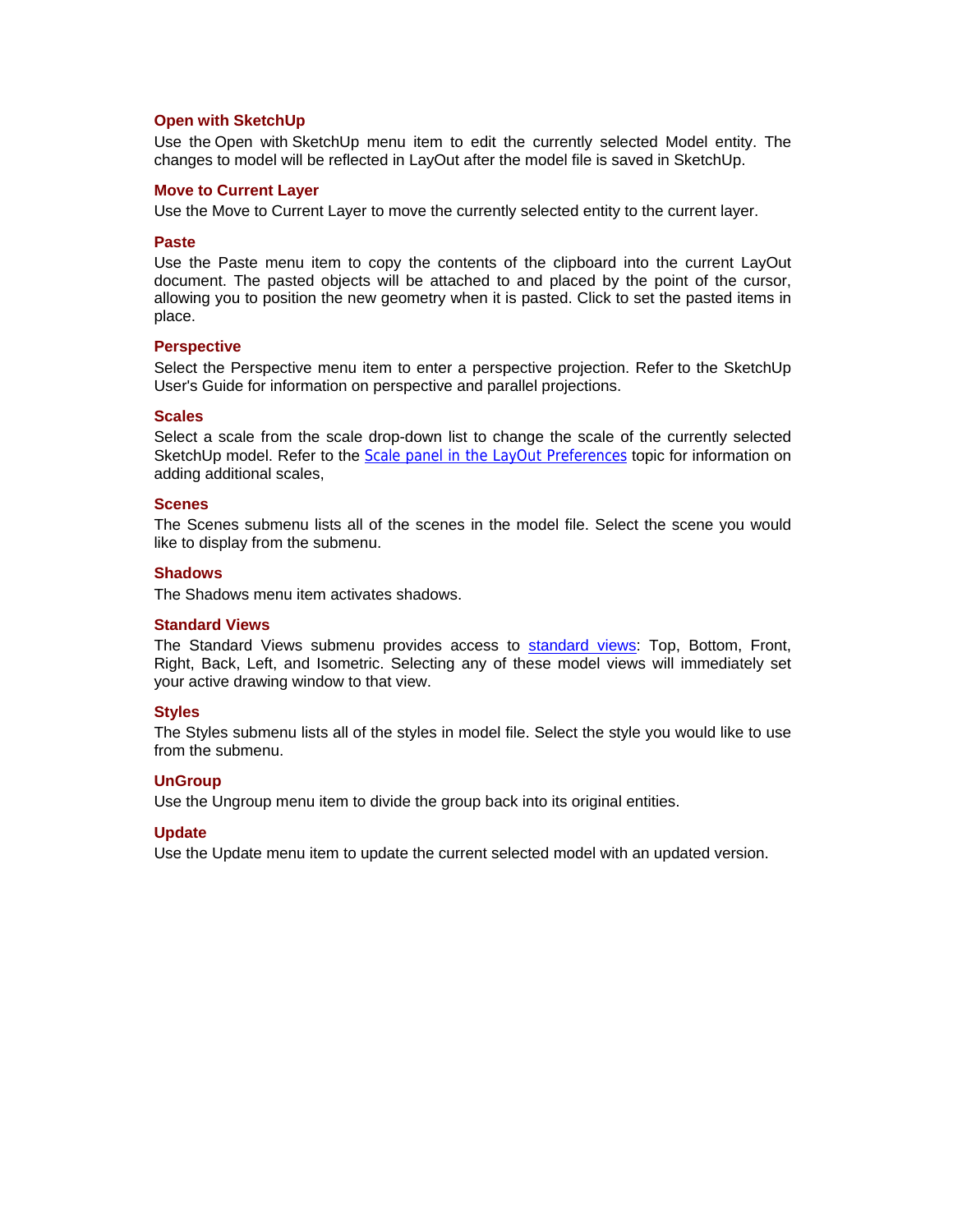### Open with SketchUp

Use the Open with SketchUp menu item to edit the currently selected Model entity. The changes to model will be reflected in LayOut after the model file is saved in SketchUp.

### Move to Current Layer

Use the Move to Current Layer to move the currently selected entity to the current layer.

### Paste

Use the Paste menu item to copy the contents of the clipboard into the current LayOut document. The pasted objects will be attached to and placed by the point of the cursor, allowing you to position the new geometry when it is pasted. Click to set the pasted items in place.

### Perspective

Select the Perspective menu item to enter a perspective projection. Refer to the SketchUp User's Guide for information on perspective and parallel projections.

### Scales

Select a scale from the scale drop-down list to change the scale of the currently selected SketchUp model. Refer to the Scale panel in the LayOut Preferences topic for information on adding additional scales,

### Scenes

The Scenes submenu lists all of the scenes in the model file. Select the scene you would like to display from the submenu.

### Shadows

The Shadows menu item activates shadows.

### Standard Views

The Standard Views submenu provides access to standard views: Top, Bottom, Front, Right, Back, Left, and Isometric. Selecting any of these model views will immediately set your active drawing window to that view.

### Styles

The Styles submenu lists all of the styles in model file. Select the style you would like to use from the submenu.

### UnGroup

Use the Ungroup menu item to divide the group back into its original entities.

### Update

Use the Update menu item to update the current selected model with an updated version.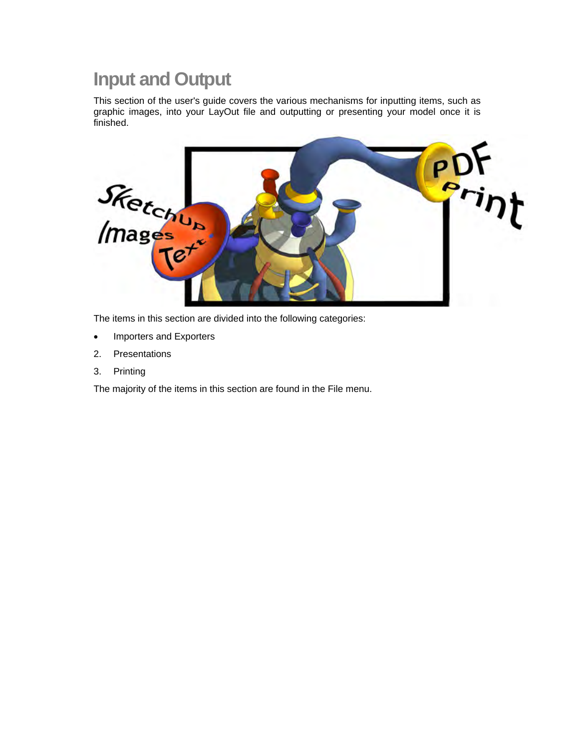# Input and Output

This section of the user's guide covers the various mechanisms for inputting items, such as graphic images, into your LayOut file and outputting or presenting your model once it is finished.

The items in this section are divided into the following categories:

- Importers and Exporters

2. Presentations

3. Printing

The majority of the items in this section are found in the File menu.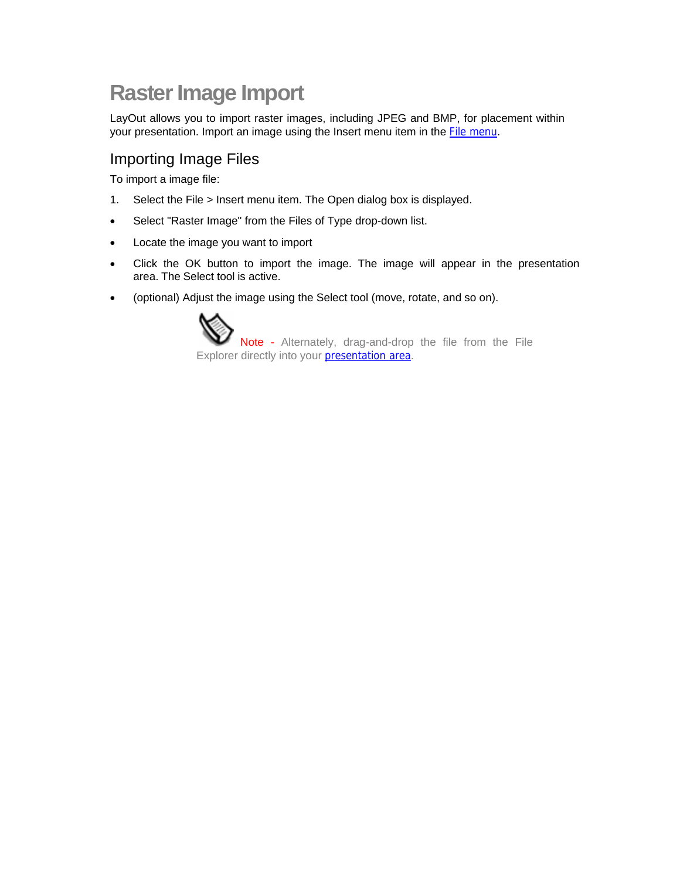# Raster Image Import

LayOut allows you to import raster images, including JPEG and BMP, for placement within your presentation. Import an image using the Insert menu item in the File menu.

## Importing Image Files

To import a image file:

1. Select the File > Insert menu item. The Open dialog box is displayed.

- Select "Raster Image" from the Files of Type drop-down list.
- Locate the image you want to import
- Click the OK button to import the image. The image will appear in the presentation area. The Select tool is active.
- (optional) Adjust the image using the Select tool (move, rotate, and so on).

Note - Alternately, drag-and-drop the file from the File Explorer directly into your presentation area.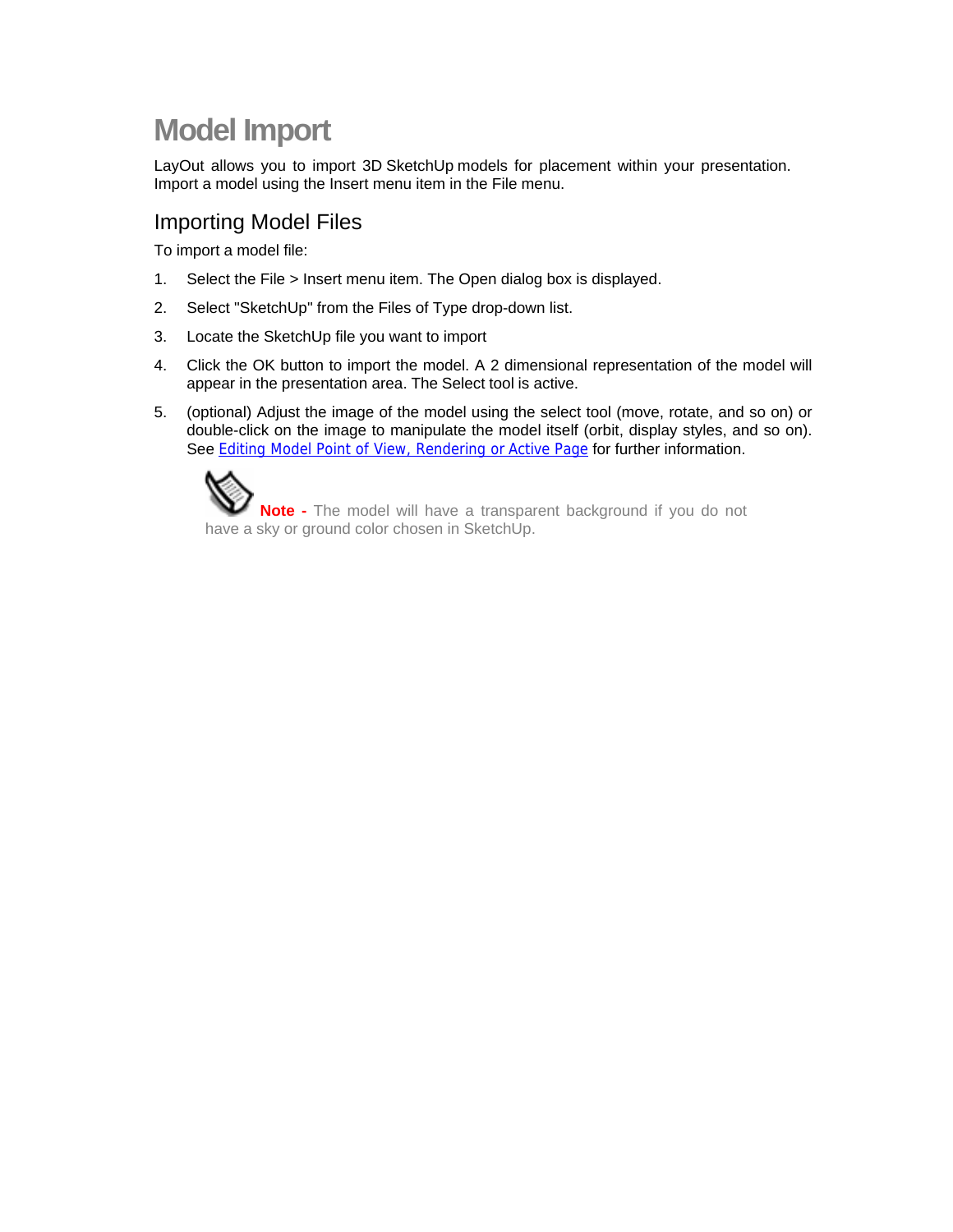# Model Import

LayOut allows you to import 3D SketchUp models for placement within your presentation. Import a model using the Insert menu item in the File menu.

## Importing Model Files

To import a model file:

1. Select the File > Insert menu item. The Open dialog box is displayed.
2. Select "SketchUp" from the Files of Type drop-down list.
3. Locate the SketchUp file you want to import
4. Click the OK button to import the model. A 2 dimensional representation of the model will appear in the presentation area. The Select tool is active.
5. (optional) Adjust the image of the model using the select tool (move, rotate, and so on) or double-click on the image to manipulate the model itself (orbit, display styles, and so on). See Editing Model Point of View, Rendering or Active Page for further information.

**Note -** The model will have a transparent background if you do not have a sky or ground color chosen in SketchUp.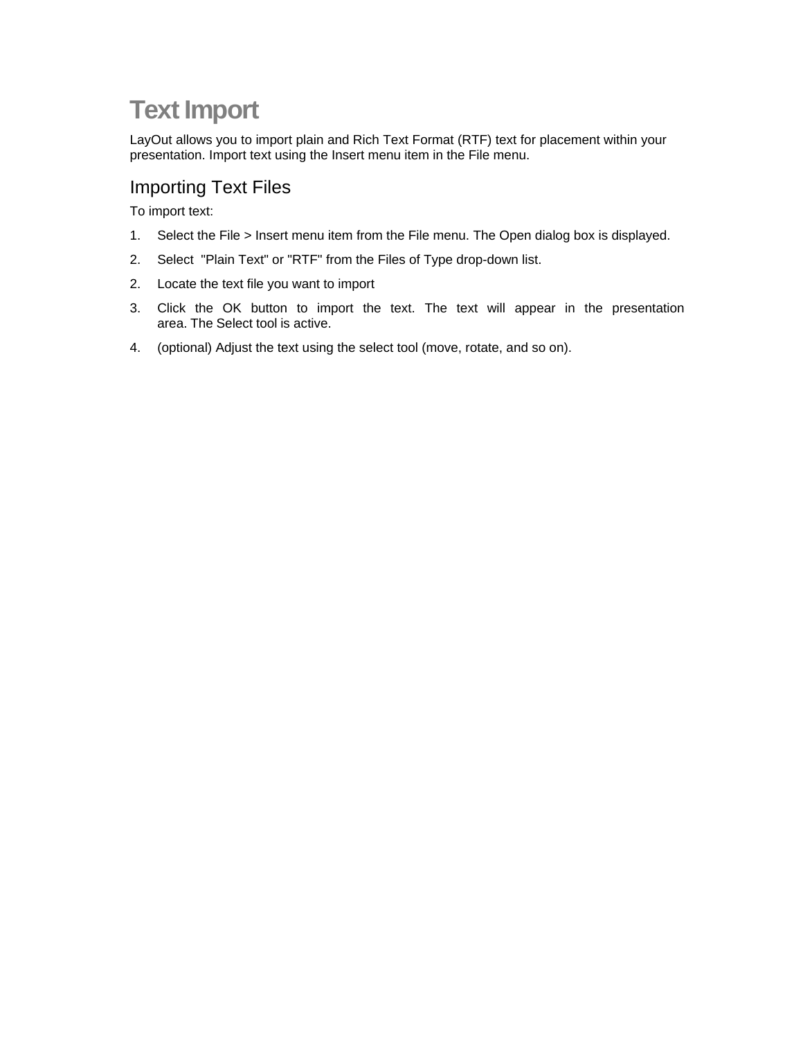# Text Import

LayOut allows you to import plain and Rich Text Format (RTF) text for placement within your presentation. Import text using the Insert menu item in the File menu.

## Importing Text Files

To import text:

1. Select the File > Insert menu item from the File menu. The Open dialog box is displayed.
2. Select "Plain Text" or "RTF" from the Files of Type drop-down list.
2. Locate the text file you want to import
3. Click the OK button to import the text. The text will appear in the presentation area. The Select tool is active.
4. (optional) Adjust the text using the select tool (move, rotate, and so on).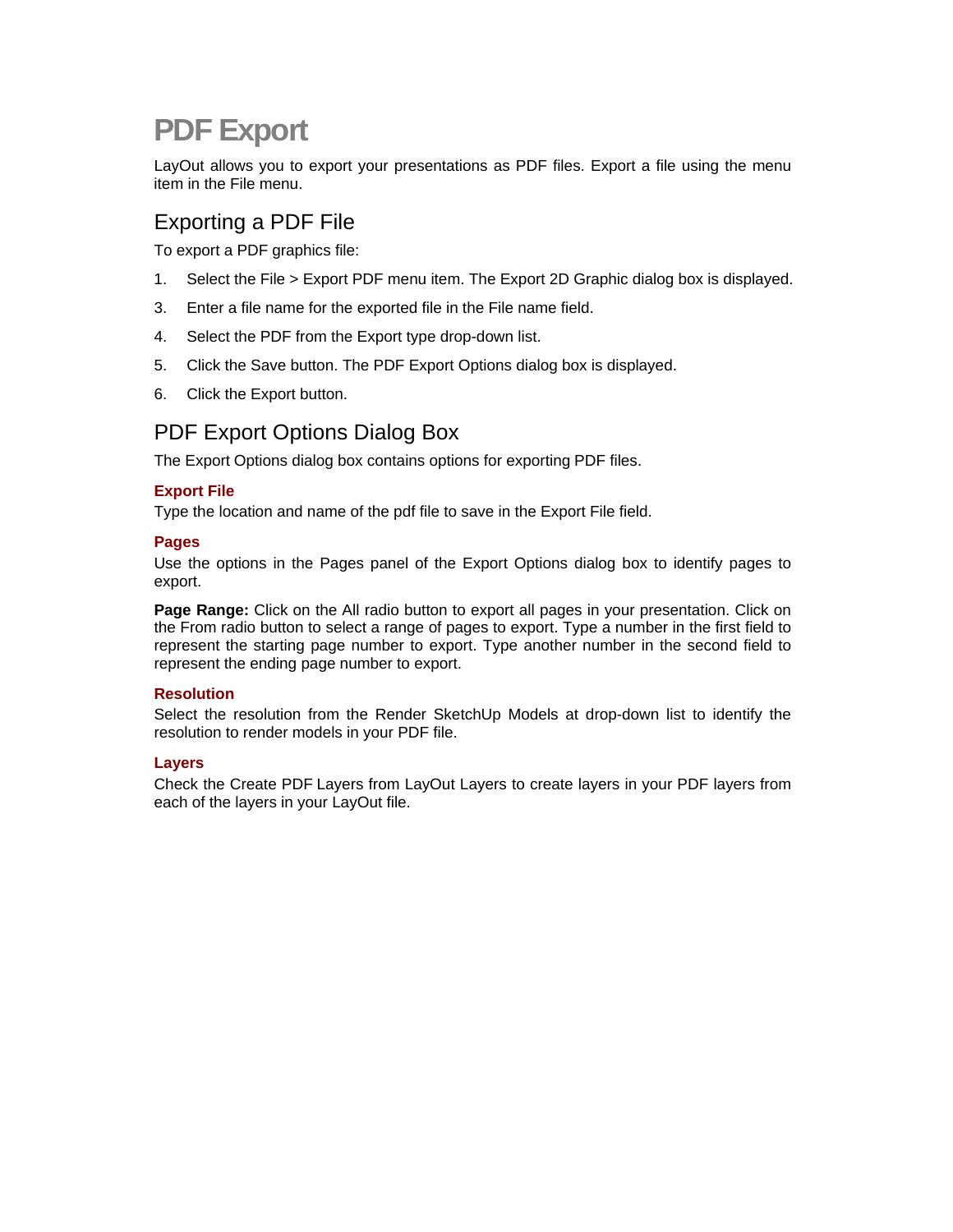# PDF Export

LayOut allows you to export your presentations as PDF files. Export a file using the menu item in the File menu.

## Exporting a PDF File

To export a PDF graphics file:

1. Select the File > Export PDF menu item. The Export 2D Graphic dialog box is displayed.
3. Enter a file name for the exported file in the File name field.
4. Select the PDF from the Export type drop-down list.
5. Click the Save button. The PDF Export Options dialog box is displayed.
6. Click the Export button.

## PDF Export Options Dialog Box

The Export Options dialog box contains options for exporting PDF files.

#### Export File

Type the location and name of the pdf file to save in the Export File field.

#### Pages

Use the options in the Pages panel of the Export Options dialog box to identify pages to export.

**Page Range:** Click on the All radio button to export all pages in your presentation. Click on the From radio button to select a range of pages to export. Type a number in the first field to represent the starting page number to export. Type another number in the second field to represent the ending page number to export.

#### Resolution

Select the resolution from the Render SketchUp Models at drop-down list to identify the resolution to render models in your PDF file.

#### Layers

Check the Create PDF Layers from LayOut Layers to create layers in your PDF layers from each of the layers in your LayOut file.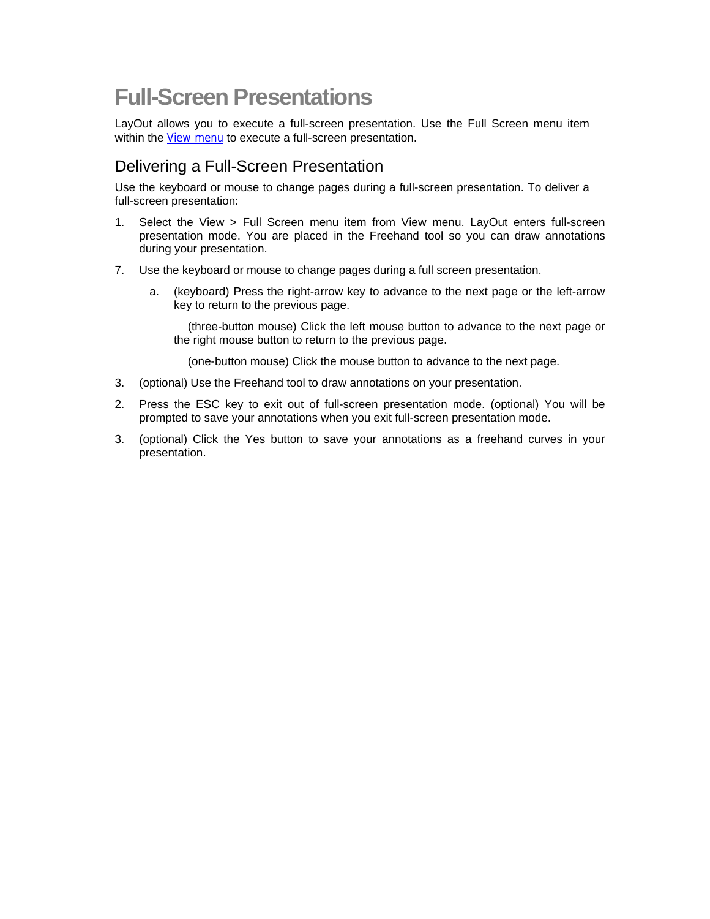# Full-Screen Presentations

LayOut allows you to execute a full-screen presentation. Use the Full Screen menu item within the View menu to execute a full-screen presentation.

## Delivering a Full-Screen Presentation

Use the keyboard or mouse to change pages during a full-screen presentation. To deliver a full-screen presentation:

1. Select the View > Full Screen menu item from View menu. LayOut enters full-screen presentation mode. You are placed in the Freehand tool so you can draw annotations during your presentation.

7. Use the keyboard or mouse to change pages during a full screen presentation.

   a. (keyboard) Press the right-arrow key to advance to the next page or the left-arrow key to return to the previous page.

      (three-button mouse) Click the left mouse button to advance to the next page or the right mouse button to return to the previous page.

      (one-button mouse) Click the mouse button to advance to the next page.

3. (optional) Use the Freehand tool to draw annotations on your presentation.

2. Press the ESC key to exit out of full-screen presentation mode. (optional) You will be prompted to save your annotations when you exit full-screen presentation mode.

3. (optional) Click the Yes button to save your annotations as a freehand curves in your presentation.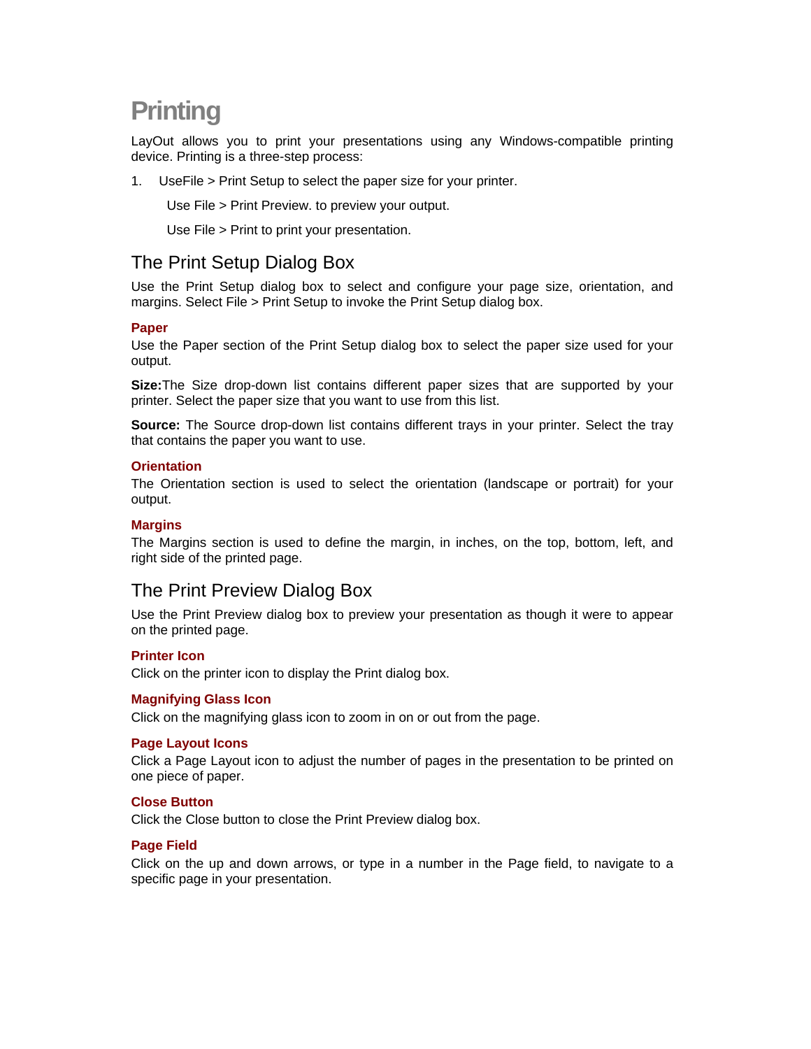# Printing

LayOut allows you to print your presentations using any Windows-compatible printing device. Printing is a three-step process:

1. UseFile > Print Setup to select the paper size for your printer.

   Use File > Print Preview. to preview your output.

   Use File > Print to print your presentation.

## The Print Setup Dialog Box

Use the Print Setup dialog box to select and configure your page size, orientation, and margins. Select File > Print Setup to invoke the Print Setup dialog box.

### Paper

Use the Paper section of the Print Setup dialog box to select the paper size used for your output.

**Size:**The Size drop-down list contains different paper sizes that are supported by your printer. Select the paper size that you want to use from this list.

**Source:** The Source drop-down list contains different trays in your printer. Select the tray that contains the paper you want to use.

### Orientation

The Orientation section is used to select the orientation (landscape or portrait) for your output.

### Margins

The Margins section is used to define the margin, in inches, on the top, bottom, left, and right side of the printed page.

## The Print Preview Dialog Box

Use the Print Preview dialog box to preview your presentation as though it were to appear on the printed page.

### Printer Icon

Click on the printer icon to display the Print dialog box.

### Magnifying Glass Icon

Click on the magnifying glass icon to zoom in on or out from the page.

### Page Layout Icons

Click a Page Layout icon to adjust the number of pages in the presentation to be printed on one piece of paper.

### Close Button

Click the Close button to close the Print Preview dialog box.

### Page Field

Click on the up and down arrows, or type in a number in the Page field, to navigate to a specific page in your presentation.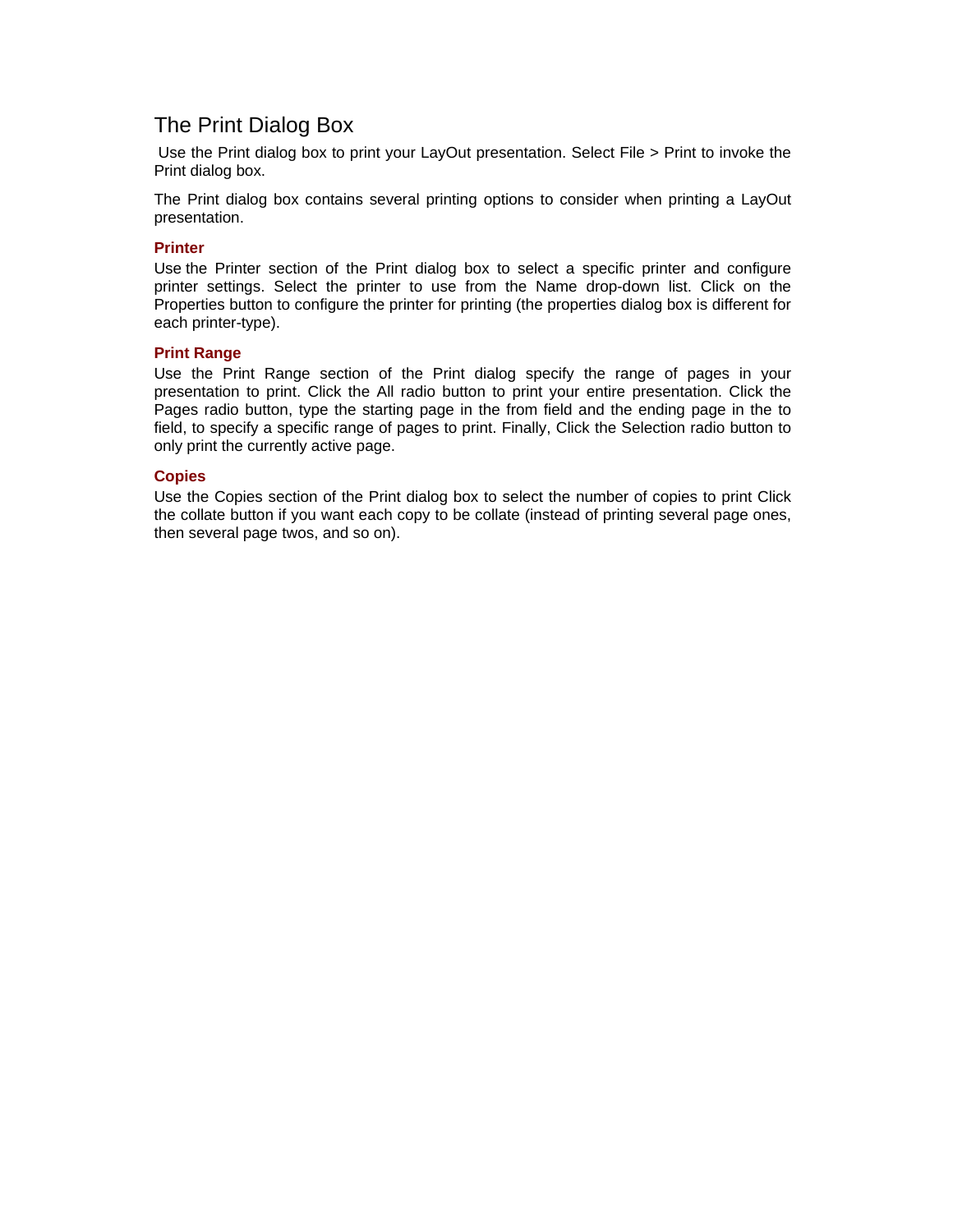# The Print Dialog Box

Use the Print dialog box to print your LayOut presentation. Select File > Print to invoke the Print dialog box.

The Print dialog box contains several printing options to consider when printing a LayOut presentation.

### Printer

Use the Printer section of the Print dialog box to select a specific printer and configure printer settings. Select the printer to use from the Name drop-down list. Click on the Properties button to configure the printer for printing (the properties dialog box is different for each printer-type).

### Print Range

Use the Print Range section of the Print dialog specify the range of pages in your presentation to print. Click the All radio button to print your entire presentation. Click the Pages radio button, type the starting page in the from field and the ending page in the to field, to specify a specific range of pages to print. Finally, Click the Selection radio button to only print the currently active page.

### Copies

Use the Copies section of the Print dialog box to select the number of copies to print Click the collate button if you want each copy to be collate (instead of printing several page ones, then several page twos, and so on).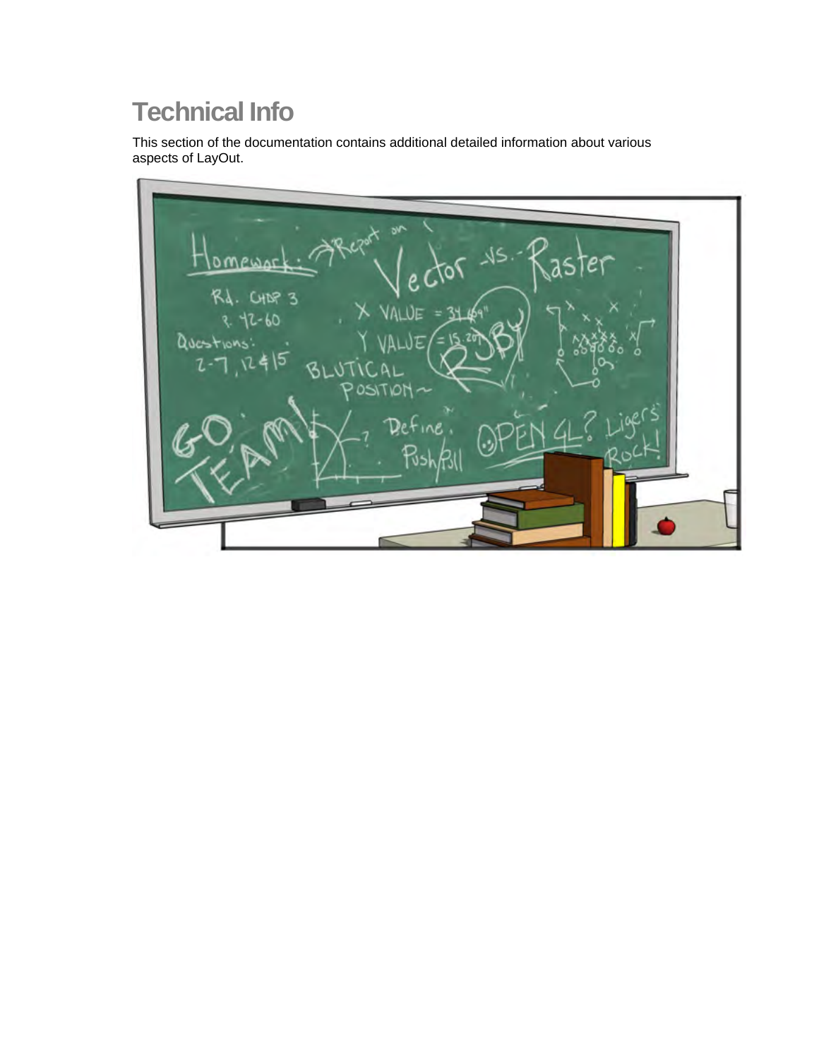# Technical Info

This section of the documentation contains additional detailed information about various aspects of LayOut.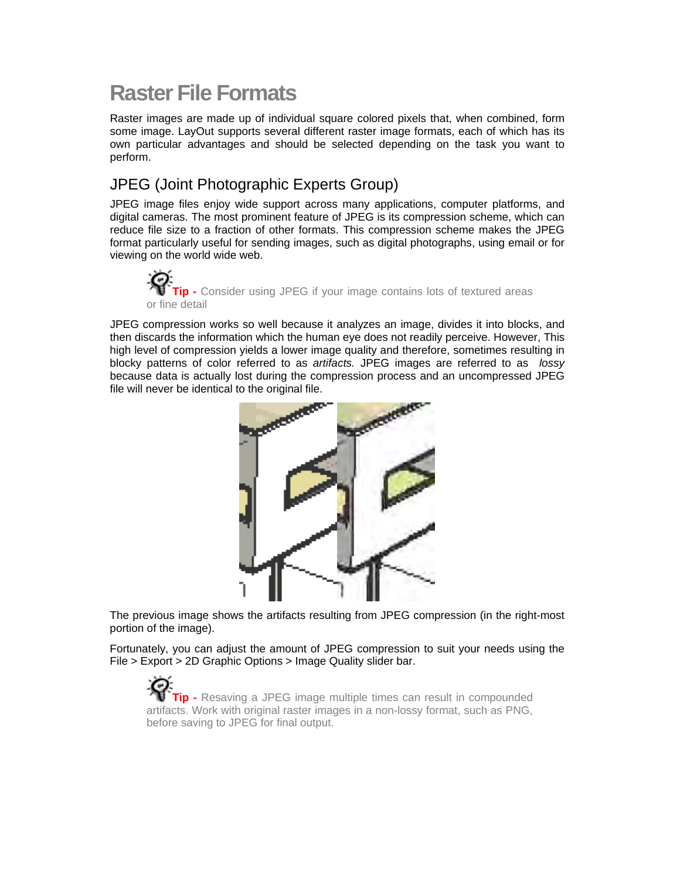# Raster File Formats

Raster images are made up of individual square colored pixels that, when combined, form some image. LayOut supports several different raster image formats, each of which has its own particular advantages and should be selected depending on the task you want to perform.

## JPEG (Joint Photographic Experts Group)

JPEG image files enjoy wide support across many applications, computer platforms, and digital cameras. The most prominent feature of JPEG is its compression scheme, which can reduce file size to a fraction of other formats. This compression scheme makes the JPEG format particularly useful for sending images, such as digital photographs, using email or for viewing on the world wide web.

> **Tip -** Consider using JPEG if your image contains lots of textured areas or fine detail

JPEG compression works so well because it analyzes an image, divides it into blocks, and then discards the information which the human eye does not readily perceive. However, This high level of compression yields a lower image quality and therefore, sometimes resulting in blocky patterns of color referred to as *artifacts.* JPEG images are referred to as *lossy* because data is actually lost during the compression process and an uncompressed JPEG file will never be identical to the original file.

The previous image shows the artifacts resulting from JPEG compression (in the right-most portion of the image).

Fortunately, you can adjust the amount of JPEG compression to suit your needs using the File > Export > 2D Graphic Options > Image Quality slider bar.

> **Tip -** Resaving a JPEG image multiple times can result in compounded artifacts. Work with original raster images in a non-lossy format, such as PNG, before saving to JPEG for final output.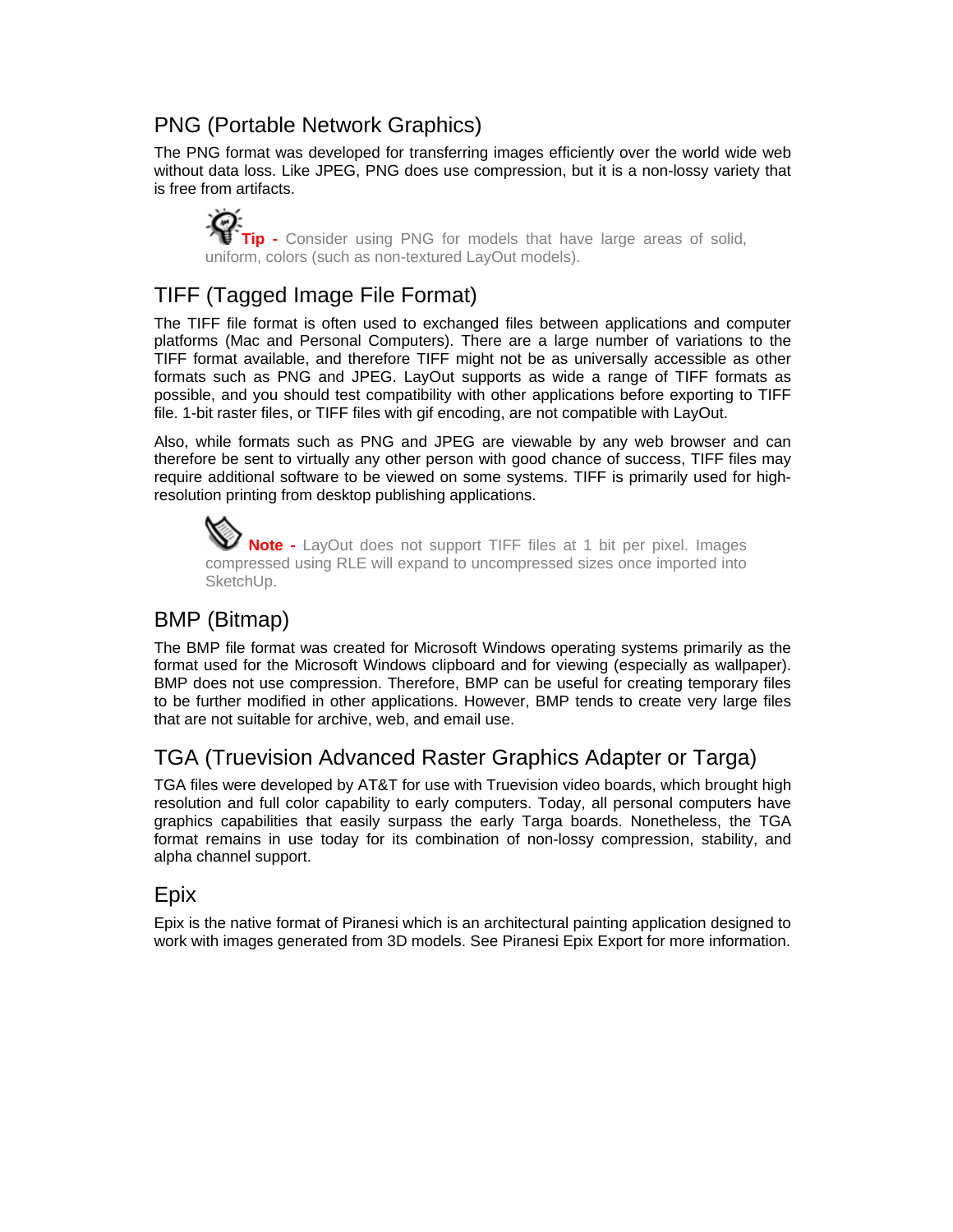## PNG (Portable Network Graphics)

The PNG format was developed for transferring images efficiently over the world wide web without data loss. Like JPEG, PNG does use compression, but it is a non-lossy variety that is free from artifacts.

> **Tip -** Consider using PNG for models that have large areas of solid, uniform, colors (such as non-textured LayOut models).

## TIFF (Tagged Image File Format)

The TIFF file format is often used to exchanged files between applications and computer platforms (Mac and Personal Computers). There are a large number of variations to the TIFF format available, and therefore TIFF might not be as universally accessible as other formats such as PNG and JPEG. LayOut supports as wide a range of TIFF formats as possible, and you should test compatibility with other applications before exporting to TIFF file. 1-bit raster files, or TIFF files with gif encoding, are not compatible with LayOut.

Also, while formats such as PNG and JPEG are viewable by any web browser and can therefore be sent to virtually any other person with good chance of success, TIFF files may require additional software to be viewed on some systems. TIFF is primarily used for high-resolution printing from desktop publishing applications.

> **Note -** LayOut does not support TIFF files at 1 bit per pixel. Images compressed using RLE will expand to uncompressed sizes once imported into SketchUp.

## BMP (Bitmap)

The BMP file format was created for Microsoft Windows operating systems primarily as the format used for the Microsoft Windows clipboard and for viewing (especially as wallpaper). BMP does not use compression. Therefore, BMP can be useful for creating temporary files to be further modified in other applications. However, BMP tends to create very large files that are not suitable for archive, web, and email use.

## TGA (Truevision Advanced Raster Graphics Adapter or Targa)

TGA files were developed by AT&T for use with Truevision video boards, which brought high resolution and full color capability to early computers. Today, all personal computers have graphics capabilities that easily surpass the early Targa boards. Nonetheless, the TGA format remains in use today for its combination of non-lossy compression, stability, and alpha channel support.

## Epix

Epix is the native format of Piranesi which is an architectural painting application designed to work with images generated from 3D models. See Piranesi Epix Export for more information.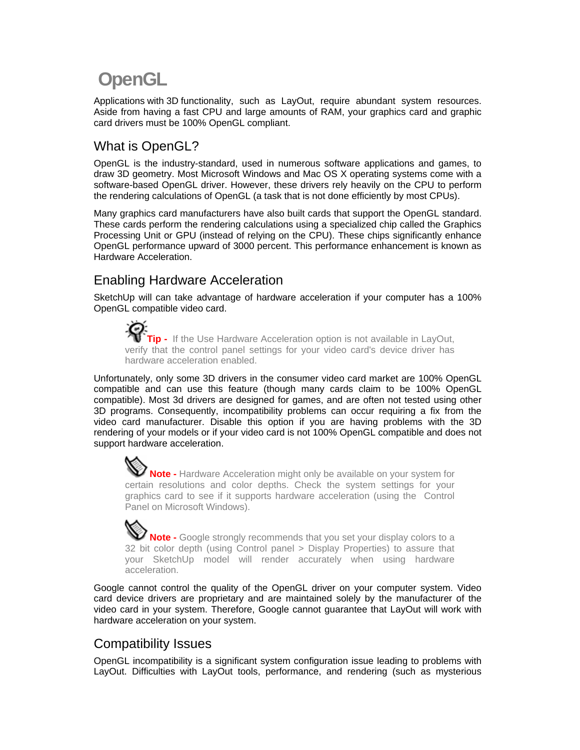# OpenGL

Applications with 3D functionality, such as LayOut, require abundant system resources. Aside from having a fast CPU and large amounts of RAM, your graphics card and graphic card drivers must be 100% OpenGL compliant.

## What is OpenGL?

OpenGL is the industry-standard, used in numerous software applications and games, to draw 3D geometry. Most Microsoft Windows and Mac OS X operating systems come with a software-based OpenGL driver. However, these drivers rely heavily on the CPU to perform the rendering calculations of OpenGL (a task that is not done efficiently by most CPUs).

Many graphics card manufacturers have also built cards that support the OpenGL standard. These cards perform the rendering calculations using a specialized chip called the Graphics Processing Unit or GPU (instead of relying on the CPU). These chips significantly enhance OpenGL performance upward of 3000 percent. This performance enhancement is known as Hardware Acceleration.

## Enabling Hardware Acceleration

SketchUp will can take advantage of hardware acceleration if your computer has a 100% OpenGL compatible video card.

> **Tip -** If the Use Hardware Acceleration option is not available in LayOut, verify that the control panel settings for your video card's device driver has hardware acceleration enabled.

Unfortunately, only some 3D drivers in the consumer video card market are 100% OpenGL compatible and can use this feature (though many cards claim to be 100% OpenGL compatible). Most 3d drivers are designed for games, and are often not tested using other 3D programs. Consequently, incompatibility problems can occur requiring a fix from the video card manufacturer. Disable this option if you are having problems with the 3D rendering of your models or if your video card is not 100% OpenGL compatible and does not support hardware acceleration.

> **Note -** Hardware Acceleration might only be available on your system for certain resolutions and color depths. Check the system settings for your graphics card to see if it supports hardware acceleration (using the Control Panel on Microsoft Windows).

> **Note -** Google strongly recommends that you set your display colors to a 32 bit color depth (using Control panel > Display Properties) to assure that your SketchUp model will render accurately when using hardware acceleration.

Google cannot control the quality of the OpenGL driver on your computer system. Video card device drivers are proprietary and are maintained solely by the manufacturer of the video card in your system. Therefore, Google cannot guarantee that LayOut will work with hardware acceleration on your system.

## Compatibility Issues

OpenGL incompatibility is a significant system configuration issue leading to problems with LayOut. Difficulties with LayOut tools, performance, and rendering (such as mysterious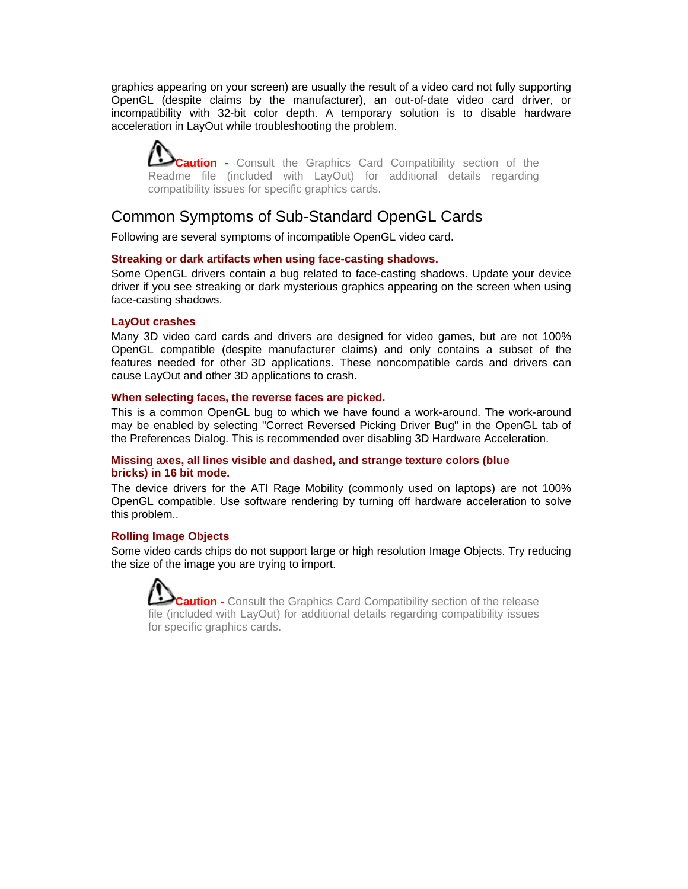graphics appearing on your screen) are usually the result of a video card not fully supporting OpenGL (despite claims by the manufacturer), an out-of-date video card driver, or incompatibility with 32-bit color depth. A temporary solution is to disable hardware acceleration in LayOut while troubleshooting the problem.

> **Caution -** Consult the Graphics Card Compatibility section of the Readme file (included with LayOut) for additional details regarding compatibility issues for specific graphics cards.

## Common Symptoms of Sub-Standard OpenGL Cards

Following are several symptoms of incompatible OpenGL video card.

**Streaking or dark artifacts when using face-casting shadows.**

Some OpenGL drivers contain a bug related to face-casting shadows. Update your device driver if you see streaking or dark mysterious graphics appearing on the screen when using face-casting shadows.

**LayOut crashes**

Many 3D video card cards and drivers are designed for video games, but are not 100% OpenGL compatible (despite manufacturer claims) and only contains a subset of the features needed for other 3D applications. These noncompatible cards and drivers can cause LayOut and other 3D applications to crash.

**When selecting faces, the reverse faces are picked.**

This is a common OpenGL bug to which we have found a work-around. The work-around may be enabled by selecting "Correct Reversed Picking Driver Bug" in the OpenGL tab of the Preferences Dialog. This is recommended over disabling 3D Hardware Acceleration.

**Missing axes, all lines visible and dashed, and strange texture colors (blue bricks) in 16 bit mode.**

The device drivers for the ATI Rage Mobility (commonly used on laptops) are not 100% OpenGL compatible. Use software rendering by turning off hardware acceleration to solve this problem..

**Rolling Image Objects**

Some video cards chips do not support large or high resolution Image Objects. Try reducing the size of the image you are trying to import.

> **Caution -** Consult the Graphics Card Compatibility section of the release file (included with LayOut) for additional details regarding compatibility issues for specific graphics cards.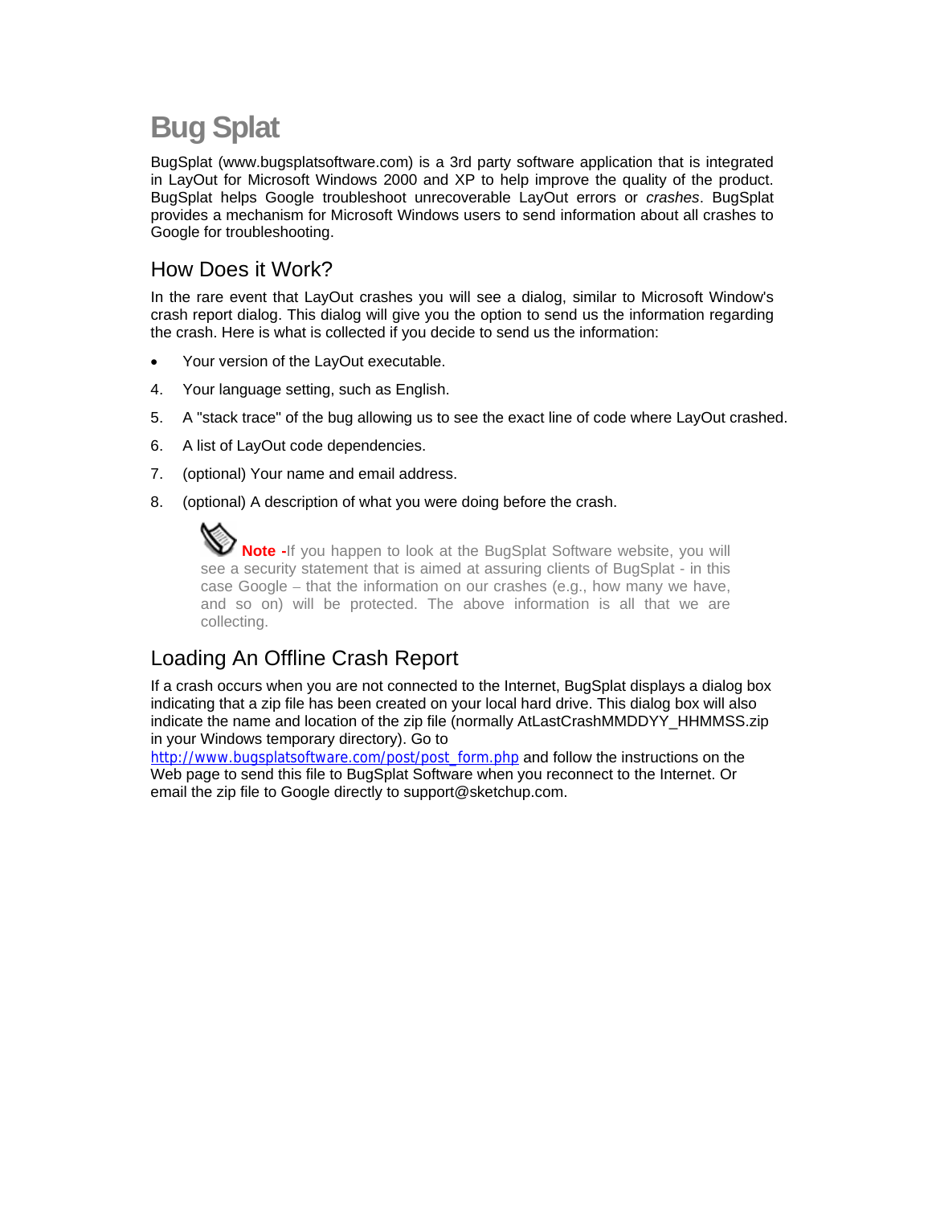# Bug Splat

BugSplat (www.bugsplatsoftware.com) is a 3rd party software application that is integrated in LayOut for Microsoft Windows 2000 and XP to help improve the quality of the product. BugSplat helps Google troubleshoot unrecoverable LayOut errors or *crashes*. BugSplat provides a mechanism for Microsoft Windows users to send information about all crashes to Google for troubleshooting.

## How Does it Work?

In the rare event that LayOut crashes you will see a dialog, similar to Microsoft Window's crash report dialog. This dialog will give you the option to send us the information regarding the crash. Here is what is collected if you decide to send us the information:

- Your version of the LayOut executable.

4. Your language setting, such as English.
5. A "stack trace" of the bug allowing us to see the exact line of code where LayOut crashed.
6. A list of LayOut code dependencies.
7. (optional) Your name and email address.
8. (optional) A description of what you were doing before the crash.

> **Note -** If you happen to look at the BugSplat Software website, you will see a security statement that is aimed at assuring clients of BugSplat - in this case Google – that the information on our crashes (e.g., how many we have, and so on) will be protected. The above information is all that we are collecting.

## Loading An Offline Crash Report

If a crash occurs when you are not connected to the Internet, BugSplat displays a dialog box indicating that a zip file has been created on your local hard drive. This dialog box will also indicate the name and location of the zip file (normally AtLastCrashMMDDYY_HHMMSS.zip in your Windows temporary directory). Go to http://www.bugsplatsoftware.com/post/post_form.php and follow the instructions on the Web page to send this file to BugSplat Software when you reconnect to the Internet. Or email the zip file to Google directly to support@sketchup.com.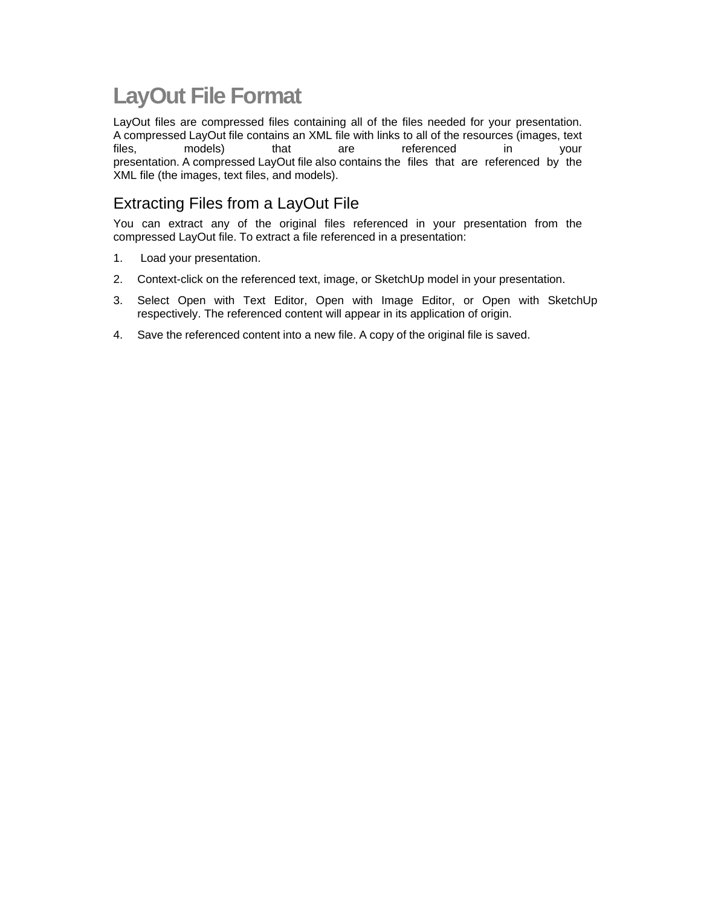# LayOut File Format

LayOut files are compressed files containing all of the files needed for your presentation. A compressed LayOut file contains an XML file with links to all of the resources (images, text files, models) that are referenced in your presentation. A compressed LayOut file also contains the files that are referenced by the XML file (the images, text files, and models).

## Extracting Files from a LayOut File

You can extract any of the original files referenced in your presentation from the compressed LayOut file. To extract a file referenced in a presentation:

1. Load your presentation.
2. Context-click on the referenced text, image, or SketchUp model in your presentation.
3. Select Open with Text Editor, Open with Image Editor, or Open with SketchUp respectively. The referenced content will appear in its application of origin.
4. Save the referenced content into a new file. A copy of the original file is saved.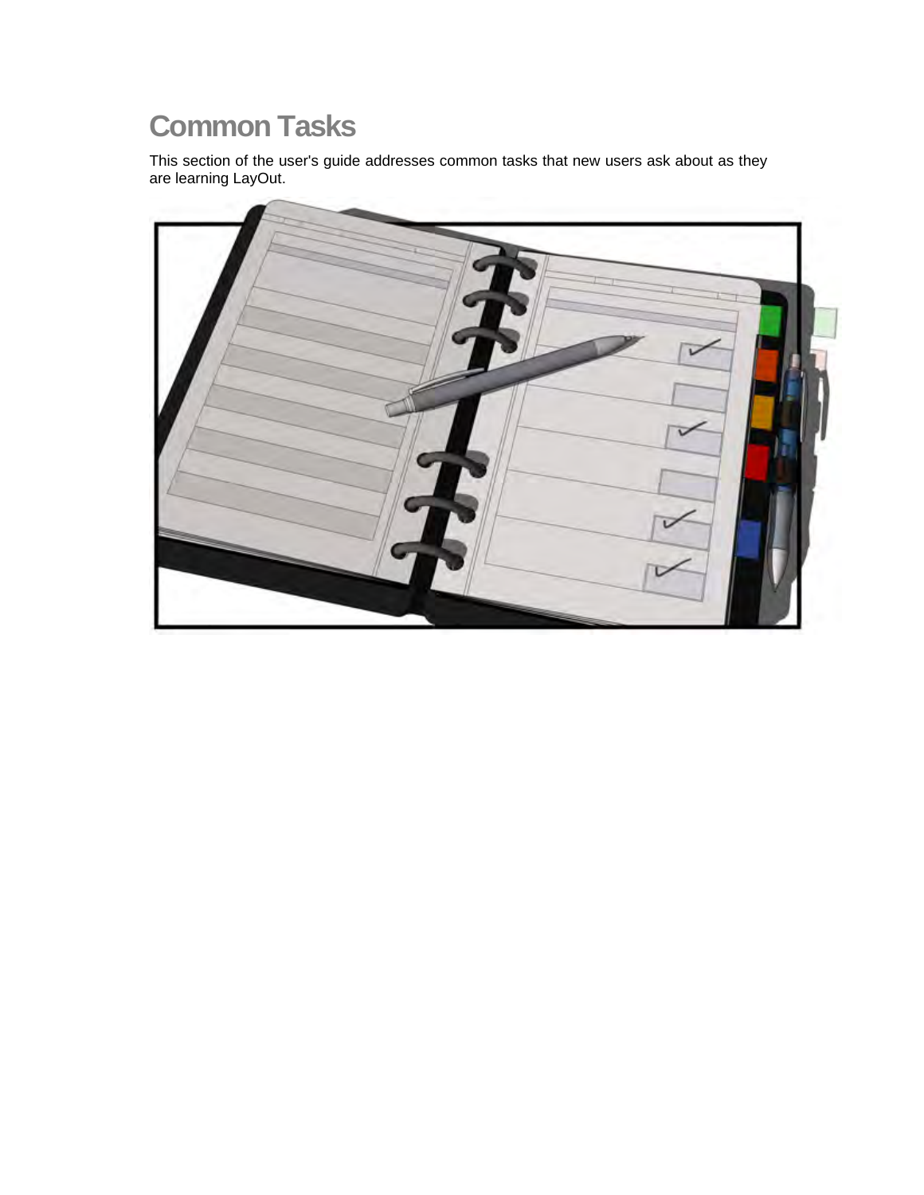# Common Tasks

This section of the user's guide addresses common tasks that new users ask about as they are learning LayOut.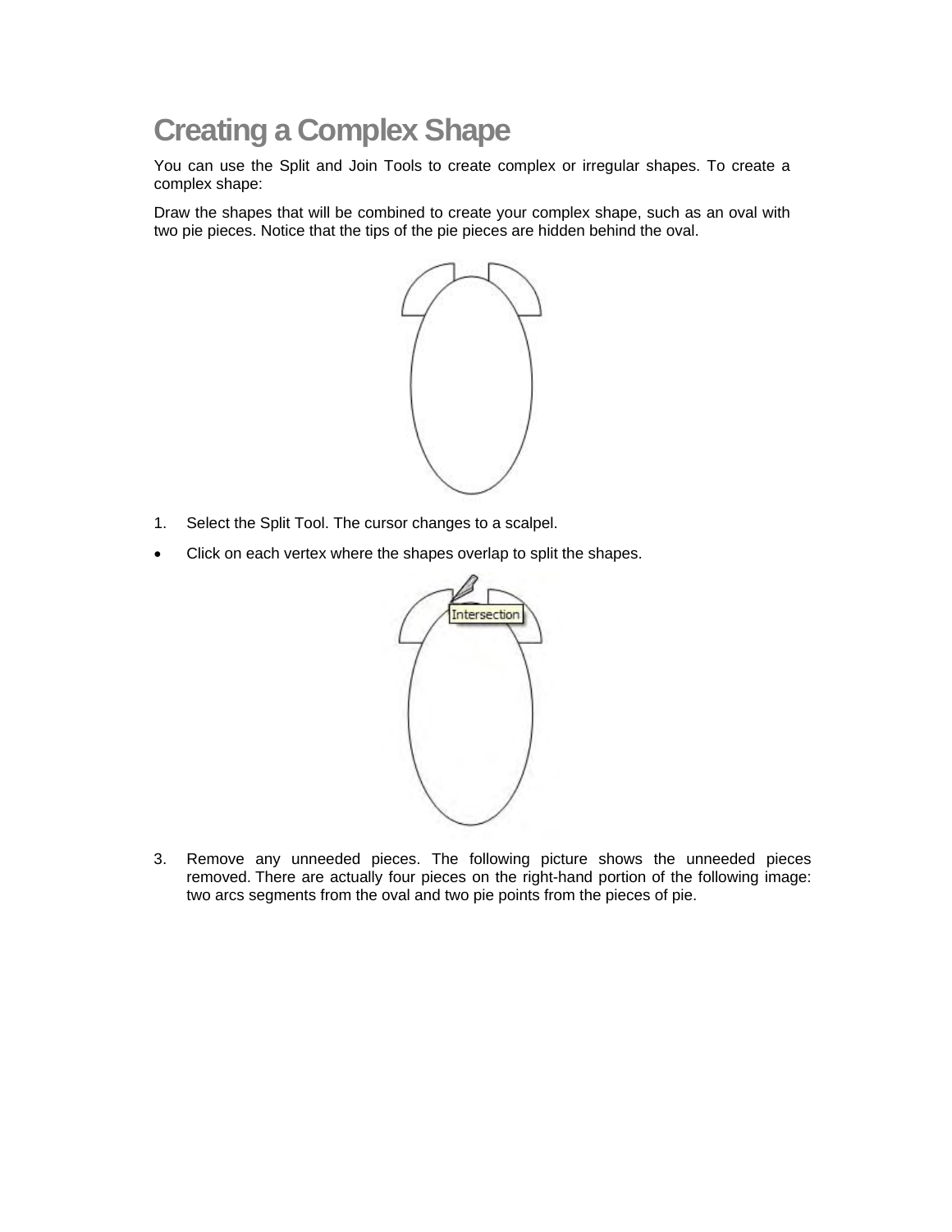# Creating a Complex Shape

You can use the Split and Join Tools to create complex or irregular shapes. To create a complex shape:

Draw the shapes that will be combined to create your complex shape, such as an oval with two pie pieces. Notice that the tips of the pie pieces are hidden behind the oval.

1. Select the Split Tool. The cursor changes to a scalpel.

- Click on each vertex where the shapes overlap to split the shapes.

3. Remove any unneeded pieces. The following picture shows the unneeded pieces removed. There are actually four pieces on the right-hand portion of the following image: two arcs segments from the oval and two pie points from the pieces of pie.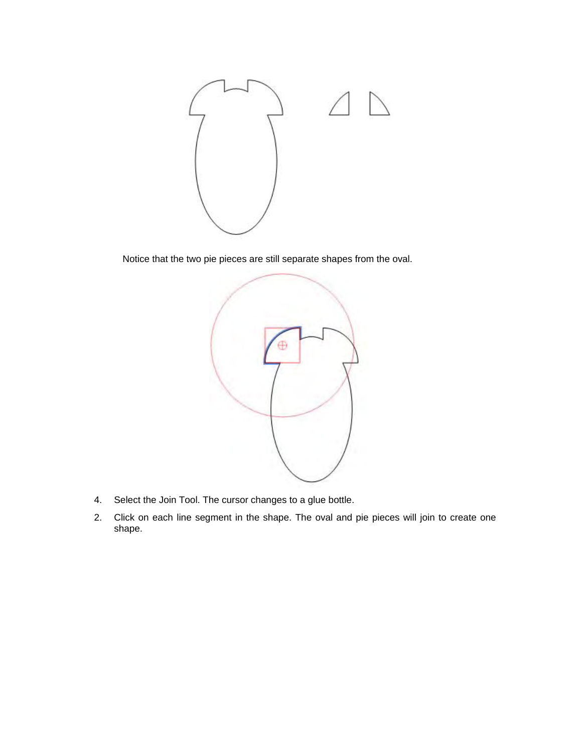Notice that the two pie pieces are still separate shapes from the oval.

4. Select the Join Tool. The cursor changes to a glue bottle.

2. Click on each line segment in the shape. The oval and pie pieces will join to create one shape.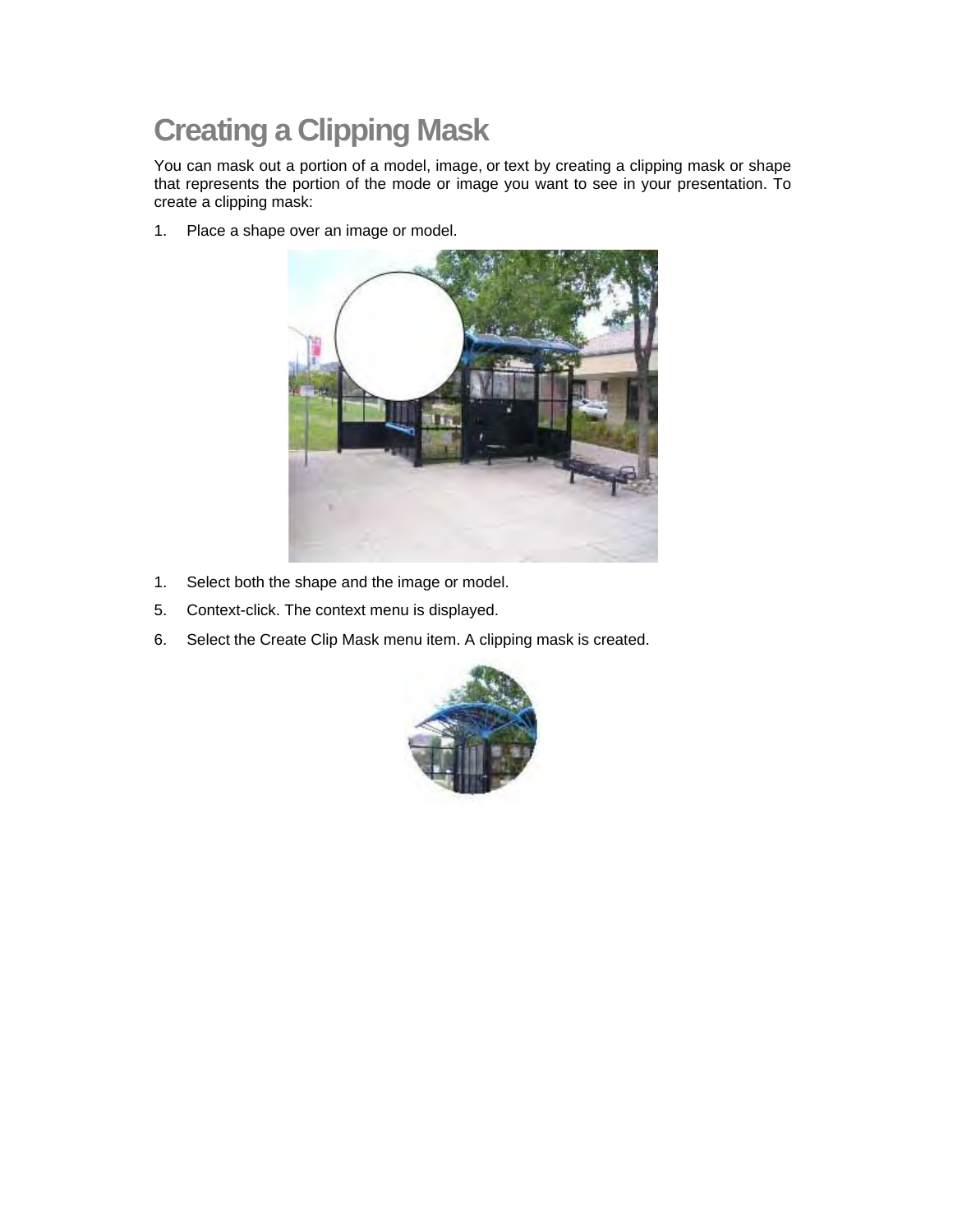# Creating a Clipping Mask

You can mask out a portion of a model, image, or text by creating a clipping mask or shape that represents the portion of the mode or image you want to see in your presentation. To create a clipping mask:

1. Place a shape over an image or model.

1. Select both the shape and the image or model.

5. Context-click. The context menu is displayed.

6. Select the Create Clip Mask menu item. A clipping mask is created.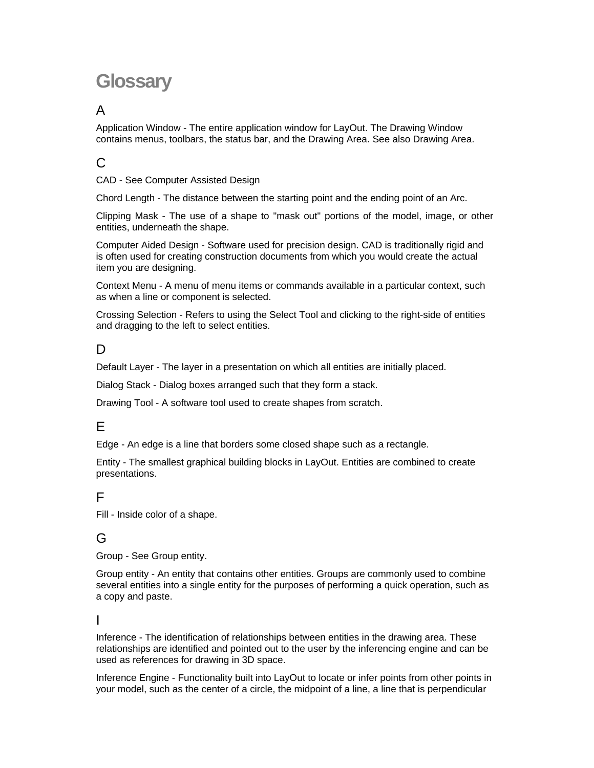# Glossary

## A

Application Window - The entire application window for LayOut. The Drawing Window contains menus, toolbars, the status bar, and the Drawing Area. See also Drawing Area.

## C

CAD - See Computer Assisted Design

Chord Length - The distance between the starting point and the ending point of an Arc.

Clipping Mask - The use of a shape to "mask out" portions of the model, image, or other entities, underneath the shape.

Computer Aided Design - Software used for precision design. CAD is traditionally rigid and is often used for creating construction documents from which you would create the actual item you are designing.

Context Menu - A menu of menu items or commands available in a particular context, such as when a line or component is selected.

Crossing Selection - Refers to using the Select Tool and clicking to the right-side of entities and dragging to the left to select entities.

## D

Default Layer - The layer in a presentation on which all entities are initially placed.

Dialog Stack - Dialog boxes arranged such that they form a stack.

Drawing Tool - A software tool used to create shapes from scratch.

## E

Edge - An edge is a line that borders some closed shape such as a rectangle.

Entity - The smallest graphical building blocks in LayOut. Entities are combined to create presentations.

## F

Fill - Inside color of a shape.

## G

Group - See Group entity.

Group entity - An entity that contains other entities. Groups are commonly used to combine several entities into a single entity for the purposes of performing a quick operation, such as a copy and paste.

## I

Inference - The identification of relationships between entities in the drawing area. These relationships are identified and pointed out to the user by the inferencing engine and can be used as references for drawing in 3D space.

Inference Engine - Functionality built into LayOut to locate or infer points from other points in your model, such as the center of a circle, the midpoint of a line, a line that is perpendicular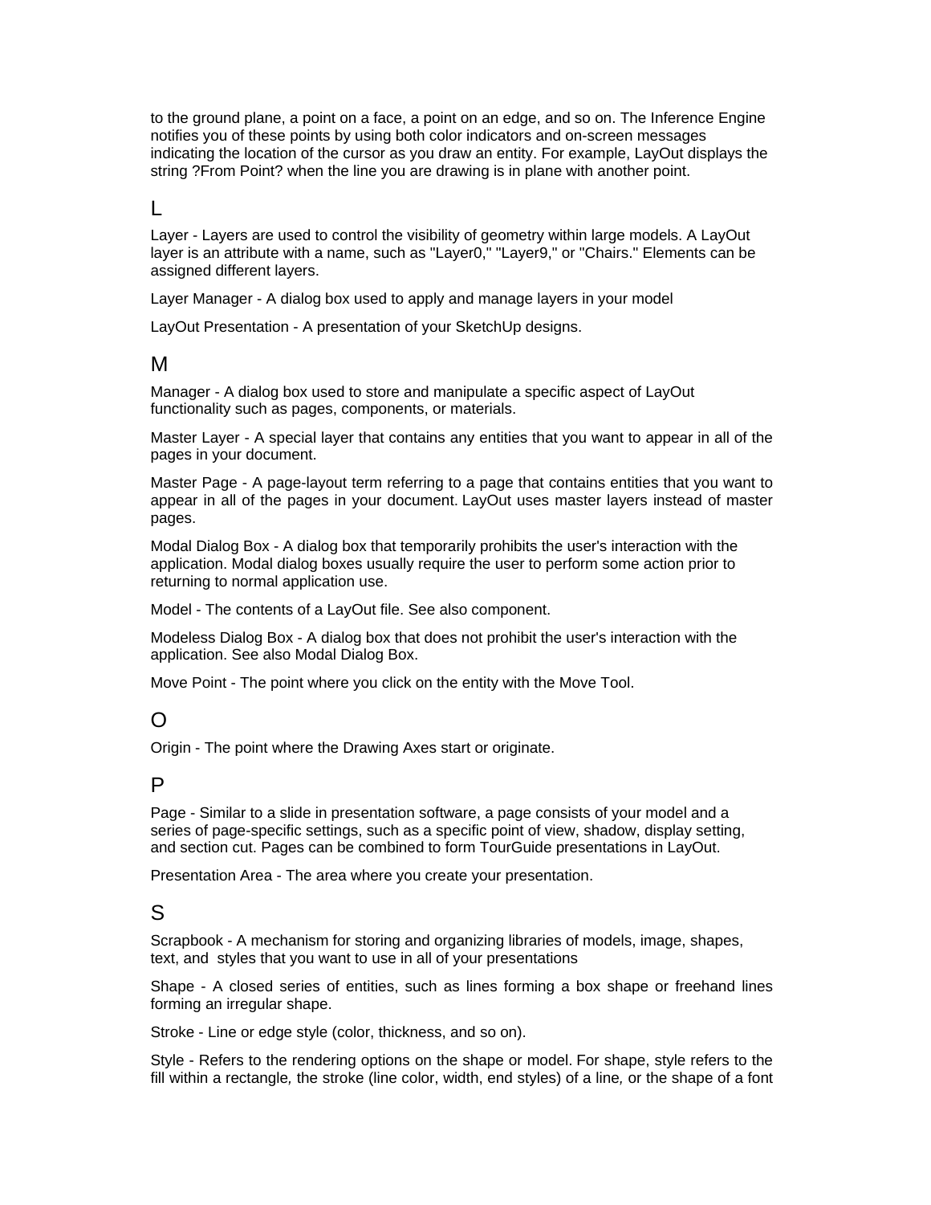to the ground plane, a point on a face, a point on an edge, and so on. The Inference Engine notifies you of these points by using both color indicators and on-screen messages indicating the location of the cursor as you draw an entity. For example, LayOut displays the string ?From Point? when the line you are drawing is in plane with another point.

## L

Layer - Layers are used to control the visibility of geometry within large models. A LayOut layer is an attribute with a name, such as "Layer0," "Layer9," or "Chairs." Elements can be assigned different layers.

Layer Manager - A dialog box used to apply and manage layers in your model

LayOut Presentation - A presentation of your SketchUp designs.

## M

Manager - A dialog box used to store and manipulate a specific aspect of LayOut functionality such as pages, components, or materials.

Master Layer - A special layer that contains any entities that you want to appear in all of the pages in your document.

Master Page - A page-layout term referring to a page that contains entities that you want to appear in all of the pages in your document. LayOut uses master layers instead of master pages.

Modal Dialog Box - A dialog box that temporarily prohibits the user's interaction with the application. Modal dialog boxes usually require the user to perform some action prior to returning to normal application use.

Model - The contents of a LayOut file. See also component.

Modeless Dialog Box - A dialog box that does not prohibit the user's interaction with the application. See also Modal Dialog Box.

Move Point - The point where you click on the entity with the Move Tool.

## O

Origin - The point where the Drawing Axes start or originate.

## P

Page - Similar to a slide in presentation software, a page consists of your model and a series of page-specific settings, such as a specific point of view, shadow, display setting, and section cut. Pages can be combined to form TourGuide presentations in LayOut.

Presentation Area - The area where you create your presentation.

## S

Scrapbook - A mechanism for storing and organizing libraries of models, image, shapes, text, and styles that you want to use in all of your presentations

Shape - A closed series of entities, such as lines forming a box shape or freehand lines forming an irregular shape.

Stroke - Line or edge style (color, thickness, and so on).

Style - Refers to the rendering options on the shape or model. For shape, style refers to the fill within a rectangle, the stroke (line color, width, end styles) of a line, or the shape of a font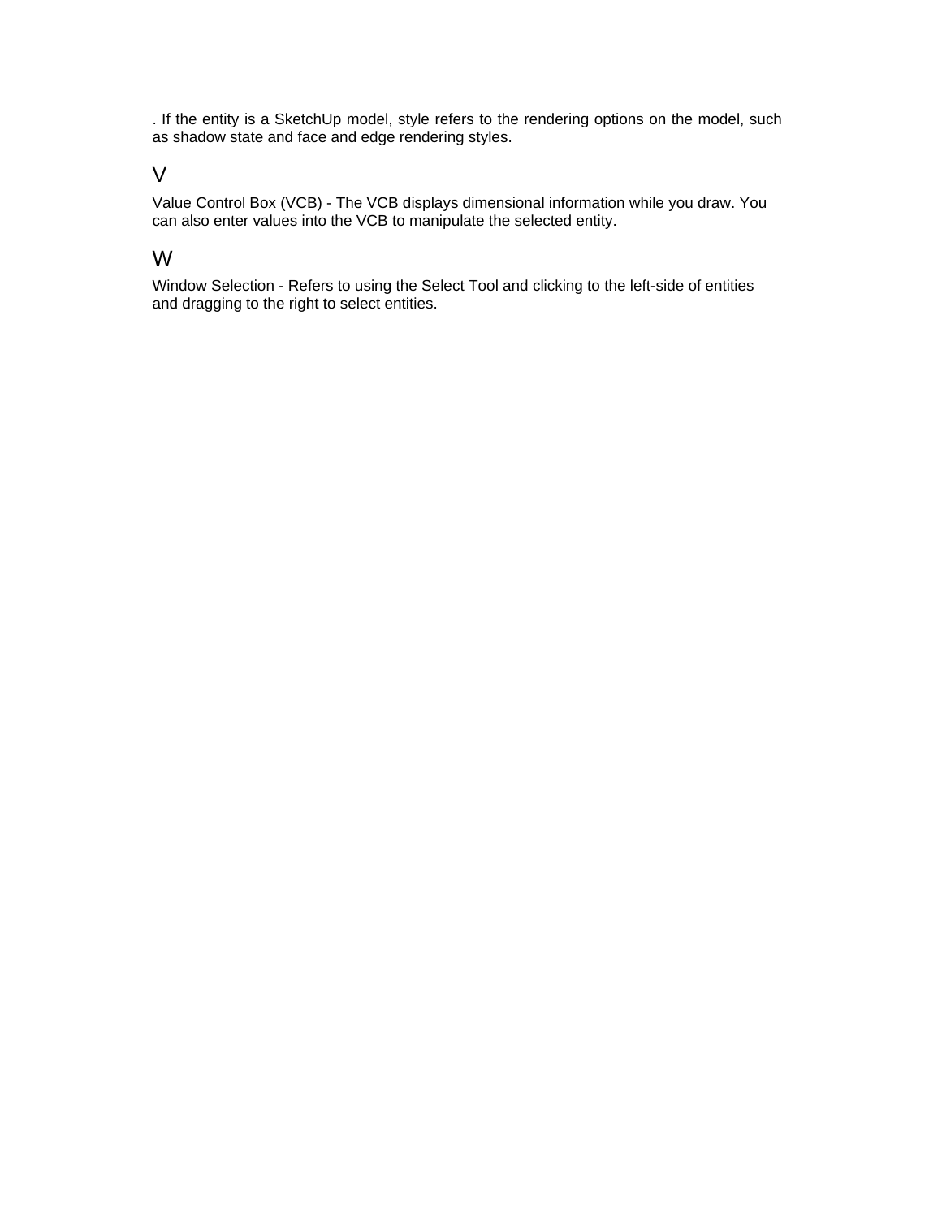. If the entity is a SketchUp model, style refers to the rendering options on the model, such as shadow state and face and edge rendering styles.

## V

Value Control Box (VCB) - The VCB displays dimensional information while you draw. You can also enter values into the VCB to manipulate the selected entity.

## W

Window Selection - Refers to using the Select Tool and clicking to the left-side of entities and dragging to the right to select entities.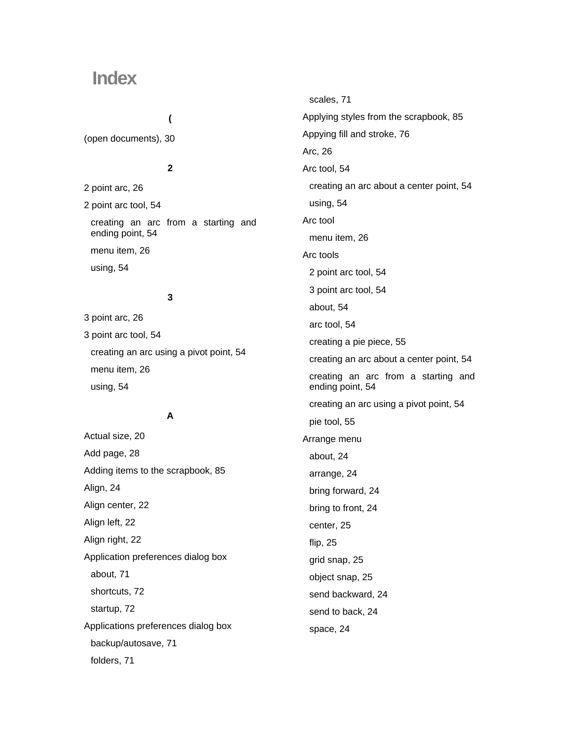# Index

**(**

(open documents), 30

**2**

2 point arc, 26

2 point arc tool, 54

- creating an arc from a starting and ending point, 54
- menu item, 26
- using, 54

**3**

3 point arc, 26

3 point arc tool, 54

- creating an arc using a pivot point, 54
- menu item, 26
- using, 54

**A**

Actual size, 20

Add page, 28

Adding items to the scrapbook, 85

Align, 24

Align center, 22

Align left, 22

Align right, 22

Application preferences dialog box

- about, 71
- shortcuts, 72
- startup, 72

Applications preferences dialog box

- backup/autosave, 71
- folders, 71
- scales, 71

Applying styles from the scrapbook, 85

Appying fill and stroke, 76

Arc, 26

Arc tool, 54

- creating an arc about a center point, 54
- using, 54

Arc tool

- menu item, 26

Arc tools

- 2 point arc tool, 54
- 3 point arc tool, 54
- about, 54
- arc tool, 54
- creating a pie piece, 55
- creating an arc about a center point, 54
- creating an arc from a starting and ending point, 54
- creating an arc using a pivot point, 54
- pie tool, 55

Arrange menu

- about, 24
- arrange, 24
- bring forward, 24
- bring to front, 24
- center, 25
- flip, 25
- grid snap, 25
- object snap, 25
- send backward, 24
- send to back, 24
- space, 24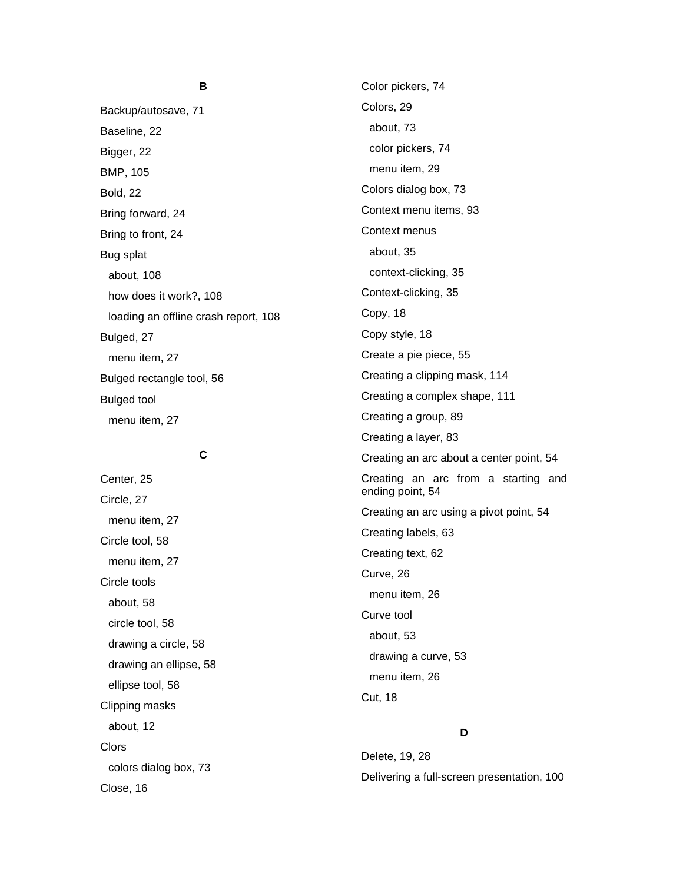**B**

Backup/autosave, 71

Baseline, 22

Bigger, 22

BMP, 105

Bold, 22

Bring forward, 24

Bring to front, 24

Bug splat

- about, 108
- how does it work?, 108
- loading an offline crash report, 108

Bulged, 27

- menu item, 27

Bulged rectangle tool, 56

Bulged tool

- menu item, 27

**C**

Center, 25

Circle, 27

- menu item, 27

Circle tool, 58

- menu item, 27

Circle tools

- about, 58
- circle tool, 58
- drawing a circle, 58
- drawing an ellipse, 58
- ellipse tool, 58

Clipping masks

- about, 12

Clors

- colors dialog box, 73

Close, 16

Color pickers, 74

Colors, 29

- about, 73
- color pickers, 74
- menu item, 29

Colors dialog box, 73

Context menu items, 93

Context menus

- about, 35
- context-clicking, 35

Context-clicking, 35

Copy, 18

Copy style, 18

Create a pie piece, 55

Creating a clipping mask, 114

Creating a complex shape, 111

Creating a group, 89

Creating a layer, 83

Creating an arc about a center point, 54

Creating an arc from a starting and ending point, 54

Creating an arc using a pivot point, 54

Creating labels, 63

Creating text, 62

Curve, 26

- menu item, 26

Curve tool

- about, 53
- drawing a curve, 53
- menu item, 26

Cut, 18

**D**

Delete, 19, 28

Delivering a full-screen presentation, 100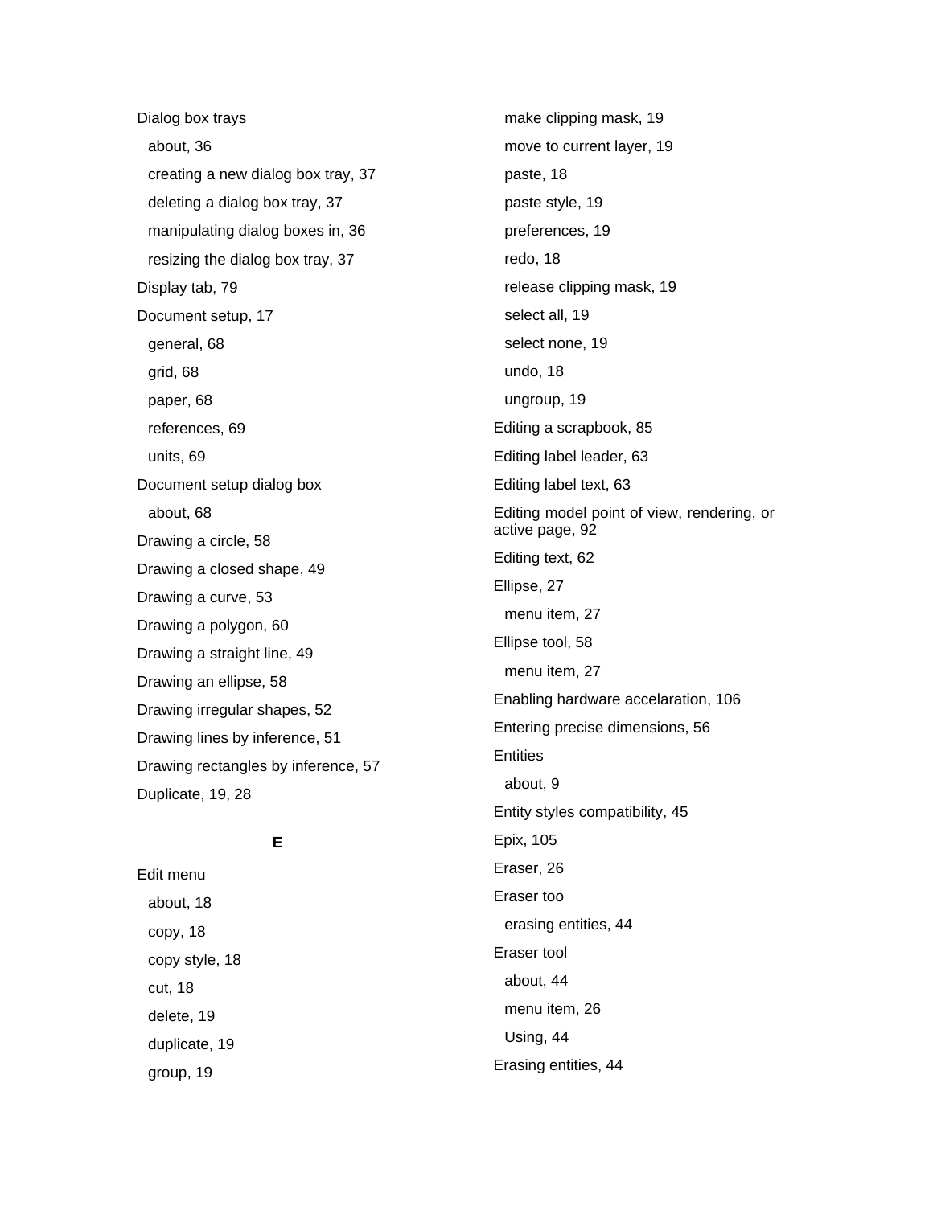Dialog box trays

- about, 36
- creating a new dialog box tray, 37
- deleting a dialog box tray, 37
- manipulating dialog boxes in, 36
- resizing the dialog box tray, 37

Display tab, 79

Document setup, 17

- general, 68
- grid, 68
- paper, 68
- references, 69
- units, 69

Document setup dialog box

- about, 68

Drawing a circle, 58

Drawing a closed shape, 49

Drawing a curve, 53

Drawing a polygon, 60

Drawing a straight line, 49

Drawing an ellipse, 58

Drawing irregular shapes, 52

Drawing lines by inference, 51

Drawing rectangles by inference, 57

Duplicate, 19, 28

**E**

Edit menu

- about, 18
- copy, 18
- copy style, 18
- cut, 18
- delete, 19
- duplicate, 19
- group, 19
- make clipping mask, 19
- move to current layer, 19
- paste, 18
- paste style, 19
- preferences, 19
- redo, 18
- release clipping mask, 19
- select all, 19
- select none, 19
- undo, 18
- ungroup, 19

Editing a scrapbook, 85

Editing label leader, 63

Editing label text, 63

Editing model point of view, rendering, or active page, 92

Editing text, 62

Ellipse, 27

- menu item, 27

Ellipse tool, 58

- menu item, 27

Enabling hardware accelaration, 106

Entering precise dimensions, 56

Entities

- about, 9

Entity styles compatibility, 45

Epix, 105

Eraser, 26

Eraser too

- erasing entities, 44

Eraser tool

- about, 44
- menu item, 26
- Using, 44

Erasing entities, 44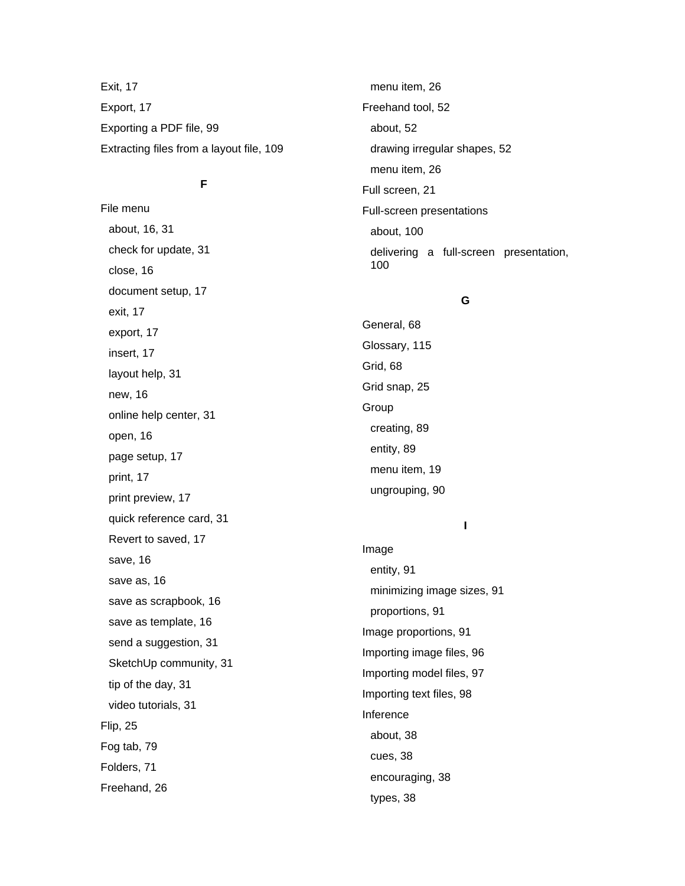Exit, 17

Export, 17

Exporting a PDF file, 99

Extracting files from a layout file, 109

**F**

File menu

- about, 16, 31
- check for update, 31
- close, 16
- document setup, 17
- exit, 17
- export, 17
- insert, 17
- layout help, 31
- new, 16
- online help center, 31
- open, 16
- page setup, 17
- print, 17
- print preview, 17
- quick reference card, 31
- Revert to saved, 17
- save, 16
- save as, 16
- save as scrapbook, 16
- save as template, 16
- send a suggestion, 31
- SketchUp community, 31
- tip of the day, 31
- video tutorials, 31

Flip, 25

Fog tab, 79

Folders, 71

Freehand, 26

- menu item, 26

Freehand tool, 52

- about, 52
- drawing irregular shapes, 52
- menu item, 26

Full screen, 21

Full-screen presentations

- about, 100
- delivering a full-screen presentation, 100

**G**

General, 68

Glossary, 115

Grid, 68

Grid snap, 25

Group

- creating, 89
- entity, 89
- menu item, 19
- ungrouping, 90

**I**

Image

- entity, 91
- minimizing image sizes, 91
- proportions, 91

Image proportions, 91

Importing image files, 96

Importing model files, 97

Importing text files, 98

Inference

- about, 38
- cues, 38
- encouraging, 38
- types, 38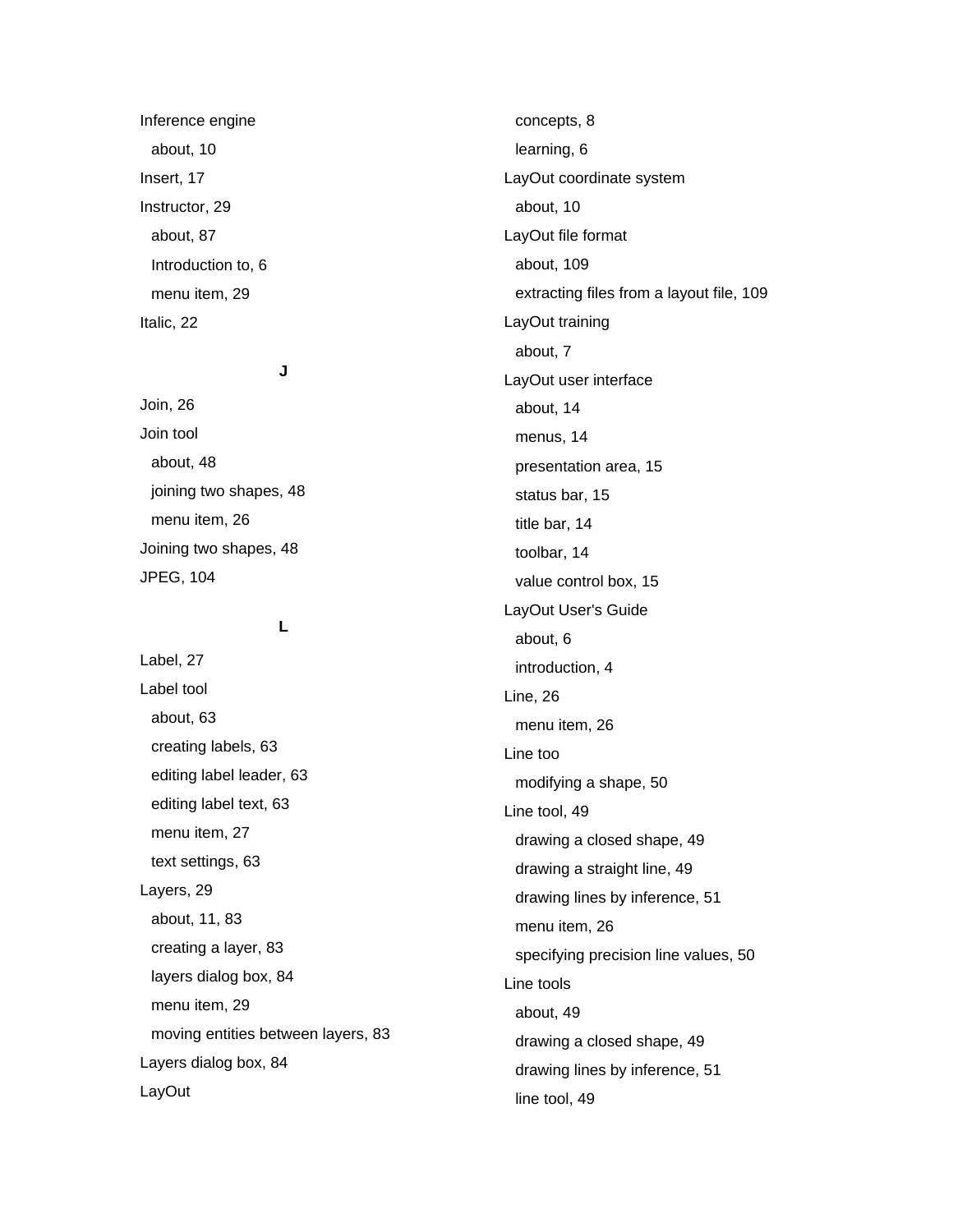Inference engine

  about, 10

Insert, 17

Instructor, 29

  about, 87

  Introduction to, 6

  menu item, 29

Italic, 22

**J**

Join, 26

Join tool

  about, 48

  joining two shapes, 48

  menu item, 26

Joining two shapes, 48

JPEG, 104

**L**

Label, 27

Label tool

  about, 63

  creating labels, 63

  editing label leader, 63

  editing label text, 63

  menu item, 27

  text settings, 63

Layers, 29

  about, 11, 83

  creating a layer, 83

  layers dialog box, 84

  menu item, 29

  moving entities between layers, 83

Layers dialog box, 84

LayOut

  concepts, 8

  learning, 6

LayOut coordinate system

  about, 10

LayOut file format

  about, 109

  extracting files from a layout file, 109

LayOut training

  about, 7

LayOut user interface

  about, 14

  menus, 14

  presentation area, 15

  status bar, 15

  title bar, 14

  toolbar, 14

  value control box, 15

LayOut User's Guide

  about, 6

  introduction, 4

Line, 26

  menu item, 26

Line too

  modifying a shape, 50

Line tool, 49

  drawing a closed shape, 49

  drawing a straight line, 49

  drawing lines by inference, 51

  menu item, 26

  specifying precision line values, 50

Line tools

  about, 49

  drawing a closed shape, 49

  drawing lines by inference, 51

  line tool, 49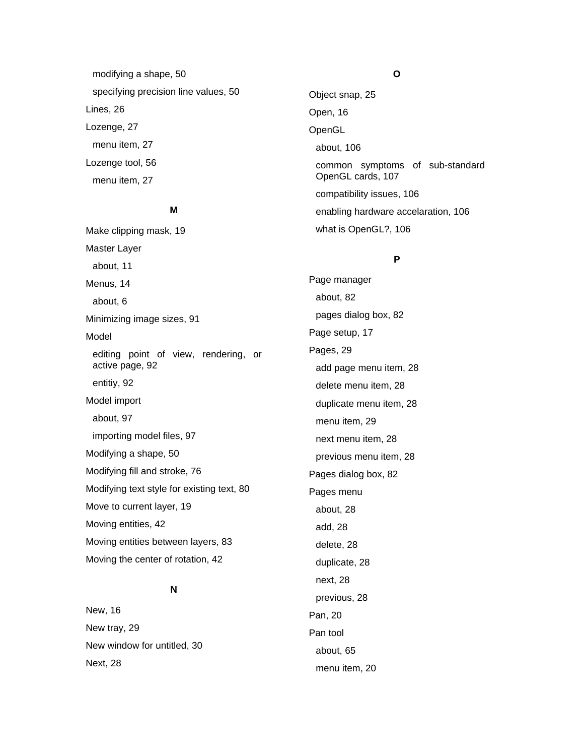- modifying a shape, 50
- specifying precision line values, 50

Lines, 26

Lozenge, 27

- menu item, 27

Lozenge tool, 56

- menu item, 27

**M**

Make clipping mask, 19

Master Layer

- about, 11

Menus, 14

- about, 6

Minimizing image sizes, 91

Model

- editing point of view, rendering, or active page, 92
- entitiy, 92

Model import

- about, 97
- importing model files, 97

Modifying a shape, 50

Modifying fill and stroke, 76

Modifying text style for existing text, 80

Move to current layer, 19

Moving entities, 42

Moving entities between layers, 83

Moving the center of rotation, 42

**N**

New, 16

New tray, 29

New window for untitled, 30

Next, 28

**O**

Object snap, 25

Open, 16

OpenGL

- about, 106
- common symptoms of sub-standard OpenGL cards, 107
- compatibility issues, 106
- enabling hardware accelaration, 106
- what is OpenGL?, 106

**P**

Page manager

- about, 82
- pages dialog box, 82

Page setup, 17

Pages, 29

- add page menu item, 28
- delete menu item, 28
- duplicate menu item, 28
- menu item, 29
- next menu item, 28
- previous menu item, 28

Pages dialog box, 82

Pages menu

- about, 28
- add, 28
- delete, 28
- duplicate, 28
- next, 28
- previous, 28

Pan, 20

Pan tool

- about, 65
- menu item, 20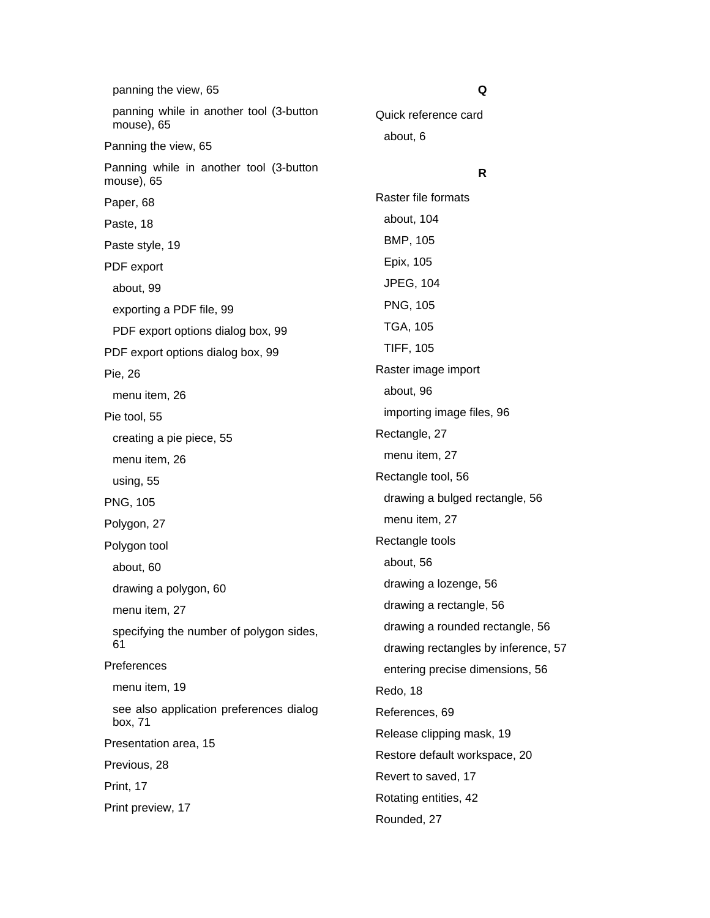panning the view, 65

panning while in another tool (3-button mouse), 65

Panning the view, 65

Panning while in another tool (3-button mouse), 65

Paper, 68

Paste, 18

Paste style, 19

PDF export

about, 99

exporting a PDF file, 99

PDF export options dialog box, 99

PDF export options dialog box, 99

Pie, 26

menu item, 26

Pie tool, 55

creating a pie piece, 55

menu item, 26

using, 55

PNG, 105

Polygon, 27

Polygon tool

about, 60

drawing a polygon, 60

menu item, 27

specifying the number of polygon sides, 61

Preferences

menu item, 19

see also application preferences dialog box, 71

Presentation area, 15

Previous, 28

Print, 17

Print preview, 17

**Q**

Quick reference card

about, 6

**R**

Raster file formats

about, 104

BMP, 105

Epix, 105

JPEG, 104

PNG, 105

TGA, 105

TIFF, 105

Raster image import

about, 96

importing image files, 96

Rectangle, 27

menu item, 27

Rectangle tool, 56

drawing a bulged rectangle, 56

menu item, 27

Rectangle tools

about, 56

drawing a lozenge, 56

drawing a rectangle, 56

drawing a rounded rectangle, 56

drawing rectangles by inference, 57

entering precise dimensions, 56

Redo, 18

References, 69

Release clipping mask, 19

Restore default workspace, 20

Revert to saved, 17

Rotating entities, 42

Rounded, 27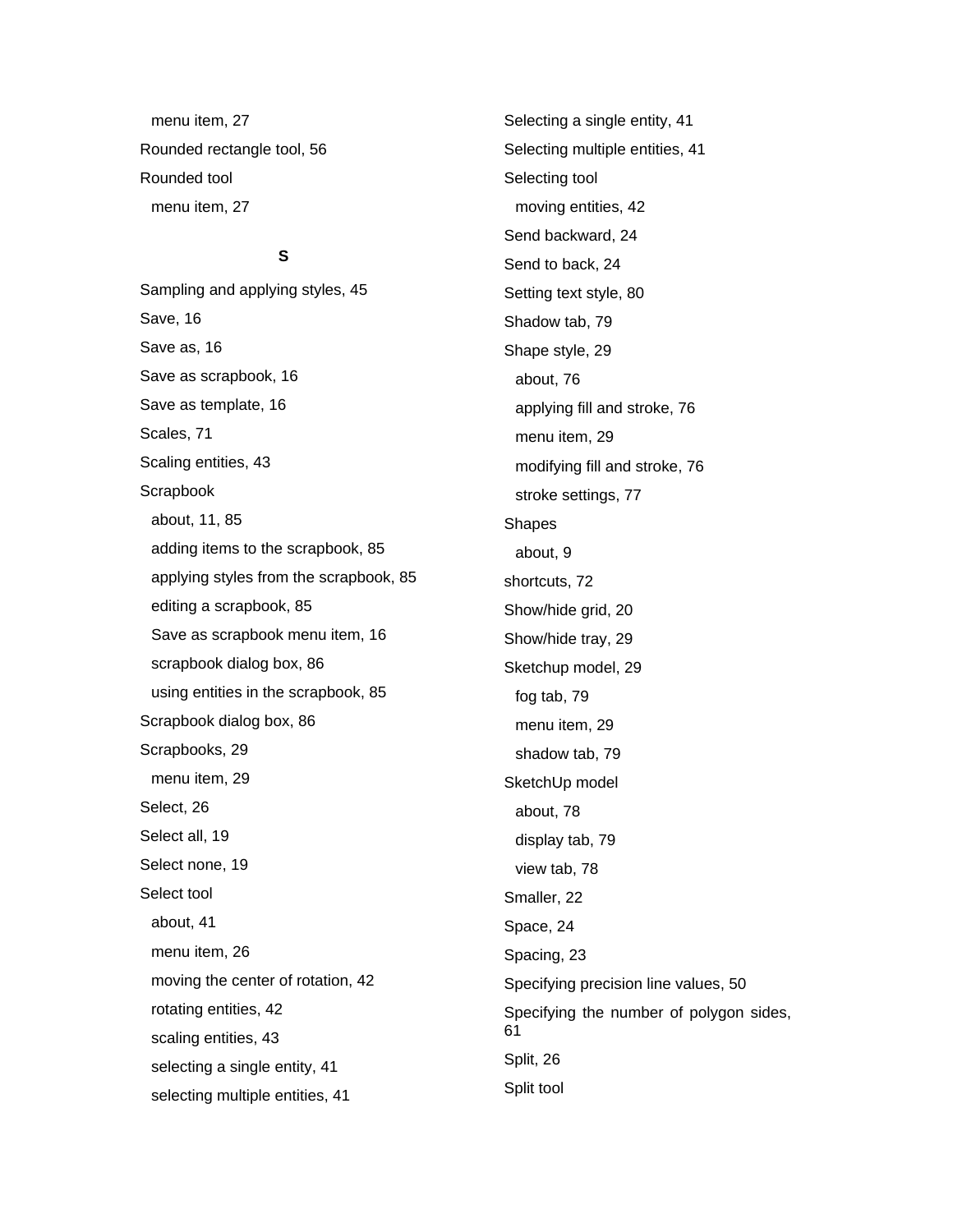menu item, 27

Rounded rectangle tool, 56

Rounded tool

menu item, 27

## S

Sampling and applying styles, 45

Save, 16

Save as, 16

Save as scrapbook, 16

Save as template, 16

Scales, 71

Scaling entities, 43

Scrapbook

about, 11, 85

adding items to the scrapbook, 85

applying styles from the scrapbook, 85

editing a scrapbook, 85

Save as scrapbook menu item, 16

scrapbook dialog box, 86

using entities in the scrapbook, 85

Scrapbook dialog box, 86

Scrapbooks, 29

menu item, 29

Select, 26

Select all, 19

Select none, 19

Select tool

about, 41

menu item, 26

moving the center of rotation, 42

rotating entities, 42

scaling entities, 43

selecting a single entity, 41

selecting multiple entities, 41

Selecting a single entity, 41

Selecting multiple entities, 41

Selecting tool

moving entities, 42

Send backward, 24

Send to back, 24

Setting text style, 80

Shadow tab, 79

Shape style, 29

about, 76

applying fill and stroke, 76

menu item, 29

modifying fill and stroke, 76

stroke settings, 77

Shapes

about, 9

shortcuts, 72

Show/hide grid, 20

Show/hide tray, 29

Sketchup model, 29

fog tab, 79

menu item, 29

shadow tab, 79

SketchUp model

about, 78

display tab, 79

view tab, 78

Smaller, 22

Space, 24

Spacing, 23

Specifying precision line values, 50

Specifying the number of polygon sides, 61

Split, 26

Split tool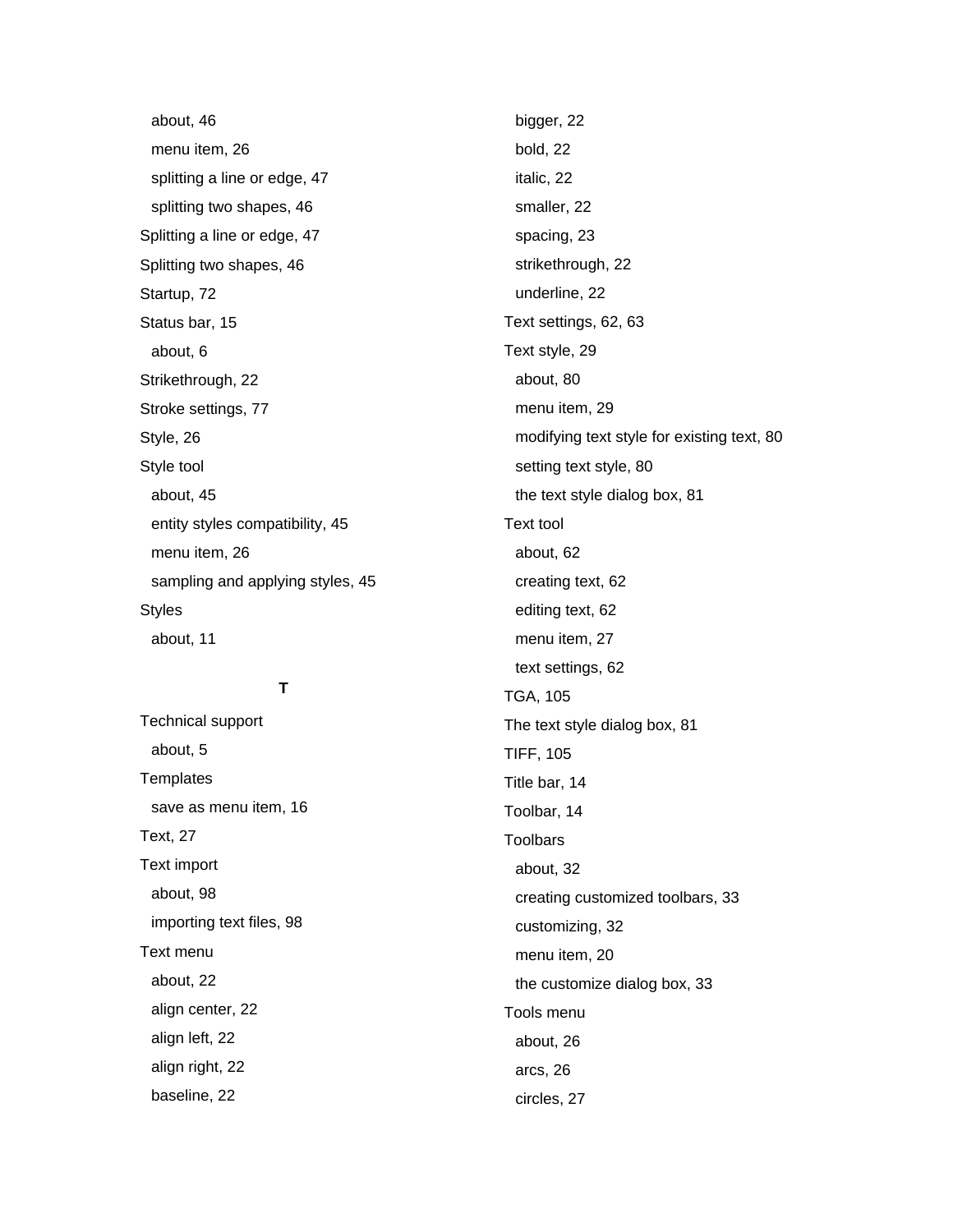- about, 46
- menu item, 26
- splitting a line or edge, 47
- splitting two shapes, 46

Splitting a line or edge, 47

Splitting two shapes, 46

Startup, 72

Status bar, 15

- about, 6

Strikethrough, 22

Stroke settings, 77

Style, 26

Style tool

- about, 45
- entity styles compatibility, 45
- menu item, 26
- sampling and applying styles, 45

Styles

- about, 11

**T**

Technical support

- about, 5

Templates

- save as menu item, 16

Text, 27

Text import

- about, 98
- importing text files, 98

Text menu

- about, 22
- align center, 22
- align left, 22
- align right, 22
- baseline, 22
- bigger, 22
- bold, 22
- italic, 22
- smaller, 22
- spacing, 23
- strikethrough, 22
- underline, 22

Text settings, 62, 63

Text style, 29

- about, 80
- menu item, 29
- modifying text style for existing text, 80
- setting text style, 80
- the text style dialog box, 81

Text tool

- about, 62
- creating text, 62
- editing text, 62
- menu item, 27
- text settings, 62

TGA, 105

The text style dialog box, 81

TIFF, 105

Title bar, 14

Toolbar, 14

Toolbars

- about, 32
- creating customized toolbars, 33
- customizing, 32
- menu item, 20
- the customize dialog box, 33

Tools menu

- about, 26
- arcs, 26
- circles, 27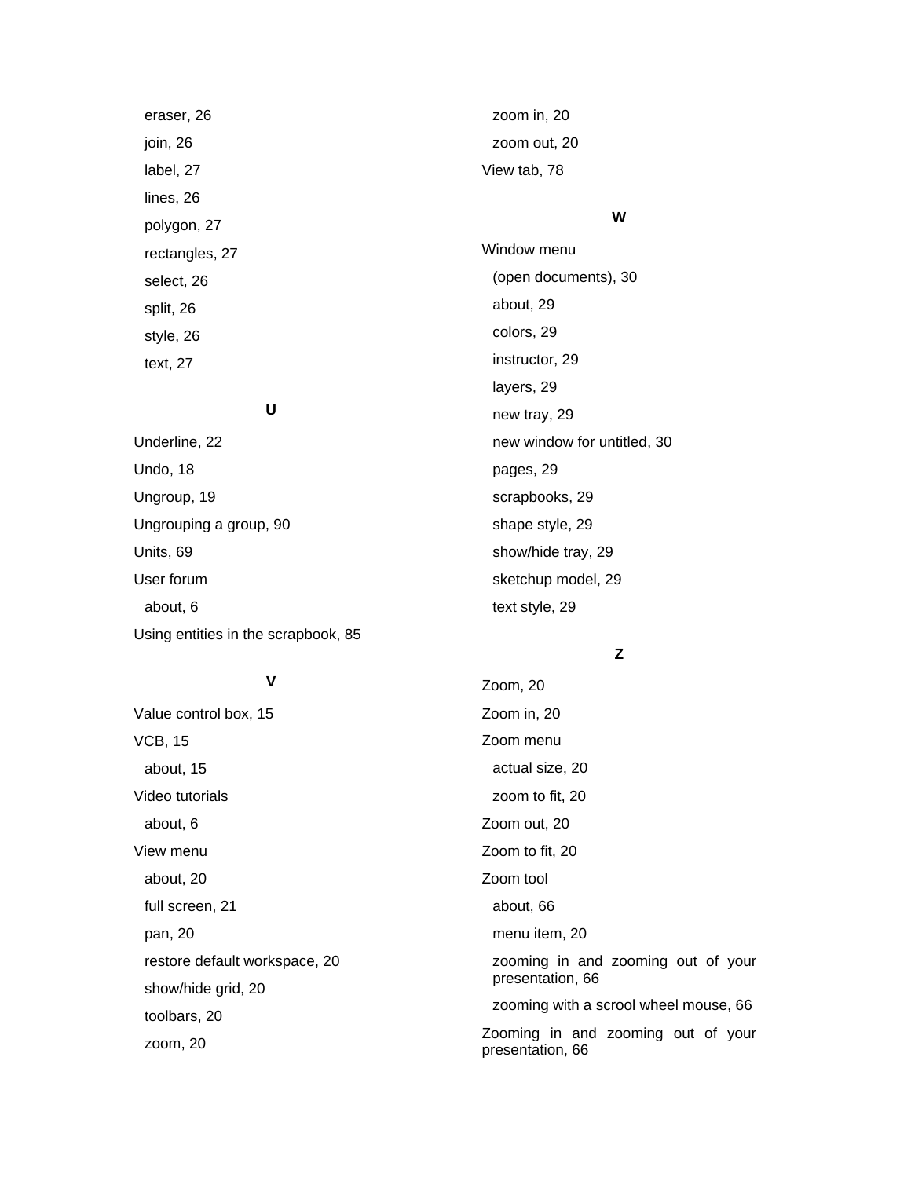eraser, 26

  join, 26

  label, 27

  lines, 26

  polygon, 27

  rectangles, 27

  select, 26

  split, 26

  style, 26

  text, 27

**U**

Underline, 22

Undo, 18

Ungroup, 19

Ungrouping a group, 90

Units, 69

User forum

  about, 6

Using entities in the scrapbook, 85

**V**

Value control box, 15

VCB, 15

  about, 15

Video tutorials

  about, 6

View menu

  about, 20

  full screen, 21

  pan, 20

  restore default workspace, 20

  show/hide grid, 20

  toolbars, 20

  zoom, 20

  zoom in, 20

  zoom out, 20

View tab, 78

**W**

Window menu

  (open documents), 30

  about, 29

  colors, 29

  instructor, 29

  layers, 29

  new tray, 29

  new window for untitled, 30

  pages, 29

  scrapbooks, 29

  shape style, 29

  show/hide tray, 29

  sketchup model, 29

  text style, 29

**Z**

Zoom, 20

Zoom in, 20

Zoom menu

  actual size, 20

  zoom to fit, 20

Zoom out, 20

Zoom to fit, 20

Zoom tool

  about, 66

  menu item, 20

  zooming in and zooming out of your presentation, 66

  zooming with a scrool wheel mouse, 66

Zooming in and zooming out of your presentation, 66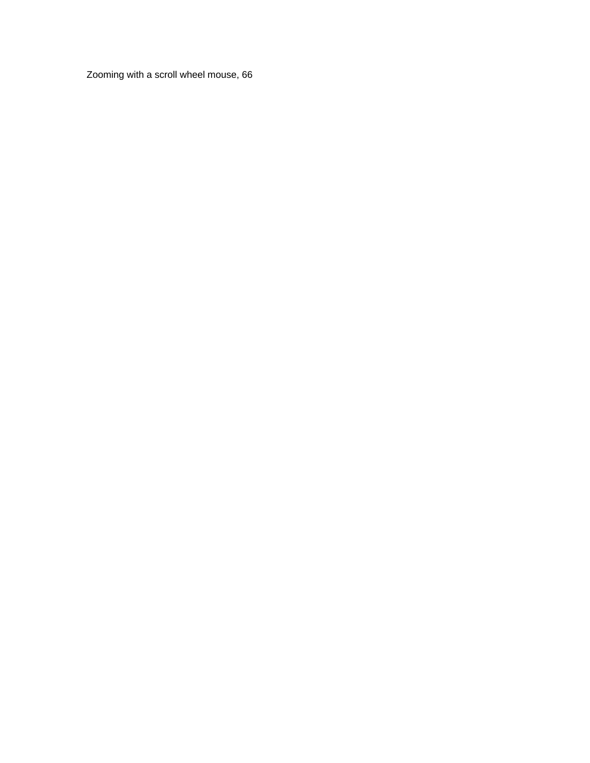Zooming with a scroll wheel mouse, 66